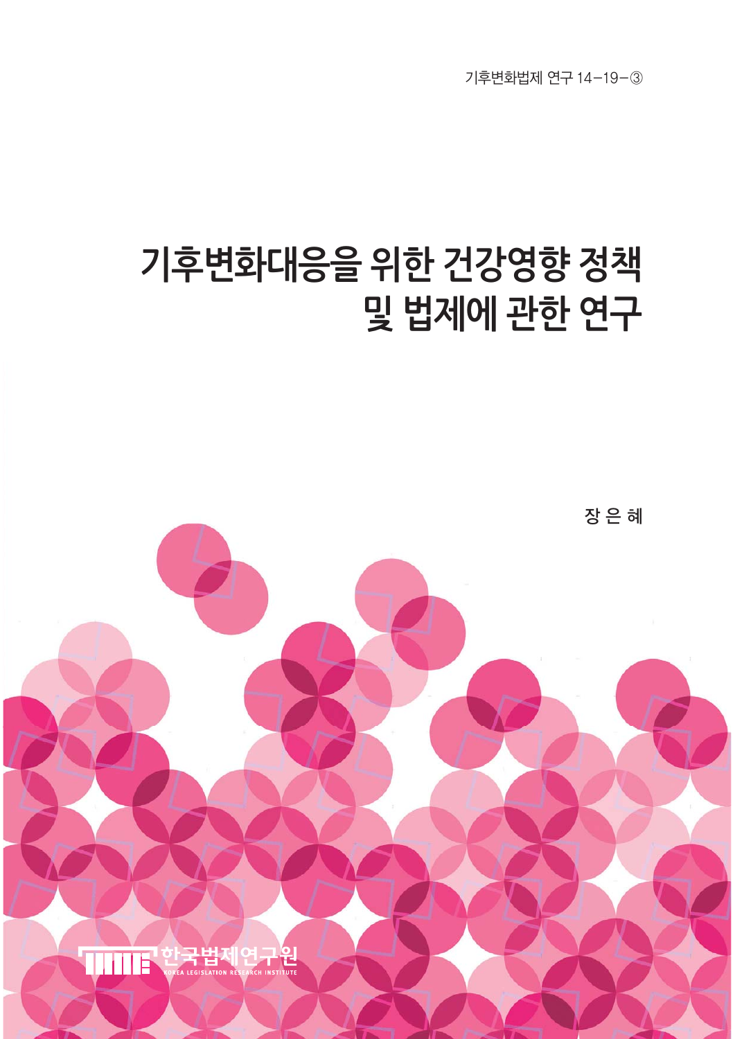기후변화법제 연구 14-19-③

# 기후변화대응을 위한 건강영향 정책 및 법제에 관한 연구

장 은 혜

한국법제연구원
KOREA LEGISLATION RESEARCH INSTITUTE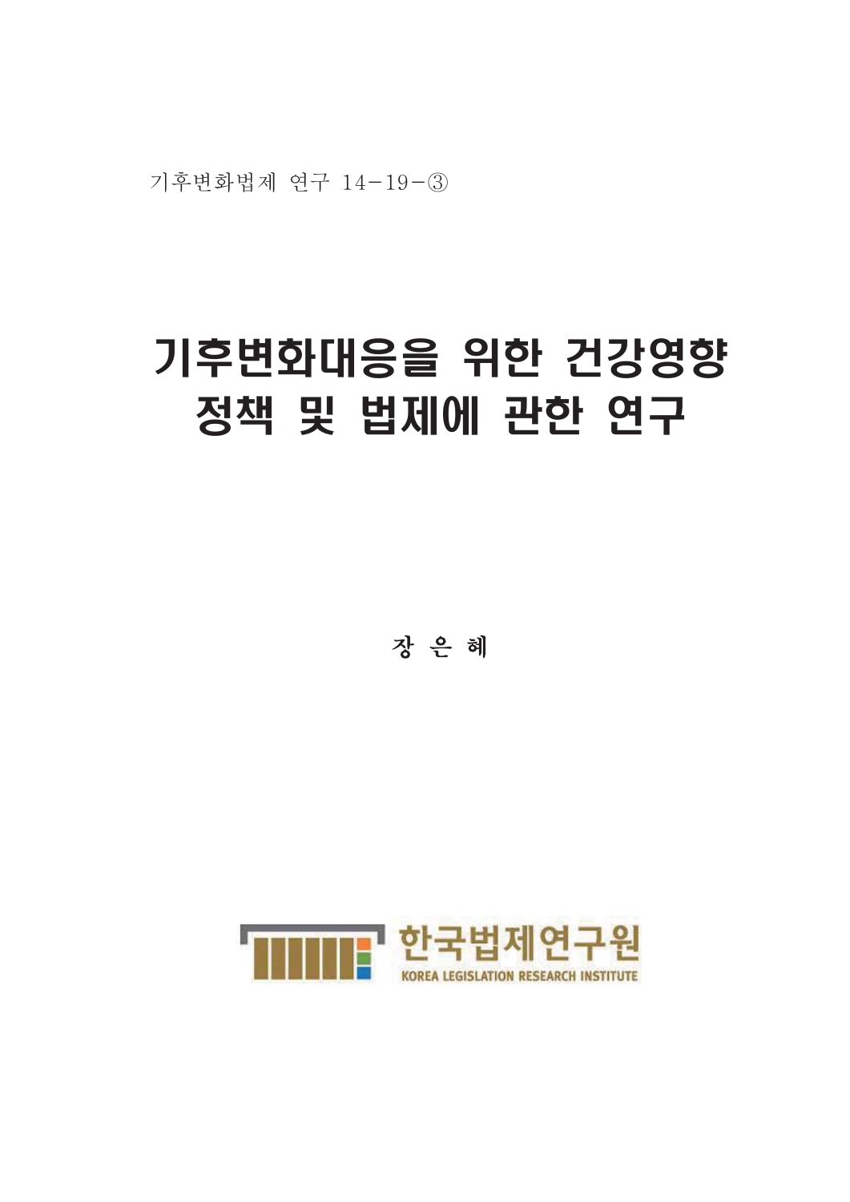기후변화법제 연구 14-19-③

# 기후변화대응을 위한 건강영향 정책 및 법제에 관한 연구

**장 은 혜**

한국법제연구원
KOREA LEGISLATION RESEARCH INSTITUTE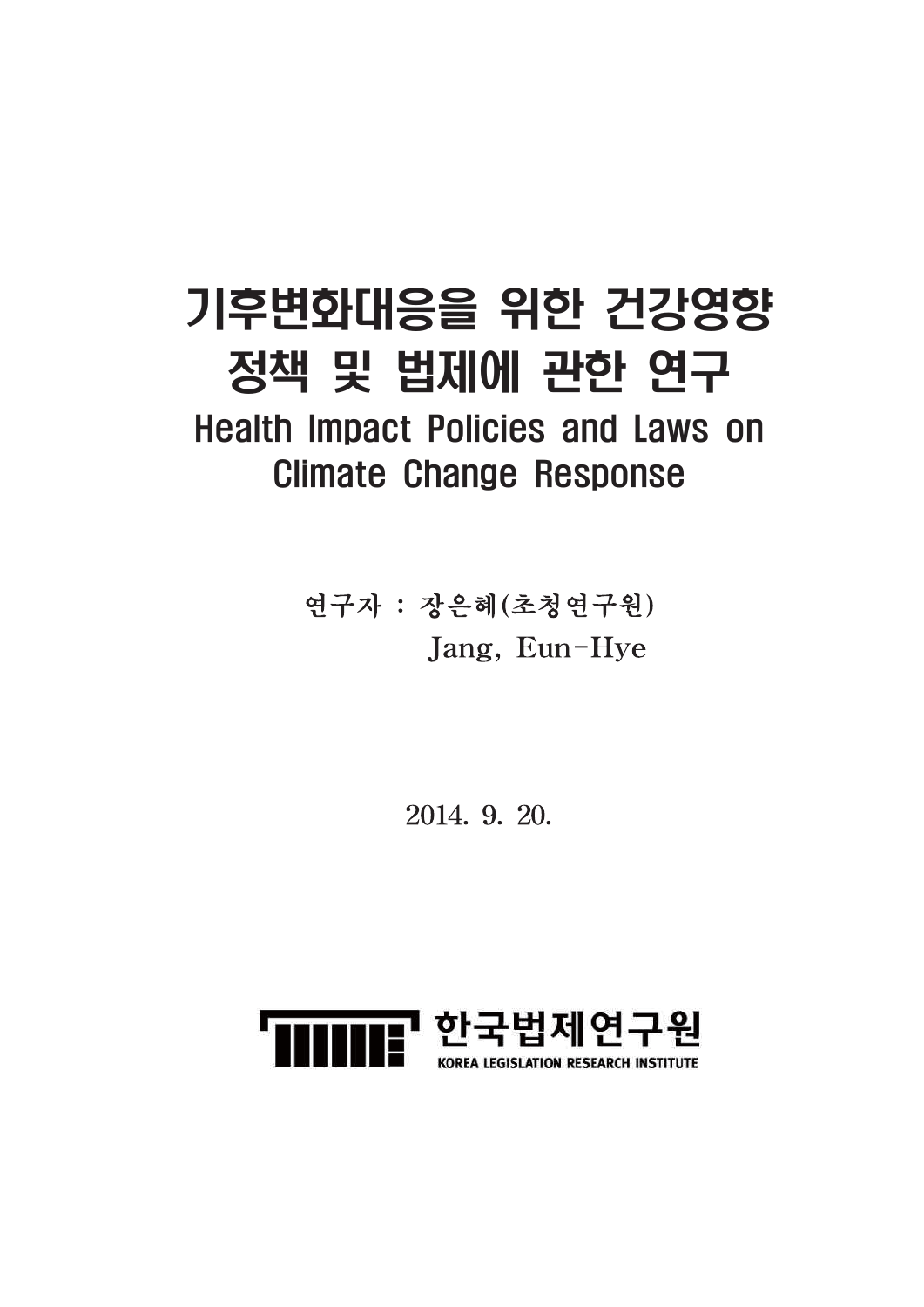# 기후변화대응을 위한 건강영향 정책 및 법제에 관한 연구

## Health Impact Policies and Laws on Climate Change Response

연구자 : 장은혜(초청연구원)
Jang, Eun-Hye

2014. 9. 20.

한국법제연구원
KOREA LEGISLATION RESEARCH INSTITUTE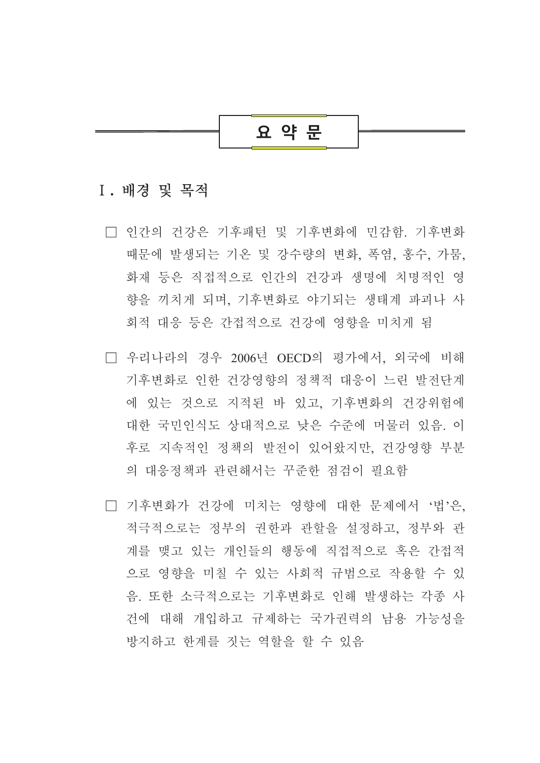# 요 약 문

## Ⅰ. 배경 및 목적

□ 인간의 건강은 기후패턴 및 기후변화에 민감함. 기후변화 때문에 발생되는 기온 및 강수량의 변화, 폭염, 홍수, 가뭄, 화재 등은 직접적으로 인간의 건강과 생명에 치명적인 영향을 끼치게 되며, 기후변화로 야기되는 생태계 파괴나 사회적 대응 등은 간접적으로 건강에 영향을 미치게 됨

□ 우리나라의 경우 2006년 OECD의 평가에서, 외국에 비해 기후변화로 인한 건강영향의 정책적 대응이 느린 발전단계에 있는 것으로 지적된 바 있고, 기후변화의 건강위험에 대한 국민인식도 상대적으로 낮은 수준에 머물러 있음. 이후로 지속적인 정책의 발전이 있어왔지만, 건강영향 부분의 대응정책과 관련해서는 꾸준한 점검이 필요함

□ 기후변화가 건강에 미치는 영향에 대한 문제에서 '법'은, 적극적으로는 정부의 권한과 관할을 설정하고, 정부와 관계를 맺고 있는 개인들의 행동에 직접적으로 혹은 간접적으로 영향을 미칠 수 있는 사회적 규범으로 작용할 수 있음. 또한 소극적으로는 기후변화로 인해 발생하는 각종 사건에 대해 개입하고 규제하는 국가권력의 남용 가능성을 방지하고 한계를 짓는 역할을 할 수 있음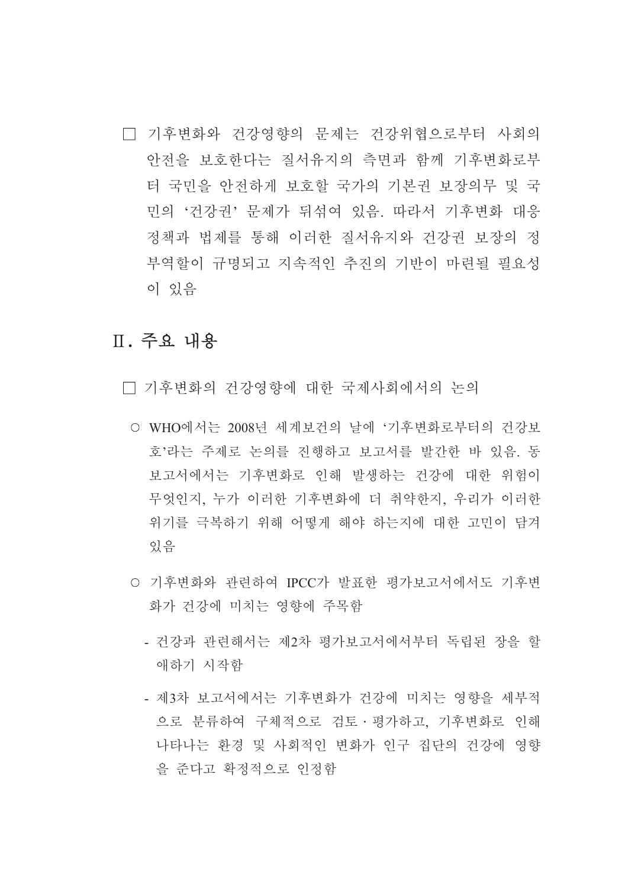□ 기후변화와 건강영향의 문제는 건강위협으로부터 사회의 안전을 보호한다는 질서유지의 측면과 함께 기후변화로부터 국민을 안전하게 보호할 국가의 기본권 보장의무 및 국민의 '건강권' 문제가 뒤섞여 있음. 따라서 기후변화 대응 정책과 법제를 통해 이러한 질서유지와 건강권 보장의 정부역할이 규명되고 지속적인 추진의 기반이 마련될 필요성이 있음

## Ⅱ. 주요 내용

□ 기후변화의 건강영향에 대한 국제사회에서의 논의

○ WHO에서는 2008년 세계보건의 날에 '기후변화로부터의 건강보호'라는 주제로 논의를 진행하고 보고서를 발간한 바 있음. 동 보고서에서는 기후변화로 인해 발생하는 건강에 대한 위험이 무엇인지, 누가 이러한 기후변화에 더 취약한지, 우리가 이러한 위기를 극복하기 위해 어떻게 해야 하는지에 대한 고민이 담겨 있음

○ 기후변화와 관련하여 IPCC가 발표한 평가보고서에서도 기후변화가 건강에 미치는 영향에 주목함

- 건강과 관련해서는 제2차 평가보고서에서부터 독립된 장을 할애하기 시작함

- 제3차 보고서에서는 기후변화가 건강에 미치는 영향을 세부적으로 분류하여 구체적으로 검토 · 평가하고, 기후변화로 인해 나타나는 환경 및 사회적인 변화가 인구 집단의 건강에 영향을 준다고 확정적으로 인정함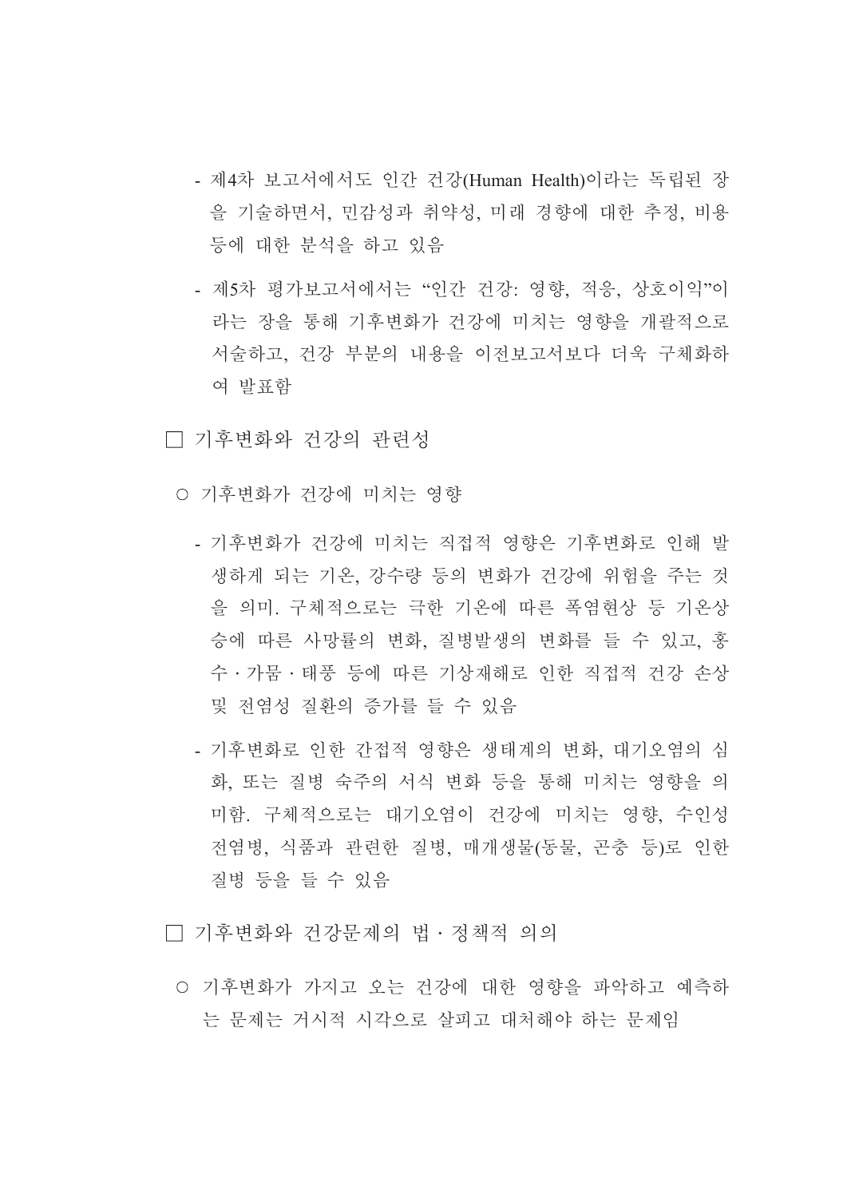- 제4차 보고서에서도 인간 건강(Human Health)이라는 독립된 장을 기술하면서, 민감성과 취약성, 미래 경향에 대한 추정, 비용 등에 대한 분석을 하고 있음

- 제5차 평가보고서에서는 “인간 건강: 영향, 적응, 상호이익”이라는 장을 통해 기후변화가 건강에 미치는 영향을 개괄적으로 서술하고, 건강 부분의 내용을 이전보고서보다 더욱 구체화하여 발표함

□ 기후변화와 건강의 관련성

○ 기후변화가 건강에 미치는 영향

- 기후변화가 건강에 미치는 직접적 영향은 기후변화로 인해 발생하게 되는 기온, 강수량 등의 변화가 건강에 위험을 주는 것을 의미. 구체적으로는 극한 기온에 따른 폭염현상 등 기온상승에 따른 사망률의 변화, 질병발생의 변화를 들 수 있고, 홍수·가뭄·태풍 등에 따른 기상재해로 인한 직접적 건강 손상 및 전염성 질환의 증가를 들 수 있음

- 기후변화로 인한 간접적 영향은 생태계의 변화, 대기오염의 심화, 또는 질병 숙주의 서식 변화 등을 통해 미치는 영향을 의미함. 구체적으로는 대기오염이 건강에 미치는 영향, 수인성 전염병, 식품과 관련한 질병, 매개생물(동물, 곤충 등)로 인한 질병 등을 들 수 있음

□ 기후변화와 건강문제의 법·정책적 의의

○ 기후변화가 가지고 오는 건강에 대한 영향을 파악하고 예측하는 문제는 거시적 시각으로 살피고 대처해야 하는 문제임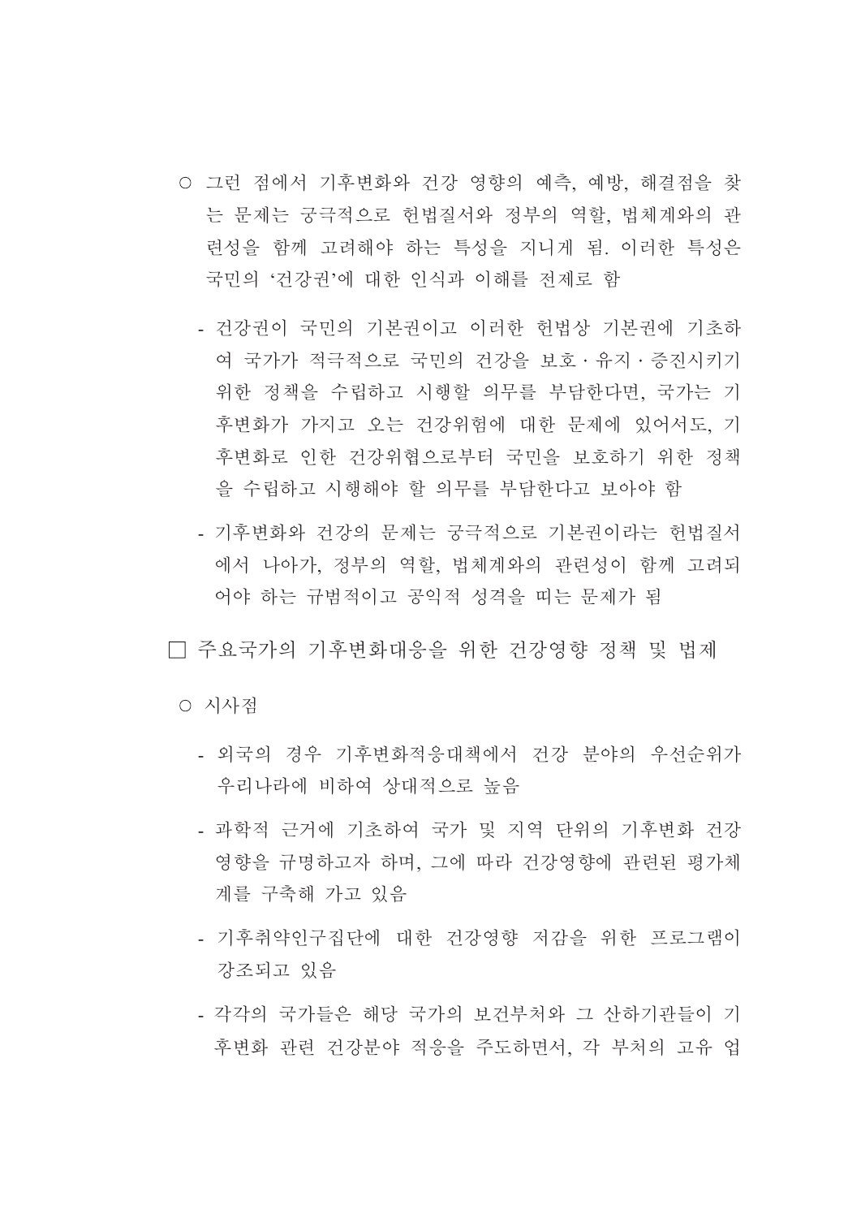- ○ 그런 점에서 기후변화와 건강 영향의 예측, 예방, 해결점을 찾는 문제는 궁극적으로 헌법질서와 정부의 역할, 법체계와의 관련성을 함께 고려해야 하는 특성을 지니게 됨. 이러한 특성은 국민의 '건강권'에 대한 인식과 이해를 전제로 함

  - 건강권이 국민의 기본권이고 이러한 헌법상 기본권에 기초하여 국가가 적극적으로 국민의 건강을 보호·유지·증진시키기 위한 정책을 수립하고 시행할 의무를 부담한다면, 국가는 기후변화가 가지고 오는 건강위험에 대한 문제에 있어서도, 기후변화로 인한 건강위협으로부터 국민을 보호하기 위한 정책을 수립하고 시행해야 할 의무를 부담한다고 보아야 함

  - 기후변화와 건강의 문제는 궁극적으로 기본권이라는 헌법질서에서 나아가, 정부의 역할, 법체계와의 관련성이 함께 고려되어야 하는 규범적이고 공익적 성격을 띠는 문제가 됨

□ 주요국가의 기후변화대응을 위한 건강영향 정책 및 법제

- ○ 시사점

  - 외국의 경우 기후변화적응대책에서 건강 분야의 우선순위가 우리나라에 비하여 상대적으로 높음

  - 과학적 근거에 기초하여 국가 및 지역 단위의 기후변화 건강영향을 규명하고자 하며, 그에 따라 건강영향에 관련된 평가체계를 구축해 가고 있음

  - 기후취약인구집단에 대한 건강영향 저감을 위한 프로그램이 강조되고 있음

  - 각각의 국가들은 해당 국가의 보건부처와 그 산하기관들이 기후변화 관련 건강분야 적응을 주도하면서, 각 부처의 고유 업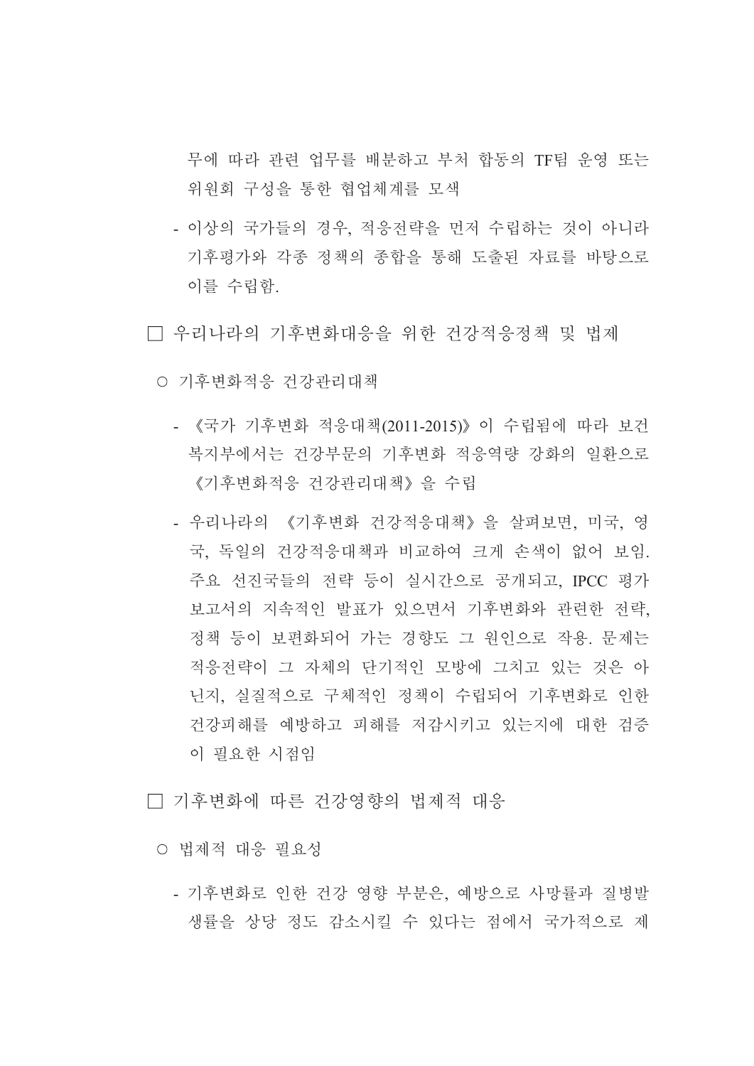무에 따라 관련 업무를 배분하고 부처 합동의 TF팀 운영 또는 위원회 구성을 통한 협업체계를 모색

- 이상의 국가들의 경우, 적응전략을 먼저 수립하는 것이 아니라 기후평가와 각종 정책의 종합을 통해 도출된 자료를 바탕으로 이를 수립함.

□ 우리나라의 기후변화대응을 위한 건강적응정책 및 법제

○ 기후변화적응 건강관리대책

- 《국가 기후변화 적응대책(2011-2015)》이 수립됨에 따라 보건복지부에서는 건강부문의 기후변화 적응역량 강화의 일환으로 《기후변화적응 건강관리대책》을 수립

- 우리나라의 《기후변화 건강적응대책》을 살펴보면, 미국, 영국, 독일의 건강적응대책과 비교하여 크게 손색이 없어 보임. 주요 선진국들의 전략 등이 실시간으로 공개되고, IPCC 평가보고서의 지속적인 발표가 있으면서 기후변화와 관련한 전략, 정책 등이 보편화되어 가는 경향도 그 원인으로 작용. 문제는 적응전략이 그 자체의 단기적인 모방에 그치고 있는 것은 아닌지, 실질적으로 구체적인 정책이 수립되어 기후변화로 인한 건강피해를 예방하고 피해를 저감시키고 있는지에 대한 검증이 필요한 시점임

□ 기후변화에 따른 건강영향의 법제적 대응

○ 법제적 대응 필요성

- 기후변화로 인한 건강 영향 부분은, 예방으로 사망률과 질병발생률을 상당 정도 감소시킬 수 있다는 점에서 국가적으로 제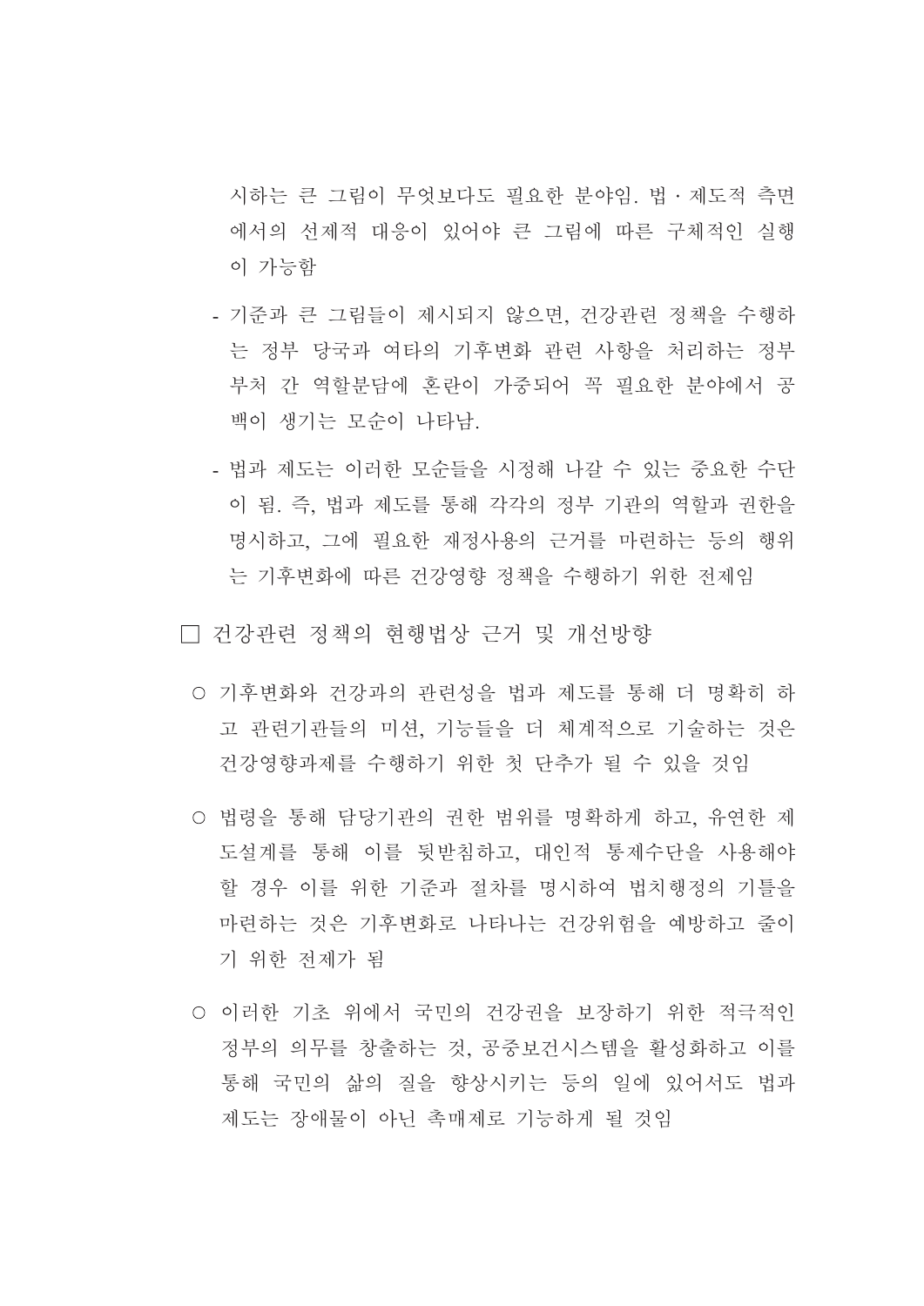시하는 큰 그림이 무엇보다도 필요한 분야임. 법·제도적 측면에서의 선제적 대응이 있어야 큰 그림에 따른 구체적인 실행이 가능함

- 기준과 큰 그림들이 제시되지 않으면, 건강관련 정책을 수행하는 정부 당국과 여타의 기후변화 관련 사항을 처리하는 정부 부처 간 역할분담에 혼란이 가중되어 꼭 필요한 분야에서 공백이 생기는 모순이 나타남.
- 법과 제도는 이러한 모순들을 시정해 나갈 수 있는 중요한 수단이 됨. 즉, 법과 제도를 통해 각각의 정부 기관의 역할과 권한을 명시하고, 그에 필요한 재정사용의 근거를 마련하는 등의 행위는 기후변화에 따른 건강영향 정책을 수행하기 위한 전제임

□ 건강관련 정책의 현행법상 근거 및 개선방향

○ 기후변화와 건강과의 관련성을 법과 제도를 통해 더 명확히 하고 관련기관들의 미션, 기능들을 더 체계적으로 기술하는 것은 건강영향과제를 수행하기 위한 첫 단추가 될 수 있을 것임

○ 법령을 통해 담당기관의 권한 범위를 명확하게 하고, 유연한 제도설계를 통해 이를 뒷받침하고, 대인적 통제수단을 사용해야 할 경우 이를 위한 기준과 절차를 명시하여 법치행정의 기틀을 마련하는 것은 기후변화로 나타나는 건강위험을 예방하고 줄이기 위한 전제가 됨

○ 이러한 기초 위에서 국민의 건강권을 보장하기 위한 적극적인 정부의 의무를 창출하는 것, 공중보건시스템을 활성화하고 이를 통해 국민의 삶의 질을 향상시키는 등의 일에 있어서도 법과 제도는 장애물이 아닌 촉매제로 기능하게 될 것임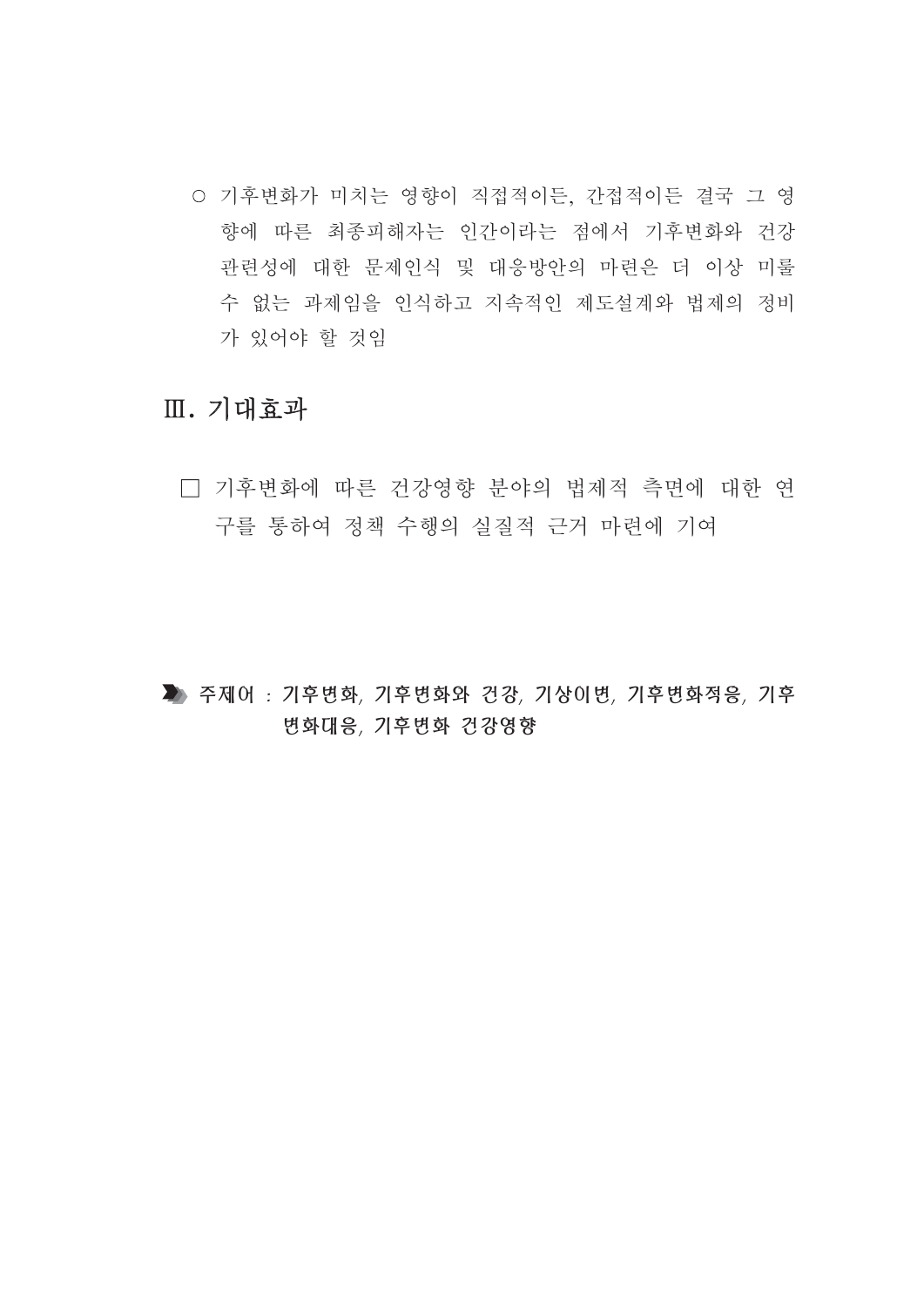○ 기후변화가 미치는 영향이 직접적이든, 간접적이든 결국 그 영향에 따른 최종피해자는 인간이라는 점에서 기후변화와 건강 관련성에 대한 문제인식 및 대응방안의 마련은 더 이상 미룰 수 없는 과제임을 인식하고 지속적인 제도설계와 법제의 정비가 있어야 할 것임

## Ⅲ. 기대효과

□ 기후변화에 따른 건강영향 분야의 법제적 측면에 대한 연구를 통하여 정책 수행의 실질적 근거 마련에 기여

**주제어 : 기후변화, 기후변화와 건강, 기상이변, 기후변화적응, 기후변화대응, 기후변화 건강영향**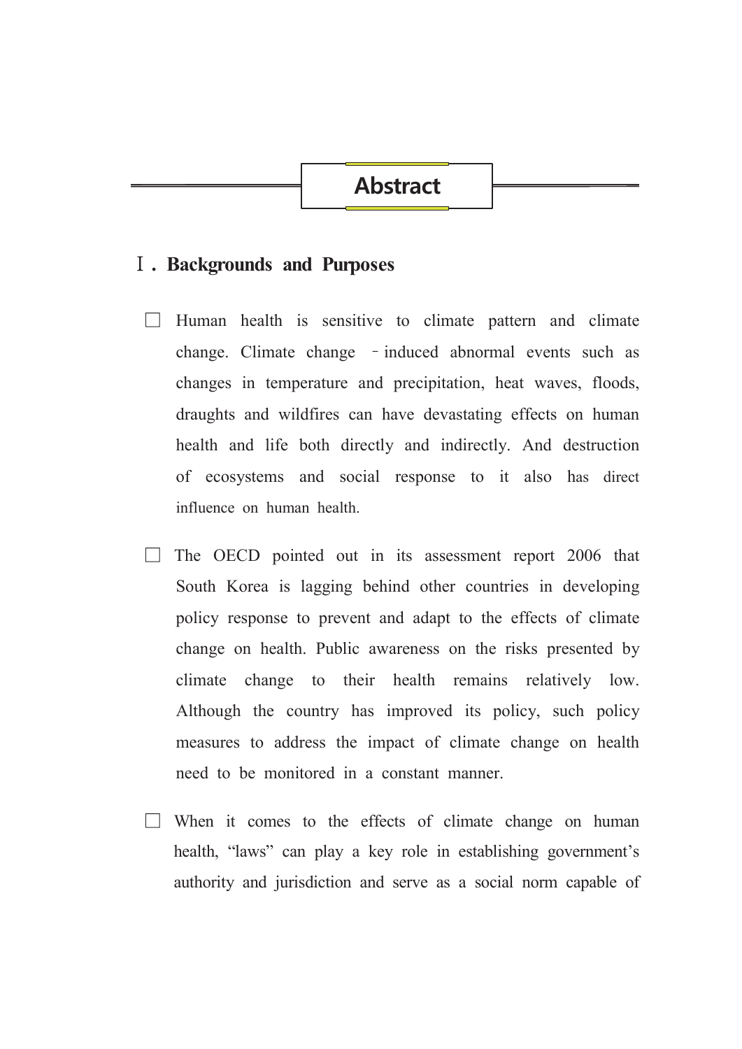# Abstract

## Ⅰ. Backgrounds and Purposes

□ Human health is sensitive to climate pattern and climate change. Climate change ‑induced abnormal events such as changes in temperature and precipitation, heat waves, floods, draughts and wildfires can have devastating effects on human health and life both directly and indirectly. And destruction of ecosystems and social response to it also has direct influence on human health.

□ The OECD pointed out in its assessment report 2006 that South Korea is lagging behind other countries in developing policy response to prevent and adapt to the effects of climate change on health. Public awareness on the risks presented by climate change to their health remains relatively low. Although the country has improved its policy, such policy measures to address the impact of climate change on health need to be monitored in a constant manner.

□ When it comes to the effects of climate change on human health, "laws" can play a key role in establishing government's authority and jurisdiction and serve as a social norm capable of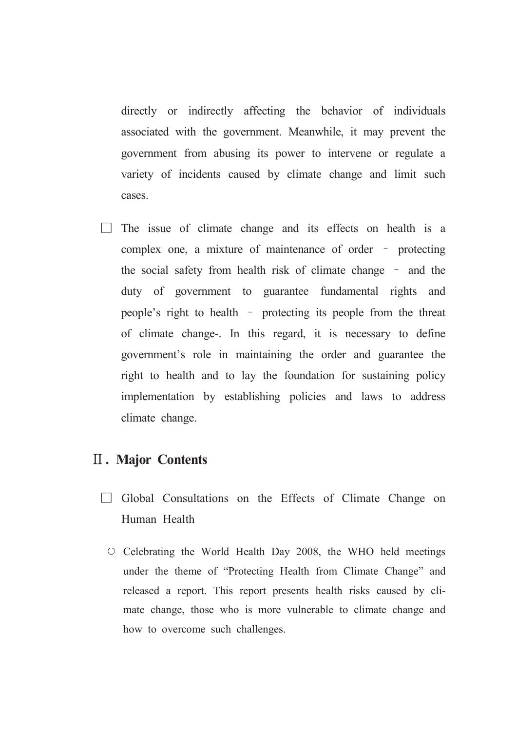directly or indirectly affecting the behavior of individuals associated with the government. Meanwhile, it may prevent the government from abusing its power to intervene or regulate a variety of incidents caused by climate change and limit such cases.

☐ The issue of climate change and its effects on health is a complex one, a mixture of maintenance of order – protecting the social safety from health risk of climate change – and the duty of government to guarantee fundamental rights and people's right to health – protecting its people from the threat of climate change-. In this regard, it is necessary to define government's role in maintaining the order and guarantee the right to health and to lay the foundation for sustaining policy implementation by establishing policies and laws to address climate change.

## Ⅱ. Major Contents

☐ Global Consultations on the Effects of Climate Change on Human Health

○ Celebrating the World Health Day 2008, the WHO held meetings under the theme of "Protecting Health from Climate Change" and released a report. This report presents health risks caused by climate change, those who is more vulnerable to climate change and how to overcome such challenges.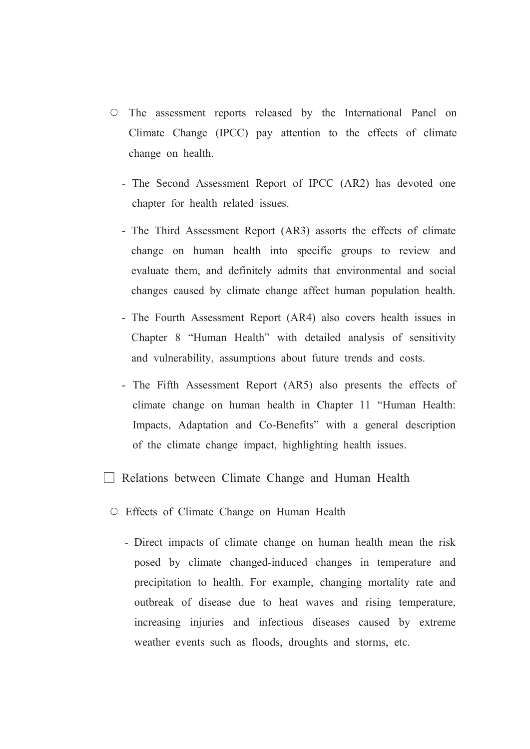- ○ The assessment reports released by the International Panel on Climate Change (IPCC) pay attention to the effects of climate change on health.
  - The Second Assessment Report of IPCC (AR2) has devoted one chapter for health related issues.
  - The Third Assessment Report (AR3) assorts the effects of climate change on human health into specific groups to review and evaluate them, and definitely admits that environmental and social changes caused by climate change affect human population health.
  - The Fourth Assessment Report (AR4) also covers health issues in Chapter 8 "Human Health" with detailed analysis of sensitivity and vulnerability, assumptions about future trends and costs.
  - The Fifth Assessment Report (AR5) also presents the effects of climate change on human health in Chapter 11 "Human Health: Impacts, Adaptation and Co-Benefits" with a general description of the climate change impact, highlighting health issues.

## □ Relations between Climate Change and Human Health

- ○ Effects of Climate Change on Human Health
  - Direct impacts of climate change on human health mean the risk posed by climate changed-induced changes in temperature and precipitation to health. For example, changing mortality rate and outbreak of disease due to heat waves and rising temperature, increasing injuries and infectious diseases caused by extreme weather events such as floods, droughts and storms, etc.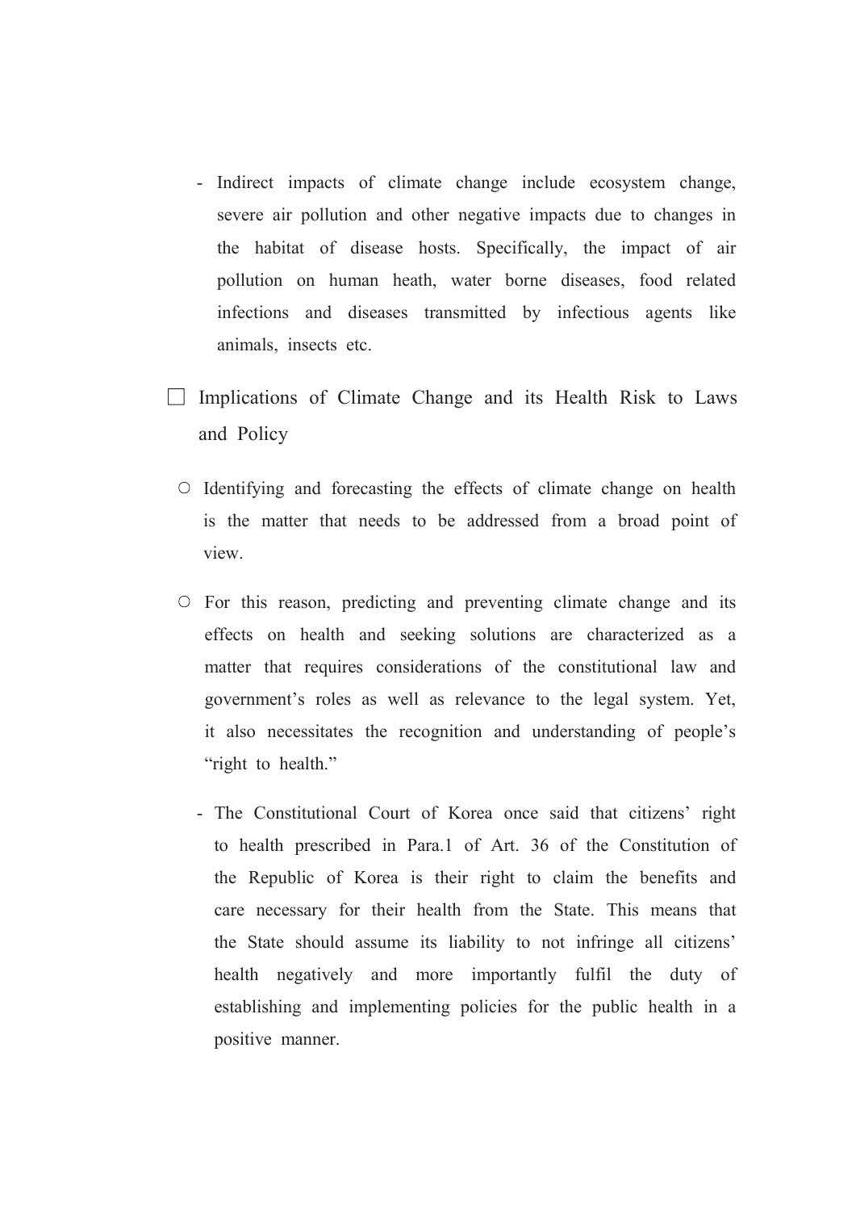- Indirect impacts of climate change include ecosystem change, severe air pollution and other negative impacts due to changes in the habitat of disease hosts. Specifically, the impact of air pollution on human heath, water borne diseases, food related infections and diseases transmitted by infectious agents like animals, insects etc.

## □ Implications of Climate Change and its Health Risk to Laws and Policy

- ○ Identifying and forecasting the effects of climate change on health is the matter that needs to be addressed from a broad point of view.

- ○ For this reason, predicting and preventing climate change and its effects on health and seeking solutions are characterized as a matter that requires considerations of the constitutional law and government's roles as well as relevance to the legal system. Yet, it also necessitates the recognition and understanding of people's "right to health."

  - The Constitutional Court of Korea once said that citizens' right to health prescribed in Para.1 of Art. 36 of the Constitution of the Republic of Korea is their right to claim the benefits and care necessary for their health from the State. This means that the State should assume its liability to not infringe all citizens' health negatively and more importantly fulfil the duty of establishing and implementing policies for the public health in a positive manner.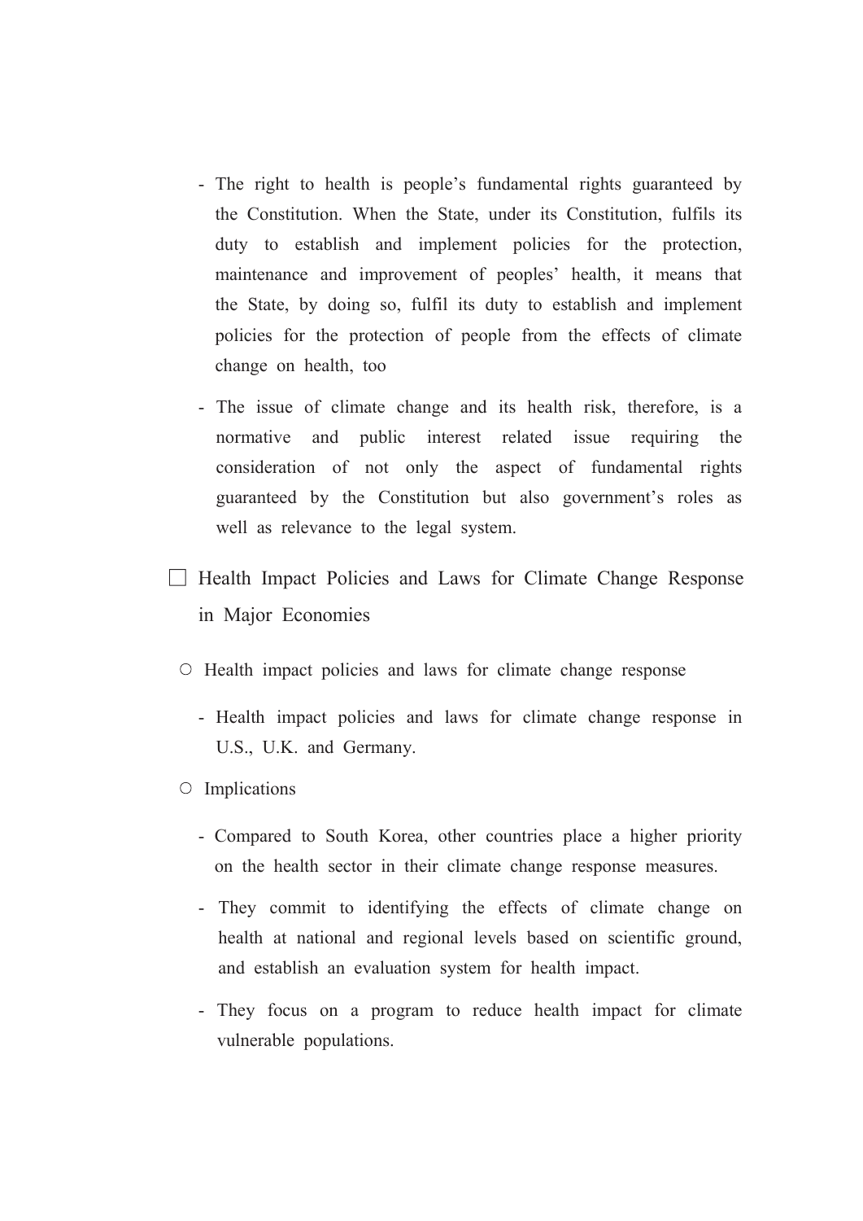- The right to health is people's fundamental rights guaranteed by the Constitution. When the State, under its Constitution, fulfils its duty to establish and implement policies for the protection, maintenance and improvement of peoples' health, it means that the State, by doing so, fulfil its duty to establish and implement policies for the protection of people from the effects of climate change on health, too

- The issue of climate change and its health risk, therefore, is a normative and public interest related issue requiring the consideration of not only the aspect of fundamental rights guaranteed by the Constitution but also government's roles as well as relevance to the legal system.

☐ Health Impact Policies and Laws for Climate Change Response in Major Economies

○ Health impact policies and laws for climate change response

- Health impact policies and laws for climate change response in U.S., U.K. and Germany.

○ Implications

- Compared to South Korea, other countries place a higher priority on the health sector in their climate change response measures.

- They commit to identifying the effects of climate change on health at national and regional levels based on scientific ground, and establish an evaluation system for health impact.

- They focus on a program to reduce health impact for climate vulnerable populations.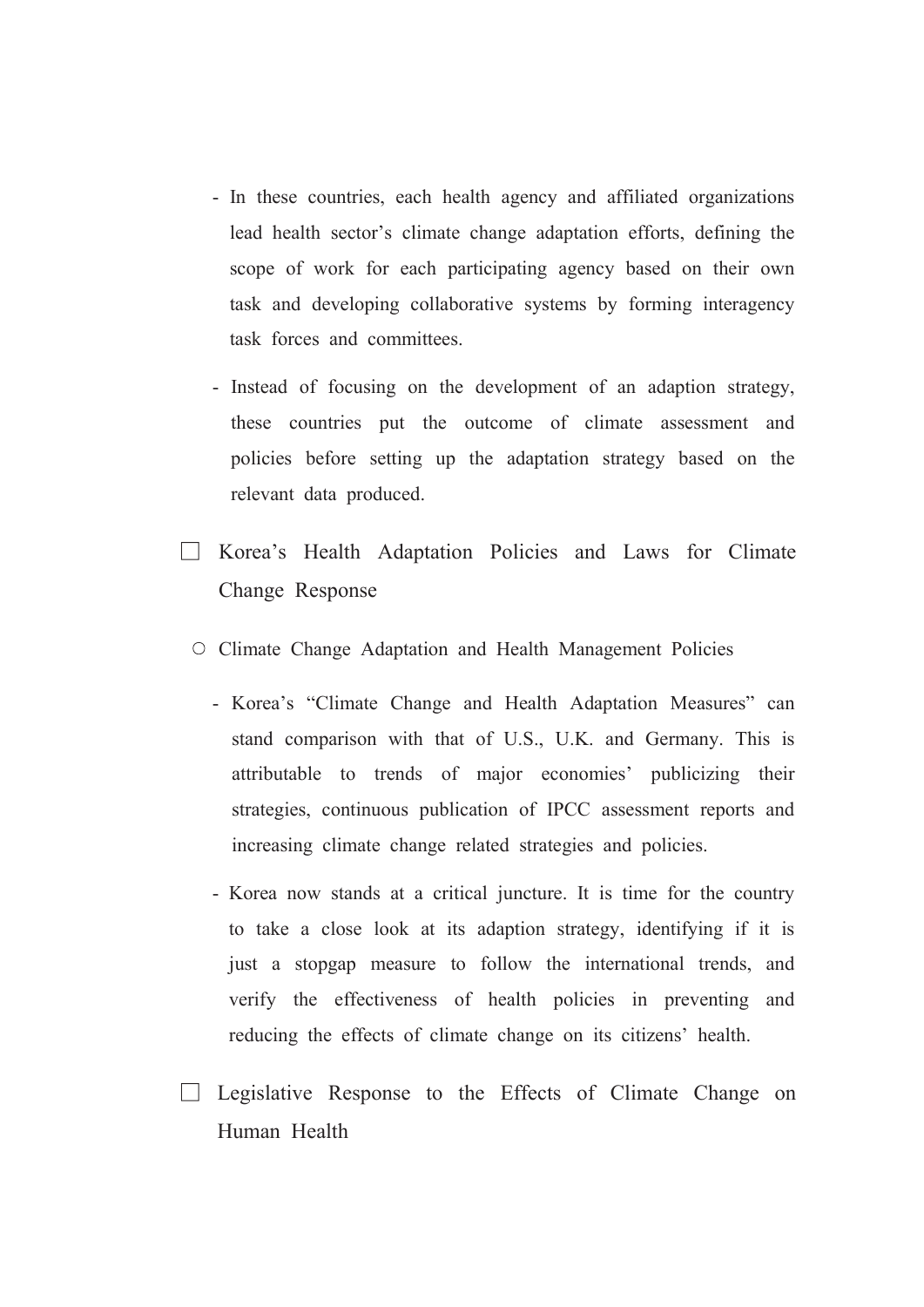- In these countries, each health agency and affiliated organizations lead health sector's climate change adaptation efforts, defining the scope of work for each participating agency based on their own task and developing collaborative systems by forming interagency task forces and committees.

- Instead of focusing on the development of an adaption strategy, these countries put the outcome of climate assessment and policies before setting up the adaptation strategy based on the relevant data produced.

□ Korea's Health Adaptation Policies and Laws for Climate Change Response

○ Climate Change Adaptation and Health Management Policies

- Korea's "Climate Change and Health Adaptation Measures" can stand comparison with that of U.S., U.K. and Germany. This is attributable to trends of major economies' publicizing their strategies, continuous publication of IPCC assessment reports and increasing climate change related strategies and policies.

- Korea now stands at a critical juncture. It is time for the country to take a close look at its adaption strategy, identifying if it is just a stopgap measure to follow the international trends, and verify the effectiveness of health policies in preventing and reducing the effects of climate change on its citizens' health.

□ Legislative Response to the Effects of Climate Change on Human Health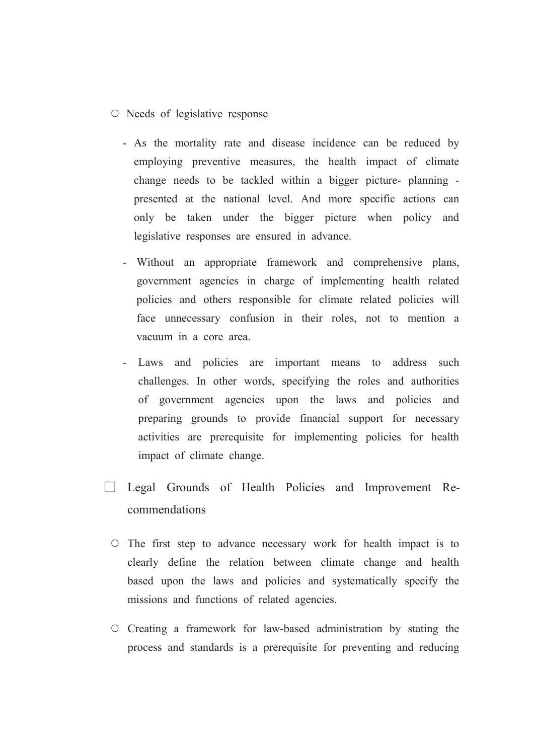○ Needs of legislative response

- As the mortality rate and disease incidence can be reduced by employing preventive measures, the health impact of climate change needs to be tackled within a bigger picture- planning - presented at the national level. And more specific actions can only be taken under the bigger picture when policy and legislative responses are ensured in advance.

- Without an appropriate framework and comprehensive plans, government agencies in charge of implementing health related policies and others responsible for climate related policies will face unnecessary confusion in their roles, not to mention a vacuum in a core area.

- Laws and policies are important means to address such challenges. In other words, specifying the roles and authorities of government agencies upon the laws and policies and preparing grounds to provide financial support for necessary activities are prerequisite for implementing policies for health impact of climate change.

## □ Legal Grounds of Health Policies and Improvement Re-commendations

○ The first step to advance necessary work for health impact is to clearly define the relation between climate change and health based upon the laws and policies and systematically specify the missions and functions of related agencies.

○ Creating a framework for law-based administration by stating the process and standards is a prerequisite for preventing and reducing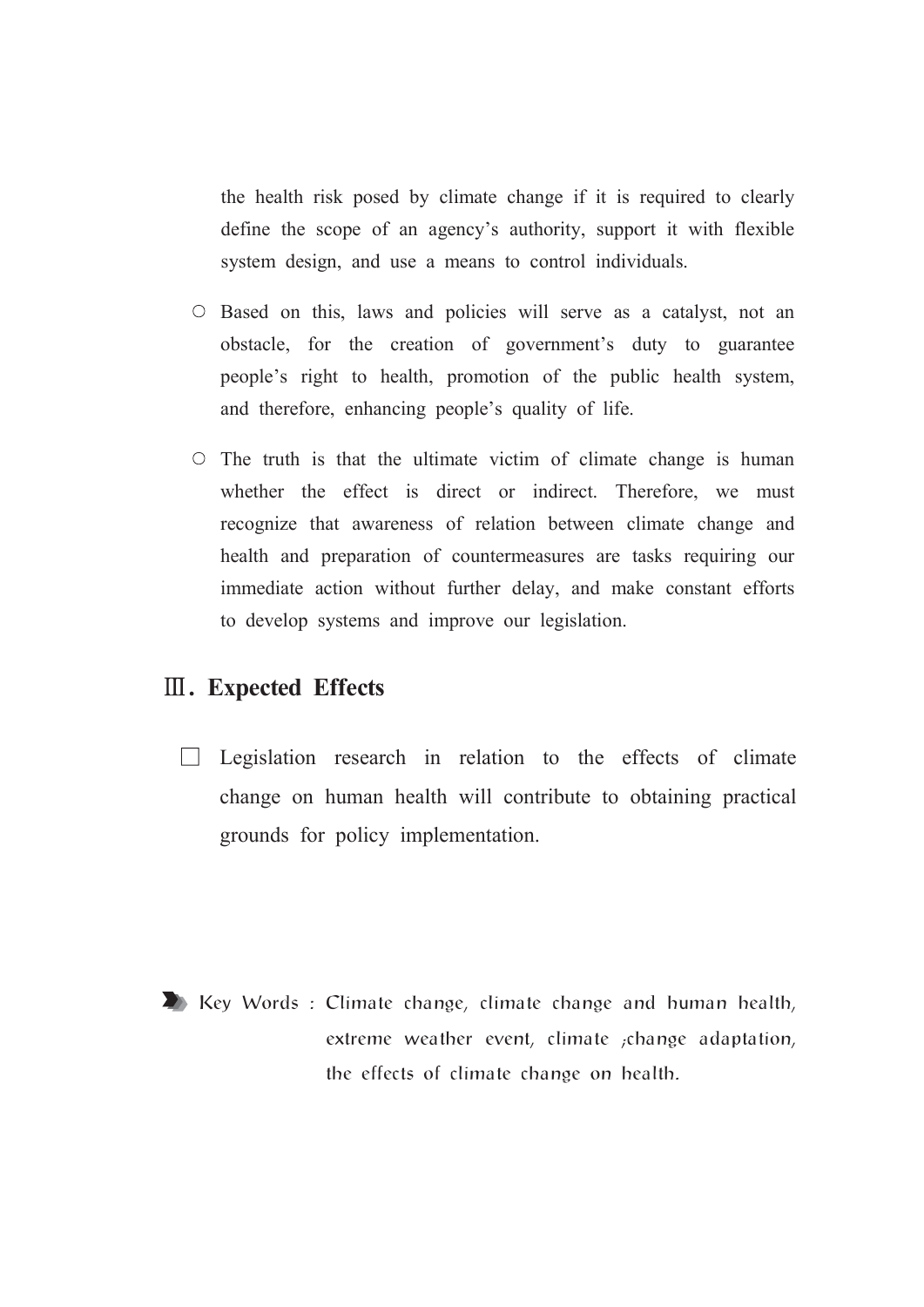the health risk posed by climate change if it is required to clearly define the scope of an agency's authority, support it with flexible system design, and use a means to control individuals.

- Based on this, laws and policies will serve as a catalyst, not an obstacle, for the creation of government's duty to guarantee people's right to health, promotion of the public health system, and therefore, enhancing people's quality of life.

- The truth is that the ultimate victim of climate change is human whether the effect is direct or indirect. Therefore, we must recognize that awareness of relation between climate change and health and preparation of countermeasures are tasks requiring our immediate action without further delay, and make constant efforts to develop systems and improve our legislation.

## Ⅲ. Expected Effects

□ Legislation research in relation to the effects of climate change on human health will contribute to obtaining practical grounds for policy implementation.

Key Words : Climate change, climate change and human health, extreme weather event, climate ;change adaptation, the effects of climate change on health.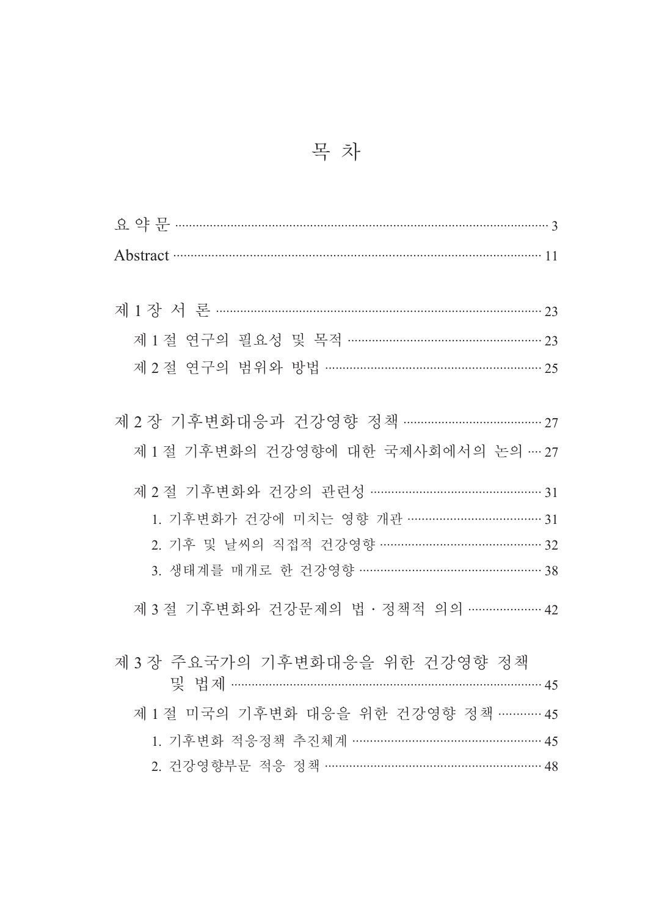# 목 차

요 약 문 ········································································ 3

Abstract ········································································ 11

제 1 장 서 론 ········································································ 23

제 1 절 연구의 필요성 및 목적 ········································································ 23

제 2 절 연구의 범위와 방법 ········································································ 25

제 2 장 기후변화대응과 건강영향 정책 ········································································ 27

제 1 절 기후변화의 건강영향에 대한 국제사회에서의 논의 ···· 27

제 2 절 기후변화와 건강의 관련성 ········································································ 31

1. 기후변화가 건강에 미치는 영향 개관 ········································································ 31

2. 기후 및 날씨의 직접적 건강영향 ········································································ 32

3. 생태계를 매개로 한 건강영향 ········································································ 38

제 3 절 기후변화와 건강문제의 법 · 정책적 의의 ···················· 42

제 3 장 주요국가의 기후변화대응을 위한 건강영향 정책 및 법제 ········································································ 45

제 1 절 미국의 기후변화 대응을 위한 건강영향 정책 ··········· 45

1. 기후변화 적응정책 추진체계 ········································································ 45

2. 건강영향부문 적응 정책 ········································································ 48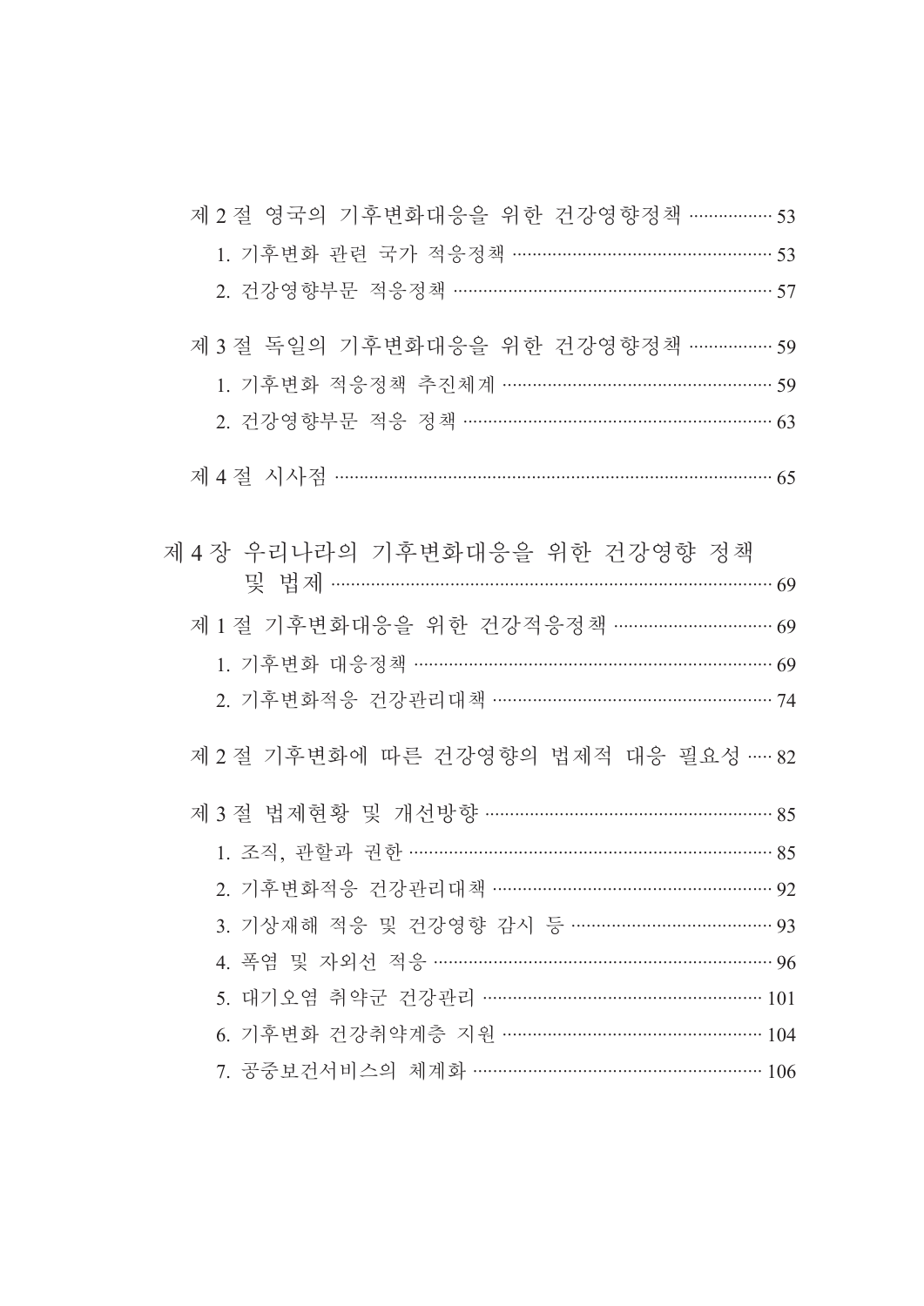제 2 절 영국의 기후변화대응을 위한 건강영향정책 ················ 53

1. 기후변화 관련 국가 적응정책 ················································ 53
2. 건강영향부문 적응정책 ························································· 57

제 3 절 독일의 기후변화대응을 위한 건강영향정책 ················ 59

1. 기후변화 적응정책 추진체계 ················································· 59
2. 건강영향부문 적응 정책 ························································ 63

제 4 절 시사점 ····································································· 65

제 4 장 우리나라의 기후변화대응을 위한 건강영향 정책 및 법제 ····································································· 69

제 1 절 기후변화대응을 위한 건강적응정책 ····························· 69

1. 기후변화 대응정책 ································································ 69
2. 기후변화적응 건강관리대책 ··················································· 74

제 2 절 기후변화에 따른 건강영향의 법제적 대응 필요성 ····· 82

제 3 절 법제현황 및 개선방향 ················································ 85

1. 조직, 관할과 권한 ································································ 85
2. 기후변화적응 건강관리대책 ··················································· 92
3. 기상재해 적응 및 건강영향 감시 등 ······································· 93
4. 폭염 및 자외선 적응 ···························································· 96
5. 대기오염 취약군 건강관리 ···················································· 101
6. 기후변화 건강취약계층 지원 ················································· 104
7. 공중보건서비스의 체계화 ······················································ 106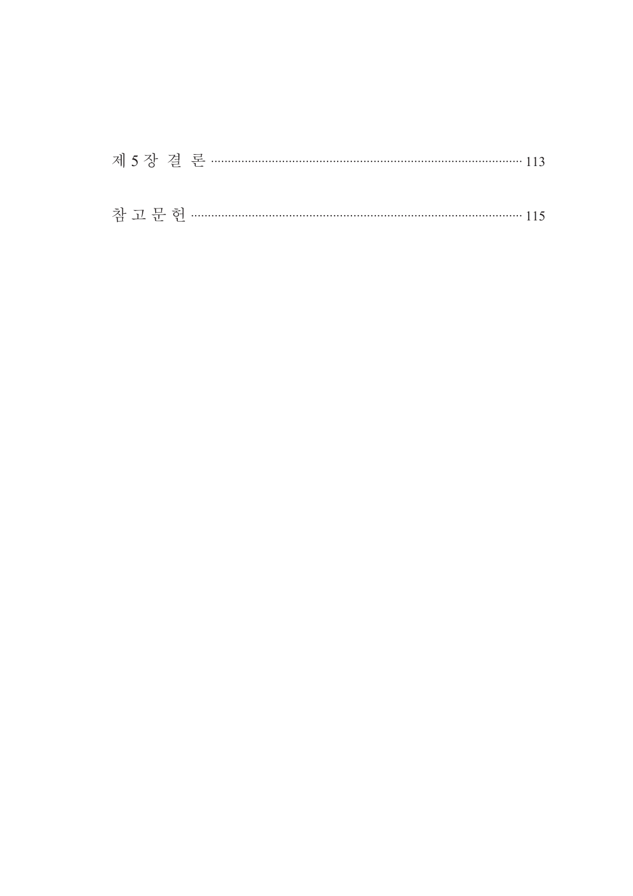제 5 장 결 론 ························································································ 113

참 고 문 헌 ·························································································· 115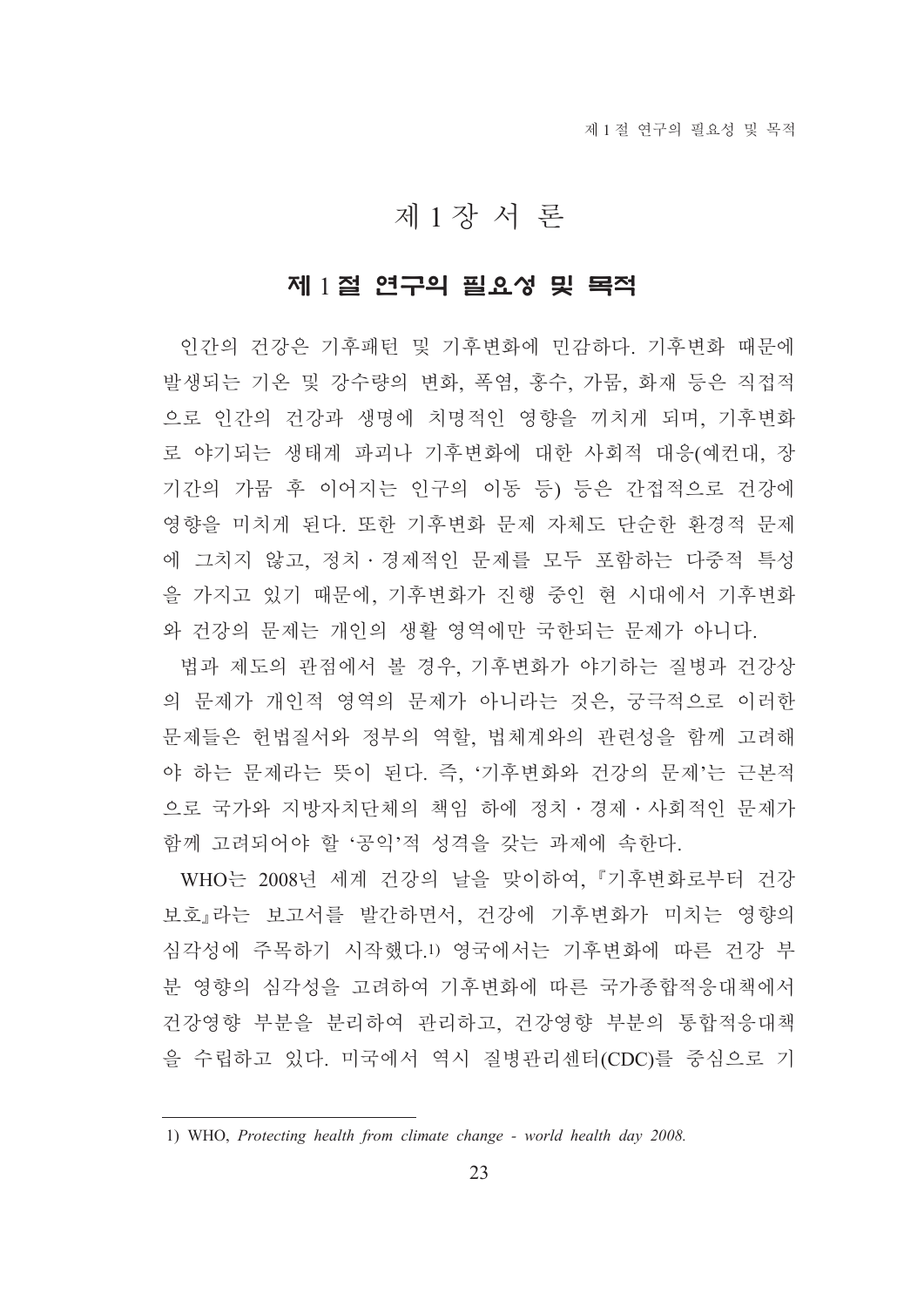# 제 1 장 서 론

## 제 1 절 연구의 필요성 및 목적

인간의 건강은 기후패턴 및 기후변화에 민감하다. 기후변화 때문에 발생되는 기온 및 강수량의 변화, 폭염, 홍수, 가뭄, 화재 등은 직접적으로 인간의 건강과 생명에 치명적인 영향을 끼치게 되며, 기후변화로 야기되는 생태계 파괴나 기후변화에 대한 사회적 대응(예컨대, 장기간의 가뭄 후 이어지는 인구의 이동 등) 등은 간접적으로 건강에 영향을 미치게 된다. 또한 기후변화 문제 자체도 단순한 환경적 문제에 그치지 않고, 정치ㆍ경제적인 문제를 모두 포함하는 다중적 특성을 가지고 있기 때문에, 기후변화가 진행 중인 현 시대에서 기후변화와 건강의 문제는 개인의 생활 영역에만 국한되는 문제가 아니다.

법과 제도의 관점에서 볼 경우, 기후변화가 야기하는 질병과 건강상의 문제가 개인적 영역의 문제가 아니라는 것은, 궁극적으로 이러한 문제들은 헌법질서와 정부의 역할, 법체계와의 관련성을 함께 고려해야 하는 문제라는 뜻이 된다. 즉, '기후변화와 건강의 문제'는 근본적으로 국가와 지방자치단체의 책임 하에 정치ㆍ경제ㆍ사회적인 문제가 함께 고려되어야 할 '공익'적 성격을 갖는 과제에 속한다.

WHO는 2008년 세계 건강의 날을 맞이하여, 『기후변화로부터 건강보호』라는 보고서를 발간하면서, 건강에 기후변화가 미치는 영향의 심각성에 주목하기 시작했다.[1] 영국에서는 기후변화에 따른 건강 부분 영향의 심각성을 고려하여 기후변화에 따른 국가종합적응대책에서 건강영향 부분을 분리하여 관리하고, 건강영향 부분의 통합적응대책을 수립하고 있다. 미국에서 역시 질병관리센터(CDC)를 중심으로 기

---

1) WHO, *Protecting health from climate change - world health day 2008.*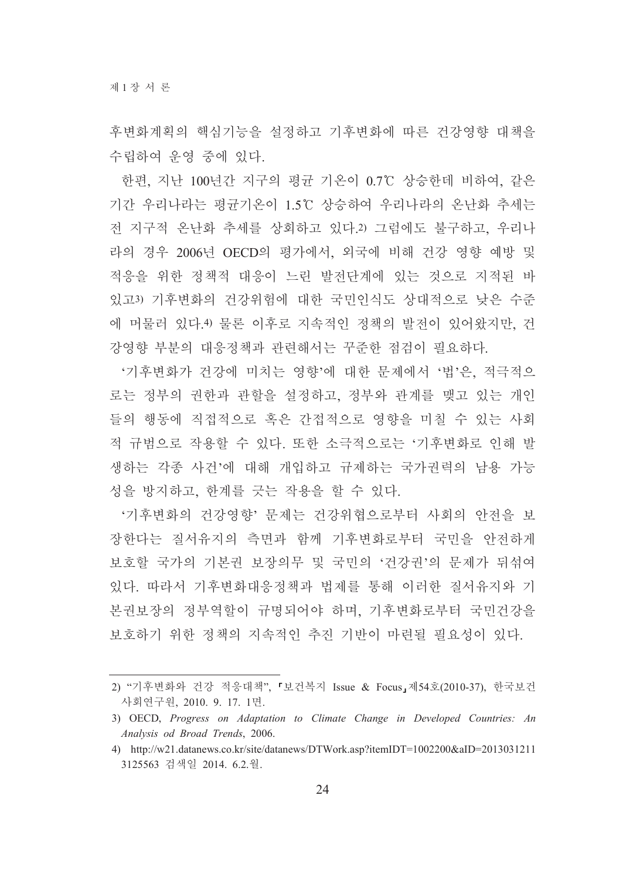후변화계획의 핵심기능을 설정하고 기후변화에 따른 건강영향 대책을 수립하여 운영 중에 있다.

한편, 지난 100년간 지구의 평균 기온이 0.7℃ 상승한데 비하여, 같은 기간 우리나라는 평균기온이 1.5℃ 상승하여 우리나라의 온난화 추세는 전 지구적 온난화 추세를 상회하고 있다.[2] 그럼에도 불구하고, 우리나라의 경우 2006년 OECD의 평가에서, 외국에 비해 건강 영향 예방 및 적응을 위한 정책적 대응이 느린 발전단계에 있는 것으로 지적된 바 있고[3] 기후변화의 건강위험에 대한 국민인식도 상대적으로 낮은 수준에 머물러 있다.[4] 물론 이후로 지속적인 정책의 발전이 있어왔지만, 건강영향 부분의 대응정책과 관련해서는 꾸준한 점검이 필요하다.

'기후변화가 건강에 미치는 영향'에 대한 문제에서 '법'은, 적극적으로는 정부의 권한과 관할을 설정하고, 정부와 관계를 맺고 있는 개인들의 행동에 직접적으로 혹은 간접적으로 영향을 미칠 수 있는 사회적 규범으로 작용할 수 있다. 또한 소극적으로는 '기후변화로 인해 발생하는 각종 사건'에 대해 개입하고 규제하는 국가권력의 남용 가능성을 방지하고, 한계를 긋는 작용을 할 수 있다.

'기후변화의 건강영향' 문제는 건강위협으로부터 사회의 안전을 보장한다는 질서유지의 측면과 함께 기후변화로부터 국민을 안전하게 보호할 국가의 기본권 보장의무 및 국민의 '건강권'의 문제가 뒤섞여 있다. 따라서 기후변화대응정책과 법제를 통해 이러한 질서유지와 기본권보장의 정부역할이 규명되어야 하며, 기후변화로부터 국민건강을 보호하기 위한 정책의 지속적인 추진 기반이 마련될 필요성이 있다.

---

2) "기후변화와 건강 적응대책", 「보건복지 Issue & Focus」제54호(2010-37), 한국보건사회연구원, 2010. 9. 17. 1면.

3) OECD, *Progress on Adaptation to Climate Change in Developed Countries: An Analysis od Broad Trends*, 2006.

4) http://w21.datanews.co.kr/site/datanews/DTWork.asp?itemIDT=1002200&aID=20130312113125563 검색일 2014. 6.2.월.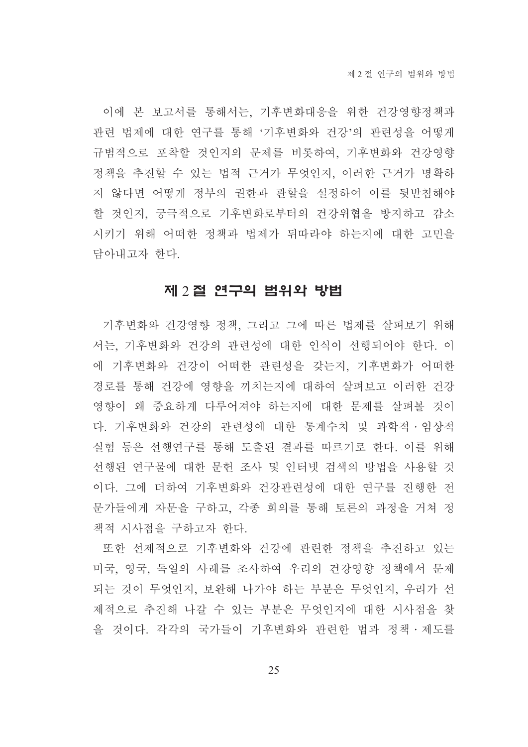이에 본 보고서를 통해서는, 기후변화대응을 위한 건강영향정책과 관련 법제에 대한 연구를 통해 '기후변화와 건강'의 관련성을 어떻게 규범적으로 포착할 것인지의 문제를 비롯하여, 기후변화와 건강영향 정책을 추진할 수 있는 법적 근거가 무엇인지, 이러한 근거가 명확하지 않다면 어떻게 정부의 권한과 관할을 설정하여 이를 뒷받침해야 할 것인지, 궁극적으로 기후변화로부터의 건강위협을 방지하고 감소시키기 위해 어떠한 정책과 법제가 뒤따라야 하는지에 대한 고민을 담아내고자 한다.

## 제 2 절 연구의 범위와 방법

기후변화와 건강영향 정책, 그리고 그에 따른 법제를 살펴보기 위해서는, 기후변화와 건강의 관련성에 대한 인식이 선행되어야 한다. 이에 기후변화와 건강이 어떠한 관련성을 갖는지, 기후변화가 어떠한 경로를 통해 건강에 영향을 끼치는지에 대하여 살펴보고 이러한 건강영향이 왜 중요하게 다루어져야 하는지에 대한 문제를 살펴볼 것이다. 기후변화와 건강의 관련성에 대한 통계수치 및 과학적·임상적 실험 등은 선행연구를 통해 도출된 결과를 따르기로 한다. 이를 위해 선행된 연구물에 대한 문헌 조사 및 인터넷 검색의 방법을 사용할 것이다. 그에 더하여 기후변화와 건강관련성에 대한 연구를 진행한 전문가들에게 자문을 구하고, 각종 회의를 통해 토론의 과정을 거쳐 정책적 시사점을 구하고자 한다.

또한 선제적으로 기후변화와 건강에 관련한 정책을 추진하고 있는 미국, 영국, 독일의 사례를 조사하여 우리의 건강영향 정책에서 문제되는 것이 무엇인지, 보완해 나가야 하는 부분은 무엇인지, 우리가 선제적으로 추진해 나갈 수 있는 부분은 무엇인지에 대한 시사점을 찾을 것이다. 각각의 국가들이 기후변화와 관련한 법과 정책·제도를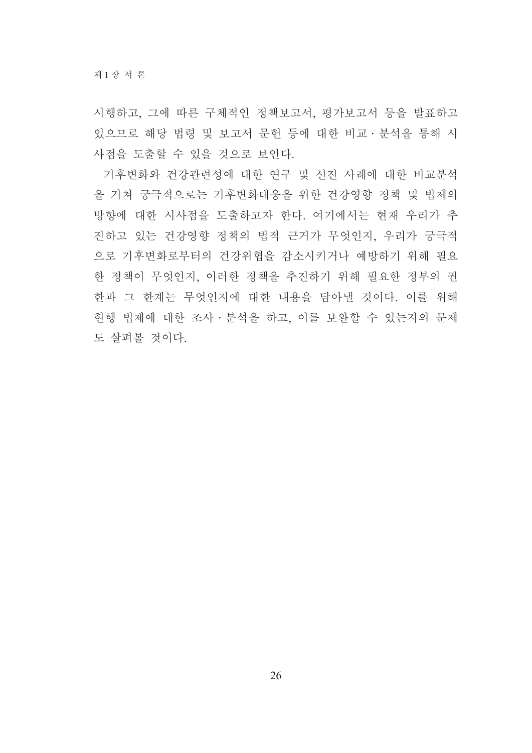시행하고, 그에 따른 구체적인 정책보고서, 평가보고서 등을 발표하고 있으므로 해당 법령 및 보고서 문헌 등에 대한 비교·분석을 통해 시사점을 도출할 수 있을 것으로 보인다.

기후변화와 건강관련성에 대한 연구 및 선진 사례에 대한 비교분석을 거쳐 궁극적으로는 기후변화대응을 위한 건강영향 정책 및 법제의 방향에 대한 시사점을 도출하고자 한다. 여기에서는 현재 우리가 추진하고 있는 건강영향 정책의 법적 근거가 무엇인지, 우리가 궁극적으로 기후변화로부터의 건강위협을 감소시키거나 예방하기 위해 필요한 정책이 무엇인지, 이러한 정책을 추진하기 위해 필요한 정부의 권한과 그 한계는 무엇인지에 대한 내용을 담아낼 것이다. 이를 위해 현행 법제에 대한 조사·분석을 하고, 이를 보완할 수 있는지의 문제도 살펴볼 것이다.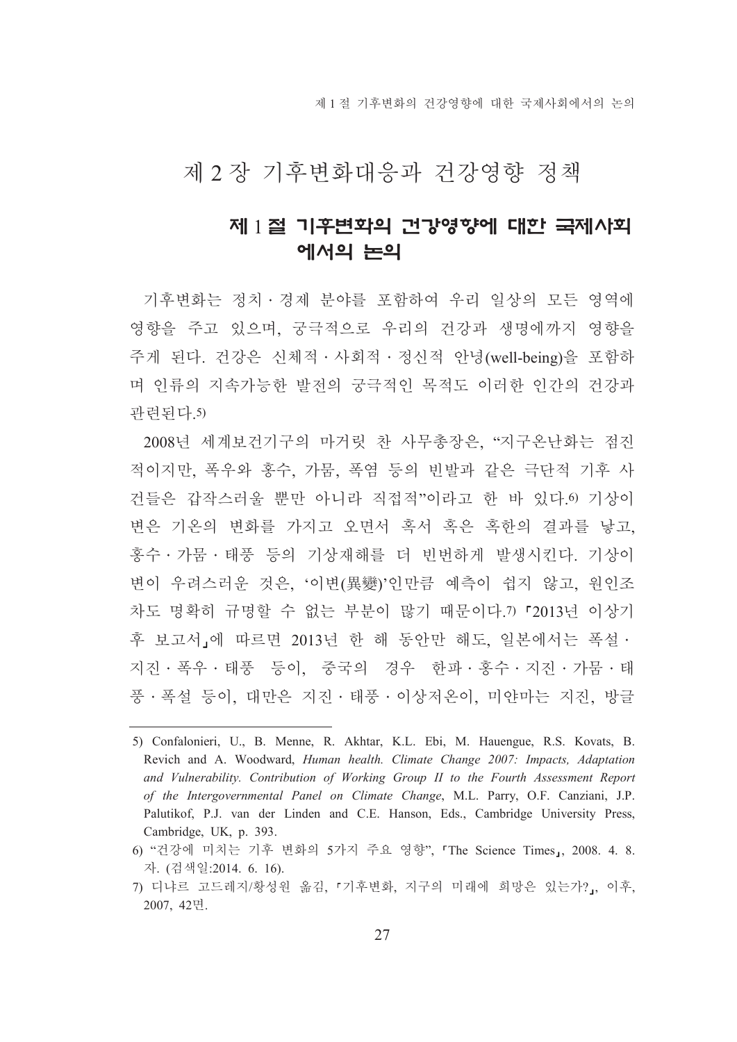# 제 2 장 기후변화대응과 건강영향 정책

## 제 1 절 기후변화의 건강영향에 대한 국제사회에서의 논의

기후변화는 정치 · 경제 분야를 포함하여 우리 일상의 모든 영역에 영향을 주고 있으며, 궁극적으로 우리의 건강과 생명에까지 영향을 주게 된다. 건강은 신체적 · 사회적 · 정신적 안녕(well-being)을 포함하며 인류의 지속가능한 발전의 궁극적인 목적도 이러한 인간의 건강과 관련된다.[5)]

2008년 세계보건기구의 마거릿 찬 사무총장은, "지구온난화는 점진적이지만, 폭우와 홍수, 가뭄, 폭염 등의 빈발과 같은 극단적 기후 사건들은 갑작스러울 뿐만 아니라 직접적"이라고 한 바 있다.[6)] 기상이변은 기온의 변화를 가지고 오면서 혹서 혹은 혹한의 결과를 낳고, 홍수 · 가뭄 · 태풍 등의 기상재해를 더 빈번하게 발생시킨다. 기상이변이 우려스러운 것은, '이변(異變)'인만큼 예측이 쉽지 않고, 원인조차도 명확히 규명할 수 없는 부분이 많기 때문이다.[7)] 「2013년 이상기후 보고서」에 따르면 2013년 한 해 동안만 해도, 일본에서는 폭설 · 지진 · 폭우 · 태풍 등이, 중국의 경우 한파 · 홍수 · 지진 · 가뭄 · 태풍 · 폭설 등이, 대만은 지진 · 태풍 · 이상저온이, 미얀마는 지진, 방글

---

5) Confalonieri, U., B. Menne, R. Akhtar, K.L. Ebi, M. Hauengue, R.S. Kovats, B. Revich and A. Woodward, *Human health. Climate Change 2007: Impacts, Adaptation and Vulnerability. Contribution of Working Group II to the Fourth Assessment Report of the Intergovernmental Panel on Climate Change*, M.L. Parry, O.F. Canziani, J.P. Palutikof, P.J. van der Linden and C.E. Hanson, Eds., Cambridge University Press, Cambridge, UK, p. 393.

6) "건강에 미치는 기후 변화의 5가지 주요 영향", 「The Science Times」, 2008. 4. 8. 자. (검색일:2014. 6. 16).

7) 디냐르 고드레지/황성원 옮김, 「기후변화, 지구의 미래에 희망은 있는가?」, 이후, 2007, 42면.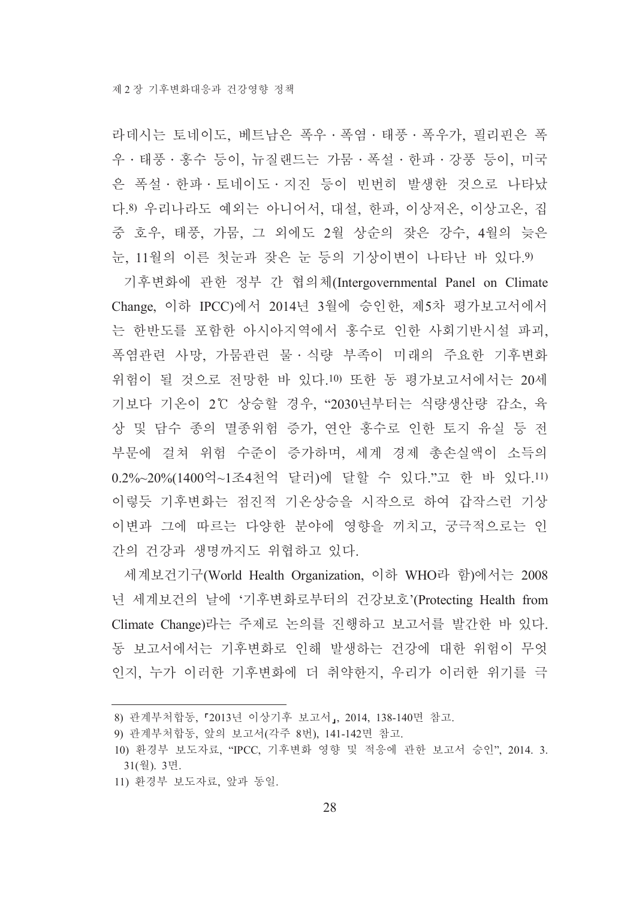라데시는 토네이도, 베트남은 폭우 · 폭염 · 태풍 · 폭우가, 필리핀은 폭우 · 태풍 · 홍수 등이, 뉴질랜드는 가뭄 · 폭설 · 한파 · 강풍 등이, 미국은 폭설 · 한파 · 토네이도 · 지진 등이 빈번히 발생한 것으로 나타났다.[8] 우리나라도 예외는 아니어서, 대설, 한파, 이상저온, 이상고온, 집중 호우, 태풍, 가뭄, 그 외에도 2월 상순의 잦은 강수, 4월의 늦은 눈, 11월의 이른 첫눈과 잦은 눈 등의 기상이변이 나타난 바 있다.[9]

기후변화에 관한 정부 간 협의체(Intergovernmental Panel on Climate Change, 이하 IPCC)에서 2014년 3월에 승인한, 제5차 평가보고서에서는 한반도를 포함한 아시아지역에서 홍수로 인한 사회기반시설 파괴, 폭염관련 사망, 가뭄관련 물 · 식량 부족이 미래의 주요한 기후변화 위험이 될 것으로 전망한 바 있다.[10] 또한 동 평가보고서에서는 20세기보다 기온이 2℃ 상승할 경우, "2030년부터는 식량생산량 감소, 육상 및 담수 종의 멸종위험 증가, 연안 홍수로 인한 토지 유실 등 전 부문에 걸쳐 위험 수준이 증가하며, 세계 경제 총손실액이 소득의 0.2%~20%(1400억~1조4천억 달러)에 달할 수 있다."고 한 바 있다.[11] 이렇듯 기후변화는 점진적 기온상승을 시작으로 하여 갑작스런 기상이변과 그에 따르는 다양한 분야에 영향을 끼치고, 궁극적으로는 인간의 건강과 생명까지도 위협하고 있다.

세계보건기구(World Health Organization, 이하 WHO라 함)에서는 2008년 세계보건의 날에 '기후변화로부터의 건강보호'(Protecting Health from Climate Change)라는 주제로 논의를 진행하고 보고서를 발간한 바 있다. 동 보고서에서는 기후변화로 인해 발생하는 건강에 대한 위험이 무엇인지, 누가 이러한 기후변화에 더 취약한지, 우리가 이러한 위기를 극

---

8) 관계부처합동, 「2013년 이상기후 보고서」, 2014, 138-140면 참고.

9) 관계부처합동, 앞의 보고서(각주 8번), 141-142면 참고.

10) 환경부 보도자료, "IPCC, 기후변화 영향 및 적응에 관한 보고서 승인", 2014. 3. 31(월). 3면.

11) 환경부 보도자료, 앞과 동일.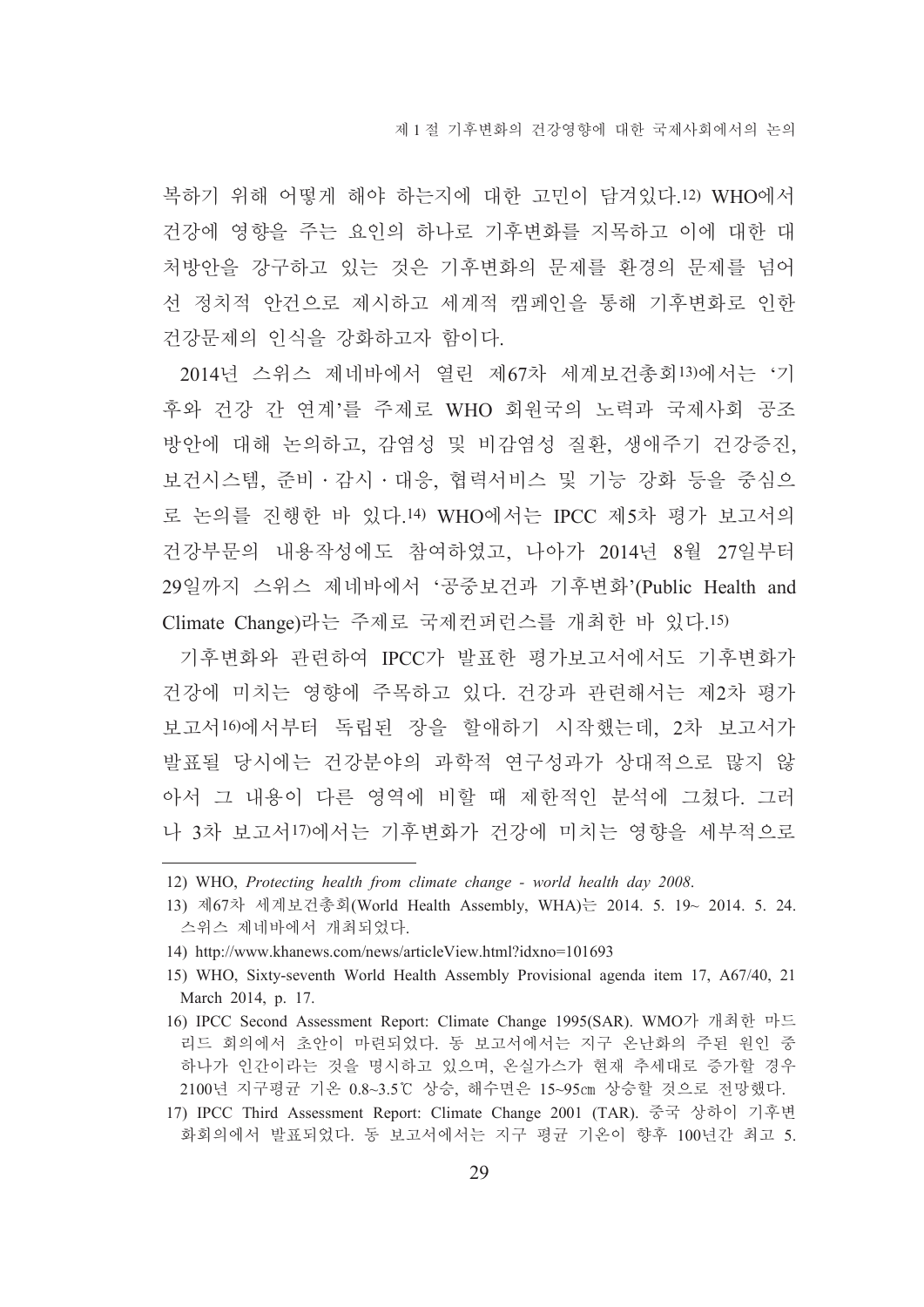복하기 위해 어떻게 해야 하는지에 대한 고민이 담겨있다.[12] WHO에서 건강에 영향을 주는 요인의 하나로 기후변화를 지목하고 이에 대한 대처방안을 강구하고 있는 것은 기후변화의 문제를 환경의 문제를 넘어선 정치적 안건으로 제시하고 세계적 캠페인을 통해 기후변화로 인한 건강문제의 인식을 강화하고자 함이다.

2014년 스위스 제네바에서 열린 제67차 세계보건총회[13]에서는 '기후와 건강 간 연계'를 주제로 WHO 회원국의 노력과 국제사회 공조 방안에 대해 논의하고, 감염성 및 비감염성 질환, 생애주기 건강증진, 보건시스템, 준비・감시・대응, 협력서비스 및 기능 강화 등을 중심으로 논의를 진행한 바 있다.[14] WHO에서는 IPCC 제5차 평가 보고서의 건강부문의 내용작성에도 참여하였고, 나아가 2014년 8월 27일부터 29일까지 스위스 제네바에서 '공중보건과 기후변화'(Public Health and Climate Change)라는 주제로 국제컨퍼런스를 개최한 바 있다.[15]

기후변화와 관련하여 IPCC가 발표한 평가보고서에서도 기후변화가 건강에 미치는 영향에 주목하고 있다. 건강과 관련해서는 제2차 평가보고서[16]에서부터 독립된 장을 할애하기 시작했는데, 2차 보고서가 발표될 당시에는 건강분야의 과학적 연구성과가 상대적으로 많지 않아서 그 내용이 다른 영역에 비할 때 제한적인 분석에 그쳤다. 그러나 3차 보고서[17]에서는 기후변화가 건강에 미치는 영향을 세부적으로

---

12) WHO, *Protecting health from climate change - world health day 2008*.

13) 제67차 세계보건총회(World Health Assembly, WHA)는 2014. 5. 19~ 2014. 5. 24. 스위스 제네바에서 개최되었다.

14) http://www.khanews.com/news/articleView.html?idxno=101693

15) WHO, Sixty-seventh World Health Assembly Provisional agenda item 17, A67/40, 21 March 2014, p. 17.

16) IPCC Second Assessment Report: Climate Change 1995(SAR). WMO가 개최한 마드리드 회의에서 초안이 마련되었다. 동 보고서에서는 지구 온난화의 주된 원인 중 하나가 인간이라는 것을 명시하고 있으며, 온실가스가 현재 추세대로 증가할 경우 2100년 지구평균 기온 0.8~3.5℃ 상승, 해수면은 15~95㎝ 상승할 것으로 전망했다.

17) IPCC Third Assessment Report: Climate Change 2001 (TAR). 중국 상하이 기후변화회의에서 발표되었다. 동 보고서에서는 지구 평균 기온이 향후 100년간 최고 5.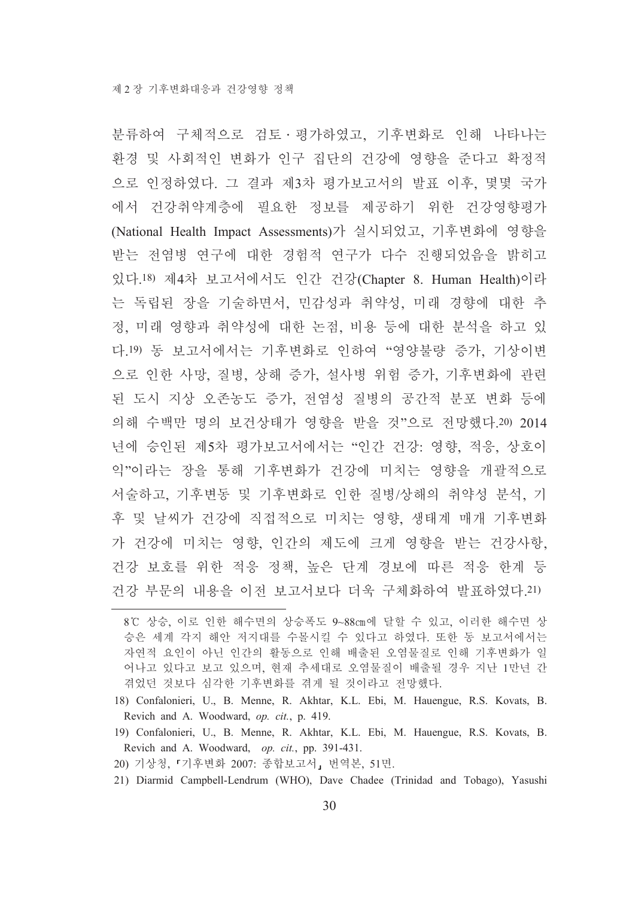분류하여 구체적으로 검토·평가하였고, 기후변화로 인해 나타나는 환경 및 사회적인 변화가 인구 집단의 건강에 영향을 준다고 확정적으로 인정하였다. 그 결과 제3차 평가보고서의 발표 이후, 몇몇 국가에서 건강취약계층에 필요한 정보를 제공하기 위한 건강영향평가(National Health Impact Assessments)가 실시되었고, 기후변화에 영향을 받는 전염병 연구에 대한 경험적 연구가 다수 진행되었음을 밝히고 있다.[18] 제4차 보고서에서도 인간 건강(Chapter 8. Human Health)이라는 독립된 장을 기술하면서, 민감성과 취약성, 미래 경향에 대한 추정, 미래 영향과 취약성에 대한 논점, 비용 등에 대한 분석을 하고 있다.[19] 동 보고서에서는 기후변화로 인하여 "영양불량 증가, 기상이변으로 인한 사망, 질병, 상해 증가, 설사병 위험 증가, 기후변화에 관련된 도시 지상 오존농도 증가, 전염성 질병의 공간적 분포 변화 등에 의해 수백만 명의 보건상태가 영향을 받을 것"으로 전망했다.[20] 2014년에 승인된 제5차 평가보고서에서는 "인간 건강: 영향, 적응, 상호이익"이라는 장을 통해 기후변화가 건강에 미치는 영향을 개괄적으로 서술하고, 기후변동 및 기후변화로 인한 질병/상해의 취약성 분석, 기후 및 날씨가 건강에 직접적으로 미치는 영향, 생태계 매개 기후변화가 건강에 미치는 영향, 인간의 제도에 크게 영향을 받는 건강사항, 건강 보호를 위한 적응 정책, 높은 단계 경보에 따른 적응 한계 등 건강 부문의 내용을 이전 보고서보다 더욱 구체화하여 발표하였다.[21]

---

8℃ 상승, 이로 인한 해수면의 상승폭도 9~88㎝에 달할 수 있고, 이러한 해수면 상승은 세계 각지 해안 저지대를 수몰시킬 수 있다고 하였다. 또한 동 보고서에서는 자연적 요인이 아닌 인간의 활동으로 인해 배출된 오염물질로 인해 기후변화가 일어나고 있다고 보고 있으며, 현재 추세대로 오염물질이 배출될 경우 지난 1만년 간 겪었던 것보다 심각한 기후변화를 겪게 될 것이라고 전망했다.

18) Confalonieri, U., B. Menne, R. Akhtar, K.L. Ebi, M. Hauengue, R.S. Kovats, B. Revich and A. Woodward, *op. cit.*, p. 419.

19) Confalonieri, U., B. Menne, R. Akhtar, K.L. Ebi, M. Hauengue, R.S. Kovats, B. Revich and A. Woodward, *op. cit.*, pp. 391-431.

20) 기상청, 「기후변화 2007: 종합보고서」 번역본, 51면.

21) Diarmid Campbell-Lendrum (WHO), Dave Chadee (Trinidad and Tobago), Yasushi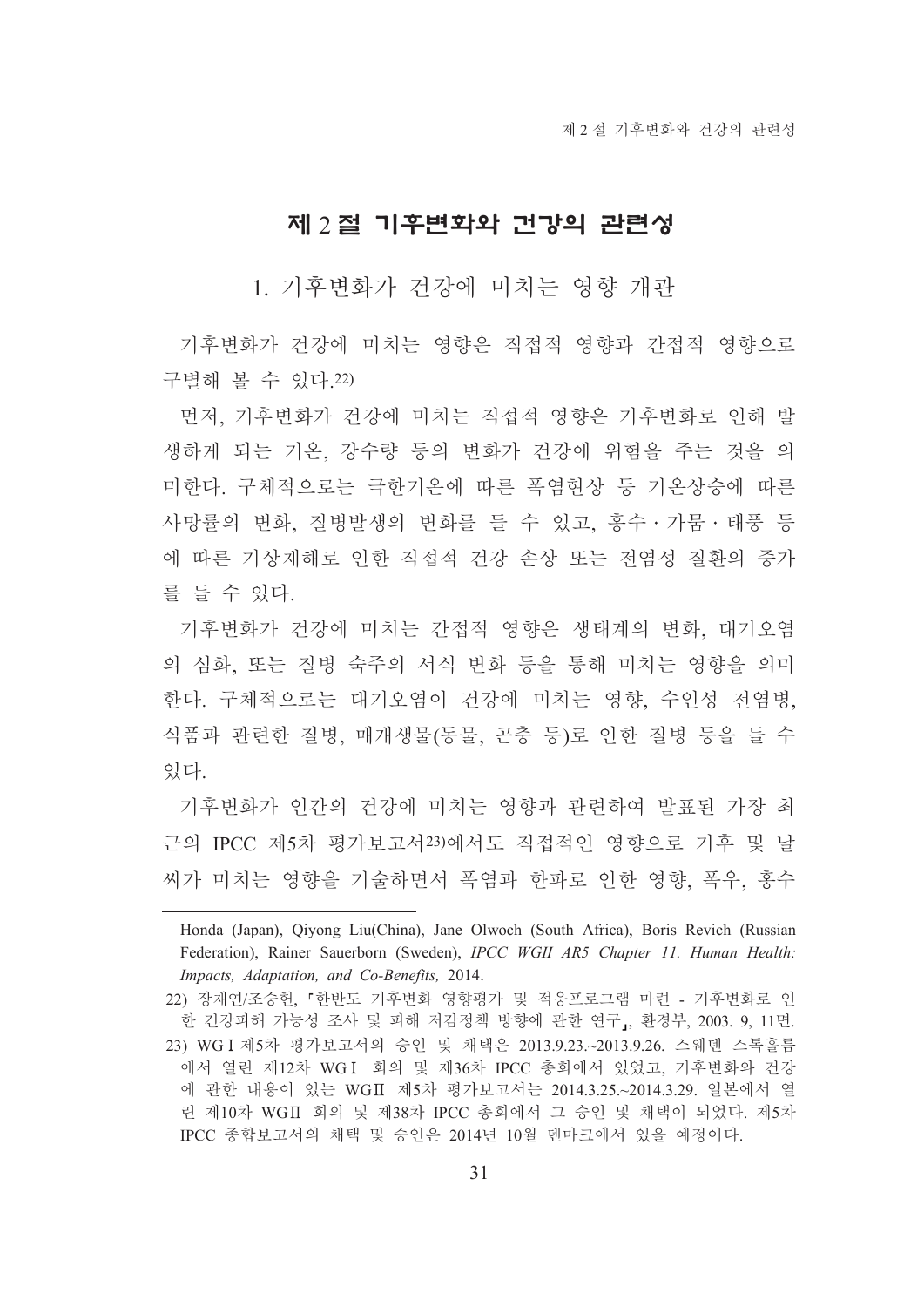## 제 2 절 기후변화와 건강의 관련성

### 1. 기후변화가 건강에 미치는 영향 개관

기후변화가 건강에 미치는 영향은 직접적 영향과 간접적 영향으로 구별해 볼 수 있다.[22]

먼저, 기후변화가 건강에 미치는 직접적 영향은 기후변화로 인해 발생하게 되는 기온, 강수량 등의 변화가 건강에 위험을 주는 것을 의미한다. 구체적으로는 극한기온에 따른 폭염현상 등 기온상승에 따른 사망률의 변화, 질병발생의 변화를 들 수 있고, 홍수 · 가뭄 · 태풍 등에 따른 기상재해로 인한 직접적 건강 손상 또는 전염성 질환의 증가를 들 수 있다.

기후변화가 건강에 미치는 간접적 영향은 생태계의 변화, 대기오염의 심화, 또는 질병 숙주의 서식 변화 등을 통해 미치는 영향을 의미한다. 구체적으로는 대기오염이 건강에 미치는 영향, 수인성 전염병, 식품과 관련한 질병, 매개생물(동물, 곤충 등)로 인한 질병 등을 들 수 있다.

기후변화가 인간의 건강에 미치는 영향과 관련하여 발표된 가장 최근의 IPCC 제5차 평가보고서[23]에서도 직접적인 영향으로 기후 및 날씨가 미치는 영향을 기술하면서 폭염과 한파로 인한 영향, 폭우, 홍수

---

Honda (Japan), Qiyong Liu(China), Jane Olwoch (South Africa), Boris Revich (Russian Federation), Rainer Sauerborn (Sweden), *IPCC WGII AR5 Chapter 11. Human Health: Impacts, Adaptation, and Co-Benefits,* 2014.

22) 장재연/조승헌, 「한반도 기후변화 영향평가 및 적응프로그램 마련 - 기후변화로 인한 건강피해 가능성 조사 및 피해 저감정책 방향에 관한 연구」, 환경부, 2003. 9, 11면.

23) WG I 제5차 평가보고서의 승인 및 채택은 2013.9.23.~2013.9.26. 스웨덴 스톡홀름에서 열린 제12차 WG I 회의 및 제36차 IPCC 총회에서 있었고, 기후변화와 건강에 관한 내용이 있는 WGII 제5차 평가보고서는 2014.3.25.~2014.3.29. 일본에서 열린 제10차 WGII 회의 및 제38차 IPCC 총회에서 그 승인 및 채택이 되었다. 제5차 IPCC 종합보고서의 채택 및 승인은 2014년 10월 덴마크에서 있을 예정이다.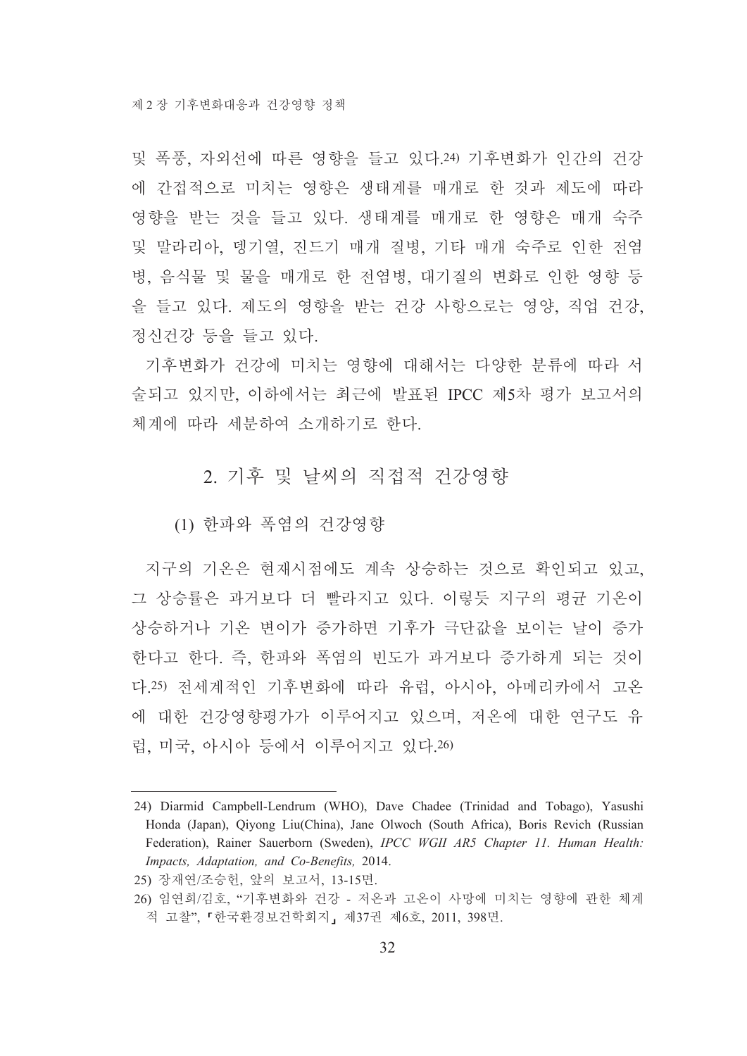및 폭풍, 자외선에 따른 영향을 들고 있다.[24] 기후변화가 인간의 건강에 간접적으로 미치는 영향은 생태계를 매개로 한 것과 제도에 따라 영향을 받는 것을 들고 있다. 생태계를 매개로 한 영향은 매개 숙주 및 말라리아, 뎅기열, 진드기 매개 질병, 기타 매개 숙주로 인한 전염병, 음식물 및 물을 매개로 한 전염병, 대기질의 변화로 인한 영향 등을 들고 있다. 제도의 영향을 받는 건강 사항으로는 영양, 직업 건강, 정신건강 등을 들고 있다.

기후변화가 건강에 미치는 영향에 대해서는 다양한 분류에 따라 서술되고 있지만, 이하에서는 최근에 발표된 IPCC 제5차 평가 보고서의 체계에 따라 세분하여 소개하기로 한다.

## 2. 기후 및 날씨의 직접적 건강영향

### (1) 한파와 폭염의 건강영향

지구의 기온은 현재시점에도 계속 상승하는 것으로 확인되고 있고, 그 상승률은 과거보다 더 빨라지고 있다. 이렇듯 지구의 평균 기온이 상승하거나 기온 변이가 증가하면 기후가 극단값을 보이는 날이 증가한다고 한다. 즉, 한파와 폭염의 빈도가 과거보다 증가하게 되는 것이다.[25] 전세계적인 기후변화에 따라 유럽, 아시아, 아메리카에서 고온에 대한 건강영향평가가 이루어지고 있으며, 저온에 대한 연구도 유럽, 미국, 아시아 등에서 이루어지고 있다.[26]

---

24) Diarmid Campbell-Lendrum (WHO), Dave Chadee (Trinidad and Tobago), Yasushi Honda (Japan), Qiyong Liu(China), Jane Olwoch (South Africa), Boris Revich (Russian Federation), Rainer Sauerborn (Sweden), *IPCC WGII AR5 Chapter 11. Human Health: Impacts, Adaptation, and Co-Benefits,* 2014.

25) 장재연/조승헌, 앞의 보고서, 13-15면.

26) 임연희/김호, "기후변화와 건강 - 저온과 고온이 사망에 미치는 영향에 관한 체계적 고찰", 「한국환경보건학회지」 제37권 제6호, 2011, 398면.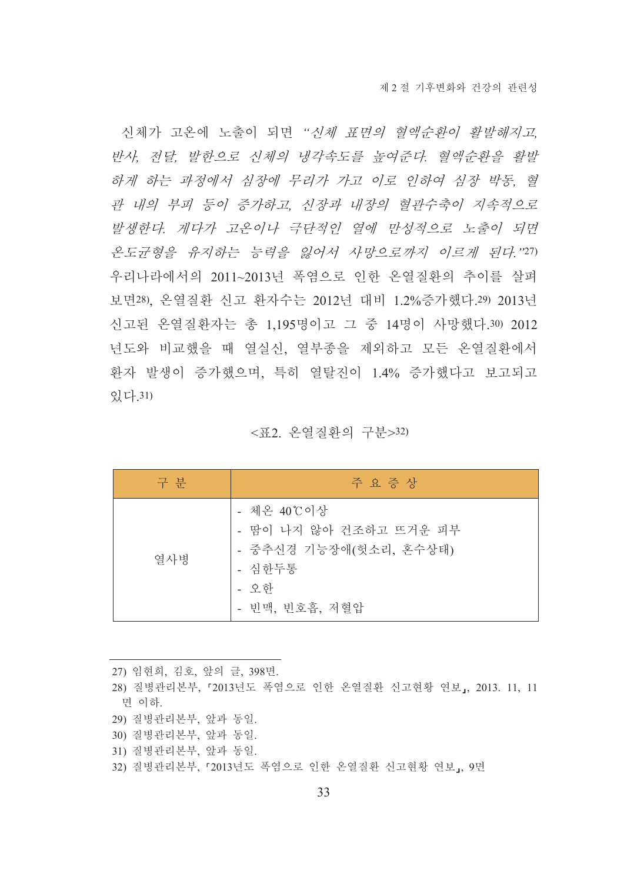신체가 고온에 노출이 되면 *"신체 표면의 혈액순환이 활발해지고, 반사, 전달, 발한으로 신체의 냉각속도를 높여준다. 혈액순환을 활발하게 하는 과정에서 심장에 무리가 가고 이로 인하여 심장 박동, 혈관 내의 부피 등이 증가하고, 신장과 내장의 혈관수축이 지속적으로 발생한다. 게다가 고온이나 극단적인 열에 만성적으로 노출이 되면 온도균형을 유지하는 능력을 잃어서 사망으로까지 이르게 된다."*[27] 우리나라에서의 2011~2013년 폭염으로 인한 온열질환의 추이를 살펴보면[28], 온열질환 신고 환자수는 2012년 대비 1.2%증가했다.[29] 2013년 신고된 온열질환자는 총 1,195명이고 그 중 14명이 사망했다.[30] 2012년도와 비교했을 때 열실신, 열부종을 제외하고 모든 온열질환에서 환자 발생이 증가했으며, 특히 열탈진이 1.4% 증가했다고 보고되고 있다.[31]

<표2. 온열질환의 구분>[32]

| 구 분 | 주 요 증 상 |
|---|---|
| 열사병 | - 체온 40℃이상<br>- 땀이 나지 않아 건조하고 뜨거운 피부<br>- 중추신경 기능장애(헛소리, 혼수상태)<br>- 심한두통<br>- 오한<br>- 빈맥, 빈호흡, 저혈압 |

---

27) 임현희, 김호, 앞의 글, 398면.

28) 질병관리본부, 「2013년도 폭염으로 인한 온열질환 신고현황 연보」, 2013. 11, 11면 이하.

29) 질병관리본부, 앞과 동일.

30) 질병관리본부, 앞과 동일.

31) 질병관리본부, 앞과 동일.

32) 질병관리본부, 「2013년도 폭염으로 인한 온열질환 신고현황 연보」, 9면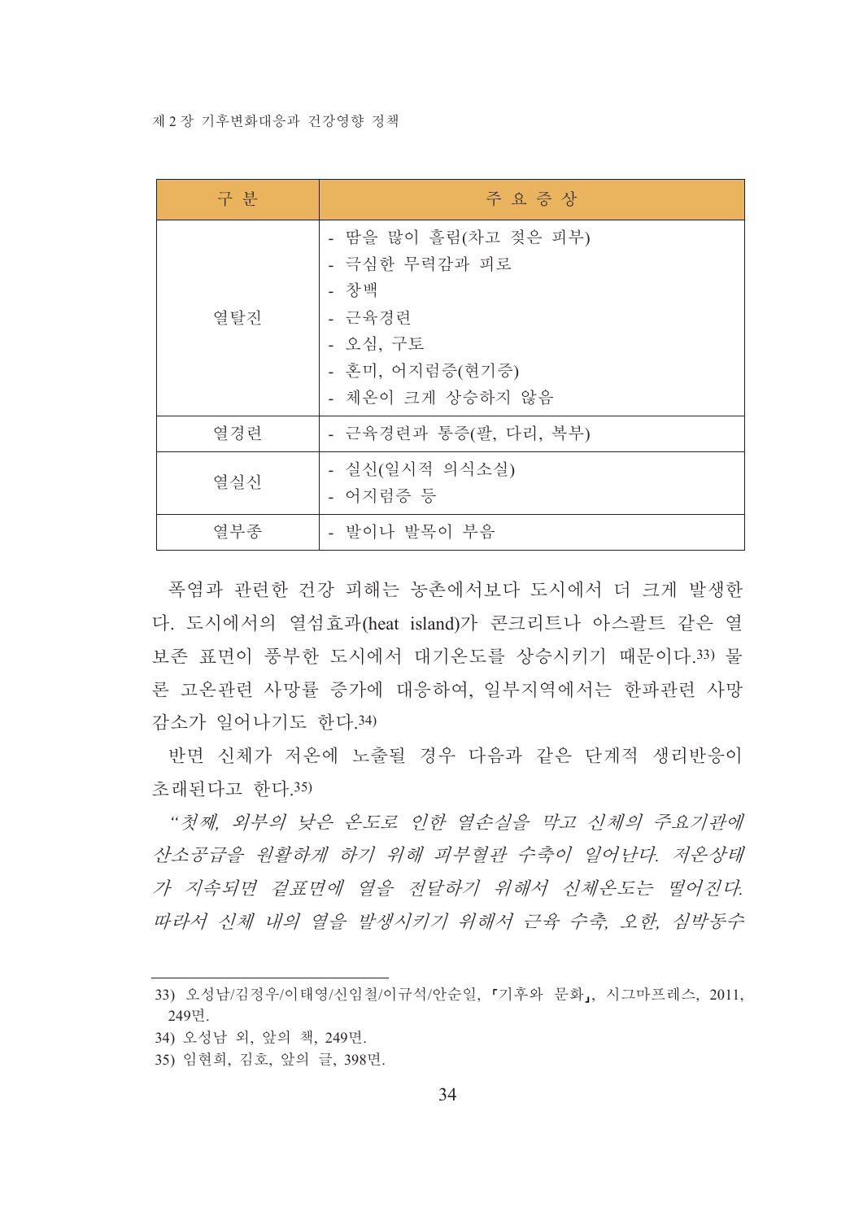| 구 분 | 주 요 증 상 |
|---|---|
| 열탈진 | - 땀을 많이 흘림(차고 젖은 피부)<br>- 극심한 무력감과 피로<br>- 창백<br>- 근육경련<br>- 오심, 구토<br>- 혼미, 어지럼증(현기증)<br>- 체온이 크게 상승하지 않음 |
| 열경련 | - 근육경련과 통증(팔, 다리, 복부) |
| 열실신 | - 실신(일시적 의식소실)<br>- 어지럼증 등 |
| 열부종 | - 발이나 발목이 부음 |

폭염과 관련한 건강 피해는 농촌에서보다 도시에서 더 크게 발생한다. 도시에서의 열섬효과(heat island)가 콘크리트나 아스팔트 같은 열 보존 표면이 풍부한 도시에서 대기온도를 상승시키기 때문이다.[33] 물론 고온관련 사망률 증가에 대응하여, 일부지역에서는 한파관련 사망 감소가 일어나기도 한다.[34]

반면 신체가 저온에 노출될 경우 다음과 같은 단계적 생리반응이 초래된다고 한다.[35]

*"첫째, 외부의 낮은 온도로 인한 열손실을 막고 신체의 주요기관에 산소공급을 원활하게 하기 위해 피부혈관 수축이 일어난다. 저온상태가 지속되면 겉표면에 열을 전달하기 위해서 신체온도는 떨어진다. 따라서 신체 내의 열을 발생시키기 위해서 근육 수축, 오한, 심박동수*

---

33) 오성남/김정우/이태영/신임철/이규석/안순일, 『기후와 문화』, 시그마프레스, 2011, 249면.

34) 오성남 외, 앞의 책, 249면.

35) 임현희, 김호, 앞의 글, 398면.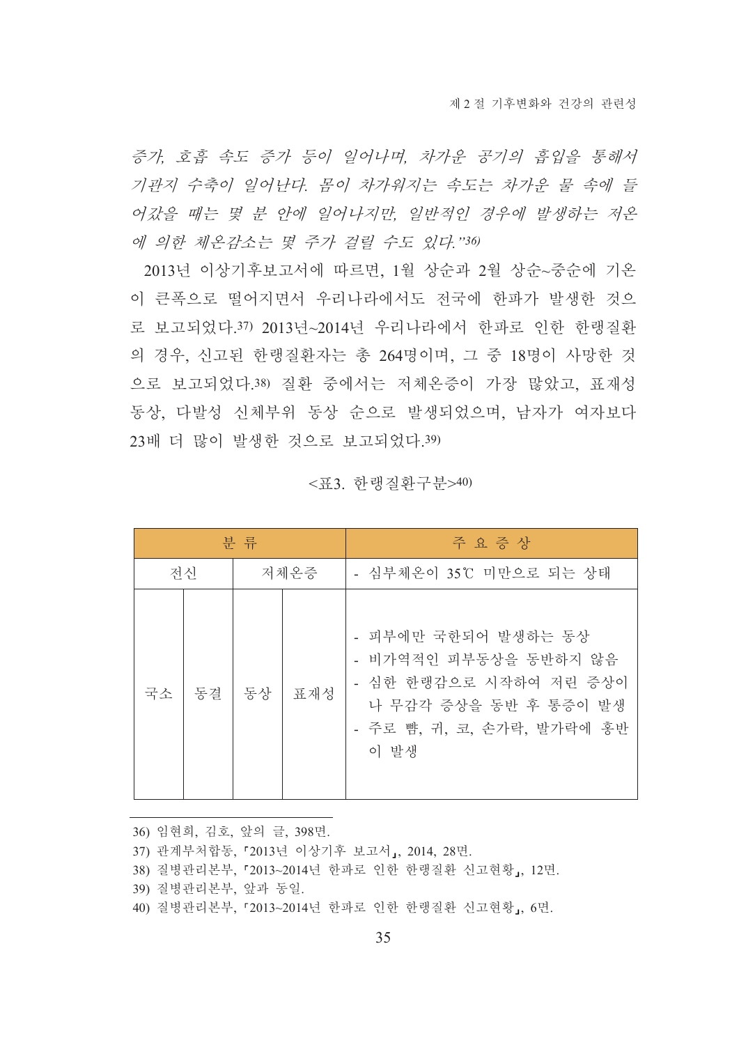*증가, 호흡 속도 증가 등이 일어나며, 차가운 공기의 흡입을 통해서 기관지 수축이 일어난다. 몸이 차가워지는 속도는 차가운 물 속에 들어갔을 때는 몇 분 안에 일어나지만, 일반적인 경우에 발생하는 저온에 의한 체온감소는 몇 주가 걸릴 수도 있다."*[36]

2013년 이상기후보고서에 따르면, 1월 상순과 2월 상순~중순에 기온이 큰폭으로 떨어지면서 우리나라에서도 전국에 한파가 발생한 것으로 보고되었다.[37] 2013년~2014년 우리나라에서 한파로 인한 한랭질환의 경우, 신고된 한랭질환자는 총 264명이며, 그 중 18명이 사망한 것으로 보고되었다.[38] 질환 중에서는 저체온증이 가장 많았고, 표재성 동상, 다발성 신체부위 동상 순으로 발생되었으며, 남자가 여자보다 23배 더 많이 발생한 것으로 보고되었다.[39]

<표3. 한랭질환구분>[40]

| 분 류 | | | | 주 요 증 상 |
|---|---|---|---|---|
| 전신 | | 저체온증 | | - 심부체온이 35℃ 미만으로 되는 상태 |
| 국소 | 동결 | 동상 | 표재성 | - 피부에만 국한되어 발생하는 동상<br>- 비가역적인 피부동상을 동반하지 않음<br>- 심한 한랭감으로 시작하여 저린 증상이나 무감각 증상을 동반 후 통증이 발생<br>- 주로 뺨, 귀, 코, 손가락, 발가락에 홍반이 발생 |

36) 임현희, 김호, 앞의 글, 398면.
37) 관계부처합동, 「2013년 이상기후 보고서」, 2014, 28면.
38) 질병관리본부, 「2013~2014년 한파로 인한 한랭질환 신고현황」, 12면.
39) 질병관리본부, 앞과 동일.
40) 질병관리본부, 「2013~2014년 한파로 인한 한랭질환 신고현황」, 6면.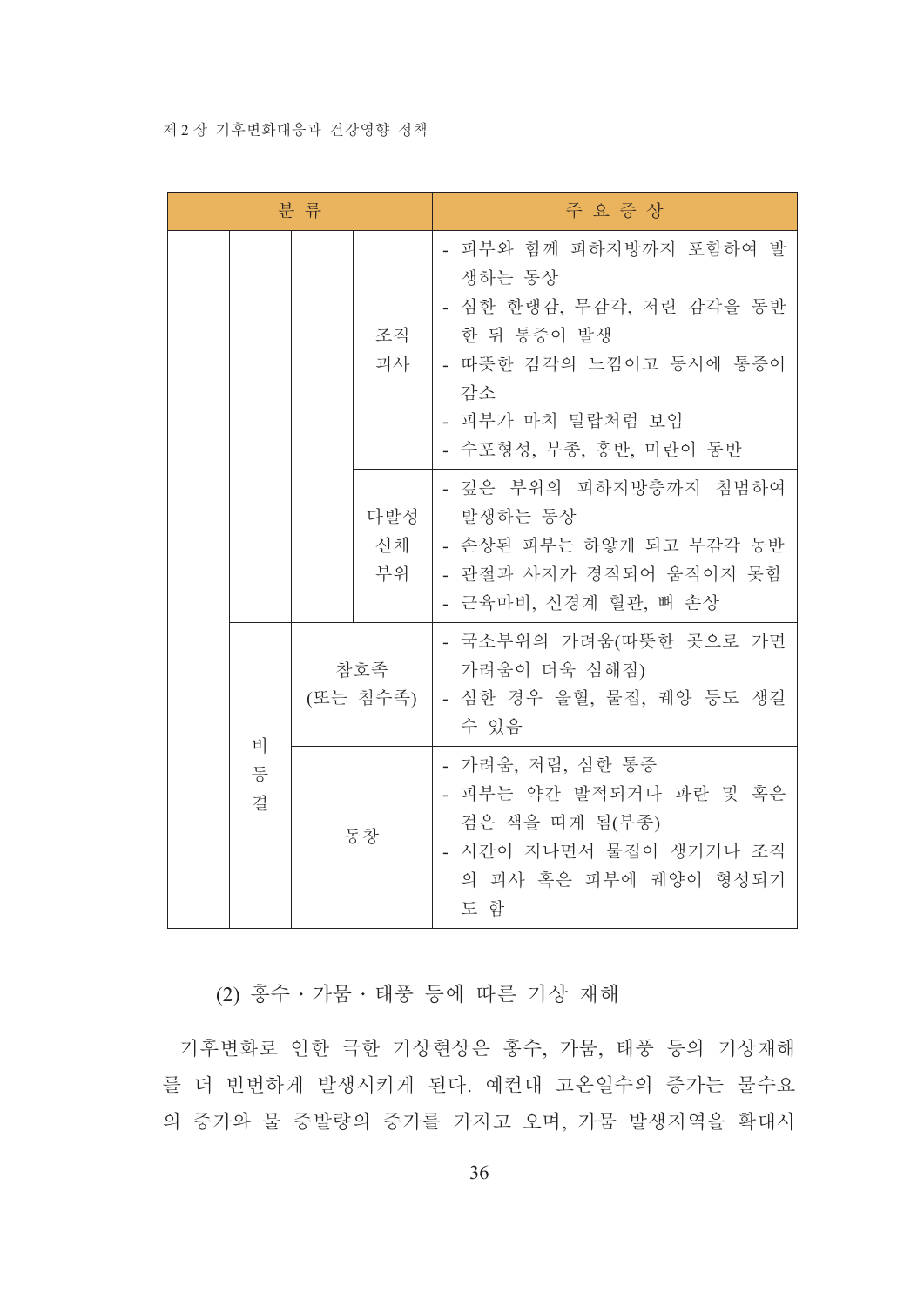| 분 류 | | | | 주 요 증 상 |
|---|---|---|---|---|
| | | | 조직 괴사 | - 피부와 함께 피하지방까지 포함하여 발생하는 동상<br>- 심한 한랭감, 무감각, 저린 감각을 동반한 뒤 통증이 발생<br>- 따뜻한 감각의 느낌이고 동시에 통증이 감소<br>- 피부가 마치 밀랍처럼 보임<br>- 수포형성, 부종, 홍반, 미란이 동반 |
| | | | 다발성 신체 부위 | - 깊은 부위의 피하지방층까지 침범하여 발생하는 동상<br>- 손상된 피부는 하얗게 되고 무감각 동반<br>- 관절과 사지가 경직되어 움직이지 못함<br>- 근육마비, 신경계 혈관, 뼈 손상 |
| | 비동결 | 참호족 (또는 침수족) | | - 국소부위의 가려움(따뜻한 곳으로 가면 가려움이 더욱 심해짐)<br>- 심한 경우 울혈, 물집, 궤양 등도 생길 수 있음 |
| | | 동창 | | - 가려움, 저림, 심한 통증<br>- 피부는 약간 발적되거나 파란 및 혹은 검은 색을 띠게 됨(부종)<br>- 시간이 지나면서 물집이 생기거나 조직의 괴사 혹은 피부에 궤양이 형성되기도 함 |

(2) 홍수 · 가뭄 · 태풍 등에 따른 기상 재해

기후변화로 인한 극한 기상현상은 홍수, 가뭄, 태풍 등의 기상재해를 더 빈번하게 발생시키게 된다. 예컨대 고온일수의 증가는 물수요의 증가와 물 증발량의 증가를 가지고 오며, 가뭄 발생지역을 확대시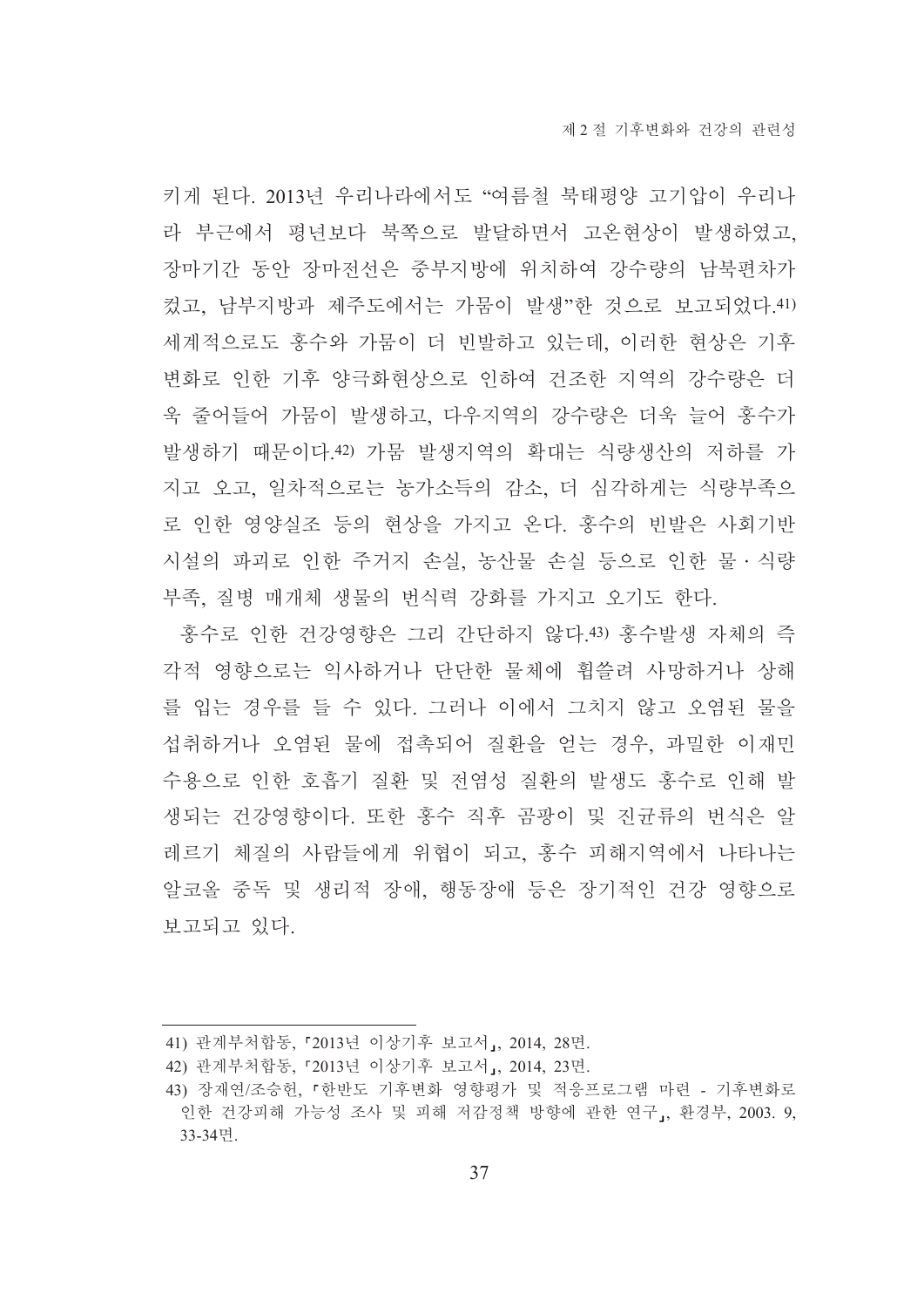키게 된다. 2013년 우리나라에서도 "여름철 북태평양 고기압이 우리나라 부근에서 평년보다 북쪽으로 발달하면서 고온현상이 발생하였고, 장마기간 동안 장마전선은 중부지방에 위치하여 강수량의 남북편차가 컸고, 남부지방과 제주도에서는 가뭄이 발생"한 것으로 보고되었다.[41] 세계적으로도 홍수와 가뭄이 더 빈발하고 있는데, 이러한 현상은 기후변화로 인한 기후 양극화현상으로 인하여 건조한 지역의 강수량은 더욱 줄어들어 가뭄이 발생하고, 다우지역의 강수량은 더욱 늘어 홍수가 발생하기 때문이다.[42] 가뭄 발생지역의 확대는 식량생산의 저하를 가지고 오고, 일차적으로는 농가소득의 감소, 더 심각하게는 식량부족으로 인한 영양실조 등의 현상을 가지고 온다. 홍수의 빈발은 사회기반시설의 파괴로 인한 주거지 손실, 농산물 손실 등으로 인한 물 · 식량부족, 질병 매개체 생물의 번식력 강화를 가지고 오기도 한다.

홍수로 인한 건강영향은 그리 간단하지 않다.[43] 홍수발생 자체의 즉각적 영향으로는 익사하거나 단단한 물체에 휩쓸려 사망하거나 상해를 입는 경우를 들 수 있다. 그러나 이에서 그치지 않고 오염된 물을 섭취하거나 오염된 물에 접촉되어 질환을 얻는 경우, 과밀한 이재민 수용으로 인한 호흡기 질환 및 전염성 질환의 발생도 홍수로 인해 발생되는 건강영향이다. 또한 홍수 직후 곰팡이 및 진균류의 번식은 알레르기 체질의 사람들에게 위협이 되고, 홍수 피해지역에서 나타나는 알코올 중독 및 생리적 장애, 행동장애 등은 장기적인 건강 영향으로 보고되고 있다.

---

41) 관계부처합동, 「2013년 이상기후 보고서」, 2014, 28면.

42) 관계부처합동, 「2013년 이상기후 보고서」, 2014, 23면.

43) 장재연/조승헌, 「한반도 기후변화 영향평가 및 적응프로그램 마련 - 기후변화로 인한 건강피해 가능성 조사 및 피해 저감정책 방향에 관한 연구」, 환경부, 2003. 9, 33-34면.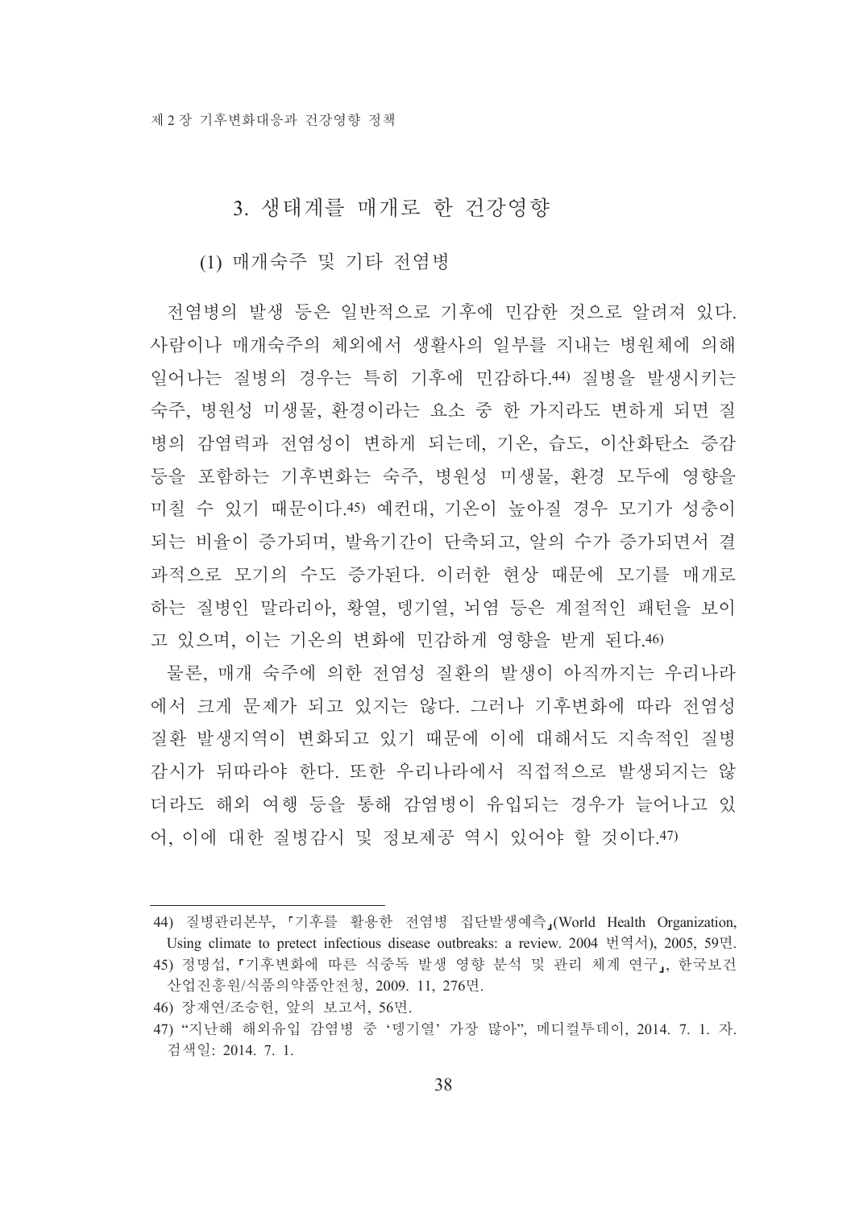## 3. 생태계를 매개로 한 건강영향

### (1) 매개숙주 및 기타 전염병

전염병의 발생 등은 일반적으로 기후에 민감한 것으로 알려져 있다. 사람이나 매개숙주의 체외에서 생활사의 일부를 지내는 병원체에 의해 일어나는 질병의 경우는 특히 기후에 민감하다.[44] 질병을 발생시키는 숙주, 병원성 미생물, 환경이라는 요소 중 한 가지라도 변하게 되면 질병의 감염력과 전염성이 변하게 되는데, 기온, 습도, 이산화탄소 증감 등을 포함하는 기후변화는 숙주, 병원성 미생물, 환경 모두에 영향을 미칠 수 있기 때문이다.[45] 예컨대, 기온이 높아질 경우 모기가 성충이 되는 비율이 증가되며, 발육기간이 단축되고, 알의 수가 증가되면서 결과적으로 모기의 수도 증가된다. 이러한 현상 때문에 모기를 매개로 하는 질병인 말라리아, 황열, 뎅기열, 뇌염 등은 계절적인 패턴을 보이고 있으며, 이는 기온의 변화에 민감하게 영향을 받게 된다.[46]

물론, 매개 숙주에 의한 전염성 질환의 발생이 아직까지는 우리나라에서 크게 문제가 되고 있지는 않다. 그러나 기후변화에 따라 전염성 질환 발생지역이 변화되고 있기 때문에 이에 대해서도 지속적인 질병감시가 뒤따라야 한다. 또한 우리나라에서 직접적으로 발생되지는 않더라도 해외 여행 등을 통해 감염병이 유입되는 경우가 늘어나고 있어, 이에 대한 질병감시 및 정보제공 역시 있어야 할 것이다.[47]

---

44) 질병관리본부, 「기후를 활용한 전염병 집단발생예측」(World Health Organization, Using climate to pretect infectious disease outbreaks: a review. 2004 번역서), 2005, 59면.

45) 정명섭, 「기후변화에 따른 식중독 발생 영향 분석 및 관리 체계 연구」, 한국보건산업진흥원/식품의약품안전청, 2009. 11, 276면.

46) 장재연/조승헌, 앞의 보고서, 56면.

47) "지난해 해외유입 감염병 중 '뎅기열' 가장 많아", 메디컬투데이, 2014. 7. 1. 자. 검색일: 2014. 7. 1.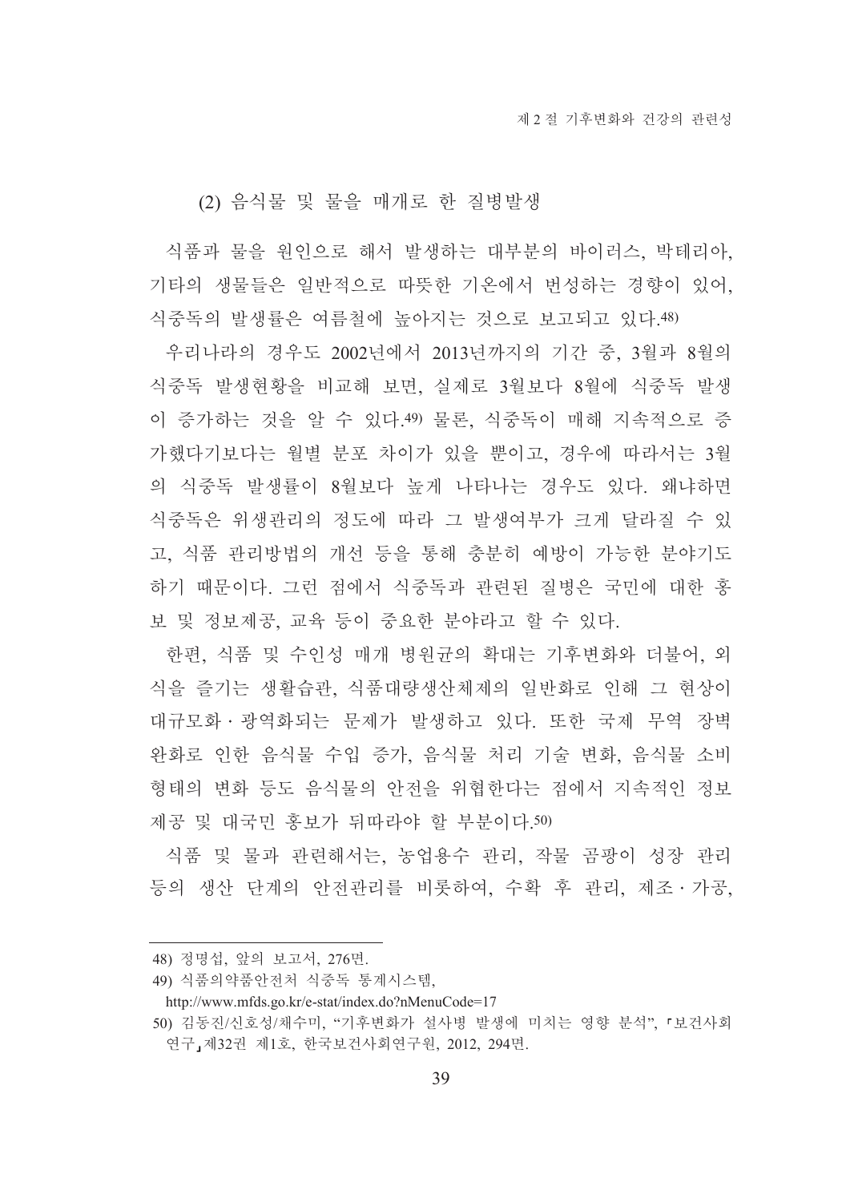### (2) 음식물 및 물을 매개로 한 질병발생

식품과 물을 원인으로 해서 발생하는 대부분의 바이러스, 박테리아, 기타의 생물들은 일반적으로 따뜻한 기온에서 번성하는 경향이 있어, 식중독의 발생률은 여름철에 높아지는 것으로 보고되고 있다.[48]

우리나라의 경우도 2002년에서 2013년까지의 기간 중, 3월과 8월의 식중독 발생현황을 비교해 보면, 실제로 3월보다 8월에 식중독 발생이 증가하는 것을 알 수 있다.[49] 물론, 식중독이 매해 지속적으로 증가했다기보다는 월별 분포 차이가 있을 뿐이고, 경우에 따라서는 3월의 식중독 발생률이 8월보다 높게 나타나는 경우도 있다. 왜냐하면 식중독은 위생관리의 정도에 따라 그 발생여부가 크게 달라질 수 있고, 식품 관리방법의 개선 등을 통해 충분히 예방이 가능한 분야기도 하기 때문이다. 그런 점에서 식중독과 관련된 질병은 국민에 대한 홍보 및 정보제공, 교육 등이 중요한 분야라고 할 수 있다.

한편, 식품 및 수인성 매개 병원균의 확대는 기후변화와 더불어, 외식을 즐기는 생활습관, 식품대량생산체제의 일반화로 인해 그 현상이 대규모화 · 광역화되는 문제가 발생하고 있다. 또한 국제 무역 장벽 완화로 인한 음식물 수입 증가, 음식물 처리 기술 변화, 음식물 소비 형태의 변화 등도 음식물의 안전을 위협한다는 점에서 지속적인 정보제공 및 대국민 홍보가 뒤따라야 할 부분이다.[50]

식품 및 물과 관련해서는, 농업용수 관리, 작물 곰팡이 성장 관리 등의 생산 단계의 안전관리를 비롯하여, 수확 후 관리, 제조 · 가공,

---

48) 정명섭, 앞의 보고서, 276면.

49) 식품의약품안전처 식중독 통계시스템, http://www.mfds.go.kr/e-stat/index.do?nMenuCode=17

50) 김동진/신호성/채수미, "기후변화가 설사병 발생에 미치는 영향 분석", 「보건사회연구」제32권 제1호, 한국보건사회연구원, 2012, 294면.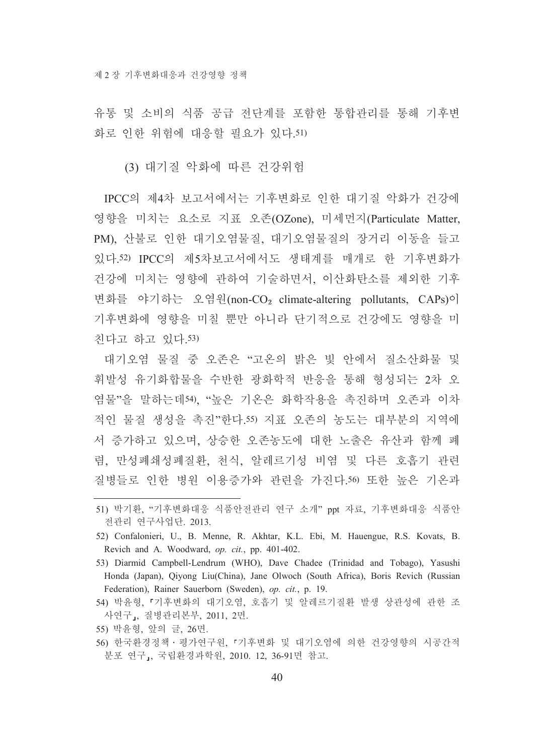유통 및 소비의 식품 공급 전단계를 포함한 통합관리를 통해 기후변화로 인한 위험에 대응할 필요가 있다.[51)]

### (3) 대기질 악화에 따른 건강위험

IPCC의 제4차 보고서에서는 기후변화로 인한 대기질 악화가 건강에 영향을 미치는 요소로 지표 오존(OZone), 미세먼지(Particulate Matter, PM), 산불로 인한 대기오염물질, 대기오염물질의 장거리 이동을 들고 있다.[52)] IPCC의 제5차보고서에서도 생태계를 매개로 한 기후변화가 건강에 미치는 영향에 관하여 기술하면서, 이산화탄소를 제외한 기후변화를 야기하는 오염원(non-$CO_2$ climate-altering pollutants, CAPs)이 기후변화에 영향을 미칠 뿐만 아니라 단기적으로 건강에도 영향을 미친다고 하고 있다.[53)]

대기오염 물질 중 오존은 "고온의 밝은 빛 안에서 질소산화물 및 휘발성 유기화합물을 수반한 광화학적 반응을 통해 형성되는 2차 오염물"을 말하는데[54)], "높은 기온은 화학작용을 촉진하며 오존과 이차적인 물질 생성을 촉진"한다.[55)] 지표 오존의 농도는 대부분의 지역에서 증가하고 있으며, 상승한 오존농도에 대한 노출은 유산과 함께 폐렴, 만성폐쇄성폐질환, 천식, 알레르기성 비염 및 다른 호흡기 관련 질병들로 인한 병원 이용증가와 관련을 가진다.[56)] 또한 높은 기온과

---

51) 박기환, "기후변화대응 식품안전관리 연구 소개" ppt 자료, 기후변화대응 식품안전관리 연구사업단. 2013.

52) Confalonieri, U., B. Menne, R. Akhtar, K.L. Ebi, M. Hauengue, R.S. Kovats, B. Revich and A. Woodward, *op. cit.*, pp. 401-402.

53) Diarmid Campbell-Lendrum (WHO), Dave Chadee (Trinidad and Tobago), Yasushi Honda (Japan), Qiyong Liu(China), Jane Olwoch (South Africa), Boris Revich (Russian Federation), Rainer Sauerborn (Sweden), *op. cit.*, p. 19.

54) 박윤형, 「기후변화의 대기오염, 호흡기 및 알레르기질환 발생 상관성에 관한 조사연구」, 질병관리본부, 2011, 2면.

55) 박윤형, 앞의 글, 26면.

56) 한국환경정책 · 평가연구원, 「기후변화 및 대기오염에 의한 건강영향의 시공간적 분포 연구」, 국립환경과학원, 2010. 12, 36-91면 참고.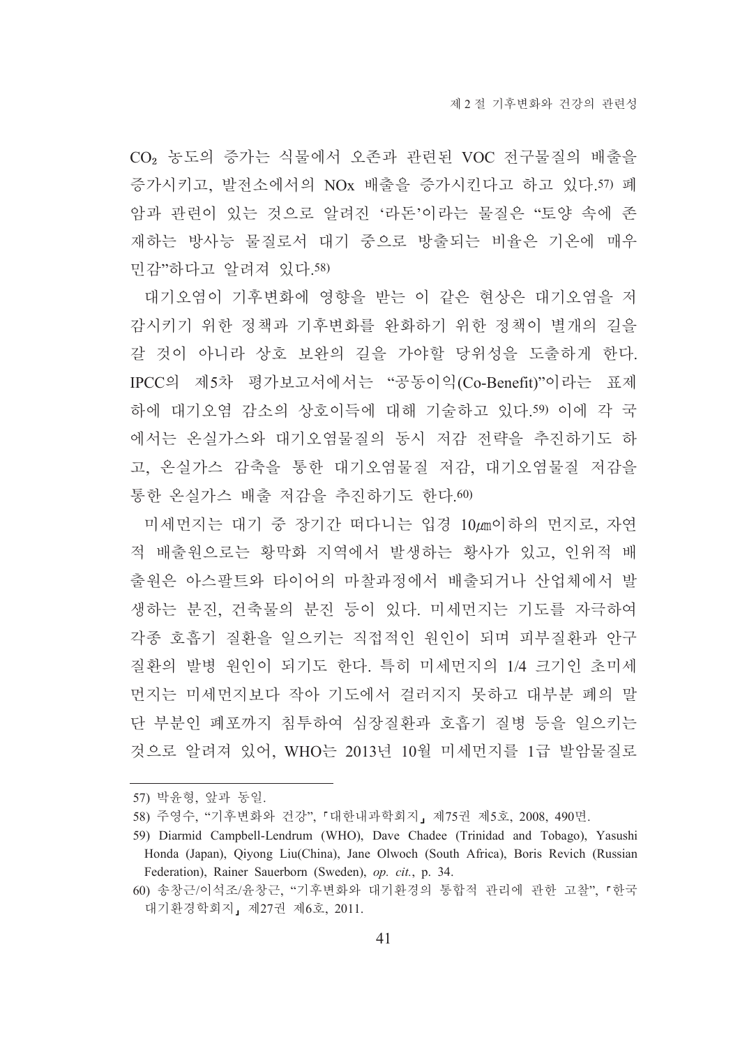$CO_2$ 농도의 증가는 식물에서 오존과 관련된 VOC 전구물질의 배출을 증가시키고, 발전소에서의 NOx 배출을 증가시킨다고 하고 있다.[57] 폐암과 관련이 있는 것으로 알려진 '라돈'이라는 물질은 "토양 속에 존재하는 방사능 물질로서 대기 중으로 방출되는 비율은 기온에 매우 민감"하다고 알려져 있다.[58]

대기오염이 기후변화에 영향을 받는 이 같은 현상은 대기오염을 저감시키기 위한 정책과 기후변화를 완화하기 위한 정책이 별개의 길을 갈 것이 아니라 상호 보완의 길을 가야할 당위성을 도출하게 한다. IPCC의 제5차 평가보고서에서는 "공동이익(Co-Benefit)"이라는 표제 하에 대기오염 감소의 상호이득에 대해 기술하고 있다.[59] 이에 각 국에서는 온실가스와 대기오염물질의 동시 저감 전략을 추진하기도 하고, 온실가스 감축을 통한 대기오염물질 저감, 대기오염물질 저감을 통한 온실가스 배출 저감을 추진하기도 한다.[60]

미세먼지는 대기 중 장기간 떠다니는 입경 10㎛이하의 먼지로, 자연적 배출원으로는 황막화 지역에서 발생하는 황사가 있고, 인위적 배출원은 아스팔트와 타이어의 마찰과정에서 배출되거나 산업체에서 발생하는 분진, 건축물의 분진 등이 있다. 미세먼지는 기도를 자극하여 각종 호흡기 질환을 일으키는 직접적인 원인이 되며 피부질환과 안구질환의 발병 원인이 되기도 한다. 특히 미세먼지의 1/4 크기인 초미세먼지는 미세먼지보다 작아 기도에서 걸러지지 못하고 대부분 폐의 말단 부분인 폐포까지 침투하여 심장질환과 호흡기 질병 등을 일으키는 것으로 알려져 있어, WHO는 2013년 10월 미세먼지를 1급 발암물질로

---

57) 박윤형, 앞과 동일.

58) 주영수, "기후변화와 건강", 「대한내과학회지」 제75권 제5호, 2008, 490면.

59) Diarmid Campbell-Lendrum (WHO), Dave Chadee (Trinidad and Tobago), Yasushi Honda (Japan), Qiyong Liu(China), Jane Olwoch (South Africa), Boris Revich (Russian Federation), Rainer Sauerborn (Sweden), *op. cit.*, p. 34.

60) 송창근/이석조/윤창근, "기후변화와 대기환경의 통합적 관리에 관한 고찰", 「한국대기환경학회지」 제27권 제6호, 2011.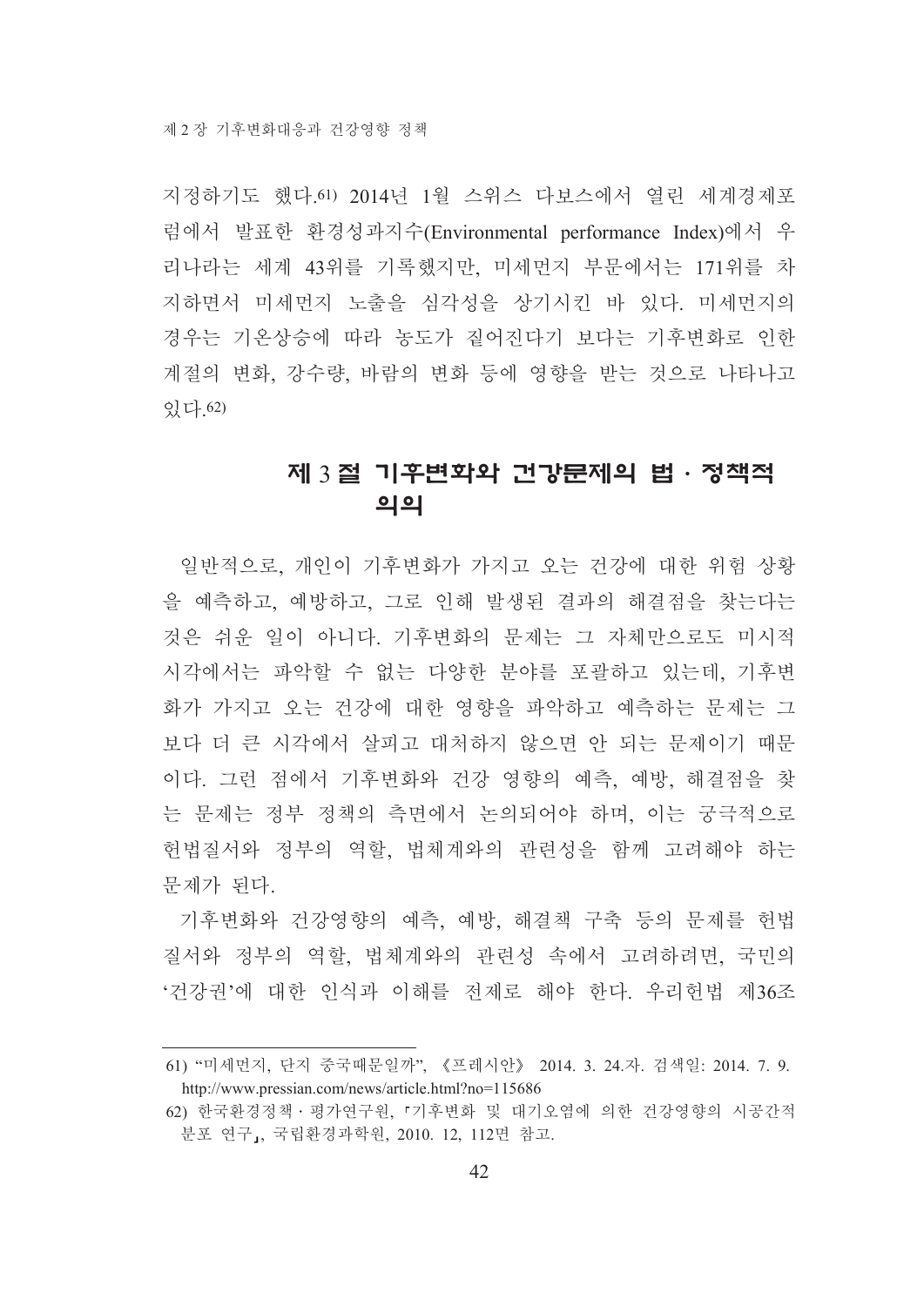지정하기도 했다.[61] 2014년 1월 스위스 다보스에서 열린 세계경제포럼에서 발표한 환경성과지수(Environmental performance Index)에서 우리나라는 세계 43위를 기록했지만, 미세먼지 부문에서는 171위를 차지하면서 미세먼지 노출을 심각성을 상기시킨 바 있다. 미세먼지의 경우는 기온상승에 따라 농도가 짙어진다기 보다는 기후변화로 인한 계절의 변화, 강수량, 바람의 변화 등에 영향을 받는 것으로 나타나고 있다.[62]

## 제 3 절 기후변화와 건강문제의 법 · 정책적 의의

일반적으로, 개인이 기후변화가 가지고 오는 건강에 대한 위험 상황을 예측하고, 예방하고, 그로 인해 발생된 결과의 해결점을 찾는다는 것은 쉬운 일이 아니다. 기후변화의 문제는 그 자체만으로도 미시적 시각에서는 파악할 수 없는 다양한 분야를 포괄하고 있는데, 기후변화가 가지고 오는 건강에 대한 영향을 파악하고 예측하는 문제는 그보다 더 큰 시각에서 살피고 대처하지 않으면 안 되는 문제이기 때문이다. 그런 점에서 기후변화와 건강 영향의 예측, 예방, 해결점을 찾는 문제는 정부 정책의 측면에서 논의되어야 하며, 이는 궁극적으로 헌법질서와 정부의 역할, 법체계와의 관련성을 함께 고려해야 하는 문제가 된다.

기후변화와 건강영향의 예측, 예방, 해결책 구축 등의 문제를 헌법질서와 정부의 역할, 법체계와의 관련성 속에서 고려하려면, 국민의 '건강권'에 대한 인식과 이해를 전제로 해야 한다. 우리헌법 제36조

---

61) "미세먼지, 단지 중국때문일까", 《프레시안》 2014. 3. 24.자. 검색일: 2014. 7. 9. http://www.pressian.com/news/article.html?no=115686

62) 한국환경정책 · 평가연구원, 「기후변화 및 대기오염에 의한 건강영향의 시공간적 분포 연구」, 국립환경과학원, 2010. 12, 112면 참고.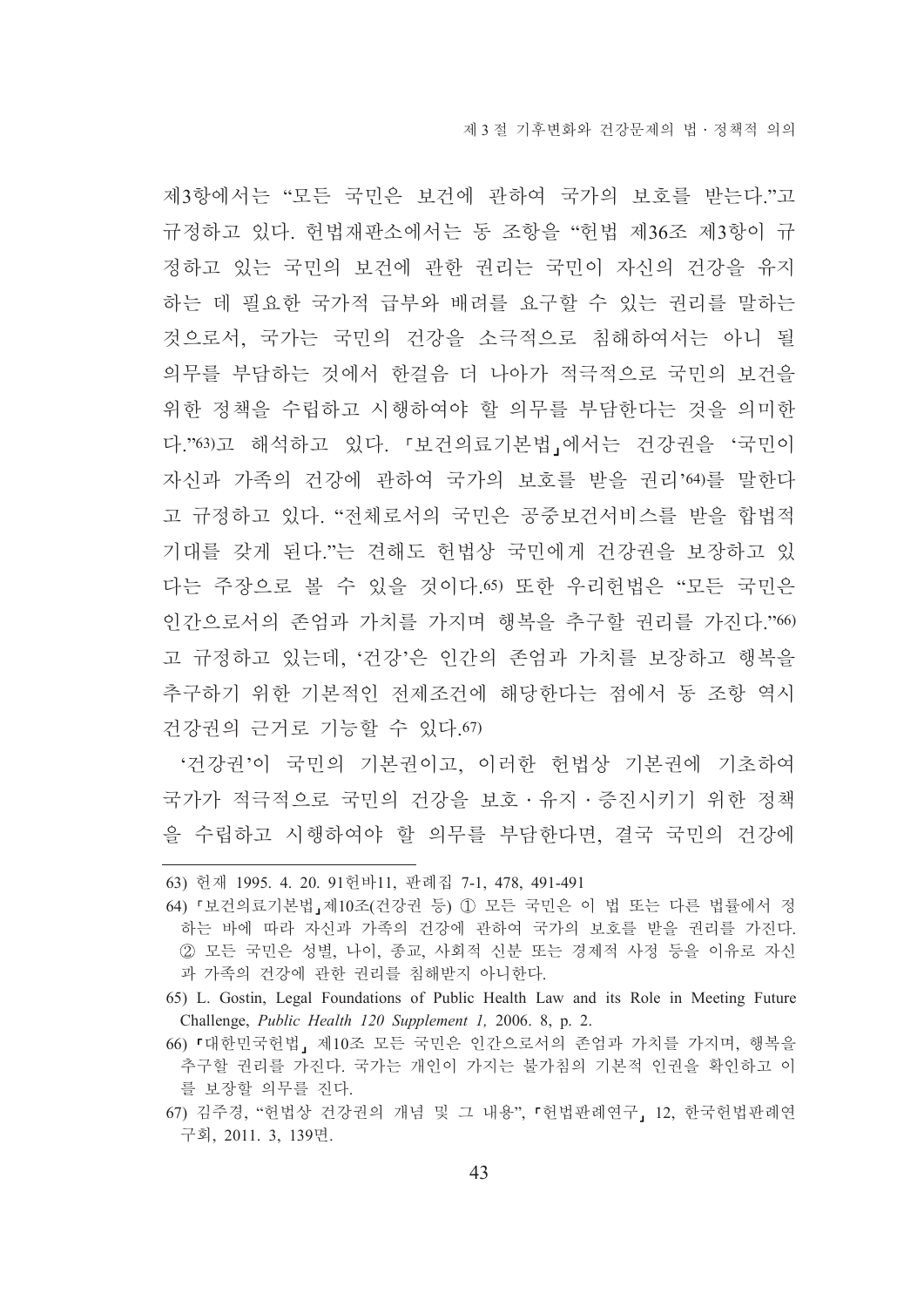제3항에서는 "모든 국민은 보건에 관하여 국가의 보호를 받는다."고 규정하고 있다. 헌법재판소에서는 동 조항을 "헌법 제36조 제3항이 규정하고 있는 국민의 보건에 관한 권리는 국민이 자신의 건강을 유지하는 데 필요한 국가적 급부와 배려를 요구할 수 있는 권리를 말하는 것으로서, 국가는 국민의 건강을 소극적으로 침해하여서는 아니 될 의무를 부담하는 것에서 한걸음 더 나아가 적극적으로 국민의 보건을 위한 정책을 수립하고 시행하여야 할 의무를 부담한다는 것을 의미한다."[63]고 해석하고 있다. 「보건의료기본법」에서는 건강권을 '국민이 자신과 가족의 건강에 관하여 국가의 보호를 받을 권리'[64]를 말한다고 규정하고 있다. "전체로서의 국민은 공중보건서비스를 받을 합법적 기대를 갖게 된다."는 견해도 헌법상 국민에게 건강권을 보장하고 있다는 주장으로 볼 수 있을 것이다.[65] 또한 우리헌법은 "모든 국민은 인간으로서의 존엄과 가치를 가지며 행복을 추구할 권리를 가진다."[66]고 규정하고 있는데, '건강'은 인간의 존엄과 가치를 보장하고 행복을 추구하기 위한 기본적인 전제조건에 해당한다는 점에서 동 조항 역시 건강권의 근거로 기능할 수 있다.[67]

'건강권'이 국민의 기본권이고, 이러한 헌법상 기본권에 기초하여 국가가 적극적으로 국민의 건강을 보호ㆍ유지ㆍ증진시키기 위한 정책을 수립하고 시행하여야 할 의무를 부담한다면, 결국 국민의 건강에

---

63) 헌재 1995. 4. 20. 91헌바11, 판례집 7-1, 478, 491-491

64) 「보건의료기본법」제10조(건강권 등) ① 모든 국민은 이 법 또는 다른 법률에서 정하는 바에 따라 자신과 가족의 건강에 관하여 국가의 보호를 받을 권리를 가진다. ② 모든 국민은 성별, 나이, 종교, 사회적 신분 또는 경제적 사정 등을 이유로 자신과 가족의 건강에 관한 권리를 침해받지 아니한다.

65) L. Gostin, Legal Foundations of Public Health Law and its Role in Meeting Future Challenge, *Public Health 120 Supplement 1,* 2006. 8, p. 2.

66) 「대한민국헌법」 제10조 모든 국민은 인간으로서의 존엄과 가치를 가지며, 행복을 추구할 권리를 가진다. 국가는 개인이 가지는 불가침의 기본적 인권을 확인하고 이를 보장할 의무를 진다.

67) 김주경, "헌법상 건강권의 개념 및 그 내용", 「헌법판례연구」 12, 한국헌법판례연구회, 2011. 3, 139면.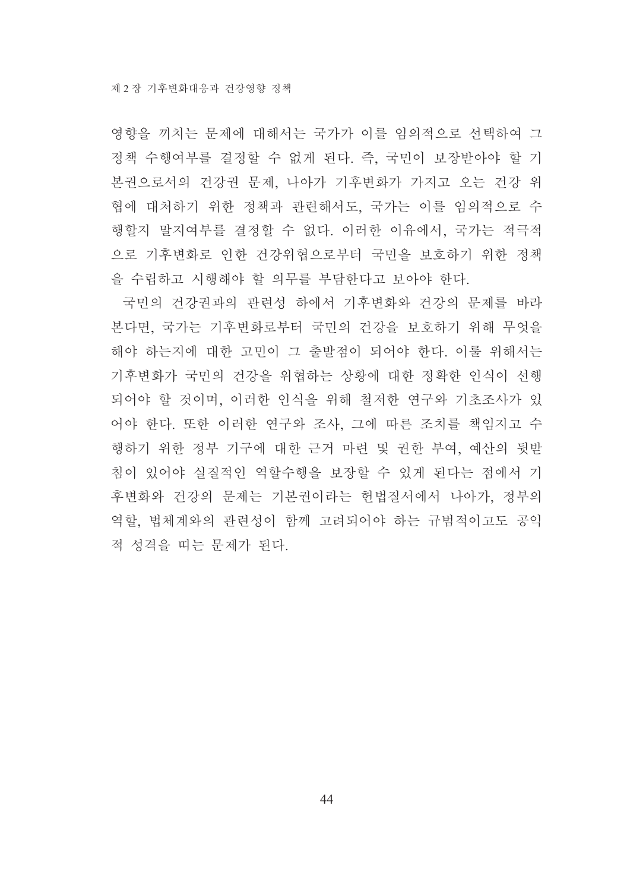영향을 끼치는 문제에 대해서는 국가가 이를 임의적으로 선택하여 그 정책 수행여부를 결정할 수 없게 된다. 즉, 국민이 보장받아야 할 기본권으로서의 건강권 문제, 나아가 기후변화가 가지고 오는 건강 위협에 대처하기 위한 정책과 관련해서도, 국가는 이를 임의적으로 수행할지 말지여부를 결정할 수 없다. 이러한 이유에서, 국가는 적극적으로 기후변화로 인한 건강위협으로부터 국민을 보호하기 위한 정책을 수립하고 시행해야 할 의무를 부담한다고 보아야 한다.

국민의 건강권과의 관련성 하에서 기후변화와 건강의 문제를 바라본다면, 국가는 기후변화로부터 국민의 건강을 보호하기 위해 무엇을 해야 하는지에 대한 고민이 그 출발점이 되어야 한다. 이를 위해서는 기후변화가 국민의 건강을 위협하는 상황에 대한 정확한 인식이 선행되어야 할 것이며, 이러한 인식을 위해 철저한 연구와 기초조사가 있어야 한다. 또한 이러한 연구와 조사, 그에 따른 조치를 책임지고 수행하기 위한 정부 기구에 대한 근거 마련 및 권한 부여, 예산의 뒷받침이 있어야 실질적인 역할수행을 보장할 수 있게 된다는 점에서 기후변화와 건강의 문제는 기본권이라는 헌법질서에서 나아가, 정부의 역할, 법체계와의 관련성이 함께 고려되어야 하는 규범적이고도 공익적 성격을 띠는 문제가 된다.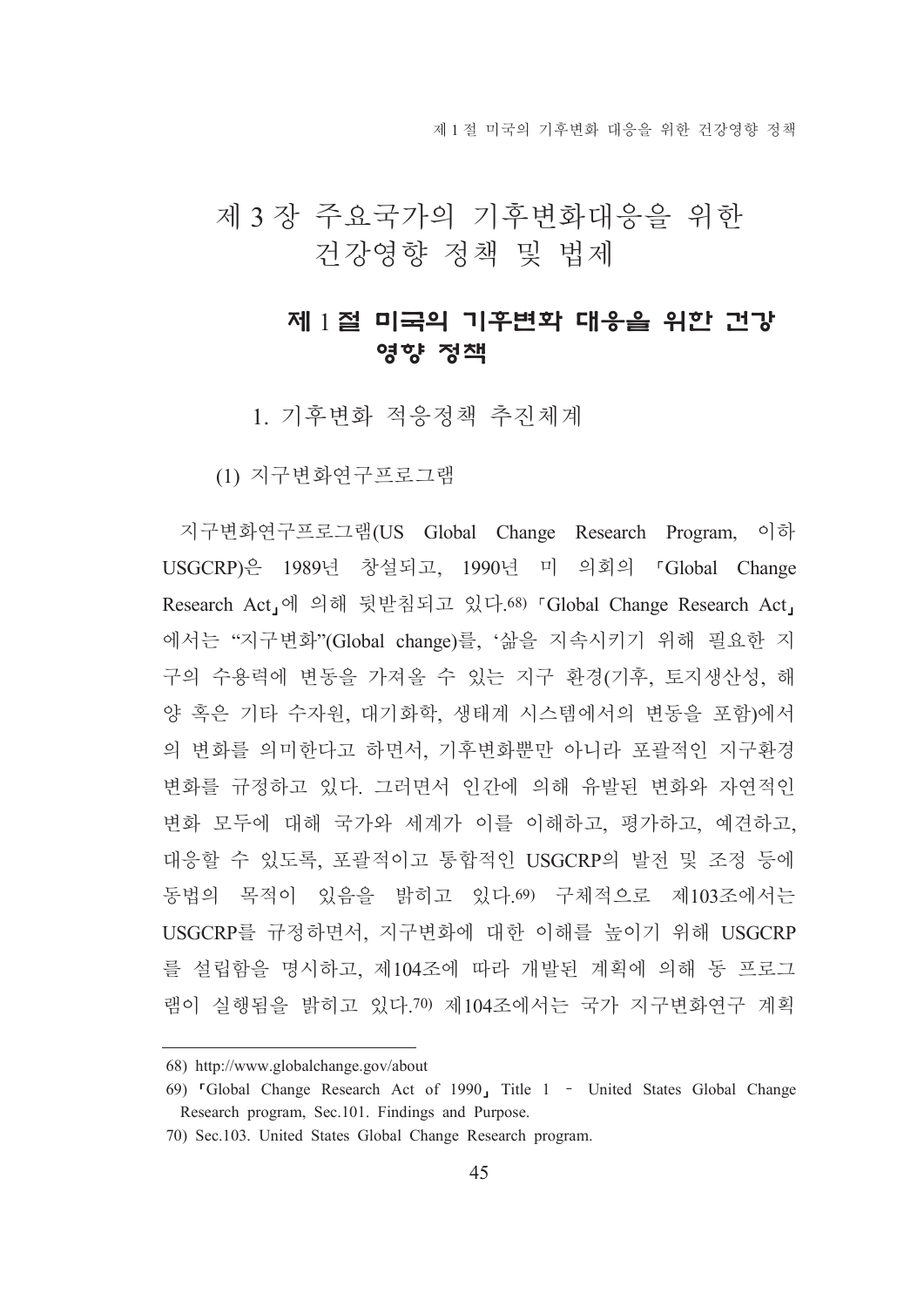# 제 3 장 주요국가의 기후변화대응을 위한 건강영향 정책 및 법제

## 제 1 절 미국의 기후변화 대응을 위한 건강영향 정책

### 1. 기후변화 적응정책 추진체계

#### (1) 지구변화연구프로그램

지구변화연구프로그램(US Global Change Research Program, 이하 USGCRP)은 1989년 창설되고, 1990년 미 의회의 「Global Change Research Act」에 의해 뒷받침되고 있다.[68] 「Global Change Research Act」에서는 "지구변화"(Global change)를, '삶을 지속시키기 위해 필요한 지구의 수용력에 변동을 가져올 수 있는 지구 환경(기후, 토지생산성, 해양 혹은 기타 수자원, 대기화학, 생태계 시스템에서의 변동을 포함)에서의 변화를 의미한다고 하면서, 기후변화뿐만 아니라 포괄적인 지구환경 변화를 규정하고 있다. 그러면서 인간에 의해 유발된 변화와 자연적인 변화 모두에 대해 국가와 세계가 이를 이해하고, 평가하고, 예견하고, 대응할 수 있도록, 포괄적이고 통합적인 USGCRP의 발전 및 조정 등에 동법의 목적이 있음을 밝히고 있다.[69] 구체적으로 제103조에서는 USGCRP를 규정하면서, 지구변화에 대한 이해를 높이기 위해 USGCRP를 설립함을 명시하고, 제104조에 따라 개발된 계획에 의해 동 프로그램이 실행됨을 밝히고 있다.[70] 제104조에서는 국가 지구변화연구 계획

---

68) http://www.globalchange.gov/about

69) 「Global Change Research Act of 1990」 Title 1 – United States Global Change Research program, Sec.101. Findings and Purpose.

70) Sec.103. United States Global Change Research program.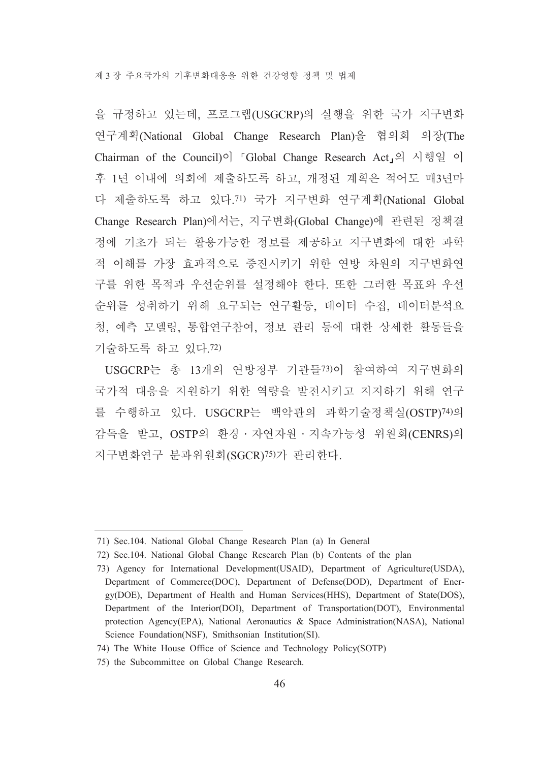을 규정하고 있는데, 프로그램(USGCRP)의 실행을 위한 국가 지구변화 연구계획(National Global Change Research Plan)을 협의회 의장(The Chairman of the Council)이 「Global Change Research Act」의 시행일 이후 1년 이내에 의회에 제출하도록 하고, 개정된 계획은 적어도 매3년마다 제출하도록 하고 있다.[71] 국가 지구변화 연구계획(National Global Change Research Plan)에서는, 지구변화(Global Change)에 관련된 정책결정에 기초가 되는 활용가능한 정보를 제공하고 지구변화에 대한 과학적 이해를 가장 효과적으로 증진시키기 위한 연방 차원의 지구변화연구를 위한 목적과 우선순위를 설정해야 한다. 또한 그러한 목표와 우선순위를 성취하기 위해 요구되는 연구활동, 데이터 수집, 데이터분석요청, 예측 모델링, 통합연구참여, 정보 관리 등에 대한 상세한 활동들을 기술하도록 하고 있다.[72]

USGCRP는 총 13개의 연방정부 기관들[73]이 참여하여 지구변화의 국가적 대응을 지원하기 위한 역량을 발전시키고 지지하기 위해 연구를 수행하고 있다. USGCRP는 백악관의 과학기술정책실(OSTP)[74]의 감독을 받고, OSTP의 환경 · 자연자원 · 지속가능성 위원회(CENRS)의 지구변화연구 분과위원회(SGCR)[75]가 관리한다.

---

71) Sec.104. National Global Change Research Plan (a) In General

72) Sec.104. National Global Change Research Plan (b) Contents of the plan

73) Agency for International Development(USAID), Department of Agriculture(USDA), Department of Commerce(DOC), Department of Defense(DOD), Department of Energy(DOE), Department of Health and Human Services(HHS), Department of State(DOS), Department of the Interior(DOI), Department of Transportation(DOT), Environmental protection Agency(EPA), National Aeronautics & Space Administration(NASA), National Science Foundation(NSF), Smithsonian Institution(SI).

74) The White House Office of Science and Technology Policy(SOTP)

75) the Subcommittee on Global Change Research.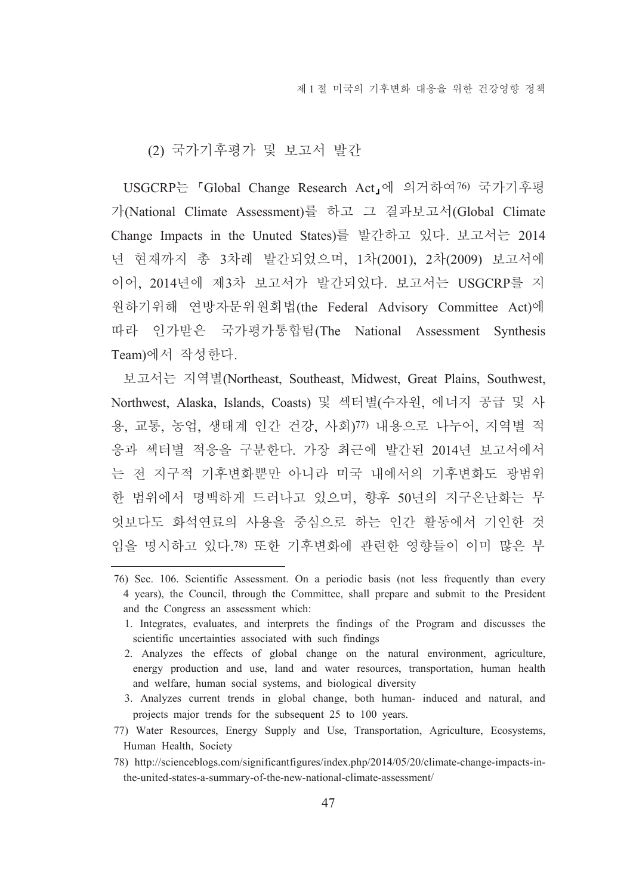### (2) 국가기후평가 및 보고서 발간

USGCRP는 「Global Change Research Act」에 의거하여[76] 국가기후평가(National Climate Assessment)를 하고 그 결과보고서(Global Climate Change Impacts in the Unuted States)를 발간하고 있다. 보고서는 2014년 현재까지 총 3차례 발간되었으며, 1차(2001), 2차(2009) 보고서에 이어, 2014년에 제3차 보고서가 발간되었다. 보고서는 USGCRP를 지원하기위해 연방자문위원회법(the Federal Advisory Committee Act)에 따라 인가받은 국가평가통합팀(The National Assessment Synthesis Team)에서 작성한다.

보고서는 지역별(Northeast, Southeast, Midwest, Great Plains, Southwest, Northwest, Alaska, Islands, Coasts) 및 섹터별(수자원, 에너지 공급 및 사용, 교통, 농업, 생태계 인간 건강, 사회)[77] 내용으로 나누어, 지역별 적응과 섹터별 적응을 구분한다. 가장 최근에 발간된 2014년 보고서에서는 전 지구적 기후변화뿐만 아니라 미국 내에서의 기후변화도 광범위한 범위에서 명백하게 드러나고 있으며, 향후 50년의 지구온난화는 무엇보다도 화석연료의 사용을 중심으로 하는 인간 활동에서 기인한 것임을 명시하고 있다.[78] 또한 기후변화에 관련한 영향들이 이미 많은 부

---

[76] Sec. 106. Scientific Assessment. On a periodic basis (not less frequently than every 4 years), the Council, through the Committee, shall prepare and submit to the President and the Congress an assessment which:

1. Integrates, evaluates, and interprets the findings of the Program and discusses the scientific uncertainties associated with such findings
2. Analyzes the effects of global change on the natural environment, agriculture, energy production and use, land and water resources, transportation, human health and welfare, human social systems, and biological diversity
3. Analyzes current trends in global change, both human- induced and natural, and projects major trends for the subsequent 25 to 100 years.

[77] Water Resources, Energy Supply and Use, Transportation, Agriculture, Ecosystems, Human Health, Society

[78] http://scienceblogs.com/significantfigures/index.php/2014/05/20/climate-change-impacts-in-the-united-states-a-summary-of-the-new-national-climate-assessment/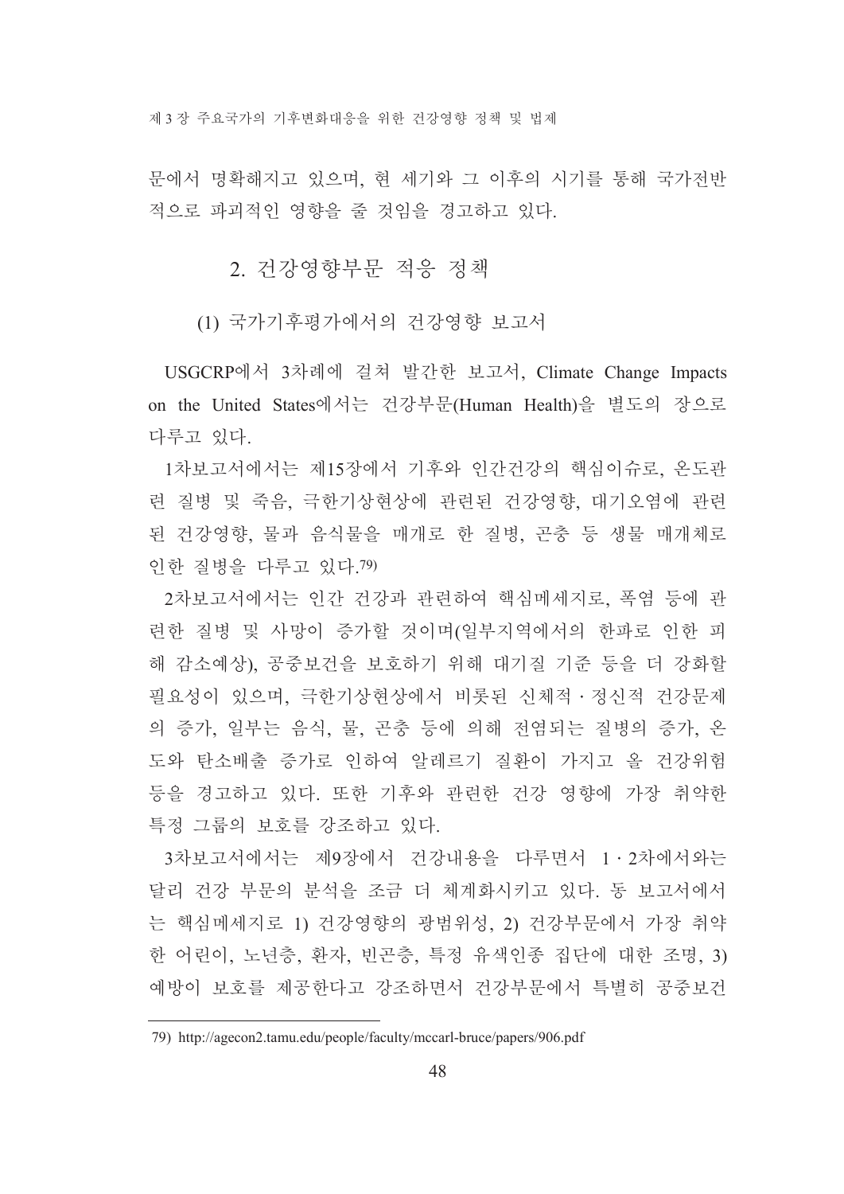문에서 명확해지고 있으며, 현 세기와 그 이후의 시기를 통해 국가전반적으로 파괴적인 영향을 줄 것임을 경고하고 있다.

## 2. 건강영향부문 적응 정책

### (1) 국가기후평가에서의 건강영향 보고서

USGCRP에서 3차례에 걸쳐 발간한 보고서, Climate Change Impacts on the United States에서는 건강부문(Human Health)을 별도의 장으로 다루고 있다.

1차보고서에서는 제15장에서 기후와 인간건강의 핵심이슈로, 온도관련 질병 및 죽음, 극한기상현상에 관련된 건강영향, 대기오염에 관련된 건강영향, 물과 음식물을 매개로 한 질병, 곤충 등 생물 매개체로 인한 질병을 다루고 있다.[79]

2차보고서에서는 인간 건강과 관련하여 핵심메세지로, 폭염 등에 관련한 질병 및 사망이 증가할 것이며(일부지역에서의 한파로 인한 피해 감소예상), 공중보건을 보호하기 위해 대기질 기준 등을 더 강화할 필요성이 있으며, 극한기상현상에서 비롯된 신체적 · 정신적 건강문제의 증가, 일부는 음식, 물, 곤충 등에 의해 전염되는 질병의 증가, 온도와 탄소배출 증가로 인하여 알레르기 질환이 가지고 올 건강위험 등을 경고하고 있다. 또한 기후와 관련한 건강 영향에 가장 취약한 특정 그룹의 보호를 강조하고 있다.

3차보고서에서는 제9장에서 건강내용을 다루면서 1 · 2차에서와는 달리 건강 부문의 분석을 조금 더 체계화시키고 있다. 동 보고서에서는 핵심메세지로 1) 건강영향의 광범위성, 2) 건강부문에서 가장 취약한 어린이, 노년층, 환자, 빈곤층, 특정 유색인종 집단에 대한 조명, 3) 예방이 보호를 제공한다고 강조하면서 건강부문에서 특별히 공중보건

---

79) http://agecon2.tamu.edu/people/faculty/mccarl-bruce/papers/906.pdf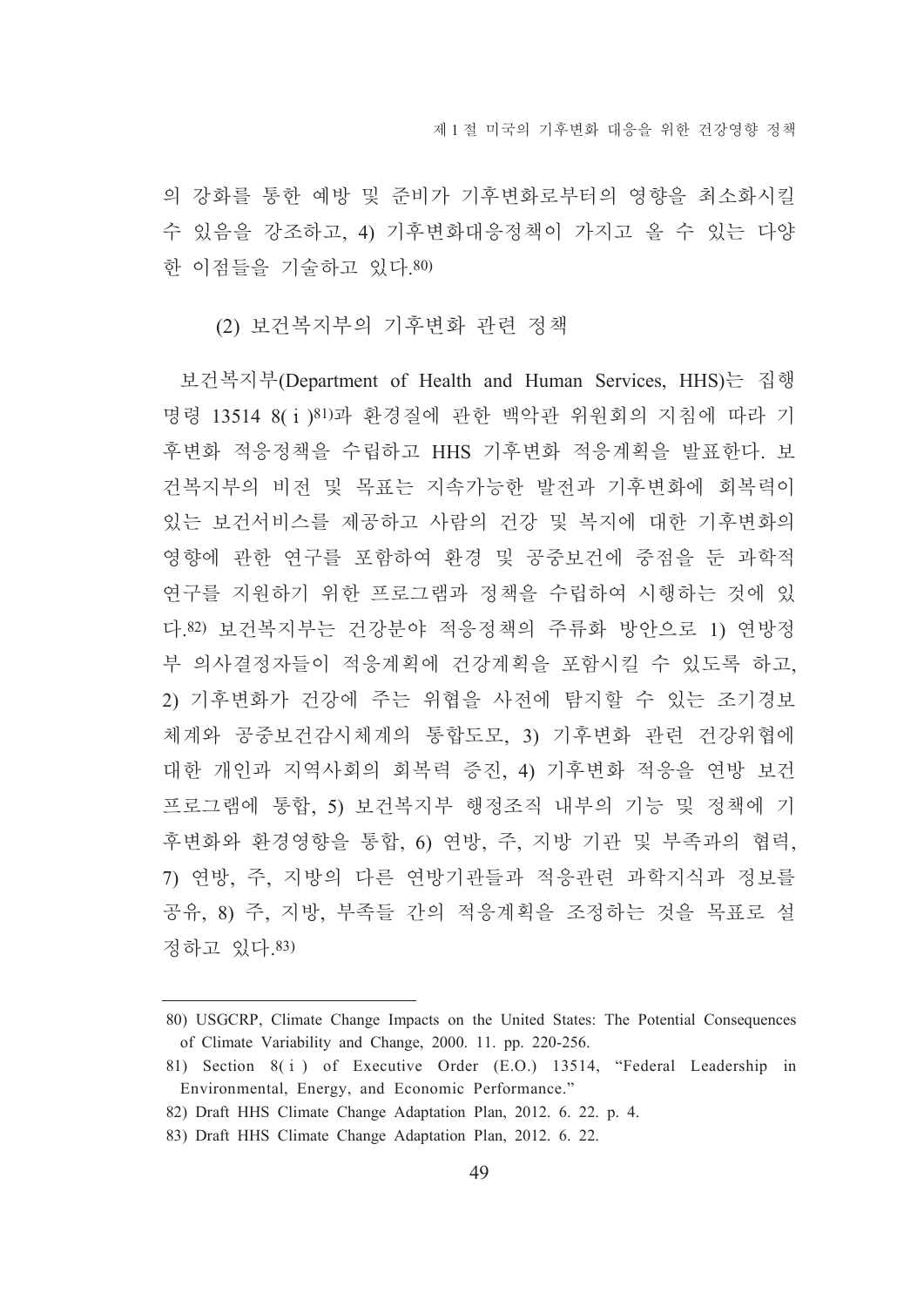의 강화를 통한 예방 및 준비가 기후변화로부터의 영향을 최소화시킬 수 있음을 강조하고, 4) 기후변화대응정책이 가지고 올 수 있는 다양한 이점들을 기술하고 있다.[80]

(2) 보건복지부의 기후변화 관련 정책

보건복지부(Department of Health and Human Services, HHS)는 집행명령 13514 8(ⅰ)[81]과 환경질에 관한 백악관 위원회의 지침에 따라 기후변화 적응정책을 수립하고 HHS 기후변화 적응계획을 발표한다. 보건복지부의 비전 및 목표는 지속가능한 발전과 기후변화에 회복력이 있는 보건서비스를 제공하고 사람의 건강 및 복지에 대한 기후변화의 영향에 관한 연구를 포함하여 환경 및 공중보건에 중점을 둔 과학적 연구를 지원하기 위한 프로그램과 정책을 수립하여 시행하는 것에 있다.[82] 보건복지부는 건강분야 적응정책의 주류화 방안으로 1) 연방정부 의사결정자들이 적응계획에 건강계획을 포함시킬 수 있도록 하고, 2) 기후변화가 건강에 주는 위협을 사전에 탐지할 수 있는 조기경보체계와 공중보건감시체계의 통합도모, 3) 기후변화 관련 건강위협에 대한 개인과 지역사회의 회복력 증진, 4) 기후변화 적응을 연방 보건프로그램에 통합, 5) 보건복지부 행정조직 내부의 기능 및 정책에 기후변화와 환경영향을 통합, 6) 연방, 주, 지방 기관 및 부족과의 협력, 7) 연방, 주, 지방의 다른 연방기관들과 적응관련 과학지식과 정보를 공유, 8) 주, 지방, 부족들 간의 적응계획을 조정하는 것을 목표로 설정하고 있다.[83]

---

80) USGCRP, Climate Change Impacts on the United States: The Potential Consequences of Climate Variability and Change, 2000. 11. pp. 220-256.

81) Section 8(ⅰ) of Executive Order (E.O.) 13514, "Federal Leadership in Environmental, Energy, and Economic Performance."

82) Draft HHS Climate Change Adaptation Plan, 2012. 6. 22. p. 4.

83) Draft HHS Climate Change Adaptation Plan, 2012. 6. 22.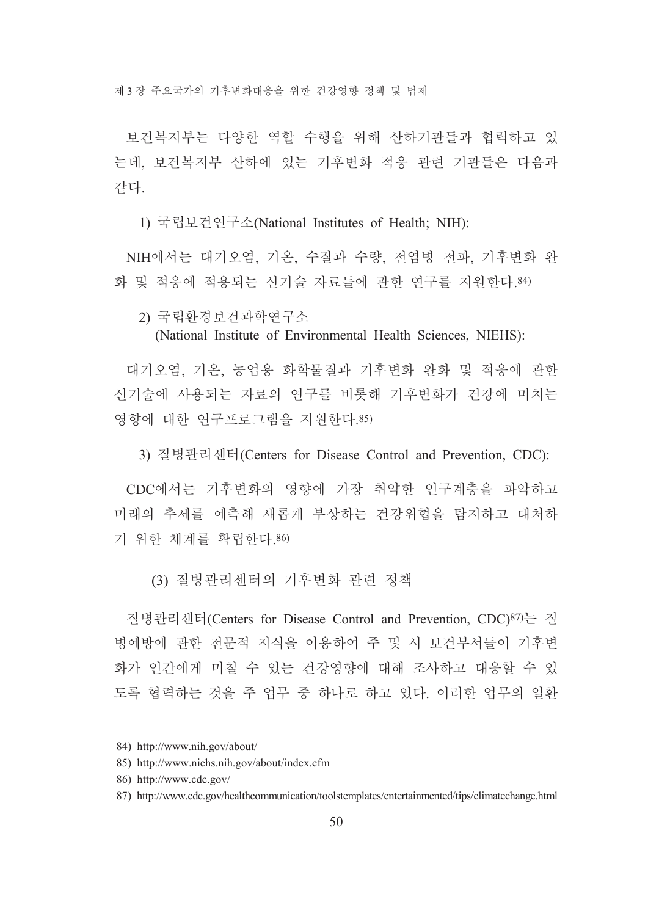보건복지부는 다양한 역할 수행을 위해 산하기관들과 협력하고 있는데, 보건복지부 산하에 있는 기후변화 적응 관련 기관들은 다음과 같다.

1) 국립보건연구소(National Institutes of Health; NIH):

NIH에서는 대기오염, 기온, 수질과 수량, 전염병 전파, 기후변화 완화 및 적응에 적용되는 신기술 자료들에 관한 연구를 지원한다.[84]

2) 국립환경보건과학연구소
(National Institute of Environmental Health Sciences, NIEHS):

대기오염, 기온, 농업용 화학물질과 기후변화 완화 및 적응에 관한 신기술에 사용되는 자료의 연구를 비롯해 기후변화가 건강에 미치는 영향에 대한 연구프로그램을 지원한다.[85]

3) 질병관리센터(Centers for Disease Control and Prevention, CDC):

CDC에서는 기후변화의 영향에 가장 취약한 인구계층을 파악하고 미래의 추세를 예측해 새롭게 부상하는 건강위협을 탐지하고 대처하기 위한 체계를 확립한다.[86]

#### (3) 질병관리센터의 기후변화 관련 정책

질병관리센터(Centers for Disease Control and Prevention, CDC)[87]는 질병예방에 관한 전문적 지식을 이용하여 주 및 시 보건부서들이 기후변화가 인간에게 미칠 수 있는 건강영향에 대해 조사하고 대응할 수 있도록 협력하는 것을 주 업무 중 하나로 하고 있다. 이러한 업무의 일환

---

84) http://www.nih.gov/about/

85) http://www.niehs.nih.gov/about/index.cfm

86) http://www.cdc.gov/

87) http://www.cdc.gov/healthcommunication/toolstemplates/entertainmented/tips/climatechange.html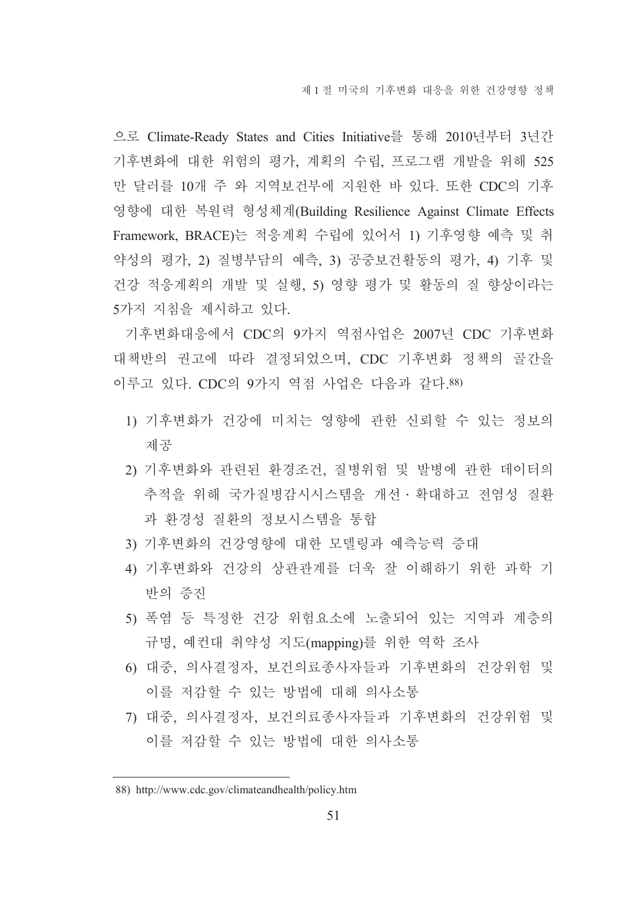으로 Climate-Ready States and Cities Initiative를 통해 2010년부터 3년간 기후변화에 대한 위험의 평가, 계획의 수립, 프로그램 개발을 위해 525만 달러를 10개 주 와 지역보건부에 지원한 바 있다. 또한 CDC의 기후영향에 대한 복원력 형성체계(Building Resilience Against Climate Effects Framework, BRACE)는 적응계획 수립에 있어서 1) 기후영향 예측 및 취약성의 평가, 2) 질병부담의 예측, 3) 공중보건활동의 평가, 4) 기후 및 건강 적응계획의 개발 및 실행, 5) 영향 평가 및 활동의 질 향상이라는 5가지 지침을 제시하고 있다.

기후변화대응에서 CDC의 9가지 역점사업은 2007년 CDC 기후변화 대책반의 권고에 따라 결정되었으며, CDC 기후변화 정책의 골간을 이루고 있다. CDC의 9가지 역점 사업은 다음과 같다.[88)]

1) 기후변화가 건강에 미치는 영향에 관한 신뢰할 수 있는 정보의 제공
2) 기후변화와 관련된 환경조건, 질병위험 및 발병에 관한 데이터의 추적을 위해 국가질병감시시스템을 개선・확대하고 전염성 질환과 환경성 질환의 정보시스템을 통합
3) 기후변화의 건강영향에 대한 모델링과 예측능력 증대
4) 기후변화와 건강의 상관관계를 더욱 잘 이해하기 위한 과학 기반의 증진
5) 폭염 등 특정한 건강 위험요소에 노출되어 있는 지역과 계층의 규명, 예컨대 취약성 지도(mapping)를 위한 역학 조사
6) 대중, 의사결정자, 보건의료종사자들과 기후변화의 건강위험 및 이를 저감할 수 있는 방법에 대해 의사소통
7) 대중, 의사결정자, 보건의료종사자들과 기후변화의 건강위험 및 이를 저감할 수 있는 방법에 대한 의사소통

88) http://www.cdc.gov/climateandhealth/policy.htm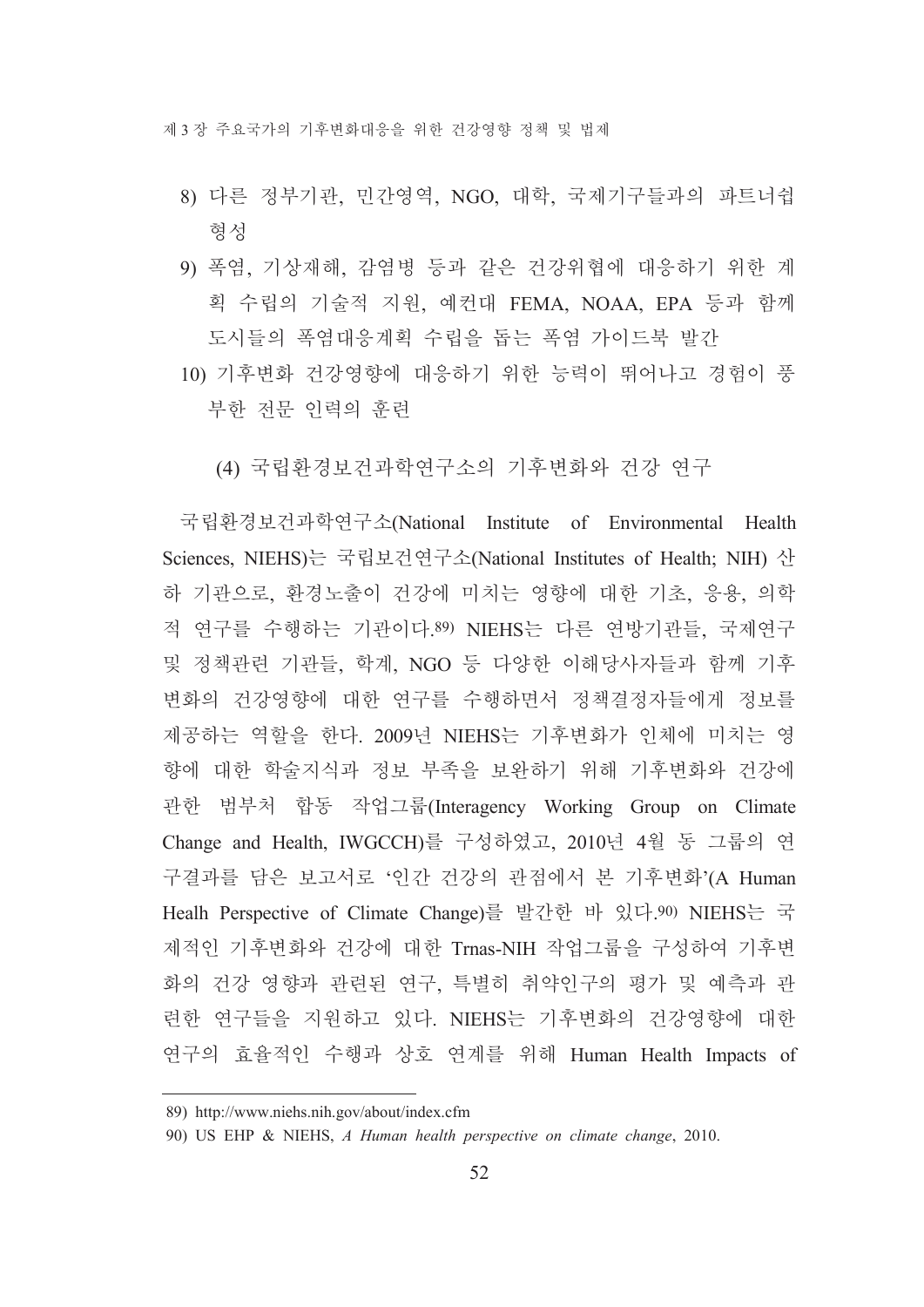8) 다른 정부기관, 민간영역, NGO, 대학, 국제기구들과의 파트너쉽 형성

9) 폭염, 기상재해, 감염병 등과 같은 건강위협에 대응하기 위한 계획 수립의 기술적 지원, 예컨대 FEMA, NOAA, EPA 등과 함께 도시들의 폭염대응계획 수립을 돕는 폭염 가이드북 발간

10) 기후변화 건강영향에 대응하기 위한 능력이 뛰어나고 경험이 풍부한 전문 인력의 훈련

#### (4) 국립환경보건과학연구소의 기후변화와 건강 연구

국립환경보건과학연구소(National Institute of Environmental Health Sciences, NIEHS)는 국립보건연구소(National Institutes of Health; NIH) 산하 기관으로, 환경노출이 건강에 미치는 영향에 대한 기초, 응용, 의학적 연구를 수행하는 기관이다.[89] NIEHS는 다른 연방기관들, 국제연구 및 정책관련 기관들, 학계, NGO 등 다양한 이해당사자들과 함께 기후변화의 건강영향에 대한 연구를 수행하면서 정책결정자들에게 정보를 제공하는 역할을 한다. 2009년 NIEHS는 기후변화가 인체에 미치는 영향에 대한 학술지식과 정보 부족을 보완하기 위해 기후변화와 건강에 관한 범부처 합동 작업그룹(Interagency Working Group on Climate Change and Health, IWGCCH)를 구성하였고, 2010년 4월 동 그룹의 연구결과를 담은 보고서로 '인간 건강의 관점에서 본 기후변화'(A Human Healh Perspective of Climate Change)를 발간한 바 있다.[90] NIEHS는 국제적인 기후변화와 건강에 대한 Trnas-NIH 작업그룹을 구성하여 기후변화의 건강 영향과 관련된 연구, 특별히 취약인구의 평가 및 예측과 관련한 연구들을 지원하고 있다. NIEHS는 기후변화의 건강영향에 대한 연구의 효율적인 수행과 상호 연계를 위해 Human Health Impacts of

---

89) http://www.niehs.nih.gov/about/index.cfm

90) US EHP & NIEHS, *A Human health perspective on climate change*, 2010.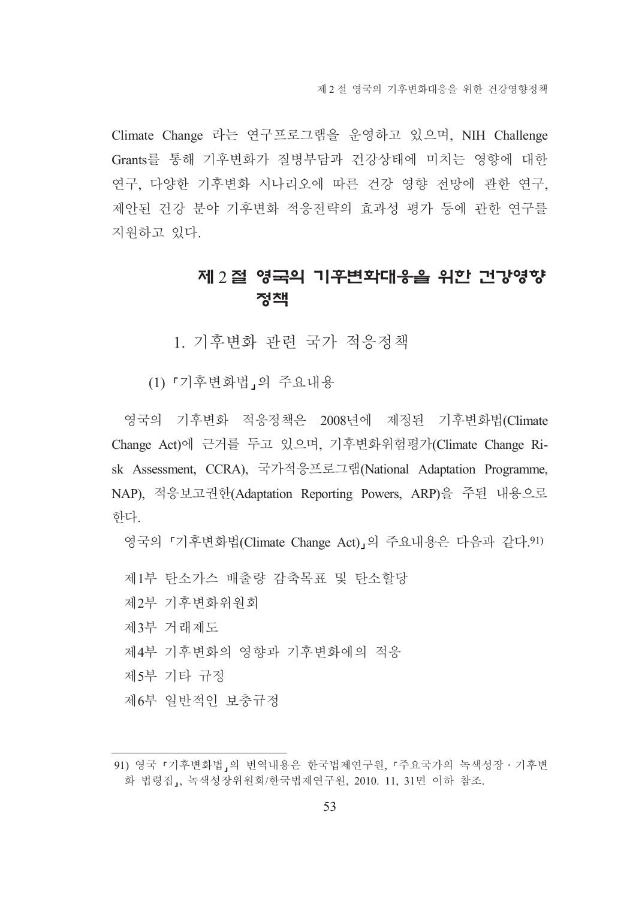Climate Change 라는 연구프로그램을 운영하고 있으며, NIH Challenge Grants를 통해 기후변화가 질병부담과 건강상태에 미치는 영향에 대한 연구, 다양한 기후변화 시나리오에 따른 건강 영향 전망에 관한 연구, 제안된 건강 분야 기후변화 적응전략의 효과성 평가 등에 관한 연구를 지원하고 있다.

## 제 2 절 영국의 기후변화대응을 위한 건강영향 정책

### 1. 기후변화 관련 국가 적응정책

#### (1) 「기후변화법」의 주요내용

영국의 기후변화 적응정책은 2008년에 제정된 기후변화법(Climate Change Act)에 근거를 두고 있으며, 기후변화위험평가(Climate Change Risk Assessment, CCRA), 국가적응프로그램(National Adaptation Programme, NAP), 적응보고권한(Adaptation Reporting Powers, ARP)을 주된 내용으로 한다.

영국의 「기후변화법(Climate Change Act)」의 주요내용은 다음과 같다.[91]

제1부 탄소가스 배출량 감축목표 및 탄소할당
제2부 기후변화위원회
제3부 거래제도
제4부 기후변화의 영향과 기후변화에의 적응
제5부 기타 규정
제6부 일반적인 보충규정

---

91) 영국 「기후변화법」의 번역내용은 한국법제연구원, 「주요국가의 녹색성장 · 기후변화 법령집」, 녹색성장위원회/한국법제연구원, 2010. 11, 31면 이하 참조.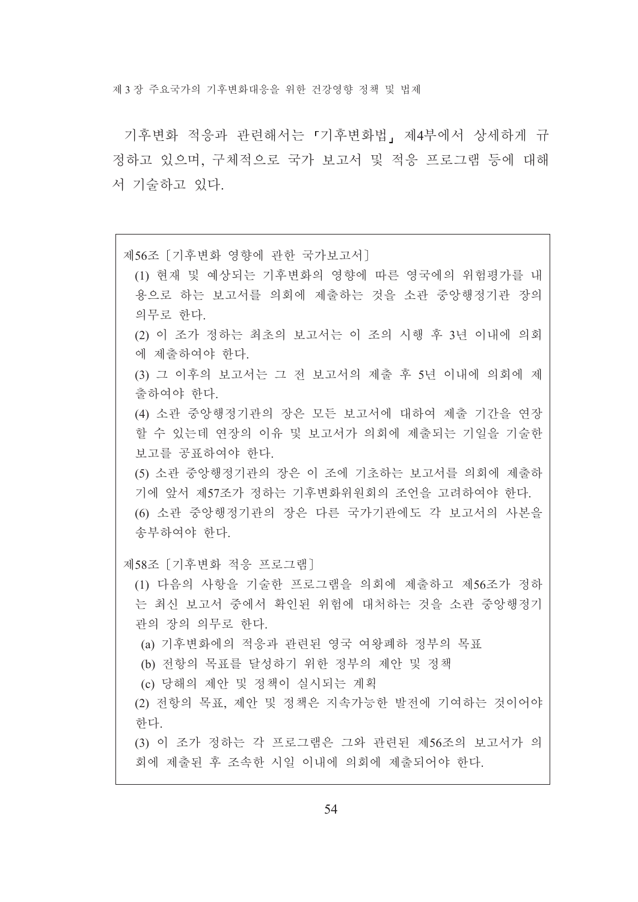기후변화 적응과 관련해서는 「기후변화법」 제4부에서 상세하게 규정하고 있으며, 구체적으로 국가 보고서 및 적응 프로그램 등에 대해서 기술하고 있다.

> 第56조 [기후변화 영향에 관한 국가보고서]
>
> (1) 현재 및 예상되는 기후변화의 영향에 따른 영국에의 위험평가를 내용으로 하는 보고서를 의회에 제출하는 것을 소관 중앙행정기관 장의 의무로 한다.
>
> (2) 이 조가 정하는 최초의 보고서는 이 조의 시행 후 3년 이내에 의회에 제출하여야 한다.
>
> (3) 그 이후의 보고서는 그 전 보고서의 제출 후 5년 이내에 의회에 제출하여야 한다.
>
> (4) 소관 중앙행정기관의 장은 모든 보고서에 대하여 제출 기간을 연장할 수 있는데 연장의 이유 및 보고서가 의회에 제출되는 기일을 기술한 보고를 공표하여야 한다.
>
> (5) 소관 중앙행정기관의 장은 이 조에 기초하는 보고서를 의회에 제출하기에 앞서 제57조가 정하는 기후변화위원회의 조언을 고려하여야 한다.
>
> (6) 소관 중앙행정기관의 장은 다른 국가기관에도 각 보고서의 사본을 송부하여야 한다.
>
> 第58조 [기후변화 적응 프로그램]
>
> (1) 다음의 사항을 기술한 프로그램을 의회에 제출하고 제56조가 정하는 최신 보고서 중에서 확인된 위험에 대처하는 것을 소관 중앙행정기관의 장의 의무로 한다.
>
> (a) 기후변화에의 적응과 관련된 영국 여왕폐하 정부의 목표
>
> (b) 전항의 목표를 달성하기 위한 정부의 제안 및 정책
>
> (c) 당해의 제안 및 정책이 실시되는 계획
>
> (2) 전항의 목표, 제안 및 정책은 지속가능한 발전에 기여하는 것이어야 한다.
>
> (3) 이 조가 정하는 각 프로그램은 그와 관련된 제56조의 보고서가 의회에 제출된 후 조속한 시일 이내에 의회에 제출되어야 한다.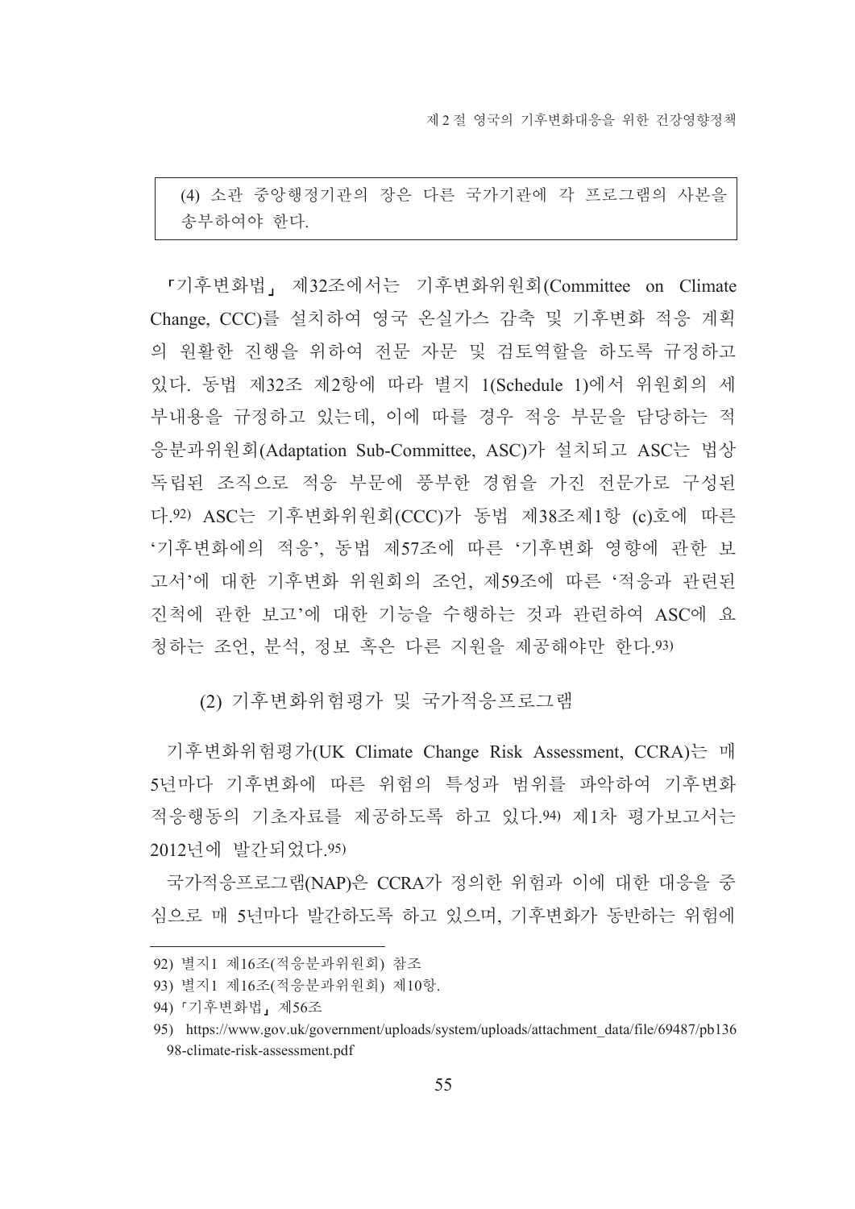(4) 소관 중앙행정기관의 장은 다른 국가기관에 각 프로그램의 사본을 송부하여야 한다.

「기후변화법」 제32조에서는 기후변화위원회(Committee on Climate Change, CCC)를 설치하여 영국 온실가스 감축 및 기후변화 적응 계획의 원활한 진행을 위하여 전문 자문 및 검토역할을 하도록 규정하고 있다. 동법 제32조 제2항에 따라 별지 1(Schedule 1)에서 위원회의 세부내용을 규정하고 있는데, 이에 따를 경우 적응 부문을 담당하는 적응분과위원회(Adaptation Sub-Committee, ASC)가 설치되고 ASC는 법상 독립된 조직으로 적응 부문에 풍부한 경험을 가진 전문가로 구성된다.[92] ASC는 기후변화위원회(CCC)가 동법 제38조제1항 (c)호에 따른 '기후변화에의 적응', 동법 제57조에 따른 '기후변화 영향에 관한 보고서'에 대한 기후변화 위원회의 조언, 제59조에 따른 '적응과 관련된 진척에 관한 보고'에 대한 기능을 수행하는 것과 관련하여 ASC에 요청하는 조언, 분석, 정보 혹은 다른 지원을 제공해야만 한다.[93]

(2) 기후변화위험평가 및 국가적응프로그램

기후변화위험평가(UK Climate Change Risk Assessment, CCRA)는 매 5년마다 기후변화에 따른 위험의 특성과 범위를 파악하여 기후변화 적응행동의 기초자료를 제공하도록 하고 있다.[94] 제1차 평가보고서는 2012년에 발간되었다.[95]

국가적응프로그램(NAP)은 CCRA가 정의한 위험과 이에 대한 대응을 중심으로 매 5년마다 발간하도록 하고 있으며, 기후변화가 동반하는 위험에

---

92) 별지1 제16조(적응분과위원회) 참조

93) 별지1 제16조(적응분과위원회) 제10항.

94) 「기후변화법」 제56조

95) https://www.gov.uk/government/uploads/system/uploads/attachment_data/file/69487/pb13698-climate-risk-assessment.pdf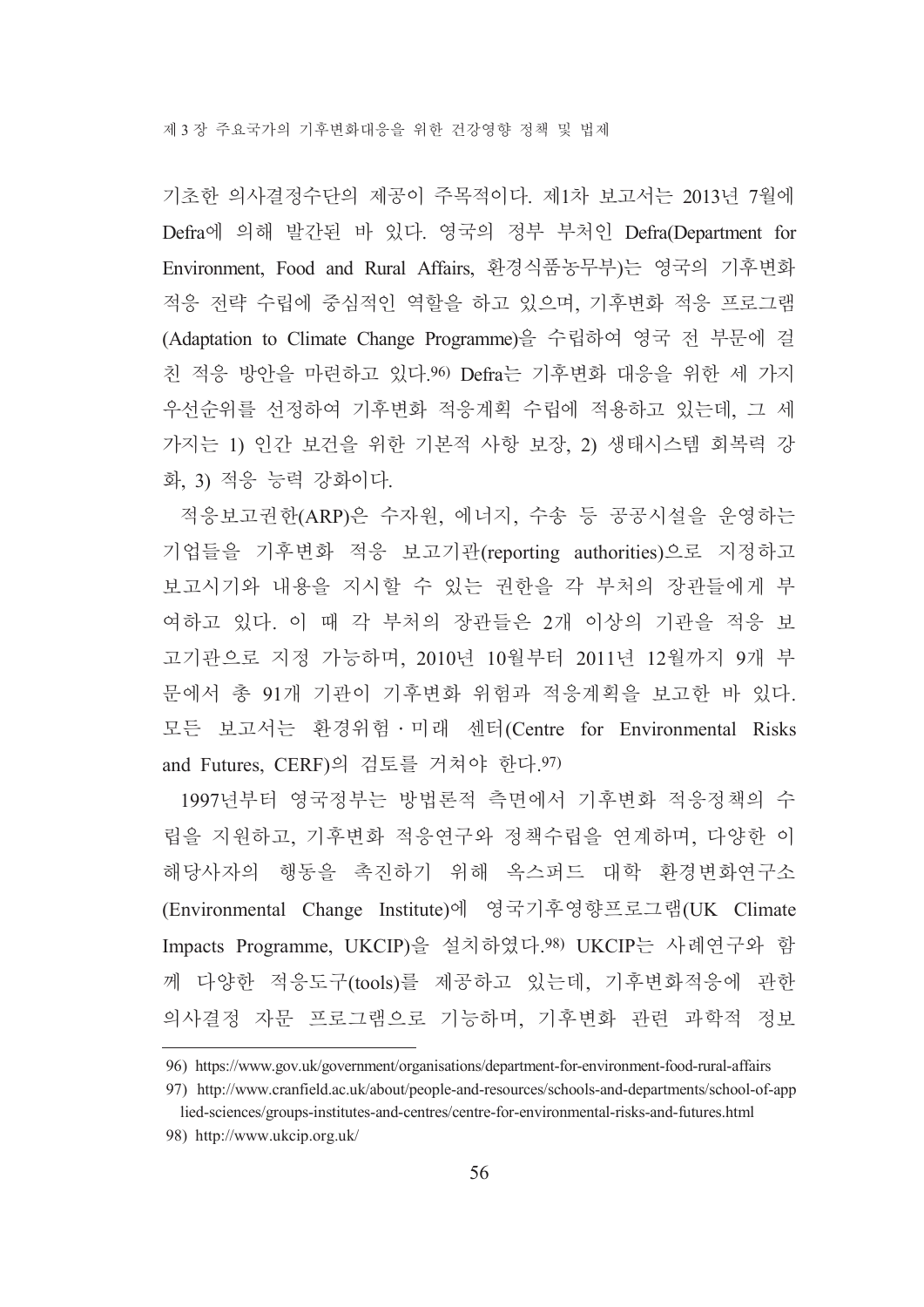기초한 의사결정수단의 제공이 주목적이다. 제1차 보고서는 2013년 7월에 Defra에 의해 발간된 바 있다. 영국의 정부 부처인 Defra(Department for Environment, Food and Rural Affairs, 환경식품농무부)는 영국의 기후변화 적응 전략 수립에 중심적인 역할을 하고 있으며, 기후변화 적응 프로그램(Adaptation to Climate Change Programme)을 수립하여 영국 전 부문에 걸친 적응 방안을 마련하고 있다.[96] Defra는 기후변화 대응을 위한 세 가지 우선순위를 선정하여 기후변화 적응계획 수립에 적용하고 있는데, 그 세 가지는 1) 인간 보건을 위한 기본적 사항 보장, 2) 생태시스템 회복력 강화, 3) 적응 능력 강화이다.

적응보고권한(ARP)은 수자원, 에너지, 수송 등 공공시설을 운영하는 기업들을 기후변화 적응 보고기관(reporting authorities)으로 지정하고 보고시기와 내용을 지시할 수 있는 권한을 각 부처의 장관들에게 부여하고 있다. 이 때 각 부처의 장관들은 2개 이상의 기관을 적응 보고기관으로 지정 가능하며, 2010년 10월부터 2011년 12월까지 9개 부문에서 총 91개 기관이 기후변화 위험과 적응계획을 보고한 바 있다. 모든 보고서는 환경위험·미래 센터(Centre for Environmental Risks and Futures, CERF)의 검토를 거쳐야 한다.[97]

1997년부터 영국정부는 방법론적 측면에서 기후변화 적응정책의 수립을 지원하고, 기후변화 적응연구와 정책수립을 연계하며, 다양한 이해당사자의 행동을 촉진하기 위해 옥스퍼드 대학 환경변화연구소(Environmental Change Institute)에 영국기후영향프로그램(UK Climate Impacts Programme, UKCIP)을 설치하였다.[98] UKCIP는 사례연구와 함께 다양한 적응도구(tools)를 제공하고 있는데, 기후변화적응에 관한 의사결정 자문 프로그램으로 기능하며, 기후변화 관련 과학적 정보

---

96) https://www.gov.uk/government/organisations/department-for-environment-food-rural-affairs

97) http://www.cranfield.ac.uk/about/people-and-resources/schools-and-departments/school-of-applied-sciences/groups-institutes-and-centres/centre-for-environmental-risks-and-futures.html

98) http://www.ukcip.org.uk/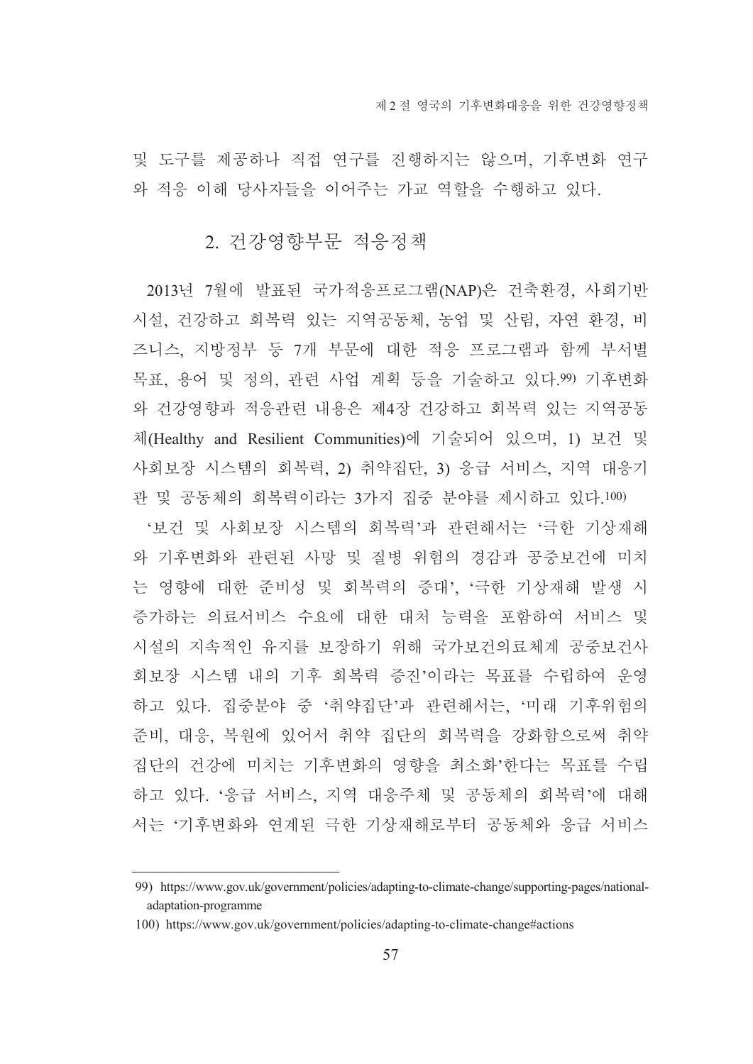및 도구를 제공하나 직접 연구를 진행하지는 않으며, 기후변화 연구와 적응 이해 당사자들을 이어주는 가교 역할을 수행하고 있다.

### 2. 건강영향부문 적응정책

2013년 7월에 발표된 국가적응프로그램(NAP)은 건축환경, 사회기반시설, 건강하고 회복력 있는 지역공동체, 농업 및 산림, 자연 환경, 비즈니스, 지방정부 등 7개 부문에 대한 적응 프로그램과 함께 부서별 목표, 용어 및 정의, 관련 사업 계획 등을 기술하고 있다.[99] 기후변화와 건강영향과 적응관련 내용은 제4장 건강하고 회복력 있는 지역공동체(Healthy and Resilient Communities)에 기술되어 있으며, 1) 보건 및 사회보장 시스템의 회복력, 2) 취약집단, 3) 응급 서비스, 지역 대응기관 및 공동체의 회복력이라는 3가지 집중 분야를 제시하고 있다.[100]

'보건 및 사회보장 시스템의 회복력'과 관련해서는 '극한 기상재해와 기후변화와 관련된 사망 및 질병 위험의 경감과 공중보건에 미치는 영향에 대한 준비성 및 회복력의 증대', '극한 기상재해 발생 시 증가하는 의료서비스 수요에 대한 대처 능력을 포함하여 서비스 및 시설의 지속적인 유지를 보장하기 위해 국가보건의료체계 공중보건사회보장 시스템 내의 기후 회복력 증진'이라는 목표를 수립하여 운영하고 있다. 집중분야 중 '취약집단'과 관련해서는, '미래 기후위험의 준비, 대응, 복원에 있어서 취약 집단의 회복력을 강화함으로써 취약집단의 건강에 미치는 기후변화의 영향을 최소화'한다는 목표를 수립하고 있다. '응급 서비스, 지역 대응주체 및 공동체의 회복력'에 대해서는 '기후변화와 연계된 극한 기상재해로부터 공동체와 응급 서비스

---

99) https://www.gov.uk/government/policies/adapting-to-climate-change/supporting-pages/national-adaptation-programme

100) https://www.gov.uk/government/policies/adapting-to-climate-change#actions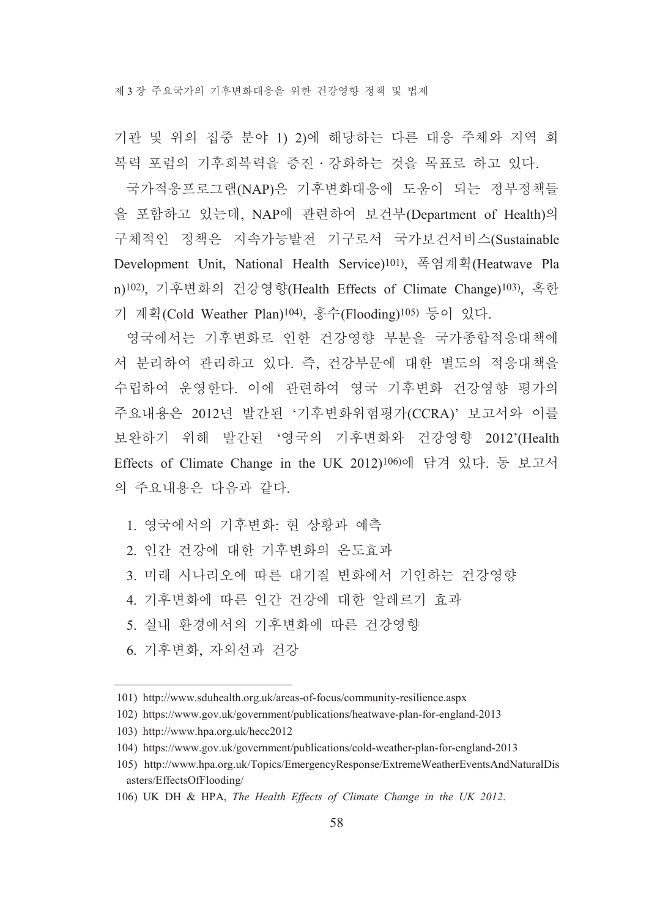기관 및 위의 집중 분야 1) 2)에 해당하는 다른 대응 주체와 지역 회복력 포럼의 기후회복력을 증진·강화하는 것을 목표로 하고 있다.

국가적응프로그램(NAP)은 기후변화대응에 도움이 되는 정부정책들을 포함하고 있는데, NAP에 관련하여 보건부(Department of Health)의 구체적인 정책은 지속가능발전 기구로서 국가보건서비스(Sustainable Development Unit, National Health Service)[101], 폭염계획(Heatwave Plan)[102], 기후변화의 건강영향(Health Effects of Climate Change)[103], 혹한기 계획(Cold Weather Plan)[104], 홍수(Flooding)[105] 등이 있다.

영국에서는 기후변화로 인한 건강영향 부분을 국가종합적응대책에서 분리하여 관리하고 있다. 즉, 건강부문에 대한 별도의 적응대책을 수립하여 운영한다. 이에 관련하여 영국 기후변화 건강영향 평가의 주요내용은 2012년 발간된 '기후변화위험평가(CCRA)' 보고서와 이를 보완하기 위해 발간된 '영국의 기후변화와 건강영향 2012'(Health Effects of Climate Change in the UK 2012)[106]에 담겨 있다. 동 보고서의 주요내용은 다음과 같다.

1. 영국에서의 기후변화: 현 상황과 예측
2. 인간 건강에 대한 기후변화의 온도효과
3. 미래 시나리오에 따른 대기질 변화에서 기인하는 건강영향
4. 기후변화에 따른 인간 건강에 대한 알레르기 효과
5. 실내 환경에서의 기후변화에 따른 건강영향
6. 기후변화, 자외선과 건강

---

101) http://www.sduhealth.org.uk/areas-of-focus/community-resilience.aspx

102) https://www.gov.uk/government/publications/heatwave-plan-for-england-2013

103) http://www.hpa.org.uk/hecc2012

104) https://www.gov.uk/government/publications/cold-weather-plan-for-england-2013

105) http://www.hpa.org.uk/Topics/EmergencyResponse/ExtremeWeatherEventsAndNaturalDisasters/EffectsOfFlooding/

106) UK DH & HPA, *The Health Effects of Climate Change in the UK 2012*.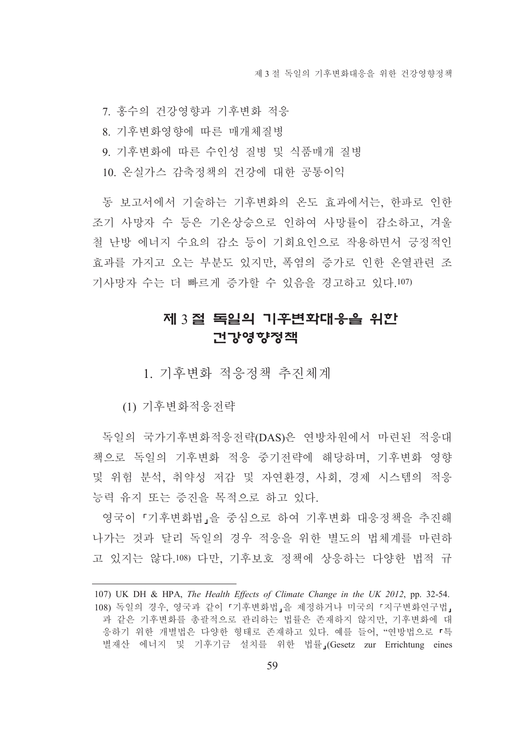7. 홍수의 건강영향과 기후변화 적응
8. 기후변화영향에 따른 매개체질병
9. 기후변화에 따른 수인성 질병 및 식품매개 질병
10. 온실가스 감축정책의 건강에 대한 공통이익

동 보고서에서 기술하는 기후변화의 온도 효과에서는, 한파로 인한 조기 사망자 수 등은 기온상승으로 인하여 사망률이 감소하고, 겨울철 난방 에너지 수요의 감소 등이 기회요인으로 작용하면서 긍정적인 효과를 가지고 오는 부분도 있지만, 폭염의 증가로 인한 온열관련 조기사망자 수는 더 빠르게 증가할 수 있음을 경고하고 있다.[107]

## 제 3 절 독일의 기후변화대응을 위한 건강영향정책

### 1. 기후변화 적응정책 추진체계

#### (1) 기후변화적응전략

독일의 국가기후변화적응전략(DAS)은 연방차원에서 마련된 적응대책으로 독일의 기후변화 적응 중기전략에 해당하며, 기후변화 영향 및 위험 분석, 취약성 저감 및 자연환경, 사회, 경제 시스템의 적응능력 유지 또는 증진을 목적으로 하고 있다.

영국이 「기후변화법」을 중심으로 하여 기후변화 대응정책을 추진해 나가는 것과 달리 독일의 경우 적응을 위한 별도의 법체계를 마련하고 있지는 않다.[108] 다만, 기후보호 정책에 상응하는 다양한 법적 규

---

107) UK DH & HPA, *The Health Effects of Climate Change in the UK 2012*, pp. 32-54.

108) 독일의 경우, 영국과 같이 「기후변화법」을 제정하거나 미국의 「지구변화연구법」과 같은 기후변화를 총괄적으로 관리하는 법률은 존재하지 않지만, 기후변화에 대응하기 위한 개별법은 다양한 형태로 존재하고 있다. 예를 들어, "연방법으로 「특별재산 에너지 및 기후기금 설치를 위한 법률」(Gesetz zur Errichtung eines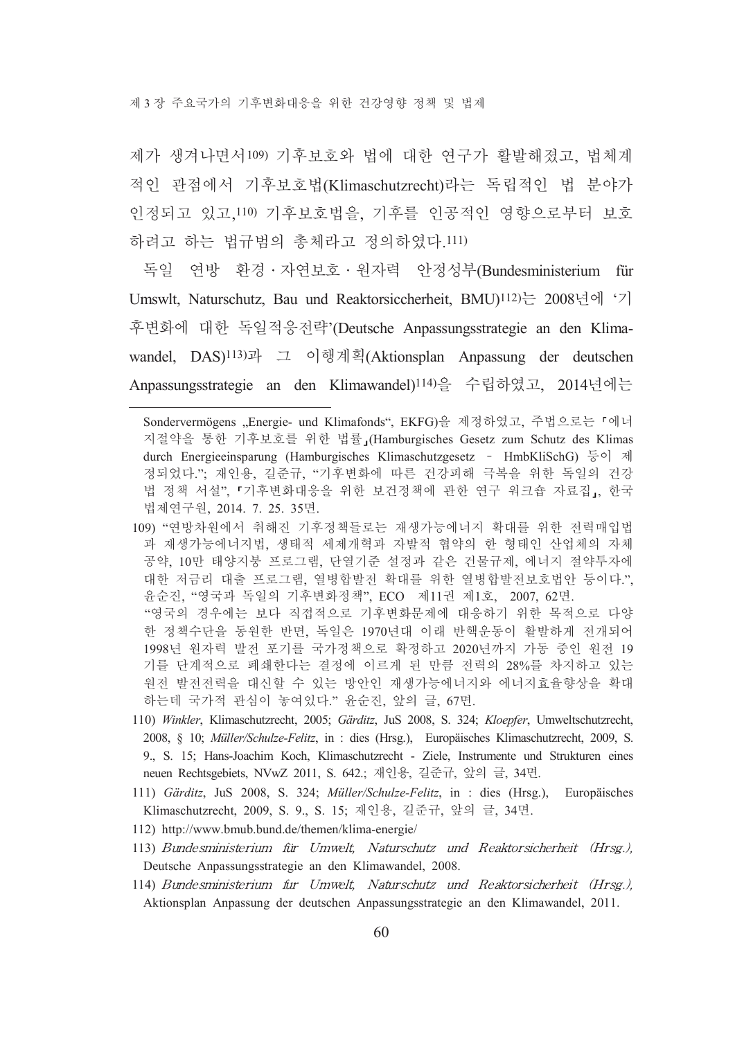제가 생겨나면서[109] 기후보호와 법에 대한 연구가 활발해졌고, 법체계적인 관점에서 기후보호법(Klimaschutzrecht)라는 독립적인 법 분야가 인정되고 있고,[110] 기후보호법을, 기후를 인공적인 영향으로부터 보호하려고 하는 법규범의 총체라고 정의하였다.[111]

독일 연방 환경·자연보호·원자력 안정성부(Bundesministerium für Umswlt, Naturschutz, Bau und Reaktorsiccherheit, BMU)[112]는 2008년에 '기후변화에 대한 독일적응전략'(Deutsche Anpassungsstrategie an den Klimawandel, DAS)[113]과 그 이행계획(Aktionsplan Anpassung der deutschen Anpassungsstrategie an den Klimawandel)[114]을 수립하였고, 2014년에는

---

Sondervermögens „Energie- und Klimafonds", EKFG)을 제정하였고, 주법으로는 「에너지절약을 통한 기후보호를 위한 법률」(Hamburgisches Gesetz zum Schutz des Klimas durch Energieeinsparung (Hamburgisches Klimaschutzgesetz – HmbKliSchG) 등이 제정되었다."; 재인용, 길준규, "기후변화에 따른 건강피해 극복을 위한 독일의 건강법 정책 서설", 「기후변화대응을 위한 보건정책에 관한 연구 워크숍 자료집」, 한국법제연구원, 2014. 7. 25. 35면.

109) "연방차원에서 취해진 기후정책들로는 재생가능에너지 확대를 위한 전력매입법과 재생가능에너지법, 생태적 세제개혁과 자발적 협약의 한 형태인 산업체의 자체공약, 10만 태양지붕 프로그램, 단열기준 설정과 같은 건물규제, 에너지 절약투자에 대한 저금리 대출 프로그램, 열병합발전 확대를 위한 열병합발전보호법안 등이다.", 윤순진, "영국과 독일의 기후변화정책", ECO 제11권 제1호, 2007, 62면.
"영국의 경우에는 보다 직접적으로 기후변화문제에 대응하기 위한 목적으로 다양한 정책수단을 동원한 반면, 독일은 1970년대 이래 반핵운동이 활발하게 전개되어 1998년 원자력 발전 포기를 국가정책으로 확정하고 2020년까지 가동 중인 원전 19기를 단계적으로 폐쇄한다는 결정에 이르게 된 만큼 전력의 28%를 차지하고 있는 원전 발전전력을 대신할 수 있는 방안인 재생가능에너지와 에너지효율향상을 확대하는데 국가적 관심이 놓여있다." 윤순진, 앞의 글, 67면.

110) *Winkler*, Klimaschutzrecht, 2005; *Gärditz*, JuS 2008, S. 324; *Kloepfer*, Umweltschutzrecht, 2008, § 10; *Müller/Schulze-Felitz*, in : dies (Hrsg.), Europäisches Klimaschutzrecht, 2009, S. 9., S. 15; Hans-Joachim Koch, Klimaschutzrecht - Ziele, Instrumente und Strukturen eines neuen Rechtsgebiets, NVwZ 2011, S. 642.; 재인용, 길준규, 앞의 글, 34면.

111) *Gärditz*, JuS 2008, S. 324; *Müller/Schulze-Felitz*, in : dies (Hrsg.), Europäisches Klimaschutzrecht, 2009, S. 9., S. 15; 재인용, 길준규, 앞의 글, 34면.

112) http://www.bmub.bund.de/themen/klima-energie/

113) *Bundesministerium für Umwelt, Naturschutz und Reaktorsicherheit (Hrsg.),* Deutsche Anpassungsstrategie an den Klimawandel, 2008.

114) *Bundesministerium fur Umwelt, Naturschutz und Reaktorsicherheit (Hrsg.),* Aktionsplan Anpassung der deutschen Anpassungsstrategie an den Klimawandel, 2011.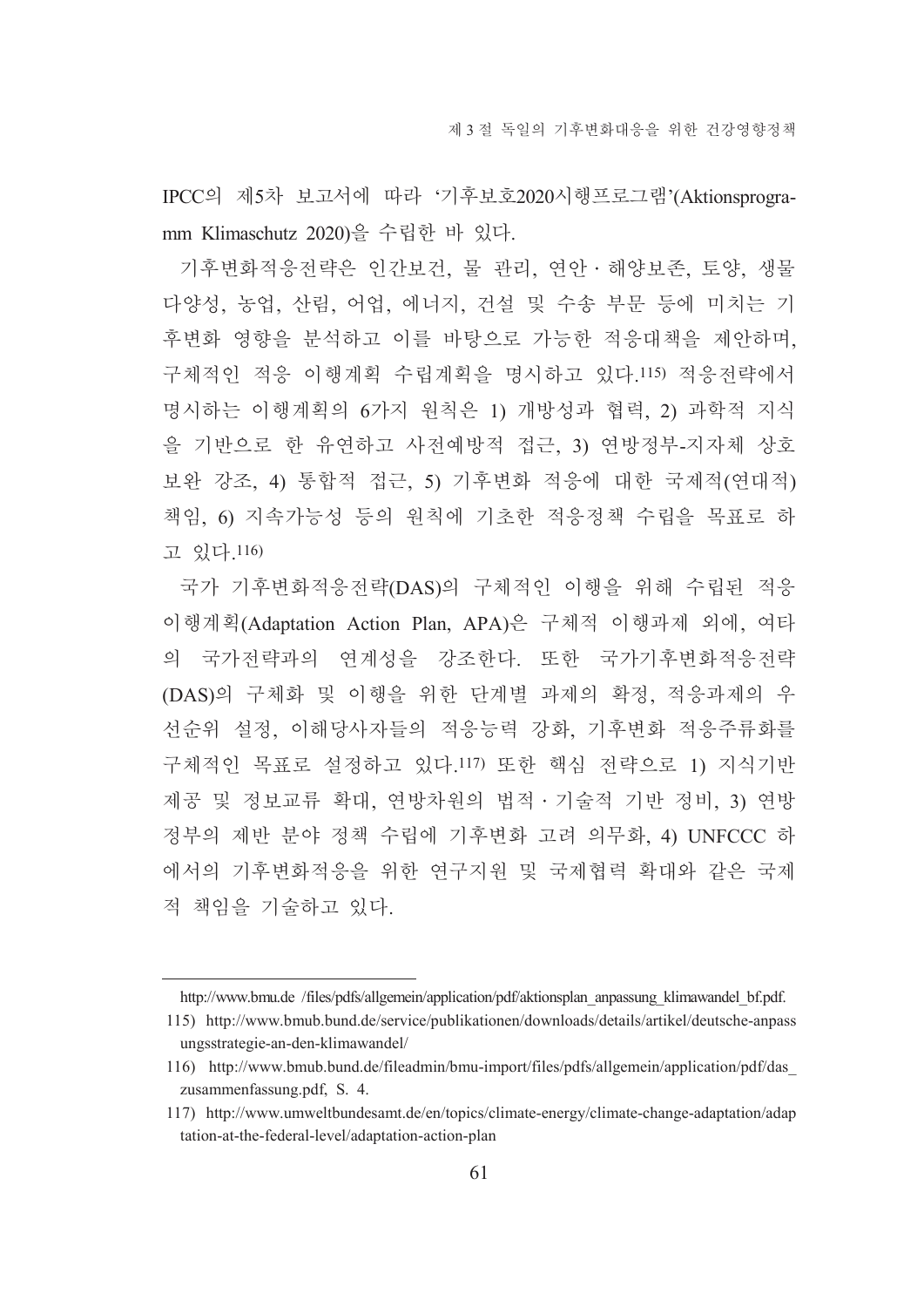IPCC의 제5차 보고서에 따라 '기후보호2020시행프로그램'(Aktionsprogramm Klimaschutz 2020)을 수립한 바 있다.

기후변화적응전략은 인간보건, 물 관리, 연안·해양보존, 토양, 생물다양성, 농업, 산림, 어업, 에너지, 건설 및 수송 부문 등에 미치는 기후변화 영향을 분석하고 이를 바탕으로 가능한 적응대책을 제안하며, 구체적인 적응 이행계획 수립계획을 명시하고 있다.[115] 적응전략에서 명시하는 이행계획의 6가지 원칙은 1) 개방성과 협력, 2) 과학적 지식을 기반으로 한 유연하고 사전예방적 접근, 3) 연방정부-지자체 상호보완 강조, 4) 통합적 접근, 5) 기후변화 적응에 대한 국제적(연대적) 책임, 6) 지속가능성 등의 원칙에 기초한 적응정책 수립을 목표로 하고 있다.[116]

국가 기후변화적응전략(DAS)의 구체적인 이행을 위해 수립된 적응이행계획(Adaptation Action Plan, APA)은 구체적 이행과제 외에, 여타의 국가전략과의 연계성을 강조한다. 또한 국가기후변화적응전략(DAS)의 구체화 및 이행을 위한 단계별 과제의 확정, 적응과제의 우선순위 설정, 이해당사자들의 적응능력 강화, 기후변화 적응주류화를 구체적인 목표로 설정하고 있다.[117] 또한 핵심 전략으로 1) 지식기반 제공 및 정보교류 확대, 연방차원의 법적·기술적 기반 정비, 3) 연방정부의 제반 분야 정책 수립에 기후변화 고려 의무화, 4) UNFCCC 하에서의 기후변화적응을 위한 연구지원 및 국제협력 확대와 같은 국제적 책임을 기술하고 있다.

---

http://www.bmu.de /files/pdfs/allgemein/application/pdf/aktionsplan_anpassung_klimawandel_bf.pdf.

115) http://www.bmub.bund.de/service/publikationen/downloads/details/artikel/deutsche-anpassungsstrategie-an-den-klimawandel/

116) http://www.bmub.bund.de/fileadmin/bmu-import/files/pdfs/allgemein/application/pdf/das_zusammenfassung.pdf, S. 4.

117) http://www.umweltbundesamt.de/en/topics/climate-energy/climate-change-adaptation/adaptation-at-the-federal-level/adaptation-action-plan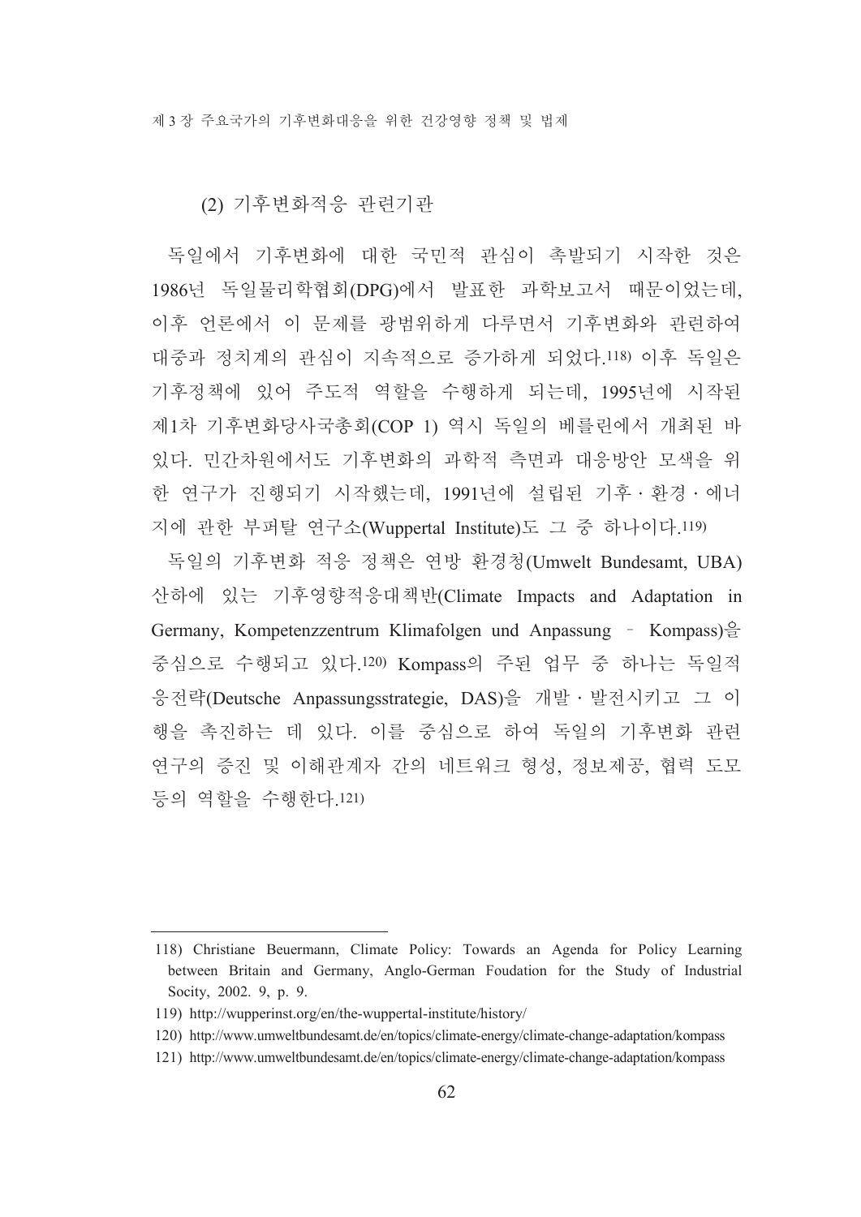### (2) 기후변화적응 관련기관

독일에서 기후변화에 대한 국민적 관심이 촉발되기 시작한 것은 1986년 독일물리학협회(DPG)에서 발표한 과학보고서 때문이었는데, 이후 언론에서 이 문제를 광범위하게 다루면서 기후변화와 관련하여 대중과 정치계의 관심이 지속적으로 증가하게 되었다.[118] 이후 독일은 기후정책에 있어 주도적 역할을 수행하게 되는데, 1995년에 시작된 제1차 기후변화당사국총회(COP 1) 역시 독일의 베를린에서 개최된 바 있다. 민간차원에서도 기후변화의 과학적 측면과 대응방안 모색을 위한 연구가 진행되기 시작했는데, 1991년에 설립된 기후 · 환경 · 에너지에 관한 부퍼탈 연구소(Wuppertal Institute)도 그 중 하나이다.[119]

독일의 기후변화 적응 정책은 연방 환경청(Umwelt Bundesamt, UBA) 산하에 있는 기후영향적응대책반(Climate Impacts and Adaptation in Germany, Kompetenzzentrum Klimafolgen und Anpassung – Kompass)을 중심으로 수행되고 있다.[120] Kompass의 주된 업무 중 하나는 독일적응전략(Deutsche Anpassungsstrategie, DAS)을 개발 · 발전시키고 그 이행을 촉진하는 데 있다. 이를 중심으로 하여 독일의 기후변화 관련 연구의 증진 및 이해관계자 간의 네트워크 형성, 정보제공, 협력 도모 등의 역할을 수행한다.[121]

---

118) Christiane Beuermann, Climate Policy: Towards an Agenda for Policy Learning between Britain and Germany, Anglo-German Foudation for the Study of Industrial Socity, 2002. 9, p. 9.

119) http://wupperinst.org/en/the-wuppertal-institute/history/

120) http://www.umweltbundesamt.de/en/topics/climate-energy/climate-change-adaptation/kompass

121) http://www.umweltbundesamt.de/en/topics/climate-energy/climate-change-adaptation/kompass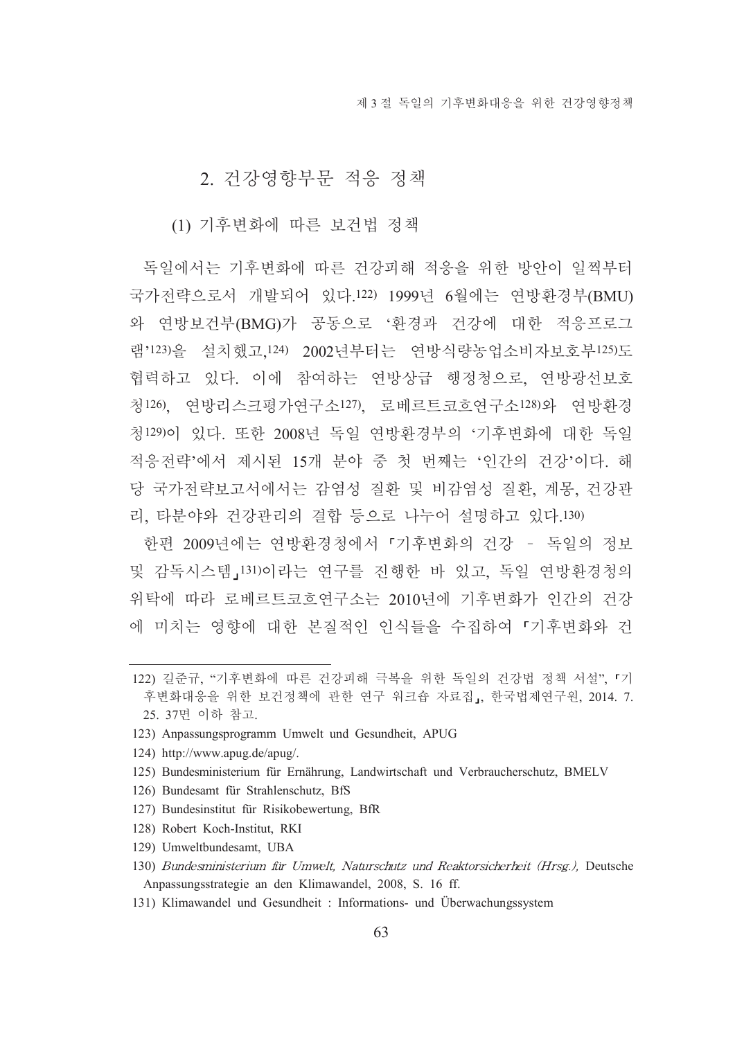## 2. 건강영향부문 적응 정책

### (1) 기후변화에 따른 보건법 정책

독일에서는 기후변화에 따른 건강피해 적응을 위한 방안이 일찍부터 국가전략으로서 개발되어 있다.[122] 1999년 6월에는 연방환경부(BMU)와 연방보건부(BMG)가 공동으로 '환경과 건강에 대한 적응프로그램'[123]을 설치했고,[124] 2002년부터는 연방식량농업소비자보호부[125]도 협력하고 있다. 이에 참여하는 연방상급 행정청으로, 연방광선보호청[126], 연방리스크평가연구소[127], 로베르트코흐연구소[128]와 연방환경청[129]이 있다. 또한 2008년 독일 연방환경부의 '기후변화에 대한 독일 적응전략'에서 제시된 15개 분야 중 첫 번째는 '인간의 건강'이다. 해당 국가전략보고서에서는 감염성 질환 및 비감염성 질환, 계몽, 건강관리, 타분야와 건강관리의 결합 등으로 나누어 설명하고 있다.[130]

한편 2009년에는 연방환경청에서 「기후변화의 건강 - 독일의 정보 및 감독시스템」[131]이라는 연구를 진행한 바 있고, 독일 연방환경청의 위탁에 따라 로베르트코흐연구소는 2010년에 기후변화가 인간의 건강에 미치는 영향에 대한 본질적인 인식들을 수집하여 「기후변화와 건

---

122) 길준규, "기후변화에 따른 건강피해 극복을 위한 독일의 건강법 정책 서설", 「기후변화대응을 위한 보건정책에 관한 연구 워크숍 자료집」, 한국법제연구원, 2014. 7. 25. 37면 이하 참고.

123) Anpassungsprogramm Umwelt und Gesundheit, APUG

124) http://www.apug.de/apug/.

125) Bundesministerium für Ernährung, Landwirtschaft und Verbraucherschutz, BMELV

126) Bundesamt für Strahlenschutz, BfS

127) Bundesinstitut für Risikobewertung, BfR

128) Robert Koch-Institut, RKI

129) Umweltbundesamt, UBA

130) *Bundesministerium für Umwelt, Naturschutz und Reaktorsicherheit (Hrsg.),* Deutsche Anpassungsstrategie an den Klimawandel, 2008, S. 16 ff.

131) Klimawandel und Gesundheit : Informations- und Überwachungssystem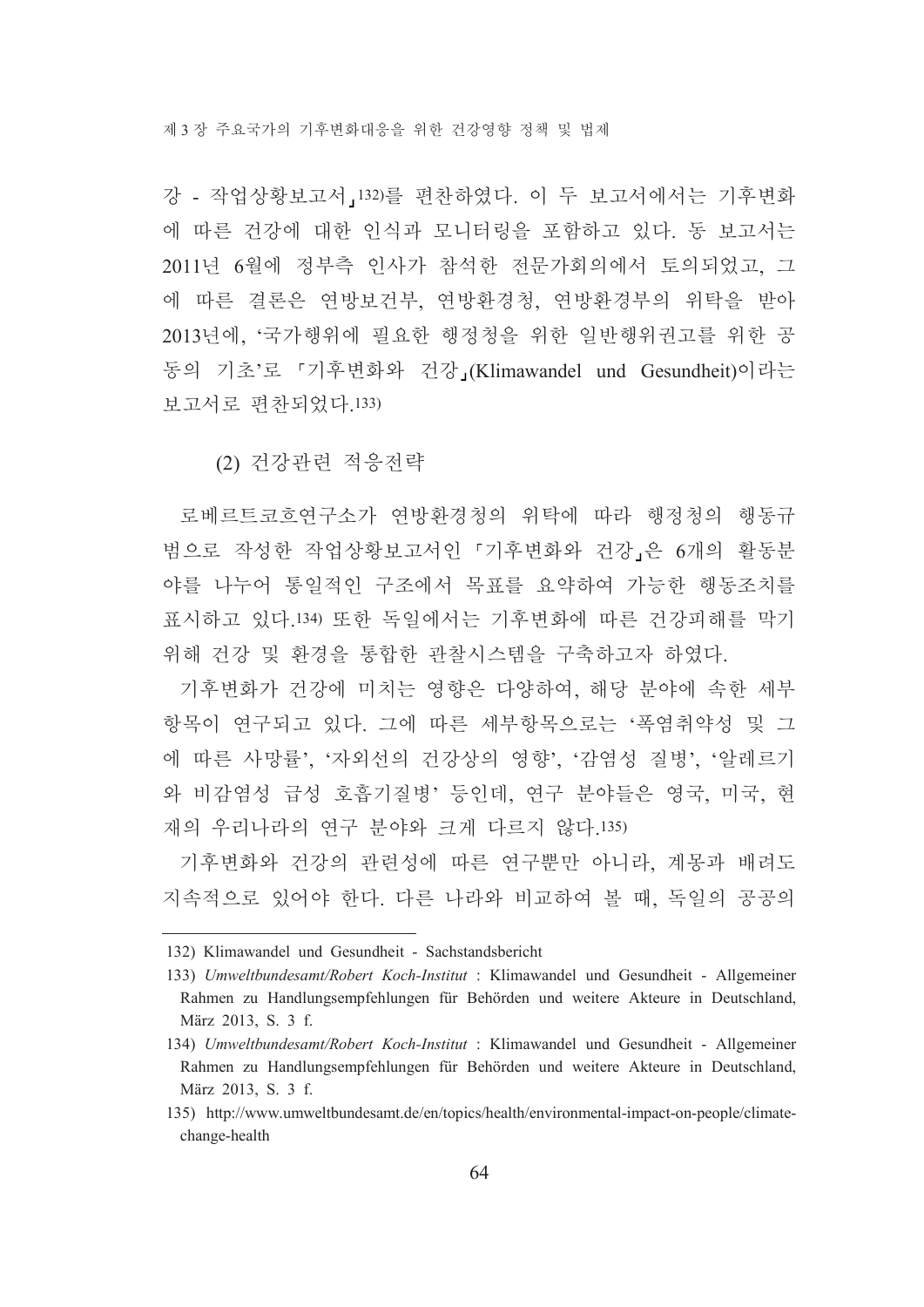강 - 작업상황보고서」[132]를 편찬하였다. 이 두 보고서에서는 기후변화에 따른 건강에 대한 인식과 모니터링을 포함하고 있다. 동 보고서는 2011년 6월에 정부측 인사가 참석한 전문가회의에서 토의되었고, 그에 따른 결론은 연방보건부, 연방환경청, 연방환경부의 위탁을 받아 2013년에, '국가행위에 필요한 행정청을 위한 일반행위권고를 위한 공동의 기초'로 「기후변화와 건강」(Klimawandel und Gesundheit)이라는 보고서로 편찬되었다.[133]

(2) 건강관련 적응전략

로베르트코흐연구소가 연방환경청의 위탁에 따라 행정청의 행동규범으로 작성한 작업상황보고서인 「기후변화와 건강」은 6개의 활동분야를 나누어 통일적인 구조에서 목표를 요약하여 가능한 행동조치를 표시하고 있다.[134] 또한 독일에서는 기후변화에 따른 건강피해를 막기 위해 건강 및 환경을 통합한 관찰시스템을 구축하고자 하였다.

기후변화가 건강에 미치는 영향은 다양하여, 해당 분야에 속한 세부항목이 연구되고 있다. 그에 따른 세부항목으로는 '폭염취약성 및 그에 따른 사망률', '자외선의 건강상의 영향', '감염성 질병', '알레르기와 비감염성 급성 호흡기질병' 등인데, 연구 분야들은 영국, 미국, 현재의 우리나라의 연구 분야와 크게 다르지 않다.[135]

기후변화와 건강의 관련성에 따른 연구뿐만 아니라, 계몽과 배려도 지속적으로 있어야 한다. 다른 나라와 비교하여 볼 때, 독일의 공공의

---

132) Klimawandel und Gesundheit - Sachstandsbericht

133) *Umweltbundesamt/Robert Koch-Institut* : Klimawandel und Gesundheit - Allgemeiner Rahmen zu Handlungsempfehlungen für Behörden und weitere Akteure in Deutschland, März 2013, S. 3 f.

134) *Umweltbundesamt/Robert Koch-Institut* : Klimawandel und Gesundheit - Allgemeiner Rahmen zu Handlungsempfehlungen für Behörden und weitere Akteure in Deutschland, März 2013, S. 3 f.

135) http://www.umweltbundesamt.de/en/topics/health/environmental-impact-on-people/climate-change-health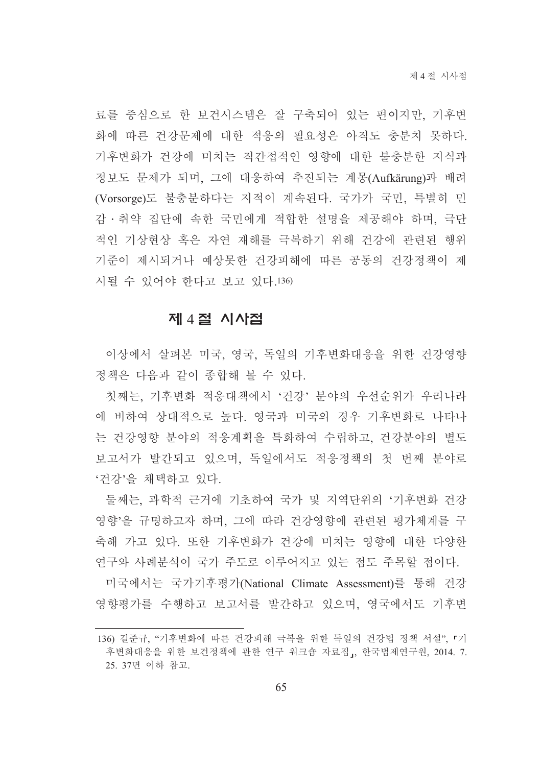료를 중심으로 한 보건시스템은 잘 구축되어 있는 편이지만, 기후변화에 따른 건강문제에 대한 적응의 필요성은 아직도 충분치 못하다. 기후변화가 건강에 미치는 직간접적인 영향에 대한 불충분한 지식과 정보도 문제가 되며, 그에 대응하여 추진되는 계몽(Aufkärung)과 배려(Vorsorge)도 불충분하다는 지적이 계속된다. 국가가 국민, 특별히 민감·취약 집단에 속한 국민에게 적합한 설명을 제공해야 하며, 극단적인 기상현상 혹은 자연 재해를 극복하기 위해 건강에 관련된 행위기준이 제시되거나 예상못한 건강피해에 따른 공동의 건강정책이 제시될 수 있어야 한다고 보고 있다.136)

## 제 4 절 시사점

이상에서 살펴본 미국, 영국, 독일의 기후변화대응을 위한 건강영향 정책은 다음과 같이 종합해 볼 수 있다.

첫째는, 기후변화 적응대책에서 '건강' 분야의 우선순위가 우리나라에 비하여 상대적으로 높다. 영국과 미국의 경우 기후변화로 나타나는 건강영향 분야의 적응계획을 특화하여 수립하고, 건강분야의 별도 보고서가 발간되고 있으며, 독일에서도 적응정책의 첫 번째 분야로 '건강'을 채택하고 있다.

둘째는, 과학적 근거에 기초하여 국가 및 지역단위의 '기후변화 건강영향'을 규명하고자 하며, 그에 따라 건강영향에 관련된 평가체계를 구축해 가고 있다. 또한 기후변화가 건강에 미치는 영향에 대한 다양한 연구와 사례분석이 국가 주도로 이루어지고 있는 점도 주목할 점이다.

미국에서는 국가기후평가(National Climate Assessment)를 통해 건강영향평가를 수행하고 보고서를 발간하고 있으며, 영국에서도 기후변

---

136) 길준규, "기후변화에 따른 건강피해 극복을 위한 독일의 건강법 정책 서설", 「기후변화대응을 위한 보건정책에 관한 연구 워크숍 자료집」, 한국법제연구원, 2014. 7. 25. 37면 이하 참고.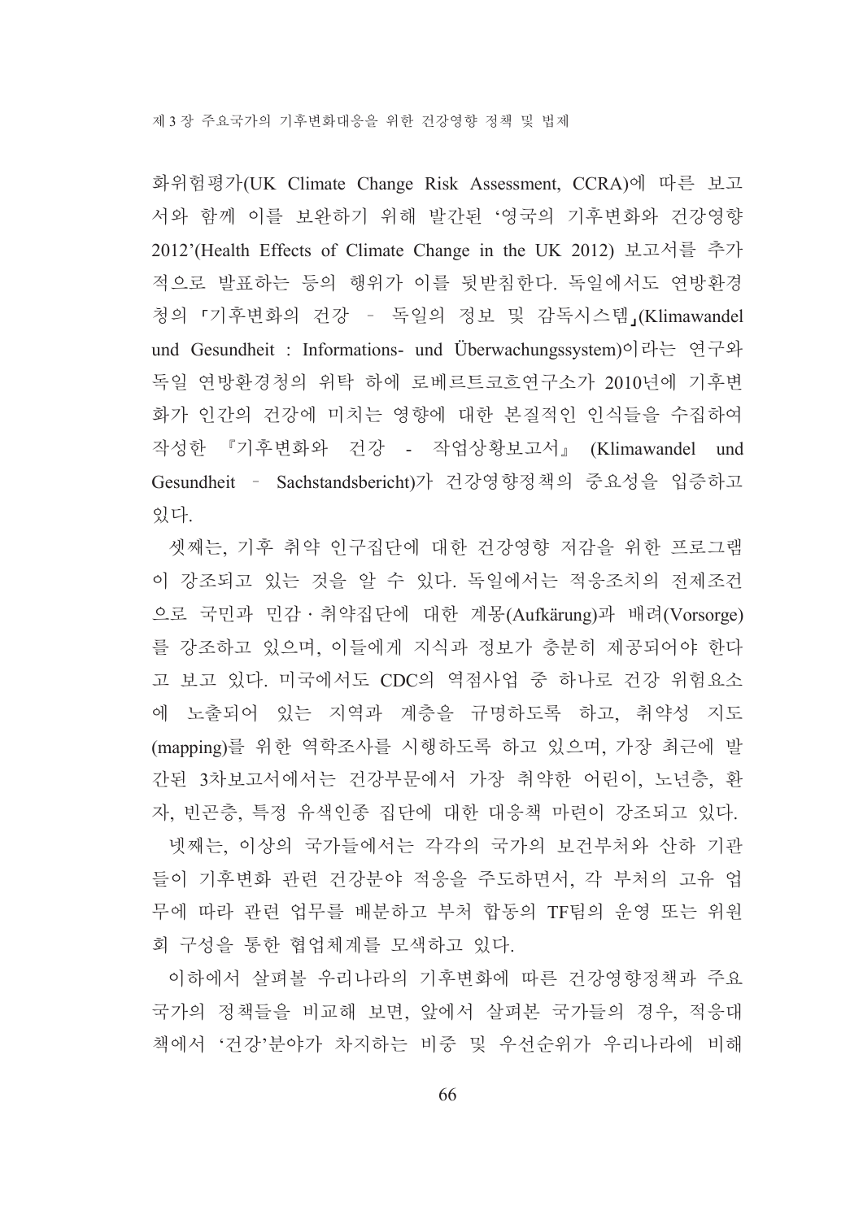화위험평가(UK Climate Change Risk Assessment, CCRA)에 따른 보고서와 함께 이를 보완하기 위해 발간된 '영국의 기후변화와 건강영향 2012'(Health Effects of Climate Change in the UK 2012) 보고서를 추가적으로 발표하는 등의 행위가 이를 뒷받침한다. 독일에서도 연방환경청의 「기후변화의 건강 – 독일의 정보 및 감독시스템」(Klimawandel und Gesundheit : Informations- und Überwachungssystem)이라는 연구와 독일 연방환경청의 위탁 하에 로베르트코흐연구소가 2010년에 기후변화가 인간의 건강에 미치는 영향에 대한 본질적인 인식들을 수집하여 작성한 『기후변화와 건강 - 작업상황보고서』 (Klimawandel und Gesundheit – Sachstandsbericht)가 건강영향정책의 중요성을 입증하고 있다.

셋째는, 기후 취약 인구집단에 대한 건강영향 저감을 위한 프로그램이 강조되고 있는 것을 알 수 있다. 독일에서는 적응조치의 전제조건으로 국민과 민감·취약집단에 대한 계몽(Aufkärung)과 배려(Vorsorge)를 강조하고 있으며, 이들에게 지식과 정보가 충분히 제공되어야 한다고 보고 있다. 미국에서도 CDC의 역점사업 중 하나로 건강 위험요소에 노출되어 있는 지역과 계층을 규명하도록 하고, 취약성 지도(mapping)를 위한 역학조사를 시행하도록 하고 있으며, 가장 최근에 발간된 3차보고서에서는 건강부문에서 가장 취약한 어린이, 노년층, 환자, 빈곤층, 특정 유색인종 집단에 대한 대응책 마련이 강조되고 있다.

넷째는, 이상의 국가들에서는 각각의 국가의 보건부처와 산하 기관들이 기후변화 관련 건강분야 적응을 주도하면서, 각 부처의 고유 업무에 따라 관련 업무를 배분하고 부처 합동의 TF팀의 운영 또는 위원회 구성을 통한 협업체계를 모색하고 있다.

이하에서 살펴볼 우리나라의 기후변화에 따른 건강영향정책과 주요 국가의 정책들을 비교해 보면, 앞에서 살펴본 국가들의 경우, 적응대책에서 '건강'분야가 차지하는 비중 및 우선순위가 우리나라에 비해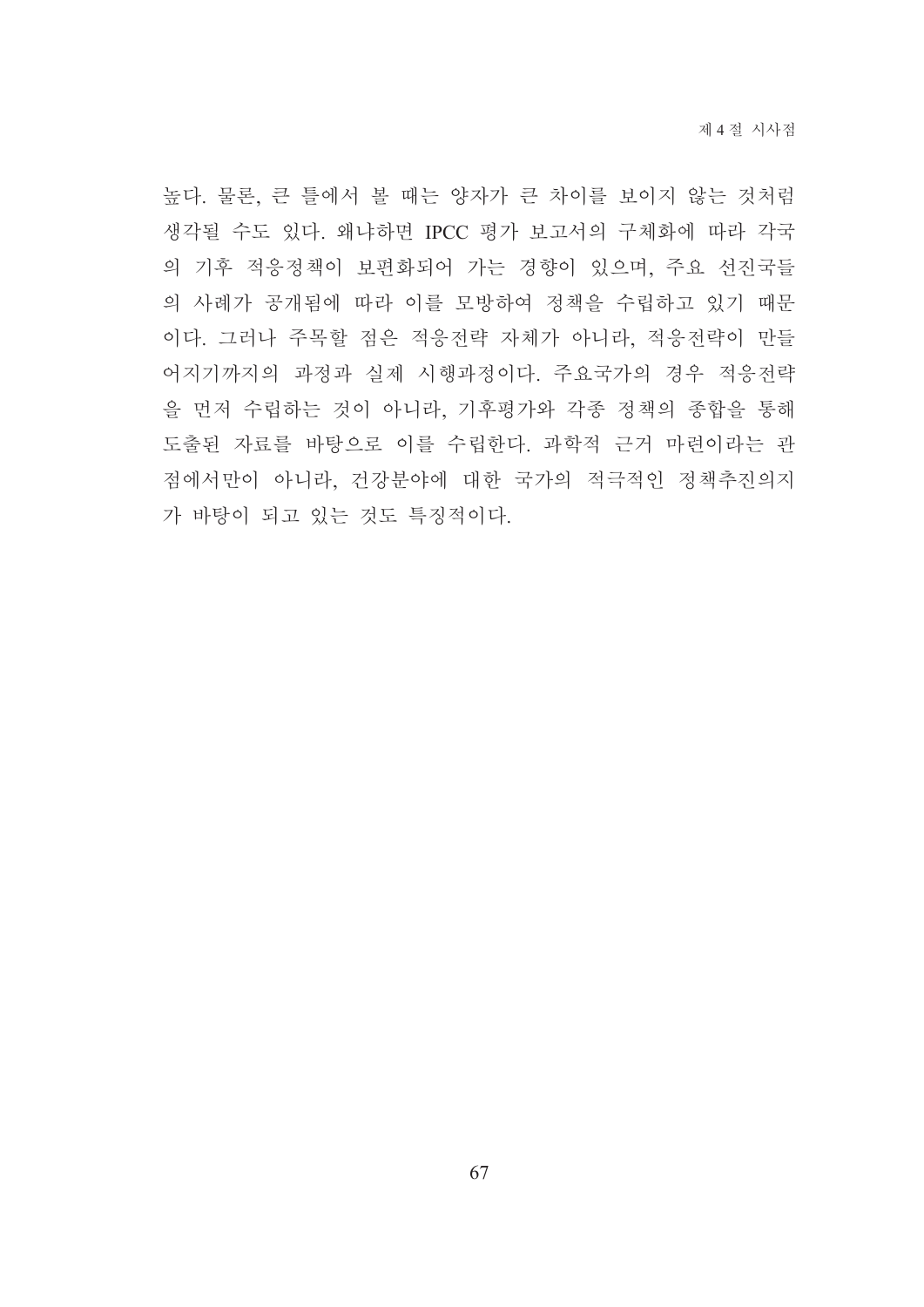높다. 물론, 큰 틀에서 볼 때는 양자가 큰 차이를 보이지 않는 것처럼 생각될 수도 있다. 왜냐하면 IPCC 평가 보고서의 구체화에 따라 각국의 기후 적응정책이 보편화되어 가는 경향이 있으며, 주요 선진국들의 사례가 공개됨에 따라 이를 모방하여 정책을 수립하고 있기 때문이다. 그러나 주목할 점은 적응전략 자체가 아니라, 적응전략이 만들어지기까지의 과정과 실제 시행과정이다. 주요국가의 경우 적응전략을 먼저 수립하는 것이 아니라, 기후평가와 각종 정책의 종합을 통해 도출된 자료를 바탕으로 이를 수립한다. 과학적 근거 마련이라는 관점에서만이 아니라, 건강분야에 대한 국가의 적극적인 정책추진의지가 바탕이 되고 있는 것도 특징적이다.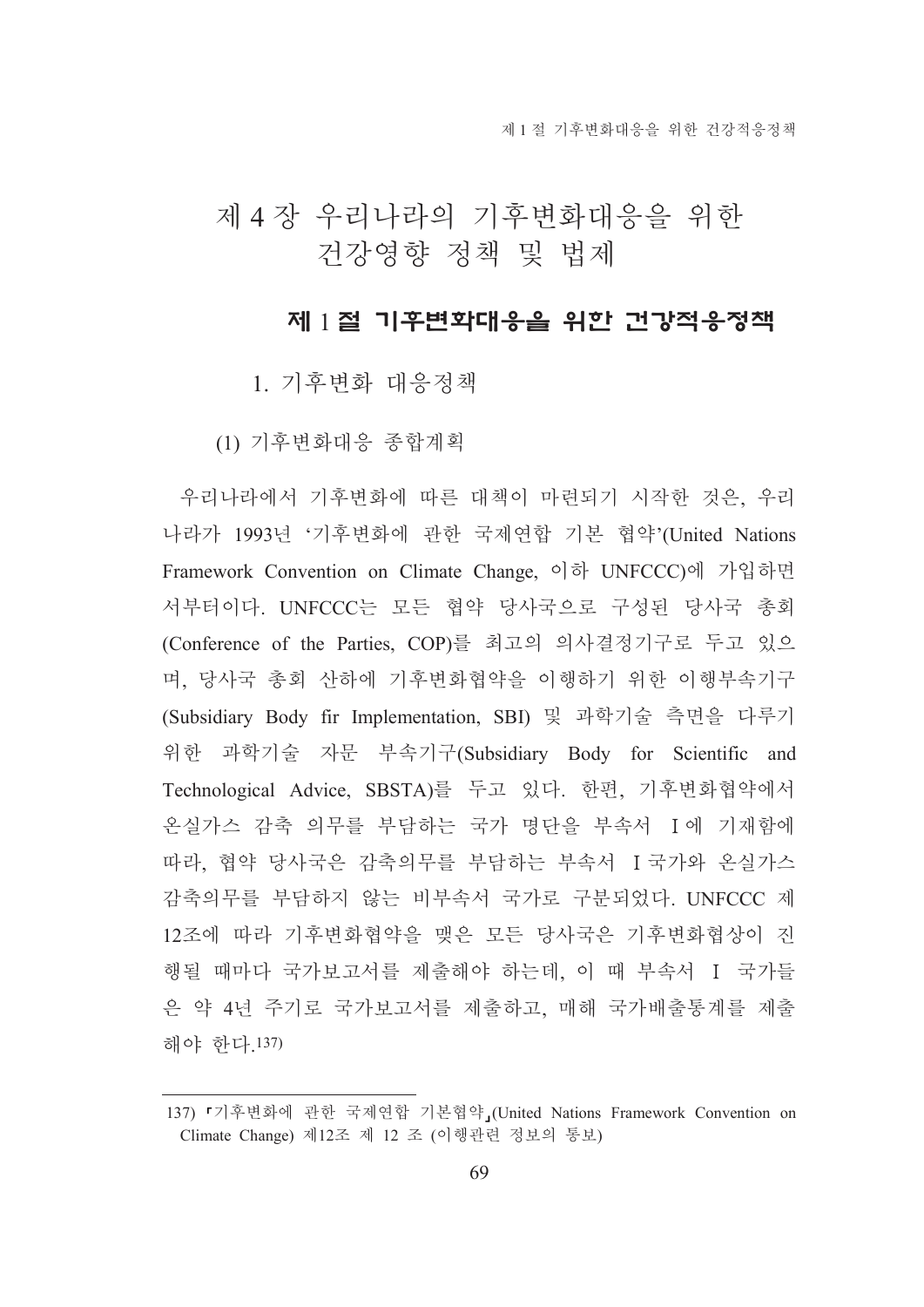# 제 4 장 우리나라의 기후변화대응을 위한 건강영향 정책 및 법제

## 제 1 절 기후변화대응을 위한 건강적응정책

### 1. 기후변화 대응정책

#### (1) 기후변화대응 종합계획

우리나라에서 기후변화에 따른 대책이 마련되기 시작한 것은, 우리나라가 1993년 '기후변화에 관한 국제연합 기본 협약'(United Nations Framework Convention on Climate Change, 이하 UNFCCC)에 가입하면서부터이다. UNFCCC는 모든 협약 당사국으로 구성된 당사국 총회(Conference of the Parties, COP)를 최고의 의사결정기구로 두고 있으며, 당사국 총회 산하에 기후변화협약을 이행하기 위한 이행부속기구(Subsidiary Body fir Implementation, SBI) 및 과학기술 측면을 다루기 위한 과학기술 자문 부속기구(Subsidiary Body for Scientific and Technological Advice, SBSTA)를 두고 있다. 한편, 기후변화협약에서 온실가스 감축 의무를 부담하는 국가 명단을 부속서 Ⅰ에 기재함에 따라, 협약 당사국은 감축의무를 부담하는 부속서 Ⅰ국가와 온실가스 감축의무를 부담하지 않는 비부속서 국가로 구분되었다. UNFCCC 제12조에 따라 기후변화협약을 맺은 모든 당사국은 기후변화협상이 진행될 때마다 국가보고서를 제출해야 하는데, 이 때 부속서 Ⅰ 국가들은 약 4년 주기로 국가보고서를 제출하고, 매해 국가배출통계를 제출해야 한다.[137]

---

137) 「기후변화에 관한 국제연합 기본협약」(United Nations Framework Convention on Climate Change) 제12조 제 12 조 (이행관련 정보의 통보)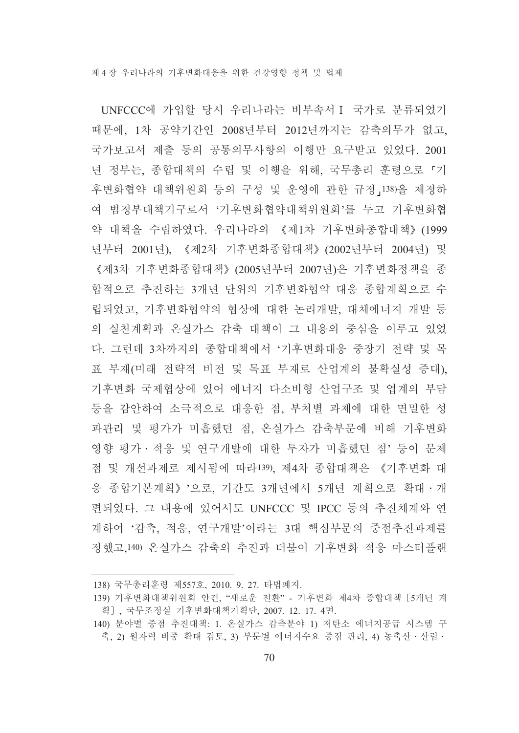UNFCCC에 가입할 당시 우리나라는 비부속서 I 국가로 분류되었기 때문에, 1차 공약기간인 2008년부터 2012년까지는 감축의무가 없고, 국가보고서 제출 등의 공통의무사항의 이행만 요구받고 있었다. 2001년 정부는, 종합대책의 수립 및 이행을 위해, 국무총리 훈령으로 「기후변화협약 대책위원회 등의 구성 및 운영에 관한 규정」[138]을 제정하여 범정부대책기구로서 '기후변화협약대책위원회'를 두고 기후변화협약 대책을 수립하였다. 우리나라의 《제1차 기후변화종합대책》(1999년부터 2001년), 《제2차 기후변화종합대책》(2002년부터 2004년) 및 《제3차 기후변화종합대책》(2005년부터 2007년)은 기후변화정책을 종합적으로 추진하는 3개년 단위의 기후변화협약 대응 종합계획으로 수립되었고, 기후변화협약의 협상에 대한 논리개발, 대체에너지 개발 등의 실천계획과 온실가스 감축 대책이 그 내용의 중심을 이루고 있었다. 그런데 3차까지의 종합대책에서 '기후변화대응 중장기 전략 및 목표 부재(미래 전략적 비전 및 목표 부재로 산업계의 불확실성 증대), 기후변화 국제협상에 있어 에너지 다소비형 산업구조 및 업계의 부담 등을 감안하여 소극적으로 대응한 점, 부처별 과제에 대한 면밀한 성과관리 및 평가가 미흡했던 점, 온실가스 감축부문에 비해 기후변화 영향 평가 · 적응 및 연구개발에 대한 투자가 미흡했던 점' 등이 문제점 및 개선과제로 제시됨에 따라[139], 제4차 종합대책은 《기후변화 대응 종합기본계획》'으로, 기간도 3개년에서 5개년 계획으로 확대 · 개편되었다. 그 내용에 있어서도 UNFCCC 및 IPCC 등의 추진체계와 연계하여 '감축, 적응, 연구개발'이라는 3대 핵심부문의 중점추진과제를 정했고,[140] 온실가스 감축의 추진과 더불어 기후변화 적응 마스터플랜

---

138) 국무총리훈령 제557호, 2010. 9. 27. 타법폐지.

139) 기후변화대책위원회 안건, "새로운 전환" - 기후변화 제4차 종합대책 [5개년 계획], 국무조정실 기후변화대책기획단, 2007. 12. 17. 4면.

140) 분야별 중점 추진대책: 1. 온실가스 감축분야 1) 저탄소 에너지공급 시스템 구축, 2) 원자력 비중 확대 검토, 3) 부문별 에너지수요 중점 관리, 4) 농축산 · 산림 ·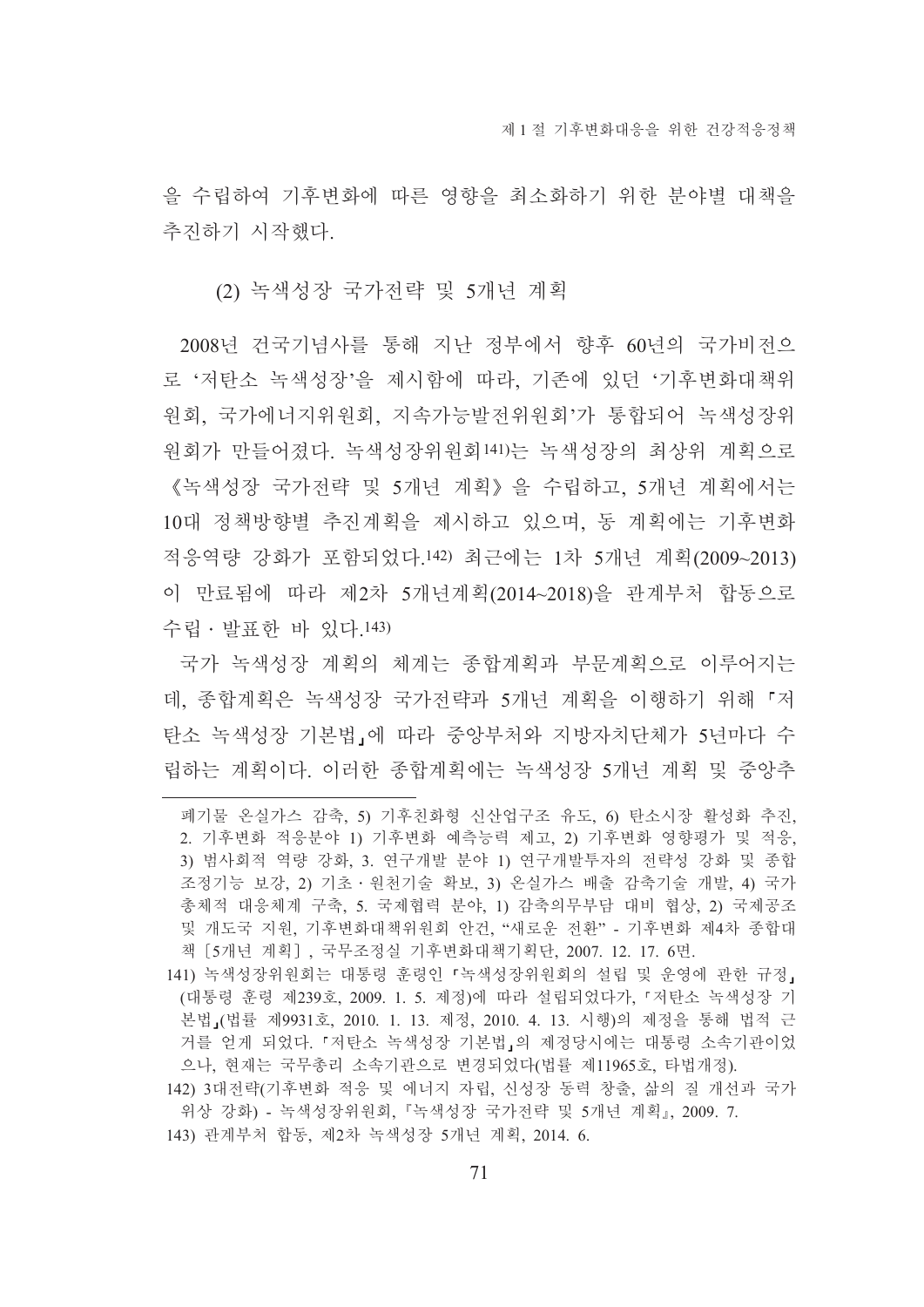을 수립하여 기후변화에 따른 영향을 최소화하기 위한 분야별 대책을 추진하기 시작했다.

(2) 녹색성장 국가전략 및 5개년 계획

2008년 건국기념사를 통해 지난 정부에서 향후 60년의 국가비전으로 '저탄소 녹색성장'을 제시함에 따라, 기존에 있던 '기후변화대책위원회, 국가에너지위원회, 지속가능발전위원회'가 통합되어 녹색성장위원회가 만들어졌다. 녹색성장위원회[141]는 녹색성장의 최상위 계획으로 《녹색성장 국가전략 및 5개년 계획》을 수립하고, 5개년 계획에서는 10대 정책방향별 추진계획을 제시하고 있으며, 동 계획에는 기후변화 적응역량 강화가 포함되었다.[142] 최근에는 1차 5개년 계획(2009~2013)이 만료됨에 따라 제2차 5개년계획(2014~2018)을 관계부처 합동으로 수립·발표한 바 있다.[143]

국가 녹색성장 계획의 체계는 종합계획과 부문계획으로 이루어지는데, 종합계획은 녹색성장 국가전략과 5개년 계획을 이행하기 위해 「저탄소 녹색성장 기본법」에 따라 중앙부처와 지방자치단체가 5년마다 수립하는 계획이다. 이러한 종합계획에는 녹색성장 5개년 계획 및 중앙추

---

폐기물 온실가스 감축, 5) 기후친화형 신산업구조 유도, 6) 탄소시장 활성화 추진, 2. 기후변화 적응분야 1) 기후변화 예측능력 제고, 2) 기후변화 영향평가 및 적응, 3) 범사회적 역량 강화, 3. 연구개발 분야 1) 연구개발투자의 전략성 강화 및 종합조정기능 보강, 2) 기초·원천기술 확보, 3) 온실가스 배출 감축기술 개발, 4) 국가 총체적 대응체계 구축, 5. 국제협력 분야, 1) 감축의무부담 대비 협상, 2) 국제공조 및 개도국 지원, 기후변화대책위원회 안건, "새로운 전환" - 기후변화 제4차 종합대책［5개년 계획］, 국무조정실 기후변화대책기획단, 2007. 12. 17. 6면.

141) 녹색성장위원회는 대통령 훈령인「녹색성장위원회의 설립 및 운영에 관한 규정」(대통령 훈령 제239호, 2009. 1. 5. 제정)에 따라 설립되었다가,「저탄소 녹색성장 기본법」(법률 제9931호, 2010. 1. 13. 제정, 2010. 4. 13. 시행)의 제정을 통해 법적 근거를 얻게 되었다.「저탄소 녹색성장 기본법」의 제정당시에는 대통령 소속기관이었으나, 현재는 국무총리 소속기관으로 변경되었다(법률 제11965호, 타법개정).

142) 3대전략(기후변화 적응 및 에너지 자립, 신성장 동력 창출, 삶의 질 개선과 국가위상 강화) - 녹색성장위원회,『녹색성장 국가전략 및 5개년 계획』, 2009. 7.

143) 관계부처 합동, 제2차 녹색성장 5개년 계획, 2014. 6.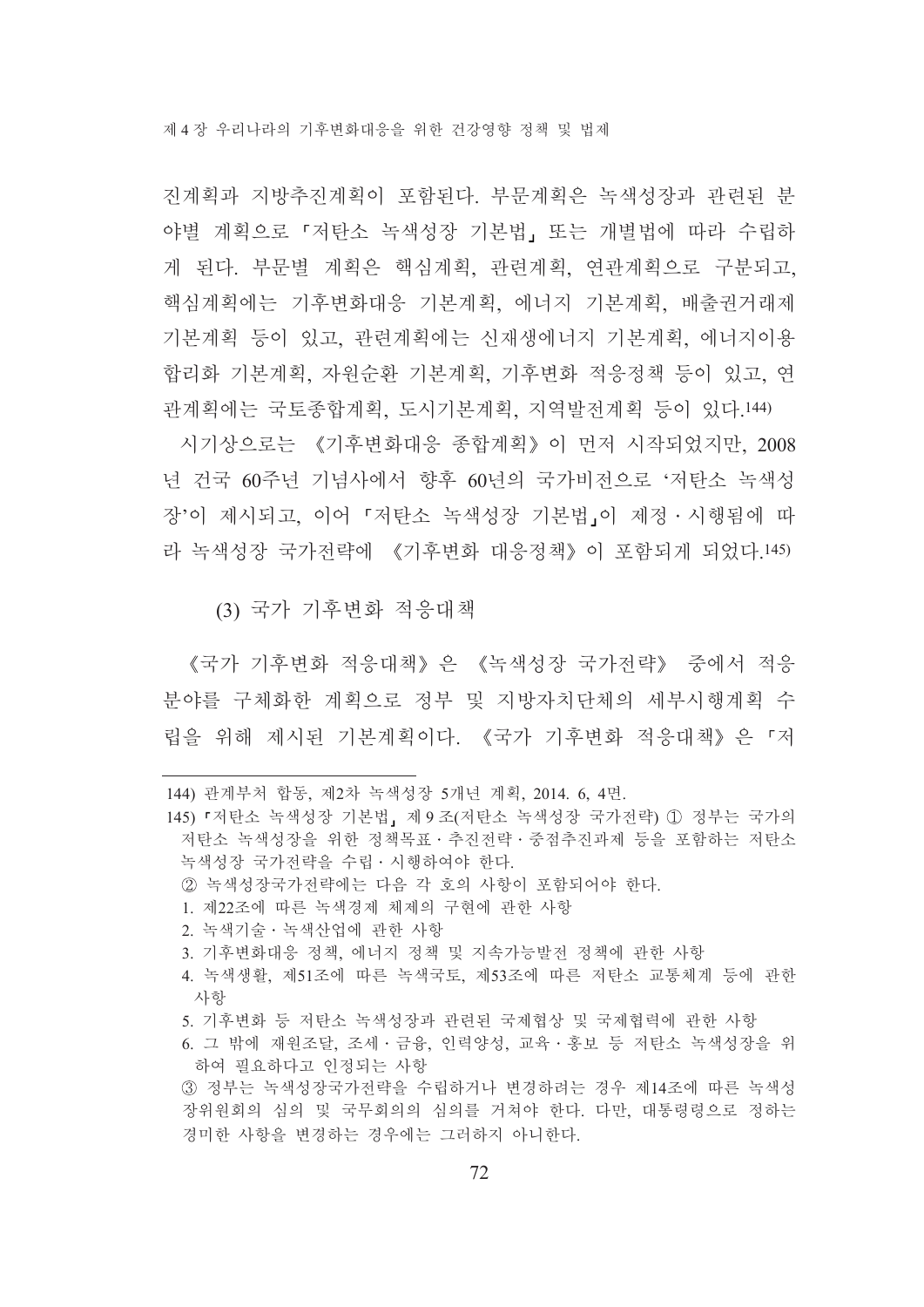진계획과 지방추진계획이 포함된다. 부문계획은 녹색성장과 관련된 분야별 계획으로 「저탄소 녹색성장 기본법」 또는 개별법에 따라 수립하게 된다. 부문별 계획은 핵심계획, 관련계획, 연관계획으로 구분되고, 핵심계획에는 기후변화대응 기본계획, 에너지 기본계획, 배출권거래제 기본계획 등이 있고, 관련계획에는 신재생에너지 기본계획, 에너지이용 합리화 기본계획, 자원순환 기본계획, 기후변화 적응정책 등이 있고, 연관계획에는 국토종합계획, 도시기본계획, 지역발전계획 등이 있다.[144]

시기상으로는 《기후변화대응 종합계획》이 먼저 시작되었지만, 2008년 건국 60주년 기념사에서 향후 60년의 국가비전으로 '저탄소 녹색성장'이 제시되고, 이어 「저탄소 녹색성장 기본법」이 제정·시행됨에 따라 녹색성장 국가전략에 《기후변화 대응정책》이 포함되게 되었다.[145]

#### (3) 국가 기후변화 적응대책

《국가 기후변화 적응대책》은 《녹색성장 국가전략》 중에서 적응 분야를 구체화한 계획으로 정부 및 지방자치단체의 세부시행계획 수립을 위해 제시된 기본계획이다. 《국가 기후변화 적응대책》은 「저

---

144) 관계부처 합동, 제2차 녹색성장 5개년 계획, 2014. 6, 4면.

145) 「저탄소 녹색성장 기본법」 제9조(저탄소 녹색성장 국가전략) ① 정부는 국가의 저탄소 녹색성장을 위한 정책목표·추진전략·중점추진과제 등을 포함하는 저탄소 녹색성장 국가전략을 수립·시행하여야 한다.

② 녹색성장국가전략에는 다음 각 호의 사항이 포함되어야 한다.

1. 제22조에 따른 녹색경제 체제의 구현에 관한 사항
2. 녹색기술·녹색산업에 관한 사항
3. 기후변화대응 정책, 에너지 정책 및 지속가능발전 정책에 관한 사항
4. 녹색생활, 제51조에 따른 녹색국토, 제53조에 따른 저탄소 교통체계 등에 관한 사항
5. 기후변화 등 저탄소 녹색성장과 관련된 국제협상 및 국제협력에 관한 사항
6. 그 밖에 재원조달, 조세·금융, 인력양성, 교육·홍보 등 저탄소 녹색성장을 위하여 필요하다고 인정되는 사항

③ 정부는 녹색성장국가전략을 수립하거나 변경하려는 경우 제14조에 따른 녹색성장위원회의 심의 및 국무회의의 심의를 거쳐야 한다. 다만, 대통령령으로 정하는 경미한 사항을 변경하는 경우에는 그러하지 아니한다.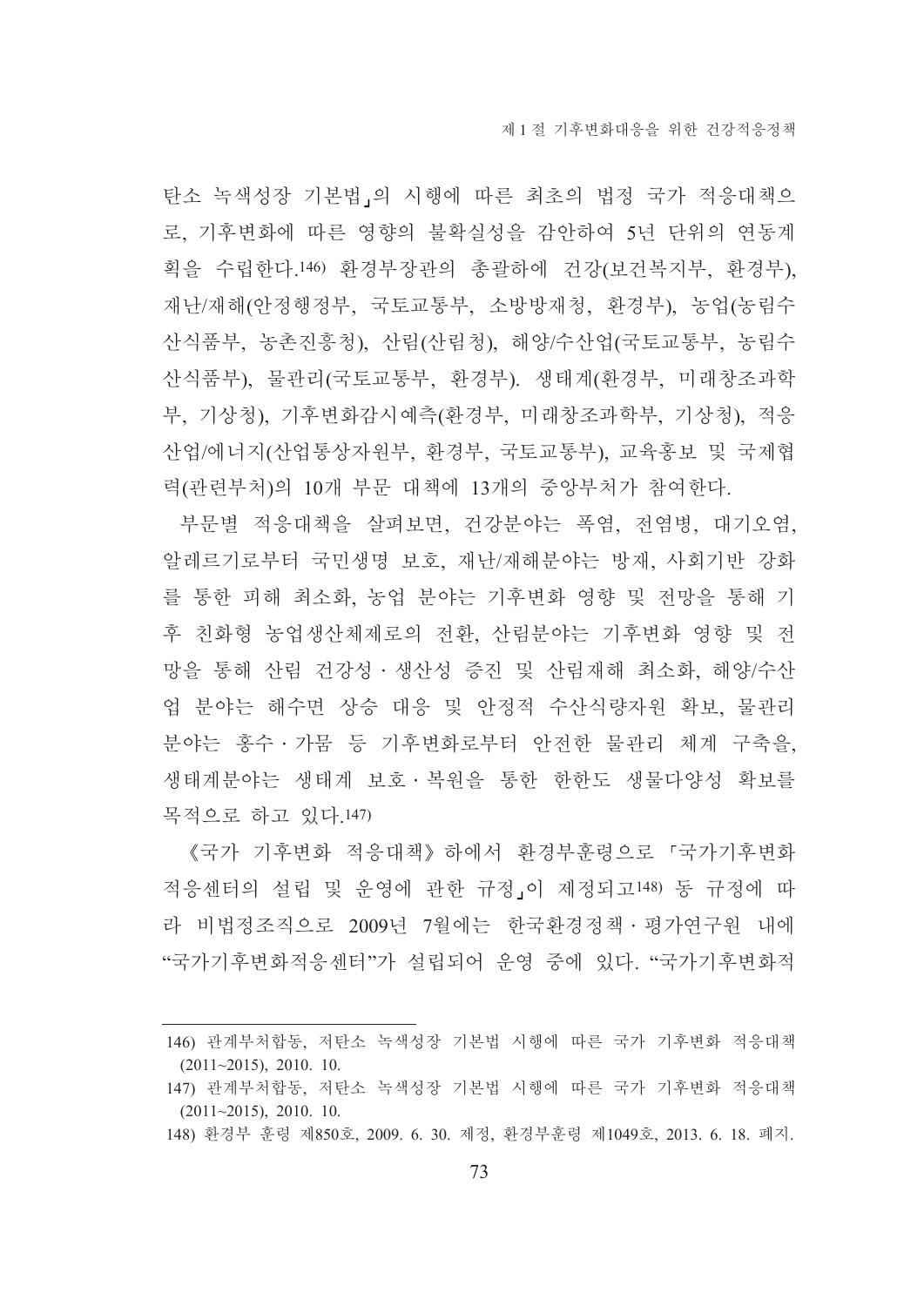탄소 녹색성장 기본법」의 시행에 따른 최초의 법정 국가 적응대책으로, 기후변화에 따른 영향의 불확실성을 감안하여 5년 단위의 연동계획을 수립한다.[146] 환경부장관의 총괄하에 건강(보건복지부, 환경부), 재난/재해(안정행정부, 국토교통부, 소방방재청, 환경부), 농업(농림수산식품부, 농촌진흥청), 산림(산림청), 해양/수산업(국토교통부, 농림수산식품부), 물관리(국토교통부, 환경부). 생태계(환경부, 미래창조과학부, 기상청), 기후변화감시예측(환경부, 미래창조과학부, 기상청), 적응산업/에너지(산업통상자원부, 환경부, 국토교통부), 교육홍보 및 국제협력(관련부처)의 10개 부문 대책에 13개의 중앙부처가 참여한다.

부문별 적응대책을 살펴보면, 건강분야는 폭염, 전염병, 대기오염, 알레르기로부터 국민생명 보호, 재난/재해분야는 방재, 사회기반 강화를 통한 피해 최소화, 농업 분야는 기후변화 영향 및 전망을 통해 기후 친화형 농업생산체제로의 전환, 산림분야는 기후변화 영향 및 전망을 통해 산림 건강성 · 생산성 증진 및 산림재해 최소화, 해양/수산업 분야는 해수면 상승 대응 및 안정적 수산식량자원 확보, 물관리 분야는 홍수 · 가뭄 등 기후변화로부터 안전한 물관리 체계 구축을, 생태계분야는 생태계 보호 · 복원을 통한 한한도 생물다양성 확보를 목적으로 하고 있다.[147]

《국가 기후변화 적응대책》하에서 환경부훈령으로 「국가기후변화 적응센터의 설립 및 운영에 관한 규정」이 제정되고[148] 동 규정에 따라 비법정조직으로 2009년 7월에는 한국환경정책 · 평가연구원 내에 "국가기후변화적응센터"가 설립되어 운영 중에 있다. "국가기후변화적

---

146) 관계부처합동, 저탄소 녹색성장 기본법 시행에 따른 국가 기후변화 적응대책 (2011~2015), 2010. 10.

147) 관계부처합동, 저탄소 녹색성장 기본법 시행에 따른 국가 기후변화 적응대책 (2011~2015), 2010. 10.

148) 환경부 훈령 제850호, 2009. 6. 30. 제정, 환경부훈령 제1049호, 2013. 6. 18. 폐지.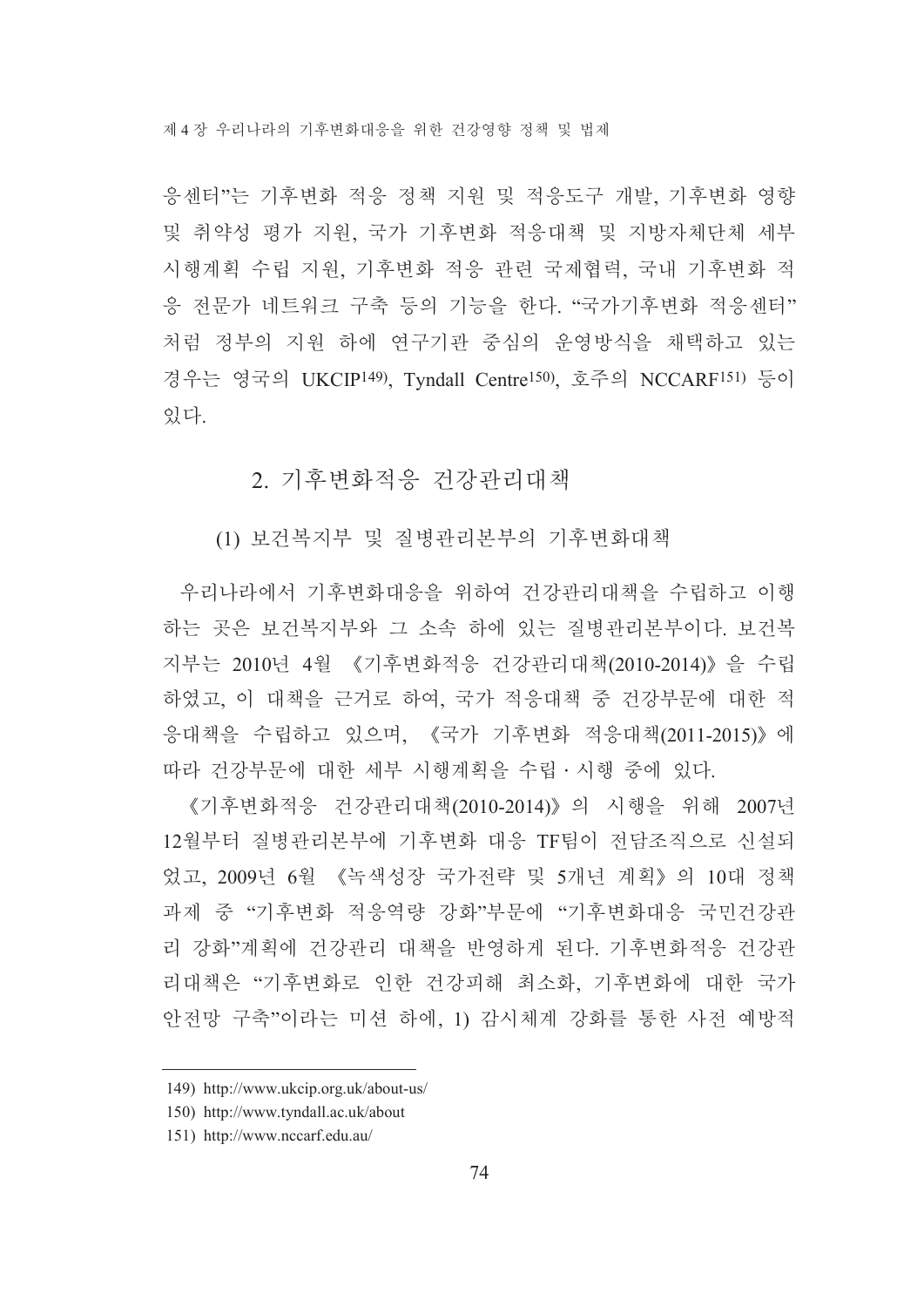응센터"는 기후변화 적응 정책 지원 및 적응도구 개발, 기후변화 영향 및 취약성 평가 지원, 국가 기후변화 적응대책 및 지방자체단체 세부 시행계획 수립 지원, 기후변화 적응 관련 국제협력, 국내 기후변화 적응 전문가 네트워크 구축 등의 기능을 한다. "국가기후변화 적응센터"처럼 정부의 지원 하에 연구기관 중심의 운영방식을 채택하고 있는 경우는 영국의 UKCIP[149], Tyndall Centre[150], 호주의 NCCARF[151] 등이 있다.

## 2. 기후변화적응 건강관리대책

### (1) 보건복지부 및 질병관리본부의 기후변화대책

우리나라에서 기후변화대응을 위하여 건강관리대책을 수립하고 이행하는 곳은 보건복지부와 그 소속 하에 있는 질병관리본부이다. 보건복지부는 2010년 4월 《기후변화적응 건강관리대책(2010-2014)》을 수립하였고, 이 대책을 근거로 하여, 국가 적응대책 중 건강부문에 대한 적응대책을 수립하고 있으며, 《국가 기후변화 적응대책(2011-2015)》에 따라 건강부문에 대한 세부 시행계획을 수립 · 시행 중에 있다.

《기후변화적응 건강관리대책(2010-2014)》의 시행을 위해 2007년 12월부터 질병관리본부에 기후변화 대응 TF팀이 전담조직으로 신설되었고, 2009년 6월 《녹색성장 국가전략 및 5개년 계획》의 10대 정책과제 중 "기후변화 적응역량 강화"부문에 "기후변화대응 국민건강관리 강화"계획에 건강관리 대책을 반영하게 된다. 기후변화적응 건강관리대책은 "기후변화로 인한 건강피해 최소화, 기후변화에 대한 국가 안전망 구축"이라는 미션 하에, 1) 감시체계 강화를 통한 사전 예방적

---

149) http://www.ukcip.org.uk/about-us/

150) http://www.tyndall.ac.uk/about

151) http://www.nccarf.edu.au/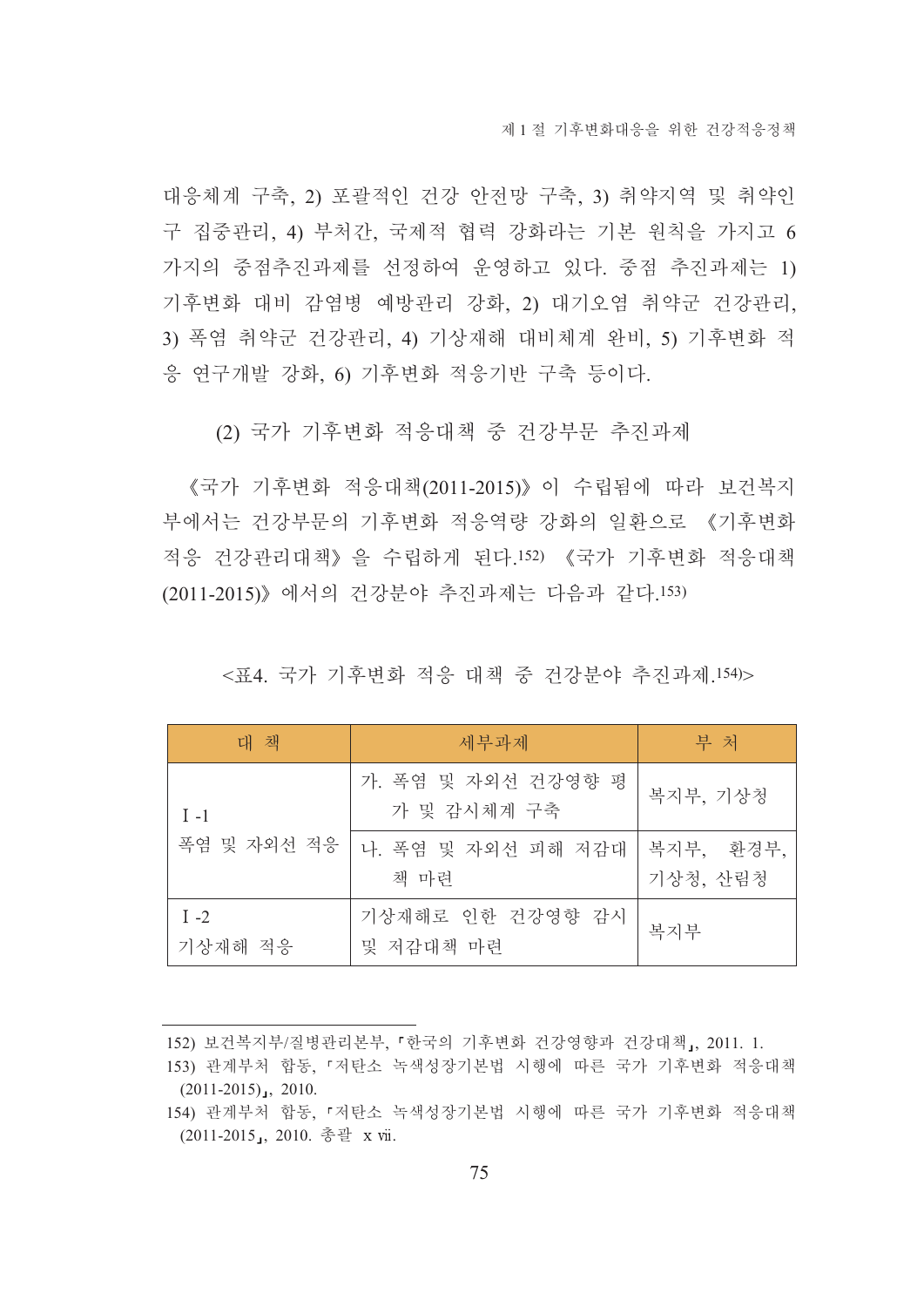대응체계 구축, 2) 포괄적인 건강 안전망 구축, 3) 취약지역 및 취약인구 집중관리, 4) 부처간, 국제적 협력 강화라는 기본 원칙을 가지고 6가지의 중점추진과제를 선정하여 운영하고 있다. 중점 추진과제는 1) 기후변화 대비 감염병 예방관리 강화, 2) 대기오염 취약군 건강관리, 3) 폭염 취약군 건강관리, 4) 기상재해 대비체계 완비, 5) 기후변화 적응 연구개발 강화, 6) 기후변화 적응기반 구축 등이다.

### (2) 국가 기후변화 적응대책 중 건강부문 추진과제

《국가 기후변화 적응대책(2011-2015)》이 수립됨에 따라 보건복지부에서는 건강부문의 기후변화 적응역량 강화의 일환으로 《기후변화 적응 건강관리대책》을 수립하게 된다.[152] 《국가 기후변화 적응대책(2011-2015)》에서의 건강분야 추진과제는 다음과 같다.[153]

<표4. 국가 기후변화 적응 대책 중 건강분야 추진과제.[154]>

| 대 책 | 세부과제 | 부 처 |
|---|---|---|
| Ⅰ-1 폭염 및 자외선 적응 | 가. 폭염 및 자외선 건강영향 평가 및 감시체계 구축 | 복지부, 기상청 |
| | 나. 폭염 및 자외선 피해 저감대책 마련 | 복지부, 환경부, 기상청, 산림청 |
| Ⅰ-2 기상재해 적응 | 기상재해로 인한 건강영향 감시 및 저감대책 마련 | 복지부 |

152) 보건복지부/질병관리본부, 「한국의 기후변화 건강영향과 건강대책」, 2011. 1.

153) 관계부처 합동, 「저탄소 녹색성장기본법 시행에 따른 국가 기후변화 적응대책(2011-2015)」, 2010.

154) 관계부처 합동, 「저탄소 녹색성장기본법 시행에 따른 국가 기후변화 적응대책(2011-2015」, 2010. 총괄 xvii.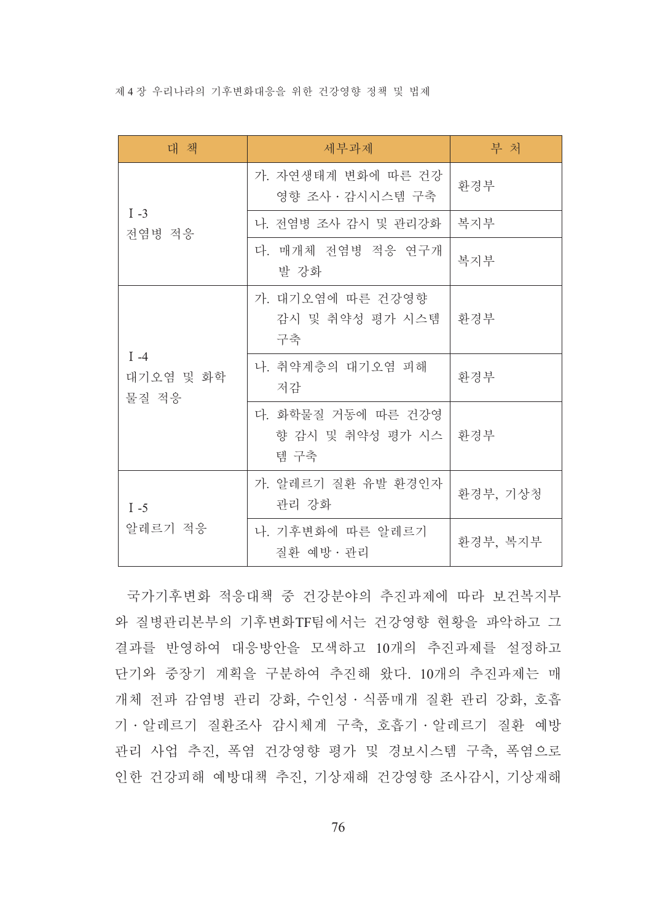| 대 책 | 세부과제 | 부 처 |
|---|---|---|
| Ⅰ-3 전염병 적응 | 가. 자연생태계 변화에 따른 건강영향 조사ㆍ감시시스템 구축 | 환경부 |
| | 나. 전염병 조사 감시 및 관리강화 | 복지부 |
| | 다. 매개체 전염병 적응 연구개발 강화 | 복지부 |
| Ⅰ-4 대기오염 및 화학물질 적응 | 가. 대기오염에 따른 건강영향 감시 및 취약성 평가 시스템 구축 | 환경부 |
| | 나. 취약계층의 대기오염 피해 저감 | 환경부 |
| | 다. 화학물질 거동에 따른 건강영향 감시 및 취약성 평가 시스템 구축 | 환경부 |
| Ⅰ-5 알레르기 적응 | 가. 알레르기 질환 유발 환경인자 관리 강화 | 환경부, 기상청 |
| | 나. 기후변화에 따른 알레르기 질환 예방ㆍ관리 | 환경부, 복지부 |

국가기후변화 적응대책 중 건강분야의 추진과제에 따라 보건복지부와 질병관리본부의 기후변화TF팀에서는 건강영향 현황을 파악하고 그 결과를 반영하여 대응방안을 모색하고 10개의 추진과제를 설정하고 단기와 중장기 계획을 구분하여 추진해 왔다. 10개의 추진과제는 매개체 전파 감염병 관리 강화, 수인성ㆍ식품매개 질환 관리 강화, 호흡기ㆍ알레르기 질환조사 감시체계 구축, 호흡기ㆍ알레르기 질환 예방관리 사업 추진, 폭염 건강영향 평가 및 경보시스템 구축, 폭염으로 인한 건강피해 예방대책 추진, 기상재해 건강영향 조사감시, 기상재해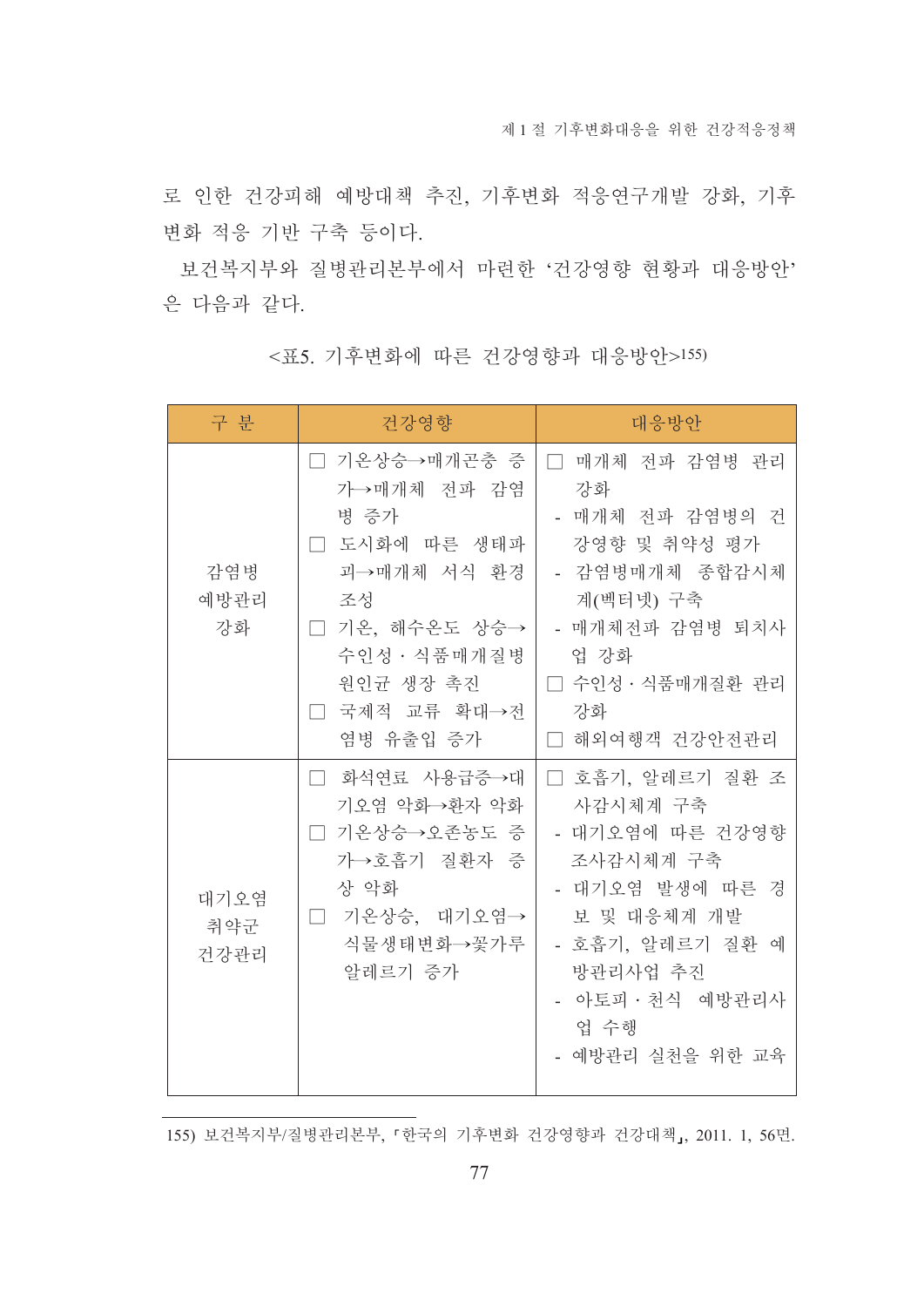로 인한 건강피해 예방대책 추진, 기후변화 적응연구개발 강화, 기후변화 적응 기반 구축 등이다.

보건복지부와 질병관리본부에서 마련한 '건강영향 현황과 대응방안'은 다음과 같다.

<표5. 기후변화에 따른 건강영향과 대응방안>[155]

| 구 분 | 건강영향 | 대응방안 |
|---|---|---|
| 감염병 예방관리 강화 | □ 기온상승→매개곤충 증가→매개체 전파 감염병 증가<br>□ 도시화에 따른 생태파괴→매개체 서식 환경 조성<br>□ 기온, 해수온도 상승→수인성・식품매개질병 원인균 생장 촉진<br>□ 국제적 교류 확대→전염병 유출입 증가 | □ 매개체 전파 감염병 관리 강화<br>- 매개체 전파 감염병의 건강영향 및 취약성 평가<br>- 감염병매개체 종합감시체계(벡터넷) 구축<br>- 매개체전파 감염병 퇴치사업 강화<br>□ 수인성・식품매개질환 관리 강화<br>□ 해외여행객 건강안전관리 |
| 대기오염 취약군 건강관리 | □ 화석연료 사용급증→대기오염 악화→환자 악화<br>□ 기온상승→오존농도 증가→호흡기 질환자 증상 악화<br>□ 기온상승, 대기오염→식물생태변화→꽃가루 알레르기 증가 | □ 호흡기, 알레르기 질환 조사감시체계 구축<br>- 대기오염에 따른 건강영향 조사감시체계 구축<br>- 대기오염 발생에 따른 경보 및 대응체계 개발<br>- 호흡기, 알레르기 질환 예방관리사업 추진<br>- 아토피・천식 예방관리사업 수행<br>- 예방관리 실천을 위한 교육 |

155) 보건복지부/질병관리본부, 『한국의 기후변화 건강영향과 건강대책』, 2011. 1, 56면.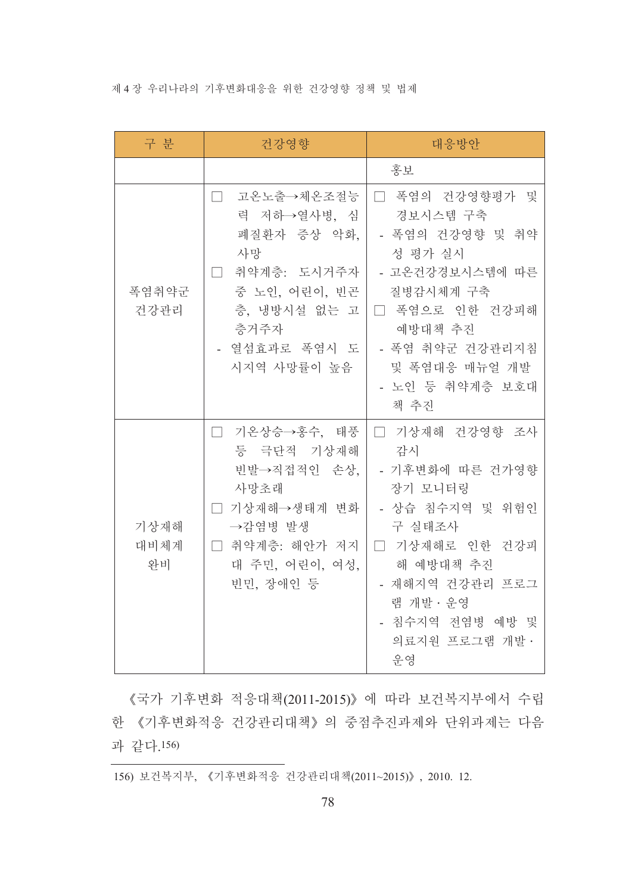| 구 분 | 건강영향 | 대응방안 |
| --- | --- | --- |
| | | 홍보 |
| 폭염취약군 건강관리 | □ 고온노출→체온조절능력 저하→열사병, 심폐질환자 증상 악화, 사망<br>□ 취약계층: 도시거주자 중 노인, 어린이, 빈곤층, 냉방시설 없는 고층거주자<br>- 열섬효과로 폭염시 도시지역 사망률이 높음 | □ 폭염의 건강영향평가 및 경보시스템 구축<br>- 폭염의 건강영향 및 취약성 평가 실시<br>- 고온건강경보시스템에 따른 질병감시체계 구축<br>□ 폭염으로 인한 건강피해 예방대책 추진<br>- 폭염 취약군 건강관리지침 및 폭염대응 메뉴얼 개발<br>- 노인 등 취약계층 보호대책 추진 |
| 기상재해 대비체계 완비 | □ 기온상승→홍수, 태풍 등 극단적 기상재해 빈발→직접적인 손상, 사망초래<br>□ 기상재해→생태계 변화→감염병 발생<br>□ 취약계층: 해안가 저지대 주민, 어린이, 여성, 빈민, 장애인 등 | □ 기상재해 건강영향 조사감시<br>- 기후변화에 따른 건가영향 장기 모니터링<br>- 상습 침수지역 및 위험인구 실태조사<br>□ 기상재해로 인한 건강피해 예방대책 추진<br>- 재해지역 건강관리 프로그램 개발·운영<br>- 침수지역 전염병 예방 및 의료지원 프로그램 개발·운영 |

《국가 기후변화 적응대책(2011-2015)》에 따라 보건복지부에서 수립한 《기후변화적응 건강관리대책》의 중점추진과제와 단위과제는 다음과 같다.[156)]

---

156) 보건복지부, 《기후변화적응 건강관리대책(2011~2015)》, 2010. 12.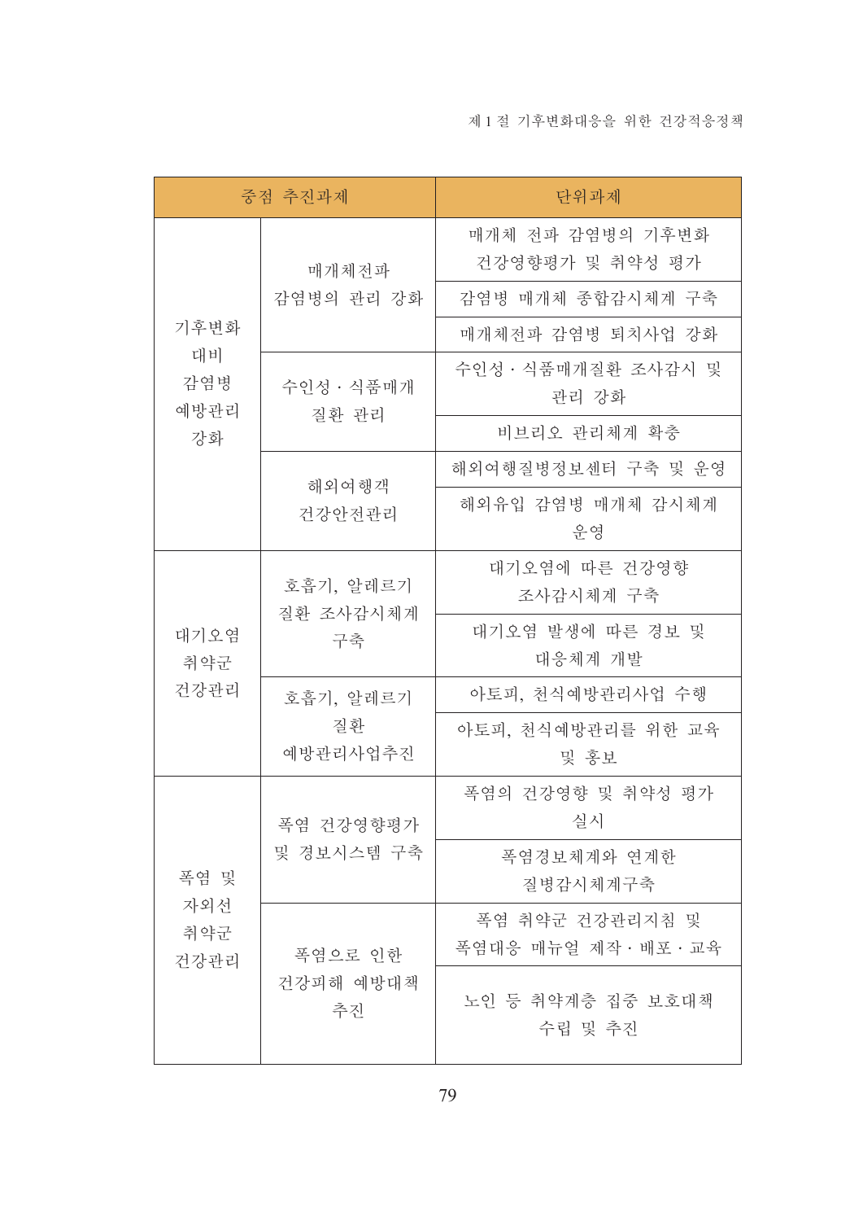| 중점 추진과제 | | 단위과제 |
|---|---|---|
| 기후변화 대비 감염병 예방관리 강화 | 매개체전파 감염병의 관리 강화 | 매개체 전파 감염병의 기후변화 건강영향평가 및 취약성 평가 |
| | | 감염병 매개체 종합감시체계 구축 |
| | | 매개체전파 감염병 퇴치사업 강화 |
| | 수인성 · 식품매개 질환 관리 | 수인성 · 식품매개질환 조사감시 및 관리 강화 |
| | | 비브리오 관리체계 확충 |
| | 해외여행객 건강안전관리 | 해외여행질병정보센터 구축 및 운영 |
| | | 해외유입 감염병 매개체 감시체계 운영 |
| 대기오염 취약군 건강관리 | 호흡기, 알레르기 질환 조사감시체계 구축 | 대기오염에 따른 건강영향 조사감시체계 구축 |
| | | 대기오염 발생에 따른 경보 및 대응체계 개발 |
| | 호흡기, 알레르기 질환 예방관리사업추진 | 아토피, 천식예방관리사업 수행 |
| | | 아토피, 천식예방관리를 위한 교육 및 홍보 |
| 폭염 및 자외선 취약군 건강관리 | 폭염 건강영향평가 및 경보시스템 구축 | 폭염의 건강영향 및 취약성 평가 실시 |
| | | 폭염경보체계와 연계한 질병감시체계구축 |
| | 폭염으로 인한 건강피해 예방대책 추진 | 폭염 취약군 건강관리지침 및 폭염대응 매뉴얼 제작 · 배포 · 교육 |
| | | 노인 등 취약계층 집중 보호대책 수립 및 추진 |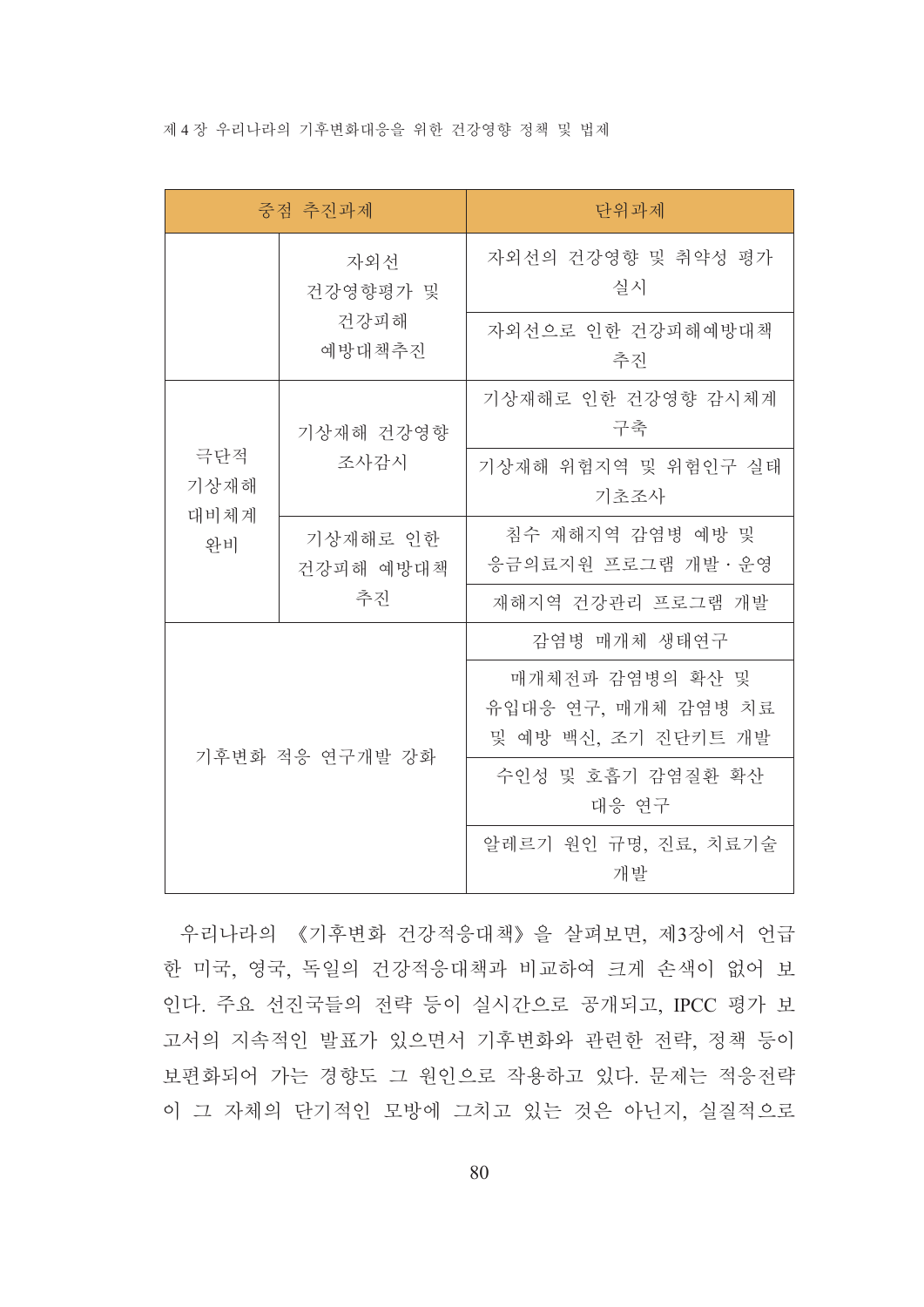| 중점 추진과제 | | 단위과제 |
|---|---|---|
| | 자외선 건강영향평가 및 건강피해 예방대책추진 | 자외선의 건강영향 및 취약성 평가 실시 |
| | | 자외선으로 인한 건강피해예방대책 추진 |
| 극단적 기상재해 대비체계 완비 | 기상재해 건강영향 조사감시 | 기상재해로 인한 건강영향 감시체계 구축 |
| | | 기상재해 위험지역 및 위험인구 실태 기초조사 |
| | 기상재해로 인한 건강피해 예방대책 추진 | 침수 재해지역 감염병 예방 및 응급의료지원 프로그램 개발 · 운영 |
| | | 재해지역 건강관리 프로그램 개발 |
| 기후변화 적응 연구개발 강화 | | 감염병 매개체 생태연구 |
| | | 매개체전파 감염병의 확산 및 유입대응 연구, 매개체 감염병 치료 및 예방 백신, 조기 진단키트 개발 |
| | | 수인성 및 호흡기 감염질환 확산 대응 연구 |
| | | 알레르기 원인 규명, 진료, 치료기술 개발 |

우리나라의 《기후변화 건강적응대책》을 살펴보면, 제3장에서 언급한 미국, 영국, 독일의 건강적응대책과 비교하여 크게 손색이 없어 보인다. 주요 선진국들의 전략 등이 실시간으로 공개되고, IPCC 평가 보고서의 지속적인 발표가 있으면서 기후변화와 관련한 전략, 정책 등이 보편화되어 가는 경향도 그 원인으로 작용하고 있다. 문제는 적응전략이 그 자체의 단기적인 모방에 그치고 있는 것은 아닌지, 실질적으로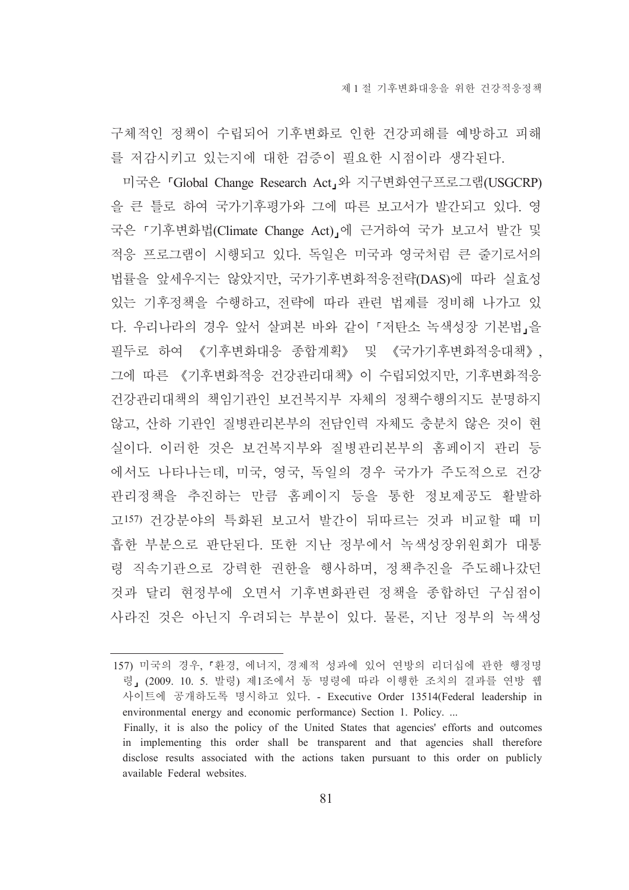구체적인 정책이 수립되어 기후변화로 인한 건강피해를 예방하고 피해를 저감시키고 있는지에 대한 검증이 필요한 시점이라 생각된다.

미국은 「Global Change Research Act」와 지구변화연구프로그램(USGCRP)을 큰 틀로 하여 국가기후평가와 그에 따른 보고서가 발간되고 있다. 영국은 「기후변화법(Climate Change Act)」에 근거하여 국가 보고서 발간 및 적응 프로그램이 시행되고 있다. 독일은 미국과 영국처럼 큰 줄기로서의 법률을 앞세우지는 않았지만, 국가기후변화적응전략(DAS)에 따라 실효성 있는 기후정책을 수행하고, 전략에 따라 관련 법제를 정비해 나가고 있다. 우리나라의 경우 앞서 살펴본 바와 같이 「저탄소 녹색성장 기본법」을 필두로 하여 《기후변화대응 종합계획》 및 《국가기후변화적응대책》, 그에 따른 《기후변화적응 건강관리대책》이 수립되었지만, 기후변화적응 건강관리대책의 책임기관인 보건복지부 자체의 정책수행의지도 분명하지 않고, 산하 기관인 질병관리본부의 전담인력 자체도 충분치 않은 것이 현실이다. 이러한 것은 보건복지부와 질병관리본부의 홈페이지 관리 등에서도 나타나는데, 미국, 영국, 독일의 경우 국가가 주도적으로 건강관리정책을 추진하는 만큼 홈페이지 등을 통한 정보제공도 활발하고[157] 건강분야의 특화된 보고서 발간이 뒤따르는 것과 비교할 때 미흡한 부분으로 판단된다. 또한 지난 정부에서 녹색성장위원회가 대통령 직속기관으로 강력한 권한을 행사하며, 정책추진을 주도해나갔던 것과 달리 현정부에 오면서 기후변화관련 정책을 종합하던 구심점이 사라진 것은 아닌지 우려되는 부분이 있다. 물론, 지난 정부의 녹색성

---

157) 미국의 경우, 「환경, 에너지, 경제적 성과에 있어 연방의 리더십에 관한 행정명령」(2009. 10. 5. 발령) 제1조에서 동 명령에 따라 이행한 조치의 결과를 연방 웹사이트에 공개하도록 명시하고 있다. - Executive Order 13514(Federal leadership in environmental energy and economic performance) Section 1. Policy. ...
Finally, it is also the policy of the United States that agencies' efforts and outcomes in implementing this order shall be transparent and that agencies shall therefore disclose results associated with the actions taken pursuant to this order on publicly available Federal websites.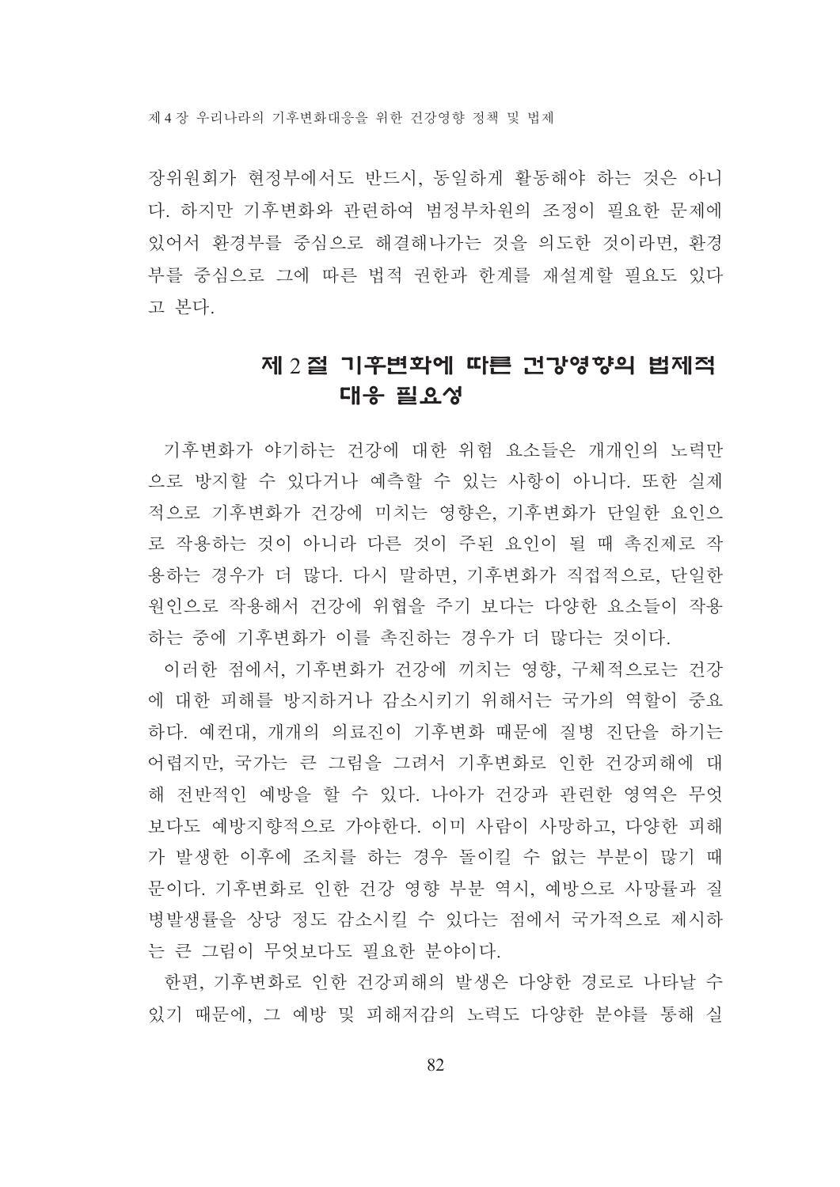장위원회가 현정부에서도 반드시, 동일하게 활동해야 하는 것은 아니다. 하지만 기후변화와 관련하여 범정부차원의 조정이 필요한 문제에 있어서 환경부를 중심으로 해결해나가는 것을 의도한 것이라면, 환경부를 중심으로 그에 따른 법적 권한과 한계를 재설계할 필요도 있다고 본다.

## 제 2 절 기후변화에 따른 건강영향의 법제적 대응 필요성

기후변화가 야기하는 건강에 대한 위험 요소들은 개개인의 노력만으로 방지할 수 있다거나 예측할 수 있는 사항이 아니다. 또한 실제적으로 기후변화가 건강에 미치는 영향은, 기후변화가 단일한 요인으로 작용하는 것이 아니라 다른 것이 주된 요인이 될 때 촉진제로 작용하는 경우가 더 많다. 다시 말하면, 기후변화가 직접적으로, 단일한 원인으로 작용해서 건강에 위협을 주기 보다는 다양한 요소들이 작용하는 중에 기후변화가 이를 촉진하는 경우가 더 많다는 것이다.

이러한 점에서, 기후변화가 건강에 끼치는 영향, 구체적으로는 건강에 대한 피해를 방지하거나 감소시키기 위해서는 국가의 역할이 중요하다. 예컨대, 개개의 의료진이 기후변화 때문에 질병 진단을 하기는 어렵지만, 국가는 큰 그림을 그려서 기후변화로 인한 건강피해에 대해 전반적인 예방을 할 수 있다. 나아가 건강과 관련한 영역은 무엇보다도 예방지향적으로 가야한다. 이미 사람이 사망하고, 다양한 피해가 발생한 이후에 조치를 하는 경우 돌이킬 수 없는 부분이 많기 때문이다. 기후변화로 인한 건강 영향 부분 역시, 예방으로 사망률과 질병발생률을 상당 정도 감소시킬 수 있다는 점에서 국가적으로 제시하는 큰 그림이 무엇보다도 필요한 분야이다.

한편, 기후변화로 인한 건강피해의 발생은 다양한 경로로 나타날 수 있기 때문에, 그 예방 및 피해저감의 노력도 다양한 분야를 통해 실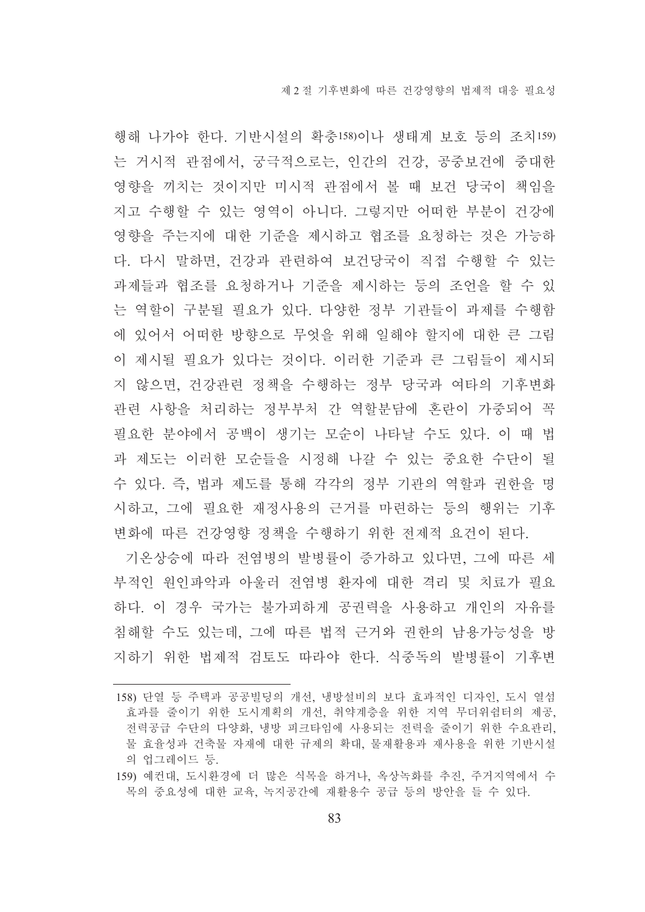행해 나가야 한다. 기반시설의 확충[158]이나 생태계 보호 등의 조치[159]는 거시적 관점에서, 궁극적으로는, 인간의 건강, 공중보건에 중대한 영향을 끼치는 것이지만 미시적 관점에서 볼 때 보건 당국이 책임을 지고 수행할 수 있는 영역이 아니다. 그렇지만 어떠한 부분이 건강에 영향을 주는지에 대한 기준을 제시하고 협조를 요청하는 것은 가능하다. 다시 말하면, 건강과 관련하여 보건당국이 직접 수행할 수 있는 과제들과 협조를 요청하거나 기준을 제시하는 등의 조언을 할 수 있는 역할이 구분될 필요가 있다. 다양한 정부 기관들이 과제를 수행함에 있어서 어떠한 방향으로 무엇을 위해 일해야 할지에 대한 큰 그림이 제시될 필요가 있다는 것이다. 이러한 기준과 큰 그림들이 제시되지 않으면, 건강관련 정책을 수행하는 정부 당국과 여타의 기후변화 관련 사항을 처리하는 정부부처 간 역할분담에 혼란이 가중되어 꼭 필요한 분야에서 공백이 생기는 모순이 나타날 수도 있다. 이 때 법과 제도는 이러한 모순들을 시정해 나갈 수 있는 중요한 수단이 될 수 있다. 즉, 법과 제도를 통해 각각의 정부 기관의 역할과 권한을 명시하고, 그에 필요한 재정사용의 근거를 마련하는 등의 행위는 기후변화에 따른 건강영향 정책을 수행하기 위한 전제적 요건이 된다.

기온상승에 따라 전염병의 발병률이 증가하고 있다면, 그에 따른 세부적인 원인파악과 아울러 전염병 환자에 대한 격리 및 치료가 필요하다. 이 경우 국가는 불가피하게 공권력을 사용하고 개인의 자유를 침해할 수도 있는데, 그에 따른 법적 근거와 권한의 남용가능성을 방지하기 위한 법제적 검토도 따라야 한다. 식중독의 발병률이 기후변

---

158) 단열 등 주택과 공공빌딩의 개선, 냉방설비의 보다 효과적인 디자인, 도시 열섬 효과를 줄이기 위한 도시계획의 개선, 취약계층을 위한 지역 무더위쉼터의 제공, 전력공급 수단의 다양화, 냉방 피크타임에 사용되는 전력을 줄이기 위한 수요관리, 물 효율성과 건축물 자재에 대한 규제의 확대, 물재활용과 재사용을 위한 기반시설의 업그레이드 등.

159) 예컨대, 도시환경에 더 많은 식목을 하거나, 옥상녹화를 추진, 주거지역에서 수목의 중요성에 대한 교육, 녹지공간에 재활용수 공급 등의 방안을 들 수 있다.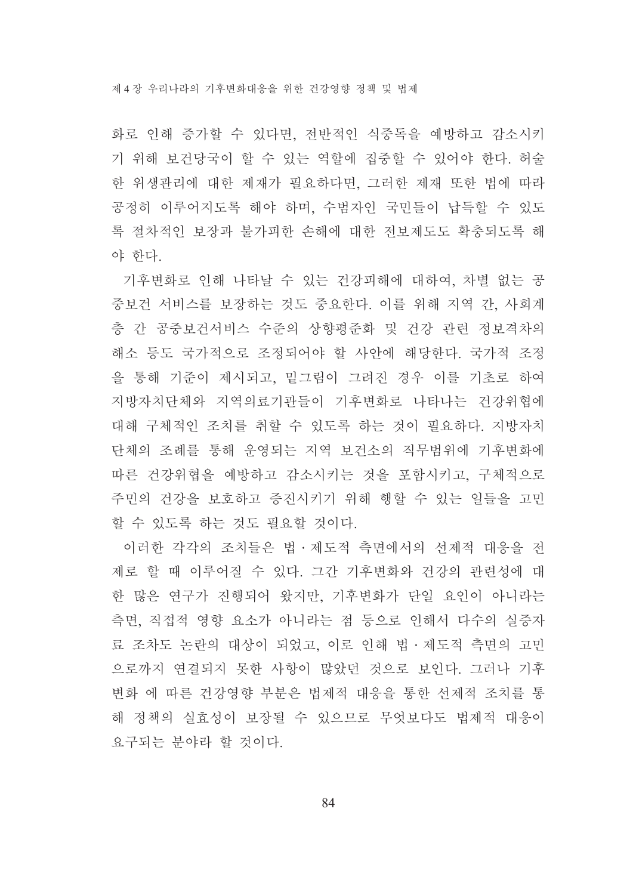화로 인해 증가할 수 있다면, 전반적인 식중독을 예방하고 감소시키기 위해 보건당국이 할 수 있는 역할에 집중할 수 있어야 한다. 허술한 위생관리에 대한 제재가 필요하다면, 그러한 제재 또한 법에 따라 공정히 이루어지도록 해야 하며, 수범자인 국민들이 납득할 수 있도록 절차적인 보장과 불가피한 손해에 대한 전보제도도 확충되도록 해야 한다.

기후변화로 인해 나타날 수 있는 건강피해에 대하여, 차별 없는 공중보건 서비스를 보장하는 것도 중요한다. 이를 위해 지역 간, 사회계층 간 공중보건서비스 수준의 상향평준화 및 건강 관련 정보격차의 해소 등도 국가적으로 조정되어야 할 사안에 해당한다. 국가적 조정을 통해 기준이 제시되고, 밑그림이 그려진 경우 이를 기초로 하여 지방자치단체와 지역의료기관들이 기후변화로 나타나는 건강위협에 대해 구체적인 조치를 취할 수 있도록 하는 것이 필요하다. 지방자치단체의 조례를 통해 운영되는 지역 보건소의 직무범위에 기후변화에 따른 건강위협을 예방하고 감소시키는 것을 포함시키고, 구체적으로 주민의 건강을 보호하고 증진시키기 위해 행할 수 있는 일들을 고민할 수 있도록 하는 것도 필요할 것이다.

이러한 각각의 조치들은 법 · 제도적 측면에서의 선제적 대응을 전제로 할 때 이루어질 수 있다. 그간 기후변화와 건강의 관련성에 대한 많은 연구가 진행되어 왔지만, 기후변화가 단일 요인이 아니라는 측면, 직접적 영향 요소가 아니라는 점 등으로 인해서 다수의 실증자료 조차도 논란의 대상이 되었고, 이로 인해 법 · 제도적 측면의 고민으로까지 연결되지 못한 사항이 많았던 것으로 보인다. 그러나 기후변화 에 따른 건강영향 부분은 법제적 대응을 통한 선제적 조치를 통해 정책의 실효성이 보장될 수 있으므로 무엇보다도 법제적 대응이 요구되는 분야라 할 것이다.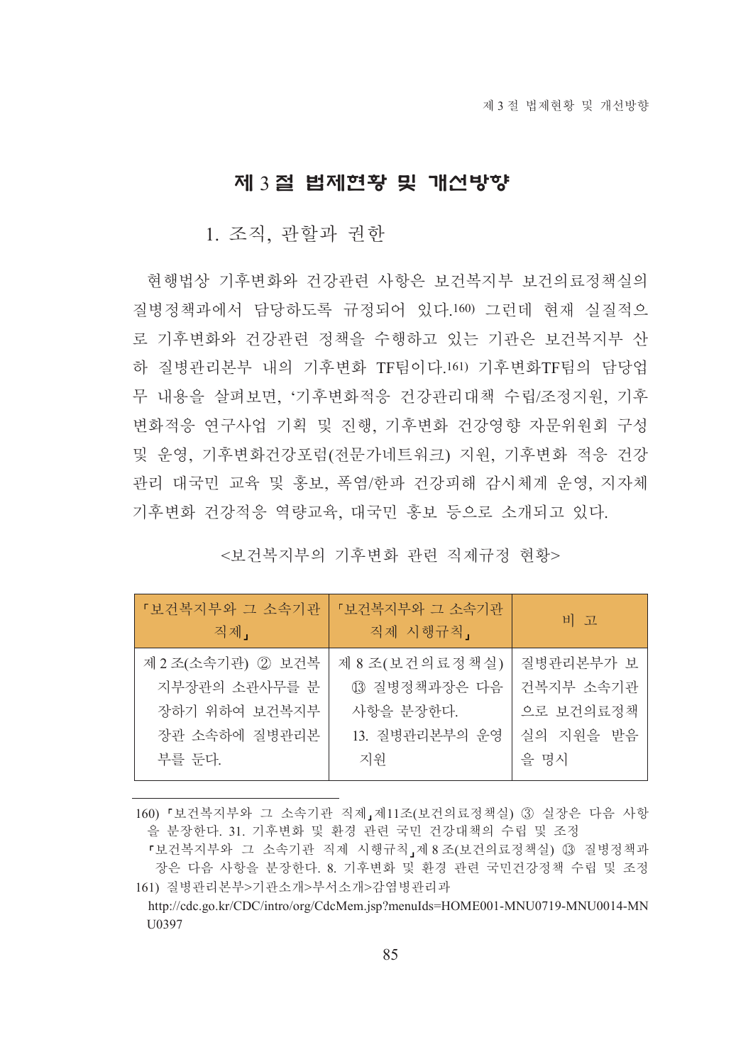## 제 3 절 법제현황 및 개선방향

### 1. 조직, 관할과 권한

현행법상 기후변화와 건강관련 사항은 보건복지부 보건의료정책실의 질병정책과에서 담당하도록 규정되어 있다.[160] 그런데 현재 실질적으로 기후변화와 건강관련 정책을 수행하고 있는 기관은 보건복지부 산하 질병관리본부 내의 기후변화 TF팀이다.[161] 기후변화TF팀의 담당업무 내용을 살펴보면, '기후변화적응 건강관리대책 수립/조정지원, 기후변화적응 연구사업 기획 및 진행, 기후변화 건강영향 자문위원회 구성 및 운영, 기후변화건강포럼(전문가네트워크) 지원, 기후변화 적응 건강관리 대국민 교육 및 홍보, 폭염/한파 건강피해 감시체계 운영, 지자체 기후변화 건강적응 역량교육, 대국민 홍보 등으로 소개되고 있다.

<보건복지부의 기후변화 관련 직제규정 현황>

| 「보건복지부와 그 소속기관 직제」 | 「보건복지부와 그 소속기관 직제 시행규칙」 | 비 고 |
|---|---|---|
| 제 2 조(소속기관) ② 보건복지부장관의 소관사무를 분장하기 위하여 보건복지부장관 소속하에 질병관리본부를 둔다. | 제 8 조(보건의료정책실) ⑬ 질병정책과장은 다음 사항을 분장한다. 13. 질병관리본부의 운영 지원 | 질병관리본부가 보건복지부 소속기관으로 보건의료정책실의 지원을 받음을 명시 |

160) 「보건복지부와 그 소속기관 직제」제11조(보건의료정책실) ③ 실장은 다음 사항을 분장한다. 31. 기후변화 및 환경 관련 국민 건강대책의 수립 및 조정
「보건복지부와 그 소속기관 직제 시행규칙」제 8 조(보건의료정책실) ⑬ 질병정책과장은 다음 사항을 분장한다. 8. 기후변화 및 환경 관련 국민건강정책 수립 및 조정

161) 질병관리본부>기관소개>부서소개>감염병관리과
http://cdc.go.kr/CDC/intro/org/CdcMem.jsp?menuIds=HOME001-MNU0719-MNU0014-MNU0397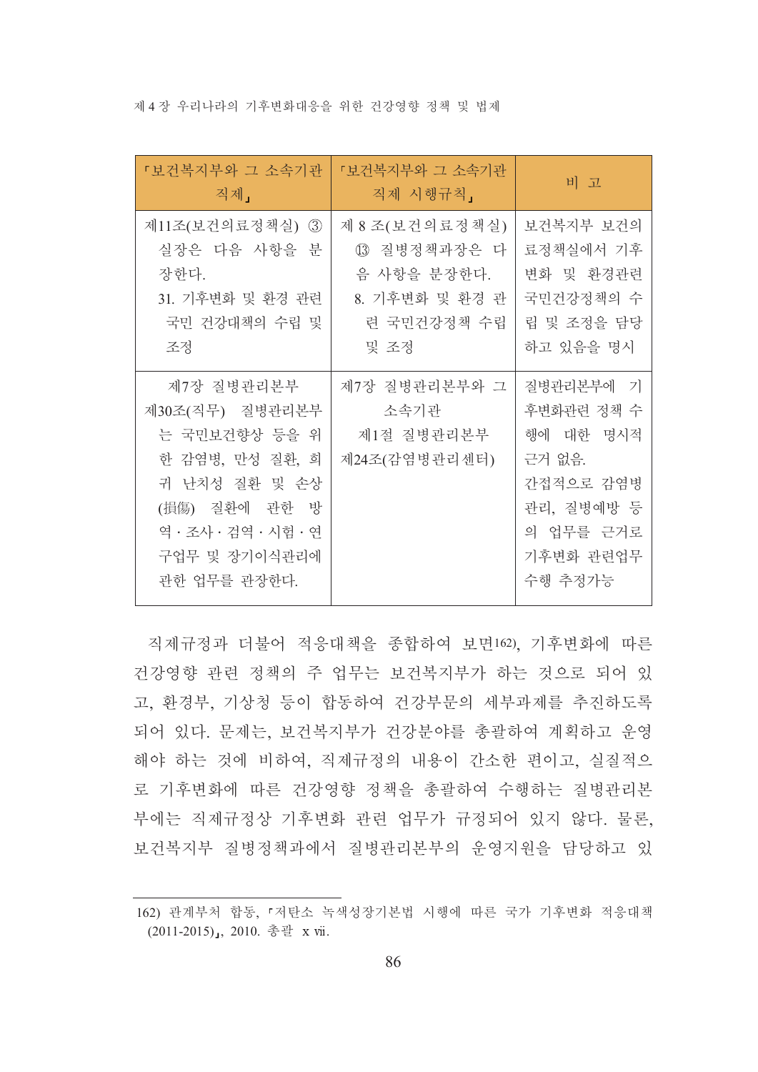| 「보건복지부와 그 소속기관 직제」 | 「보건복지부와 그 소속기관 직제 시행규칙」 | 비 고 |
|---|---|---|
| 제11조(보건의료정책실) ③ 실장은 다음 사항을 분장한다.<br>31. 기후변화 및 환경 관련 국민 건강대책의 수립 및 조정 | 제8조(보건의료정책실) ⑬ 질병정책과장은 다음 사항을 분장한다.<br>8. 기후변화 및 환경 관련 국민건강정책 수립 및 조정 | 보건복지부 보건의료정책실에서 기후변화 및 환경관련 국민건강정책의 수립 및 조정을 담당하고 있음을 명시 |
| 제7장 질병관리본부<br>제30조(직무) 질병관리본부는 국민보건향상 등을 위한 감염병, 만성 질환, 희귀 난치성 질환 및 손상(損傷) 질환에 관한 방역 · 조사 · 검역 · 시험 · 연구업무 및 장기이식관리에 관한 업무를 관장한다. | 제7장 질병관리본부와 그 소속기관<br>제1절 질병관리본부<br>제24조(감염병관리센터) | 질병관리본부에 기후변화관련 정책 수행에 대한 명시적 근거 없음.<br>간접적으로 감염병관리, 질병예방 등의 업무를 근거로 기후변화 관련업무 수행 추정가능 |

직제규정과 더불어 적응대책을 종합하여 보면[162], 기후변화에 따른 건강영향 관련 정책의 주 업무는 보건복지부가 하는 것으로 되어 있고, 환경부, 기상청 등이 합동하여 건강부문의 세부과제를 추진하도록 되어 있다. 문제는, 보건복지부가 건강분야를 총괄하여 계획하고 운영해야 하는 것에 비하여, 직제규정의 내용이 간소한 편이고, 실질적으로 기후변화에 따른 건강영향 정책을 총괄하여 수행하는 질병관리본부에는 직제규정상 기후변화 관련 업무가 규정되어 있지 않다. 물론, 보건복지부 질병정책과에서 질병관리본부의 운영지원을 담당하고 있

---

162) 관계부처 합동, 「저탄소 녹색성장기본법 시행에 따른 국가 기후변화 적응대책(2011-2015)」, 2010. 총괄 xvii.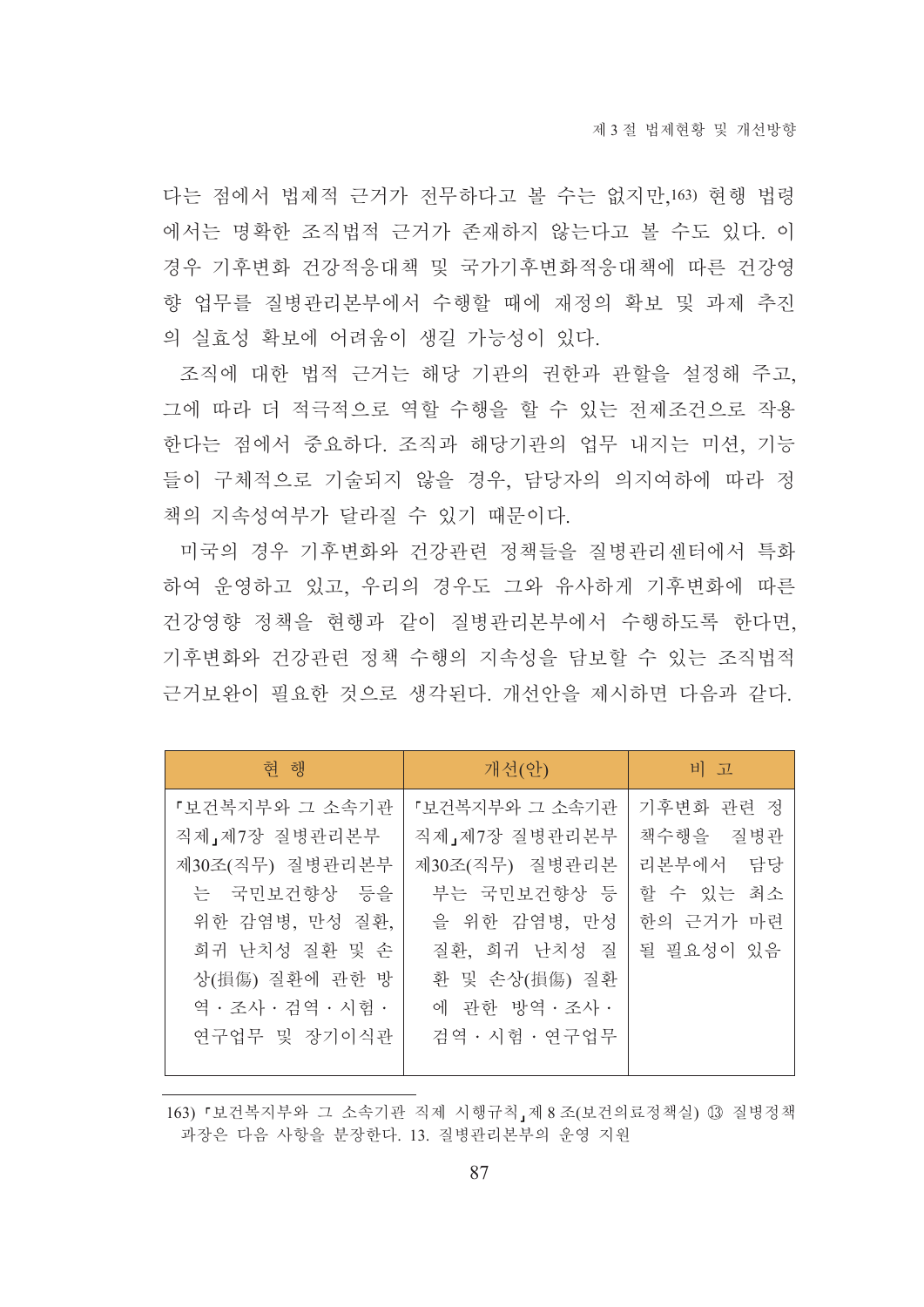다는 점에서 법제적 근거가 전무하다고 볼 수는 없지만,[163] 현행 법령에서는 명확한 조직법적 근거가 존재하지 않는다고 볼 수도 있다. 이 경우 기후변화 건강적응대책 및 국가기후변화적응대책에 따른 건강영향 업무를 질병관리본부에서 수행할 때에 재정의 확보 및 과제 추진의 실효성 확보에 어려움이 생길 가능성이 있다.

조직에 대한 법적 근거는 해당 기관의 권한과 관할을 설정해 주고, 그에 따라 더 적극적으로 역할 수행을 할 수 있는 전제조건으로 작용한다는 점에서 중요하다. 조직과 해당기관의 업무 내지는 미션, 기능들이 구체적으로 기술되지 않을 경우, 담당자의 의지여하에 따라 정책의 지속성여부가 달라질 수 있기 때문이다.

미국의 경우 기후변화와 건강관련 정책들을 질병관리센터에서 특화하여 운영하고 있고, 우리의 경우도 그와 유사하게 기후변화에 따른 건강영향 정책을 현행과 같이 질병관리본부에서 수행하도록 한다면, 기후변화와 건강관련 정책 수행의 지속성을 담보할 수 있는 조직법적 근거보완이 필요한 것으로 생각된다. 개선안을 제시하면 다음과 같다.

| 현 행 | 개선(안) | 비 고 |
|---|---|---|
| 「보건복지부와 그 소속기관 직제」제7장 질병관리본부<br>제30조(직무) 질병관리본부는 국민보건향상 등을 위한 감염병, 만성 질환, 희귀 난치성 질환 및 손상(損傷) 질환에 관한 방역·조사·검역·시험·연구업무 및 장기이식관 | 「보건복지부와 그 소속기관 직제」제7장 질병관리본부<br>제30조(직무) 질병관리본부는 국민보건향상 등을 위한 감염병, 만성 질환, 희귀 난치성 질환 및 손상(損傷) 질환에 관한 방역·조사·검역·시험·연구업무 | 기후변화 관련 정책수행을 질병관리본부에서 담당할 수 있는 최소한의 근거가 마련될 필요성이 있음 |

163) 「보건복지부와 그 소속기관 직제 시행규칙」제8조(보건의료정책실) ⑬ 질병정책과장은 다음 사항을 분장한다. 13. 질병관리본부의 운영 지원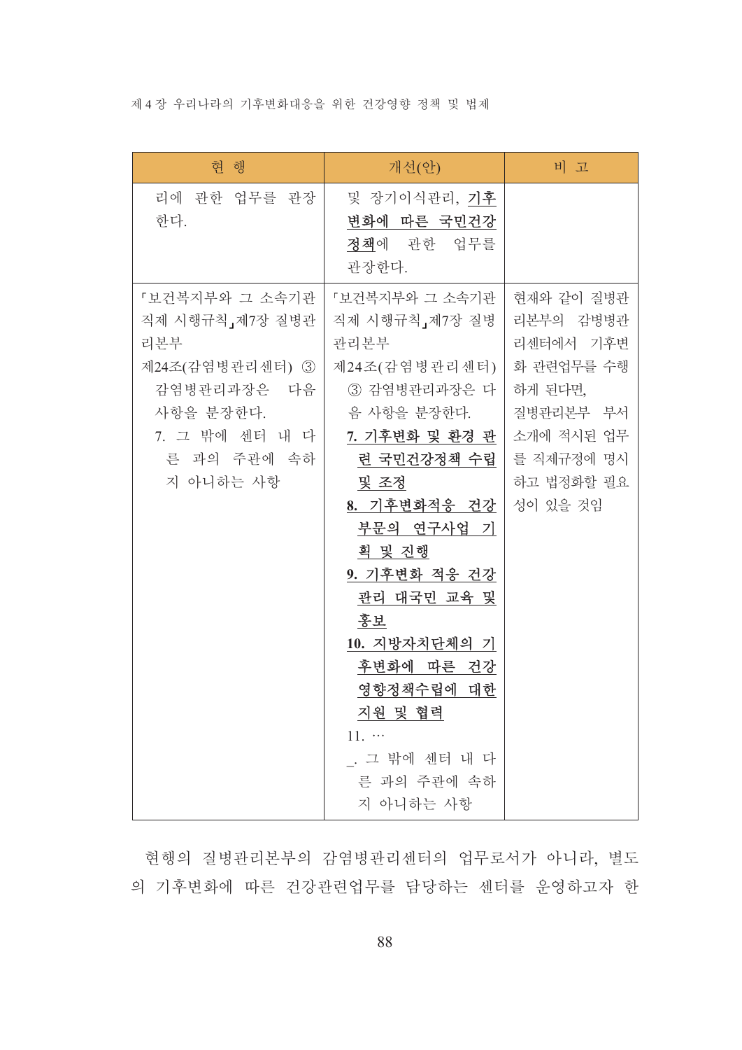| 현 행 | 개선(안) | 비 고 |
|---|---|---|
| 리에 관한 업무를 관장한다. | 및 장기이식관리, <u>**기후변화에 따른 국민건강 정책**</u>에 관한 업무를 관장한다. | |
| 「보건복지부와 그 소속기관 직제 시행규칙」제7장 질병관리본부<br>제24조(감염병관리센터) ③ 감염병관리과장은 다음 사항을 분장한다.<br>7. 그 밖에 센터 내 다른 과의 주관에 속하지 아니하는 사항 | 「보건복지부와 그 소속기관 직제 시행규칙」제7장 질병관리본부<br>제24조(감염병관리센터) ③ 감염병관리과장은 다음 사항을 분장한다.<br><u>**7. 기후변화 및 환경 관련 국민건강정책 수립 및 조정**</u><br><u>**8. 기후변화적응 건강부문의 연구사업 기획 및 진행**</u><br><u>**9. 기후변화 적응 건강관리 대국민 교육 및 홍보**</u><br><u>**10. 지방자치단체의 기후변화에 따른 건강영향정책수립에 대한 지원 및 협력**</u><br>11. …<br>_. 그 밖에 센터 내 다른 과의 주관에 속하지 아니하는 사항 | 현재와 같이 질병관리본부의 감병병관리센터에서 기후변화 관련업무를 수행하게 된다면,<br>질병관리본부 부서소개에 적시된 업무를 직제규정에 명시하고 법정화할 필요성이 있을 것임 |

현행의 질병관리본부의 감염병관리센터의 업무로서가 아니라, 별도의 기후변화에 따른 건강관련업무를 담당하는 센터를 운영하고자 한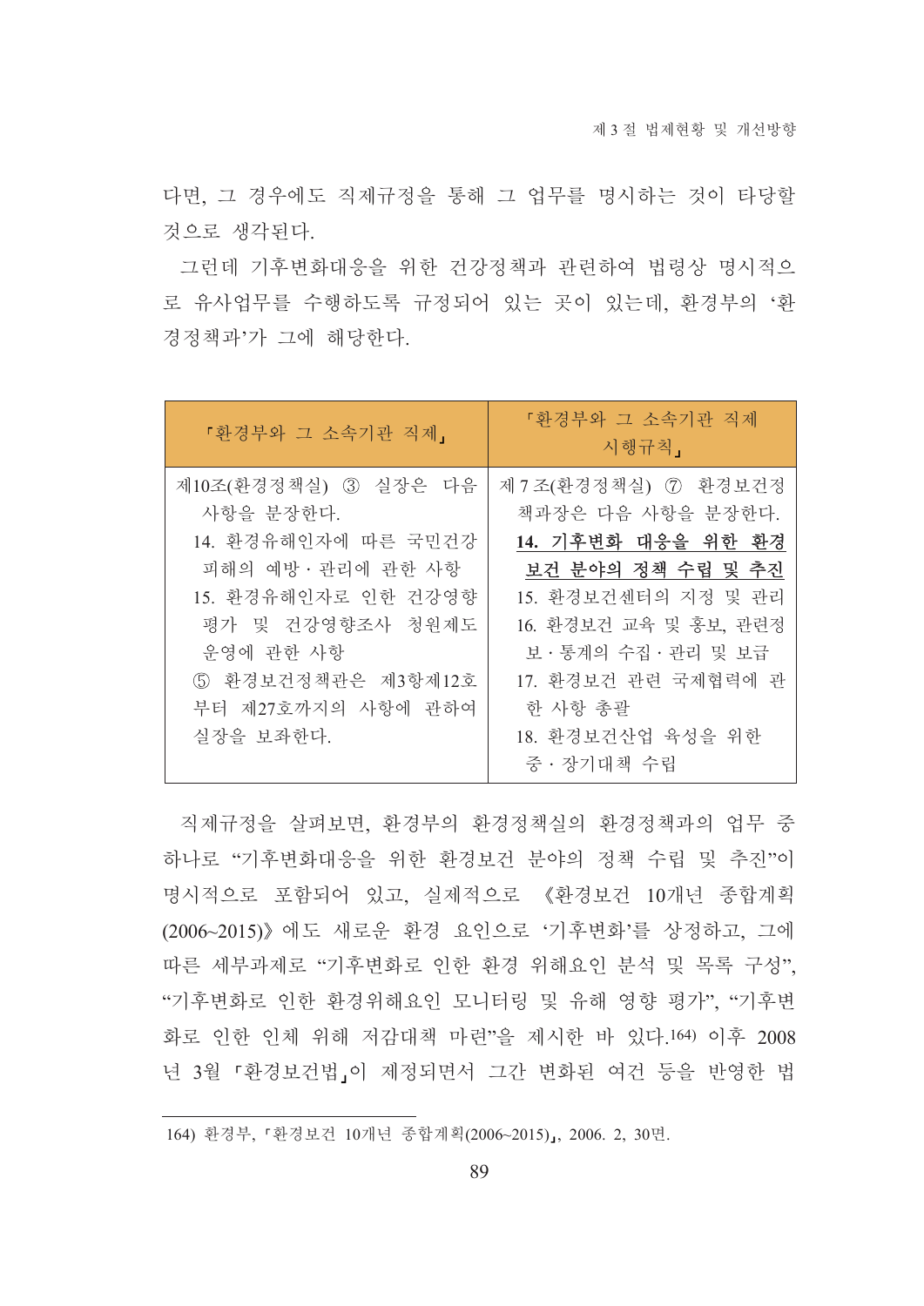다면, 그 경우에도 직제규정을 통해 그 업무를 명시하는 것이 타당할 것으로 생각된다.

그런데 기후변화대응을 위한 건강정책과 관련하여 법령상 명시적으로 유사업무를 수행하도록 규정되어 있는 곳이 있는데, 환경부의 '환경정책과'가 그에 해당한다.

| 「환경부와 그 소속기관 직제」 | 「환경부와 그 소속기관 직제 시행규칙」 |
| --- | --- |
| 제10조(환경정책실) ③ 실장은 다음 사항을 분장한다.<br>14. 환경유해인자에 따른 국민건강 피해의 예방·관리에 관한 사항<br>15. 환경유해인자로 인한 건강영향 평가 및 건강영향조사 청원제도 운영에 관한 사항<br>⑤ 환경보건정책관은 제3항제12호부터 제27호까지의 사항에 관하여 실장을 보좌한다. | 제7조(환경정책실) ⑦ 환경보건정책과장은 다음 사항을 분장한다.<br>**14. 기후변화 대응을 위한 환경보건 분야의 정책 수립 및 추진**<br>15. 환경보건센터의 지정 및 관리<br>16. 환경보건 교육 및 홍보, 관련정보·통계의 수집·관리 및 보급<br>17. 환경보건 관련 국제협력에 관한 사항 총괄<br>18. 환경보건산업 육성을 위한 중·장기대책 수립 |

직제규정을 살펴보면, 환경부의 환경정책실의 환경정책과의 업무 중 하나로 "기후변화대응을 위한 환경보건 분야의 정책 수립 및 추진"이 명시적으로 포함되어 있고, 실제적으로 《환경보건 10개년 종합계획(2006~2015)》에도 새로운 환경 요인으로 '기후변화'를 상정하고, 그에 따른 세부과제로 "기후변화로 인한 환경 위해요인 분석 및 목록 구성", "기후변화로 인한 환경위해요인 모니터링 및 유해 영향 평가", "기후변화로 인한 인체 위해 저감대책 마련"을 제시한 바 있다.[164] 이후 2008년 3월 「환경보건법」이 제정되면서 그간 변화된 여건 등을 반영한 법

164) 환경부, 「환경보건 10개년 종합계획(2006~2015)」, 2006. 2, 30면.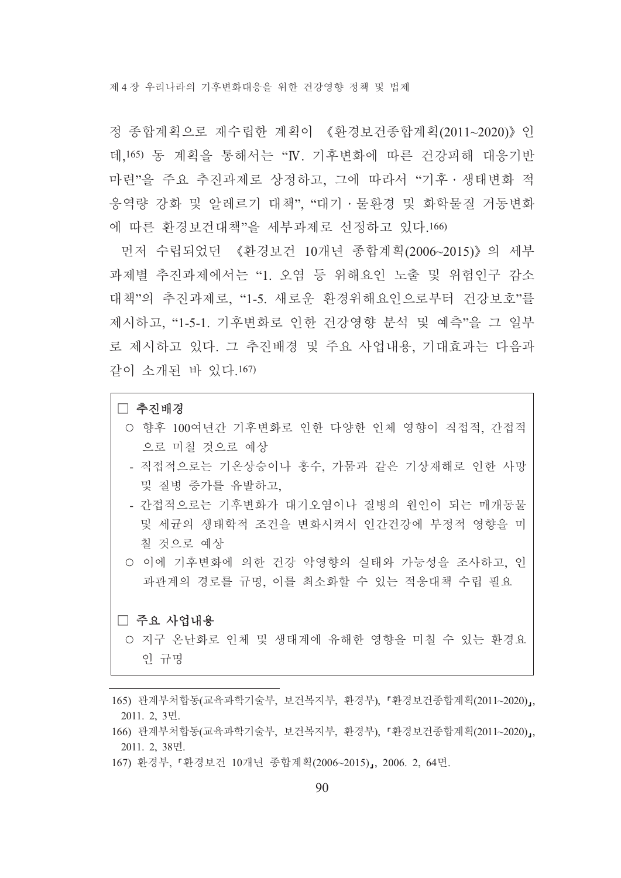정 종합계획으로 재수립한 계획이 《환경보건종합계획(2011~2020)》인데,[165] 동 계획을 통해서는 "Ⅳ. 기후변화에 따른 건강피해 대응기반 마련"을 주요 추진과제로 상정하고, 그에 따라서 "기후 · 생태변화 적응역량 강화 및 알레르기 대책", "대기 · 물환경 및 화학물질 거동변화에 따른 환경보건대책"을 세부과제로 선정하고 있다.[166]

먼저 수립되었던 《환경보건 10개년 종합계획(2006~2015)》의 세부과제별 추진과제에서는 "1. 오염 등 위해요인 노출 및 위험인구 감소대책"의 추진과제로, "1-5. 새로운 환경위해요인으로부터 건강보호"를 제시하고, "1-5-1. 기후변화로 인한 건강영향 분석 및 예측"을 그 일부로 제시하고 있다. 그 추진배경 및 주요 사업내용, 기대효과는 다음과 같이 소개된 바 있다.[167]

> □ **추진배경**
>
> ○ 향후 100여년간 기후변화로 인한 다양한 인체 영향이 직접적, 간접적으로 미칠 것으로 예상
>
> - 직접적으로는 기온상승이나 홍수, 가뭄과 같은 기상재해로 인한 사망 및 질병 증가를 유발하고,
> - 간접적으로는 기후변화가 대기오염이나 질병의 원인이 되는 매개동물 및 세균의 생태학적 조건을 변화시켜서 인간건강에 부정적 영향을 미칠 것으로 예상
>
> ○ 이에 기후변화에 의한 건강 악영향의 실태와 가능성을 조사하고, 인과관계의 경로를 규명, 이를 최소화할 수 있는 적응대책 수립 필요
>
> □ **주요 사업내용**
>
> ○ 지구 온난화로 인체 및 생태계에 유해한 영향을 미칠 수 있는 환경요인 규명

---

165) 관계부처합동(교육과학기술부, 보건복지부, 환경부), 「환경보건종합계획(2011~2020)」, 2011. 2, 3면.

166) 관계부처합동(교육과학기술부, 보건복지부, 환경부), 「환경보건종합계획(2011~2020)」, 2011. 2, 38면.

167) 환경부, 「환경보건 10개년 종합계획(2006~2015)」, 2006. 2, 64면.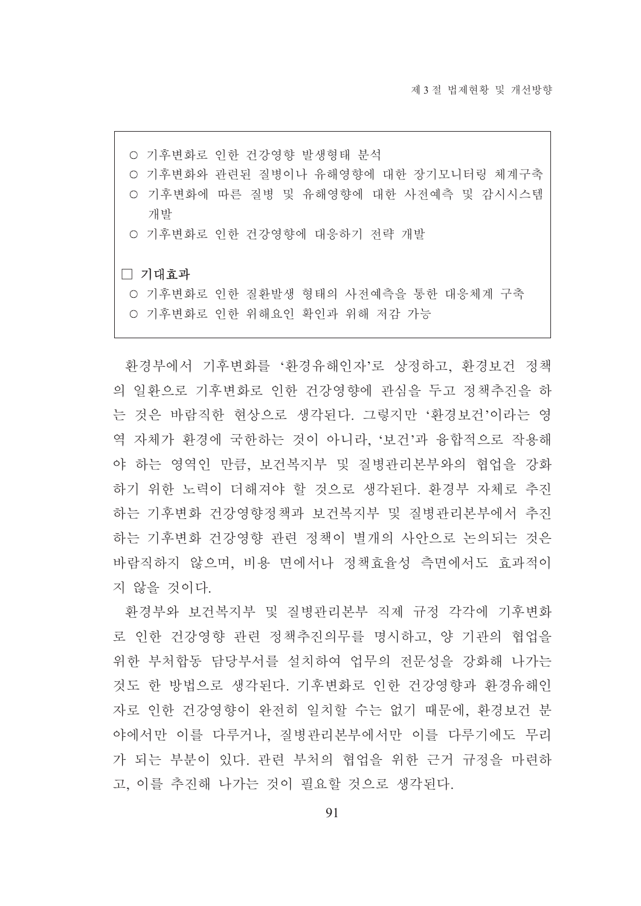○ 기후변화로 인한 건강영향 발생형태 분석
○ 기후변화와 관련된 질병이나 유해영향에 대한 장기모니터링 체계구축
○ 기후변화에 따른 질병 및 유해영향에 대한 사전예측 및 감시시스템 개발
○ 기후변화로 인한 건강영향에 대응하기 전략 개발

□ **기대효과**

○ 기후변화로 인한 질환발생 형태의 사전예측을 통한 대응체계 구축
○ 기후변화로 인한 위해요인 확인과 위해 저감 가능

환경부에서 기후변화를 '환경유해인자'로 상정하고, 환경보건 정책의 일환으로 기후변화로 인한 건강영향에 관심을 두고 정책추진을 하는 것은 바람직한 현상으로 생각된다. 그렇지만 '환경보건'이라는 영역 자체가 환경에 국한하는 것이 아니라, '보건'과 융합적으로 작용해야 하는 영역인 만큼, 보건복지부 및 질병관리본부와의 협업을 강화하기 위한 노력이 더해져야 할 것으로 생각된다. 환경부 자체로 추진하는 기후변화 건강영향정책과 보건복지부 및 질병관리본부에서 추진하는 기후변화 건강영향 관련 정책이 별개의 사안으로 논의되는 것은 바람직하지 않으며, 비용 면에서나 정책효율성 측면에서도 효과적이지 않을 것이다.

환경부와 보건복지부 및 질병관리본부 직제 규정 각각에 기후변화로 인한 건강영향 관련 정책추진의무를 명시하고, 양 기관의 협업을 위한 부처합동 담당부서를 설치하여 업무의 전문성을 강화해 나가는 것도 한 방법으로 생각된다. 기후변화로 인한 건강영향과 환경유해인자로 인한 건강영향이 완전히 일치할 수는 없기 때문에, 환경보건 분야에서만 이를 다루거나, 질병관리본부에서만 이를 다루기에도 무리가 되는 부분이 있다. 관련 부처의 협업을 위한 근거 규정을 마련하고, 이를 추진해 나가는 것이 필요할 것으로 생각된다.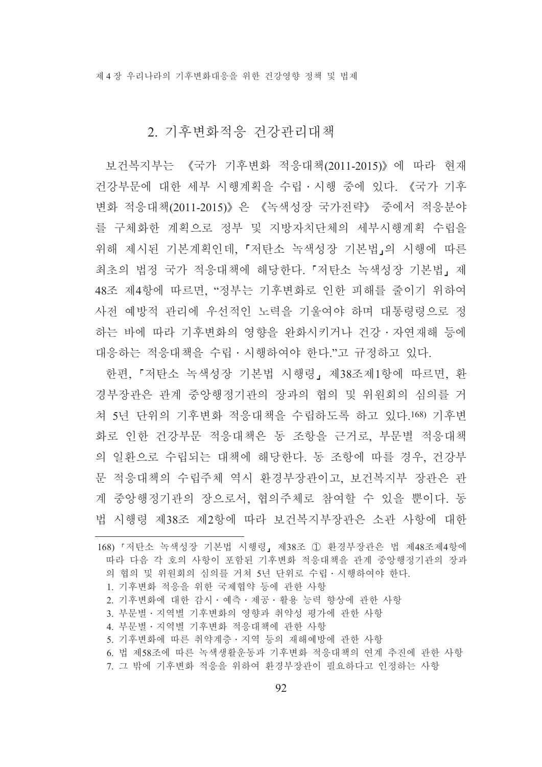## 2. 기후변화적응 건강관리대책

보건복지부는 《국가 기후변화 적응대책(2011-2015)》에 따라 현재 건강부문에 대한 세부 시행계획을 수립·시행 중에 있다. 《국가 기후변화 적응대책(2011-2015)》은 《녹색성장 국가전략》 중에서 적응분야를 구체화한 계획으로 정부 및 지방자치단체의 세부시행계획 수립을 위해 제시된 기본계획인데, 「저탄소 녹색성장 기본법」의 시행에 따른 최초의 법정 국가 적응대책에 해당한다. 「저탄소 녹색성장 기본법」 제48조 제4항에 따르면, "정부는 기후변화로 인한 피해를 줄이기 위하여 사전 예방적 관리에 우선적인 노력을 기울여야 하며 대통령령으로 정하는 바에 따라 기후변화의 영향을 완화시키거나 건강·자연재해 등에 대응하는 적응대책을 수립·시행하여야 한다."고 규정하고 있다.

한편, 「저탄소 녹색성장 기본법 시행령」 제38조제1항에 따르면, 환경부장관은 관계 중앙행정기관의 장과의 협의 및 위원회의 심의를 거쳐 5년 단위의 기후변화 적응대책을 수립하도록 하고 있다.[168] 기후변화로 인한 건강부문 적응대책은 동 조항을 근거로, 부문별 적응대책의 일환으로 수립되는 대책에 해당한다. 동 조항에 따를 경우, 건강부문 적응대책의 수립주체 역시 환경부장관이고, 보건복지부 장관은 관계 중앙행정기관의 장으로서, 협의주체로 참여할 수 있을 뿐이다. 동법 시행령 제38조 제2항에 따라 보건복지부장관은 소관 사항에 대한

---

168) 「저탄소 녹색성장 기본법 시행령」 제38조 ① 환경부장관은 법 제48조제4항에 따라 다음 각 호의 사항이 포함된 기후변화 적응대책을 관계 중앙행정기관의 장과의 협의 및 위원회의 심의를 거쳐 5년 단위로 수립·시행하여야 한다.

1. 기후변화 적응을 위한 국제협약 등에 관한 사항
2. 기후변화에 대한 감시·예측·제공·활용 능력 향상에 관한 사항
3. 부문별·지역별 기후변화의 영향과 취약성 평가에 관한 사항
4. 부문별·지역별 기후변화 적응대책에 관한 사항
5. 기후변화에 따른 취약계층·지역 등의 재해예방에 관한 사항
6. 법 제58조에 따른 녹색생활운동과 기후변화 적응대책의 연계 추진에 관한 사항
7. 그 밖에 기후변화 적응을 위하여 환경부장관이 필요하다고 인정하는 사항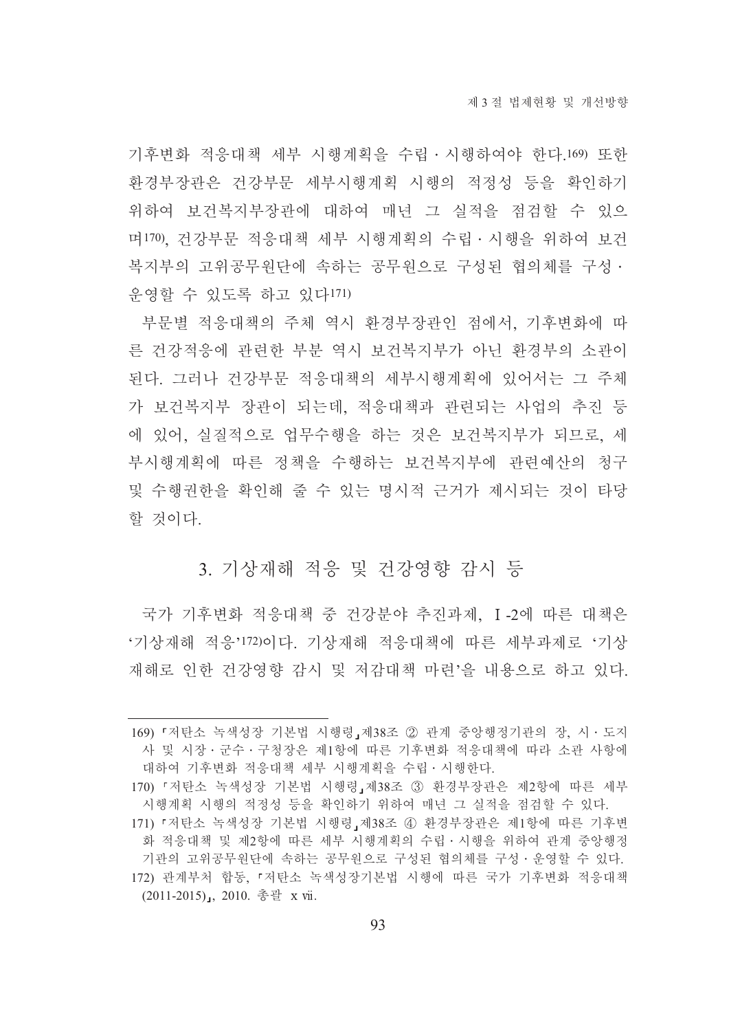기후변화 적응대책 세부 시행계획을 수립·시행하여야 한다.[169] 또한 환경부장관은 건강부문 세부시행계획 시행의 적정성 등을 확인하기 위하여 보건복지부장관에 대하여 매년 그 실적을 점검할 수 있으며[170], 건강부문 적응대책 세부 시행계획의 수립·시행을 위하여 보건복지부의 고위공무원단에 속하는 공무원으로 구성된 협의체를 구성·운영할 수 있도록 하고 있다[171]

부문별 적응대책의 주체 역시 환경부장관인 점에서, 기후변화에 따른 건강적응에 관련한 부분 역시 보건복지부가 아닌 환경부의 소관이 된다. 그러나 건강부문 적응대책의 세부시행계획에 있어서는 그 주체가 보건복지부 장관이 되는데, 적응대책과 관련되는 사업의 추진 등에 있어, 실질적으로 업무수행을 하는 것은 보건복지부가 되므로, 세부시행계획에 따른 정책을 수행하는 보건복지부에 관련예산의 청구 및 수행권한을 확인해 줄 수 있는 명시적 근거가 제시되는 것이 타당할 것이다.

## 3. 기상재해 적응 및 건강영향 감시 등

국가 기후변화 적응대책 중 건강분야 추진과제, Ⅰ-2에 따른 대책은 '기상재해 적응'[172]이다. 기상재해 적응대책에 따른 세부과제로 '기상재해로 인한 건강영향 감시 및 저감대책 마련'을 내용으로 하고 있다.

---

169) 「저탄소 녹색성장 기본법 시행령」제38조 ② 관계 중앙행정기관의 장, 시·도지사 및 시장·군수·구청장은 제1항에 따른 기후변화 적응대책에 따라 소관 사항에 대하여 기후변화 적응대책 세부 시행계획을 수립·시행한다.

170) 「저탄소 녹색성장 기본법 시행령」제38조 ③ 환경부장관은 제2항에 따른 세부 시행계획 시행의 적정성 등을 확인하기 위하여 매년 그 실적을 점검할 수 있다.

171) 「저탄소 녹색성장 기본법 시행령」제38조 ④ 환경부장관은 제1항에 따른 기후변화 적응대책 및 제2항에 따른 세부 시행계획의 수립·시행을 위하여 관계 중앙행정기관의 고위공무원단에 속하는 공무원으로 구성된 협의체를 구성·운영할 수 있다.

172) 관계부처 합동, 「저탄소 녹색성장기본법 시행에 따른 국가 기후변화 적응대책(2011-2015)」, 2010. 총괄 xvii.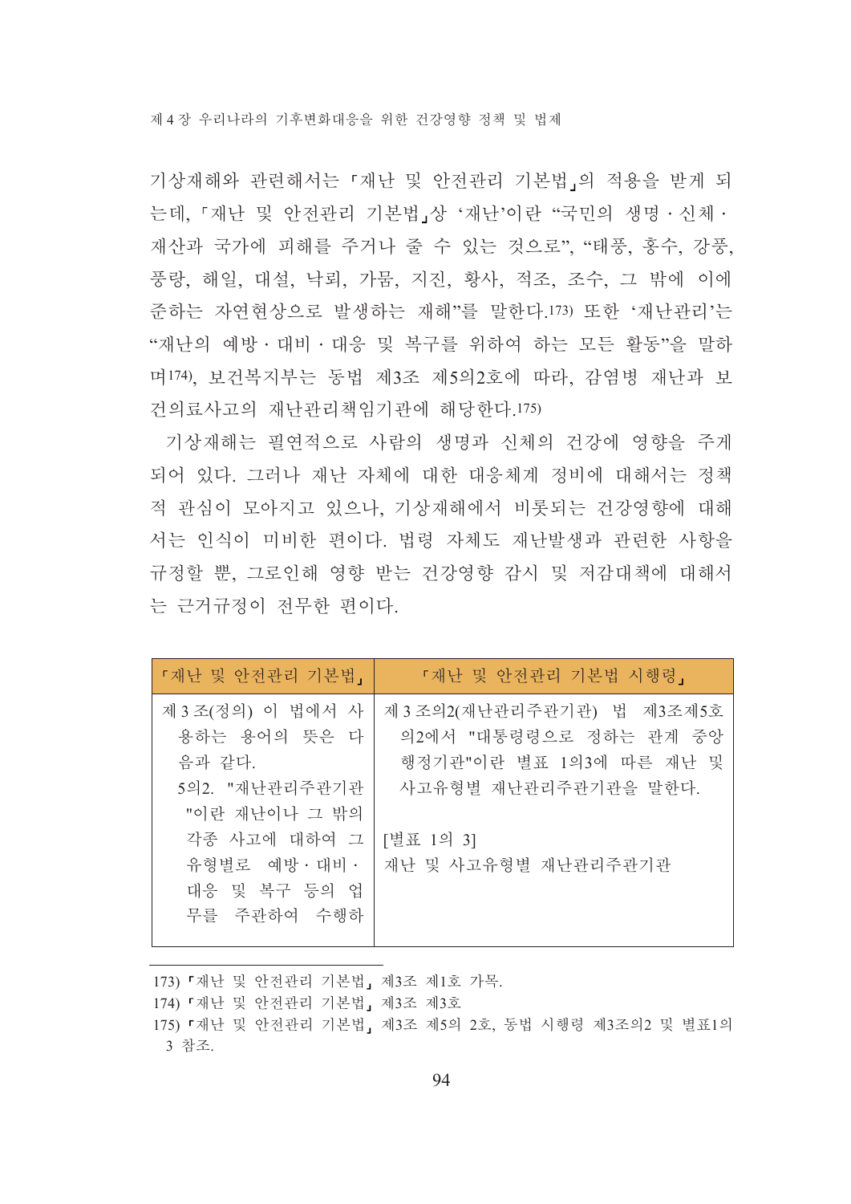기상재해와 관련해서는 「재난 및 안전관리 기본법」의 적용을 받게 되는데, 「재난 및 안전관리 기본법」상 '재난'이란 "국민의 생명·신체·재산과 국가에 피해를 주거나 줄 수 있는 것으로", "태풍, 홍수, 강풍, 풍랑, 해일, 대설, 낙뢰, 가뭄, 지진, 황사, 적조, 조수, 그 밖에 이에 준하는 자연현상으로 발생하는 재해"를 말한다.[173] 또한 '재난관리'는 "재난의 예방·대비·대응 및 복구를 위하여 하는 모든 활동"을 말하며[174], 보건복지부는 동법 제3조 제5의2호에 따라, 감염병 재난과 보건의료사고의 재난관리책임기관에 해당한다.[175]

기상재해는 필연적으로 사람의 생명과 신체의 건강에 영향을 주게 되어 있다. 그러나 재난 자체에 대한 대응체계 정비에 대해서는 정책적 관심이 모아지고 있으나, 기상재해에서 비롯되는 건강영향에 대해서는 인식이 미비한 편이다. 법령 자체도 재난발생과 관련한 사항을 규정할 뿐, 그로인해 영향 받는 건강영향 감시 및 저감대책에 대해서는 근거규정이 전무한 편이다.

| 「재난 및 안전관리 기본법」 | 「재난 및 안전관리 기본법 시행령」 |
|---|---|
| 제3조(정의) 이 법에서 사용하는 용어의 뜻은 다음과 같다.<br>5의2. "재난관리주관기관"이란 재난이나 그 밖의 각종 사고에 대하여 그 유형별로 예방·대비·대응 및 복구 등의 업무를 주관하여 수행하 | 제3조의2(재난관리주관기관) 법 제3조제5호의2에서 "대통령령으로 정하는 관계 중앙행정기관"이란 별표 1의3에 따른 재난 및 사고유형별 재난관리주관기관을 말한다.<br><br>[별표 1의 3]<br>재난 및 사고유형별 재난관리주관기관 |

173) 「재난 및 안전관리 기본법」 제3조 제1호 가목.

174) 「재난 및 안전관리 기본법」 제3조 제3호

175) 「재난 및 안전관리 기본법」 제3조 제5의 2호, 동법 시행령 제3조의2 및 별표1의 3 참조.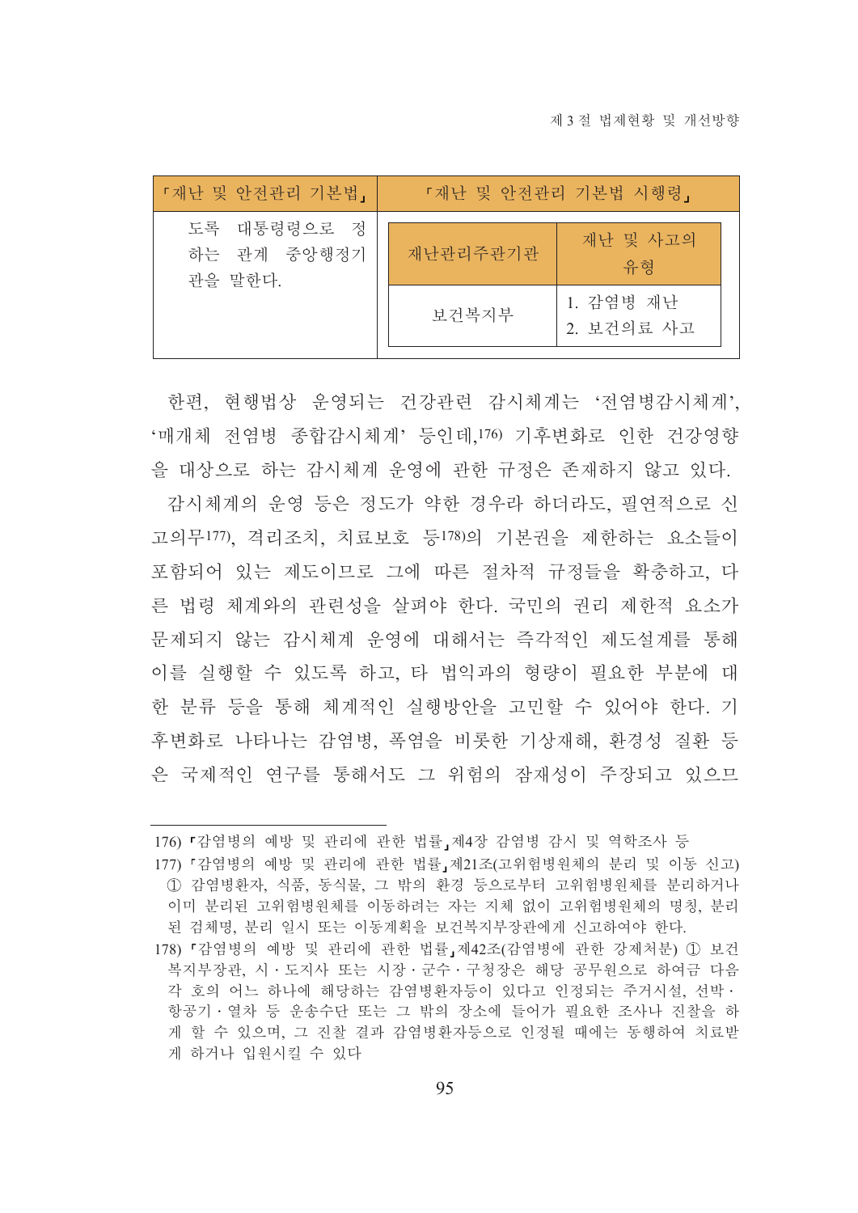| 「재난 및 안전관리 기본법」 | 「재난 및 안전관리 기본법 시행령」 | |
|---|---|---|
| 도록 대통령령으로 정하는 관계 중앙행정기관을 말한다. | 재난관리주관기관 | 재난 및 사고의 유형 |
| | 보건복지부 | 1. 감염병 재난<br>2. 보건의료 사고 |

한편, 현행법상 운영되는 건강관련 감시체계는 '전염병감시체계', '매개체 전염병 종합감시체계' 등인데,[176] 기후변화로 인한 건강영향을 대상으로 하는 감시체계 운영에 관한 규정은 존재하지 않고 있다.

감시체계의 운영 등은 정도가 약한 경우라 하더라도, 필연적으로 신고의무[177], 격리조치, 치료보호 등[178]의 기본권을 제한하는 요소들이 포함되어 있는 제도이므로 그에 따른 절차적 규정들을 확충하고, 다른 법령 체계와의 관련성을 살펴야 한다. 국민의 권리 제한적 요소가 문제되지 않는 감시체계 운영에 대해서는 즉각적인 제도설계를 통해 이를 실행할 수 있도록 하고, 타 법익과의 형량이 필요한 부분에 대한 분류 등을 통해 체계적인 실행방안을 고민할 수 있어야 한다. 기후변화로 나타나는 감염병, 폭염을 비롯한 기상재해, 환경성 질환 등은 국제적인 연구를 통해서도 그 위험의 잠재성이 주장되고 있으므

---

176) 「감염병의 예방 및 관리에 관한 법률」제4장 감염병 감시 및 역학조사 등

177) 「감염병의 예방 및 관리에 관한 법률」제21조(고위험병원체의 분리 및 이동 신고) ① 감염병환자, 식품, 동식물, 그 밖의 환경 등으로부터 고위험병원체를 분리하거나 이미 분리된 고위험병원체를 이동하려는 자는 지체 없이 고위험병원체의 명칭, 분리된 검체명, 분리 일시 또는 이동계획을 보건복지부장관에게 신고하여야 한다.

178) 「감염병의 예방 및 관리에 관한 법률」제42조(감염병에 관한 강제처분) ① 보건복지부장관, 시·도지사 또는 시장·군수·구청장은 해당 공무원으로 하여금 다음 각 호의 어느 하나에 해당하는 감염병환자등이 있다고 인정되는 주거시설, 선박·항공기·열차 등 운송수단 또는 그 밖의 장소에 들어가 필요한 조사나 진찰을 하게 할 수 있으며, 그 진찰 결과 감염병환자등으로 인정될 때에는 동행하여 치료받게 하거나 입원시킬 수 있다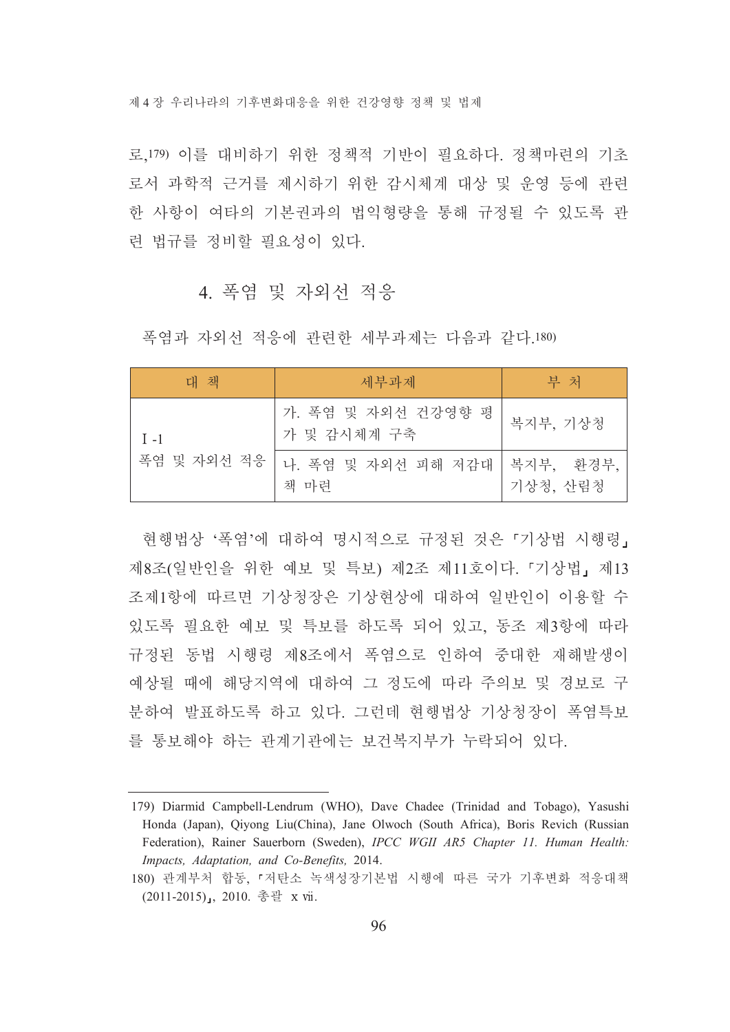로,[179] 이를 대비하기 위한 정책적 기반이 필요하다. 정책마련의 기초로서 과학적 근거를 제시하기 위한 감시체계 대상 및 운영 등에 관련한 사항이 여타의 기본권과의 법익형량을 통해 규정될 수 있도록 관련 법규를 정비할 필요성이 있다.

## 4. 폭염 및 자외선 적응

폭염과 자외선 적응에 관련한 세부과제는 다음과 같다.[180]

| 대 책 | 세부과제 | 부 처 |
|---|---|---|
| I -1 폭염 및 자외선 적응 | 가. 폭염 및 자외선 건강영향 평가 및 감시체계 구축 | 복지부, 기상청 |
| | 나. 폭염 및 자외선 피해 저감대책 마련 | 복지부, 환경부, 기상청, 산림청 |

현행법상 '폭염'에 대하여 명시적으로 규정된 것은 「기상법 시행령」 제8조(일반인을 위한 예보 및 특보) 제2조 제11호이다. 「기상법」 제13조제1항에 따르면 기상청장은 기상현상에 대하여 일반인이 이용할 수 있도록 필요한 예보 및 특보를 하도록 되어 있고, 동조 제3항에 따라 규정된 동법 시행령 제8조에서 폭염으로 인하여 중대한 재해발생이 예상될 때에 해당지역에 대하여 그 정도에 따라 주의보 및 경보로 구분하여 발표하도록 하고 있다. 그런데 현행법상 기상청장이 폭염특보를 통보해야 하는 관계기관에는 보건복지부가 누락되어 있다.

---

179) Diarmid Campbell-Lendrum (WHO), Dave Chadee (Trinidad and Tobago), Yasushi Honda (Japan), Qiyong Liu(China), Jane Olwoch (South Africa), Boris Revich (Russian Federation), Rainer Sauerborn (Sweden), *IPCC WGII AR5 Chapter 11. Human Health: Impacts, Adaptation, and Co-Benefits,* 2014.

180) 관계부처 합동, 「저탄소 녹색성장기본법 시행에 따른 국가 기후변화 적응대책(2011-2015)」, 2010. 총괄 xvii.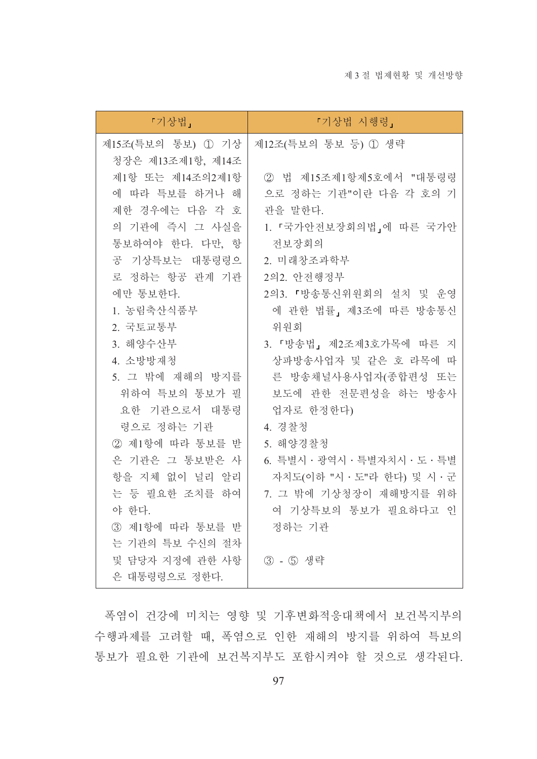| 「기상법」 | 「기상법 시행령」 |
|---|---|
| 제15조(특보의 통보) ① 기상청장은 제13조제1항, 제14조제1항 또는 제14조의2제1항에 따라 특보를 하거나 해제한 경우에는 다음 각 호의 기관에 즉시 그 사실을 통보하여야 한다. 다만, 항공 기상특보는 대통령령으로 정하는 항공 관계 기관에만 통보한다.<br>1. 농림축산식품부<br>2. 국토교통부<br>3. 해양수산부<br>4. 소방방재청<br>5. 그 밖에 재해의 방지를 위하여 특보의 통보가 필요한 기관으로서 대통령령으로 정하는 기관<br>② 제1항에 따라 통보를 받은 기관은 그 통보받은 사항을 지체 없이 널리 알리는 등 필요한 조치를 하여야 한다.<br>③ 제1항에 따라 통보를 받는 기관의 특보 수신의 절차 및 담당자 지정에 관한 사항은 대통령령으로 정한다. | 제12조(특보의 통보 등) ① 생략<br><br>② 법 제15조제1항제5호에서 "대통령령으로 정하는 기관"이란 다음 각 호의 기관을 말한다.<br>1. 「국가안전보장회의법」에 따른 국가안전보장회의<br>2. 미래창조과학부<br>2의2. 안전행정부<br>2의3. 「방송통신위원회의 설치 및 운영에 관한 법률」 제3조에 따른 방송통신위원회<br>3. 「방송법」 제2조제3호가목에 따른 지상파방송사업자 및 같은 호 라목에 따른 방송채널사용사업자(종합편성 또는 보도에 관한 전문편성을 하는 방송사업자로 한정한다)<br>4. 경찰청<br>5. 해양경찰청<br>6. 특별시·광역시·특별자치시·도·특별자치도(이하 "시·도"라 한다) 및 시·군<br>7. 그 밖에 기상청장이 재해방지를 위하여 기상특보의 통보가 필요하다고 인정하는 기관<br><br>③ - ⑤ 생략 |

폭염이 건강에 미치는 영향 및 기후변화적응대책에서 보건복지부의 수행과제를 고려할 때, 폭염으로 인한 재해의 방지를 위하여 특보의 통보가 필요한 기관에 보건복지부도 포함시켜야 할 것으로 생각된다.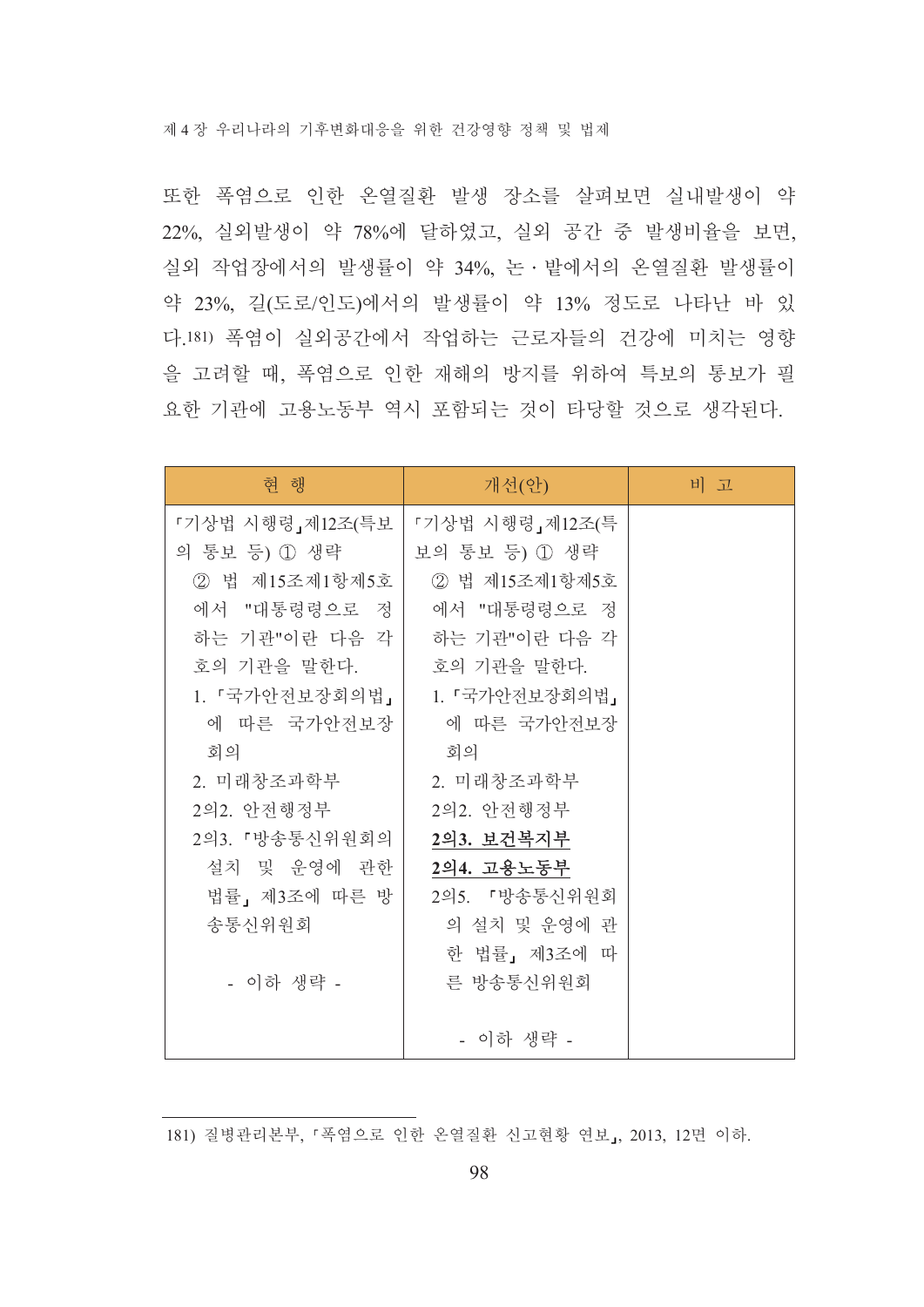또한 폭염으로 인한 온열질환 발생 장소를 살펴보면 실내발생이 약 22%, 실외발생이 약 78%에 달하였고, 실외 공간 중 발생비율을 보면, 실외 작업장에서의 발생률이 약 34%, 논·밭에서의 온열질환 발생률이 약 23%, 길(도로/인도)에서의 발생률이 약 13% 정도로 나타난 바 있다.[181] 폭염이 실외공간에서 작업하는 근로자들의 건강에 미치는 영향을 고려할 때, 폭염으로 인한 재해의 방지를 위하여 특보의 통보가 필요한 기관에 고용노동부 역시 포함되는 것이 타당할 것으로 생각된다.

| 현 행 | 개선(안) | 비 고 |
|---|---|---|
| 「기상법 시행령」제12조(특보의 통보 등) ① 생략<br>② 법 제15조제1항제5호에서 "대통령령으로 정하는 기관"이란 다음 각 호의 기관을 말한다.<br>1. 「국가안전보장회의법」에 따른 국가안전보장회의<br>2. 미래창조과학부<br>2의2. 안전행정부<br>2의3. 「방송통신위원회의 설치 및 운영에 관한 법률」 제3조에 따른 방송통신위원회<br><br>- 이하 생략 - | 「기상법 시행령」제12조(특보의 통보 등) ① 생략<br>② 법 제15조제1항제5호에서 "대통령령으로 정하는 기관"이란 다음 각 호의 기관을 말한다.<br>1. 「국가안전보장회의법」에 따른 국가안전보장회의<br>2. 미래창조과학부<br>2의2. 안전행정부<br>**2의3. 보건복지부**<br>**2의4. 고용노동부**<br>2의5. 「방송통신위원회의 설치 및 운영에 관한 법률」 제3조에 따른 방송통신위원회<br><br>- 이하 생략 - | |

181) 질병관리본부, 「폭염으로 인한 온열질환 신고현황 연보」, 2013, 12면 이하.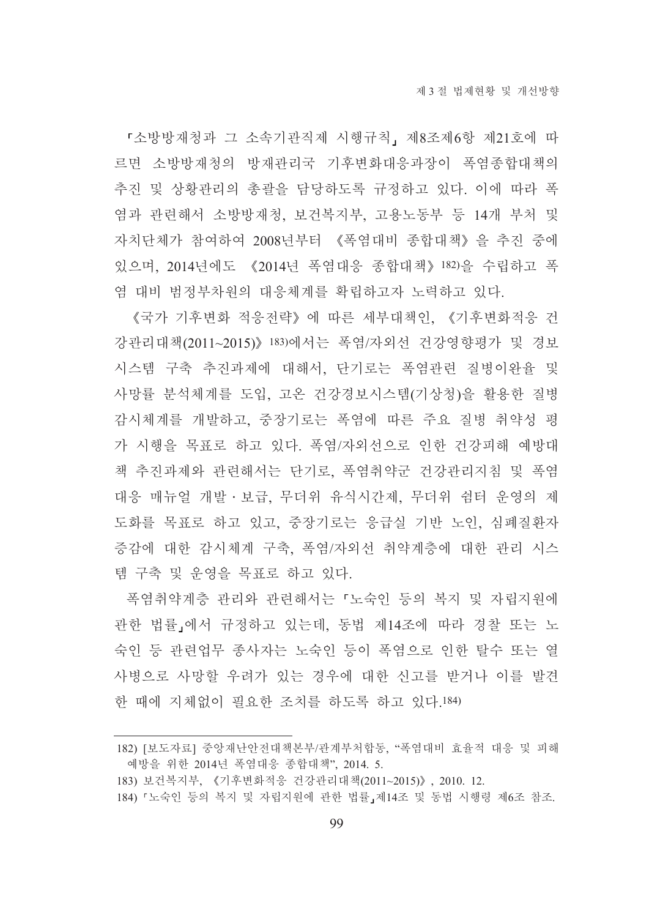「소방방재청과 그 소속기관직제 시행규칙」 제8조제6항 제21호에 따르면 소방방재청의 방재관리국 기후변화대응과장이 폭염종합대책의 추진 및 상황관리의 총괄을 담당하도록 규정하고 있다. 이에 따라 폭염과 관련해서 소방방재청, 보건복지부, 고용노동부 등 14개 부처 및 자치단체가 참여하여 2008년부터 《폭염대비 종합대책》을 추진 중에 있으며, 2014년에도 《2014년 폭염대응 종합대책》[182]을 수립하고 폭염 대비 범정부차원의 대응체계를 확립하고자 노력하고 있다.

《국가 기후변화 적응전략》에 따른 세부대책인, 《기후변화적응 건강관리대책(2011~2015)》[183]에서는 폭염/자외선 건강영향평가 및 경보시스템 구축 추진과제에 대해서, 단기로는 폭염관련 질병이완율 및 사망률 분석체계를 도입, 고온 건강경보시스템(기상청)을 활용한 질병감시체계를 개발하고, 중장기로는 폭염에 따른 주요 질병 취약성 평가 시행을 목표로 하고 있다. 폭염/자외선으로 인한 건강피해 예방대책 추진과제와 관련해서는 단기로, 폭염취약군 건강관리지침 및 폭염대응 매뉴얼 개발 · 보급, 무더위 유식시간제, 무더위 쉼터 운영의 제도화를 목표로 하고 있고, 중장기로는 응급실 기반 노인, 심폐질환자 증감에 대한 감시체계 구축, 폭염/자외선 취약계층에 대한 관리 시스템 구축 및 운영을 목표로 하고 있다.

폭염취약계층 관리와 관련해서는 「노숙인 등의 복지 및 자립지원에 관한 법률」에서 규정하고 있는데, 동법 제14조에 따라 경찰 또는 노숙인 등 관련업무 종사자는 노숙인 등이 폭염으로 인한 탈수 또는 열사병으로 사망할 우려가 있는 경우에 대한 신고를 받거나 이를 발견한 때에 지체없이 필요한 조치를 하도록 하고 있다.[184]

---

182) [보도자료] 중앙재난안전대책본부/관계부처합동, "폭염대비 효율적 대응 및 피해 예방을 위한 2014년 폭염대응 종합대책", 2014. 5.

183) 보건복지부, 《기후변화적응 건강관리대책(2011~2015)》, 2010. 12.

184) 「노숙인 등의 복지 및 자립지원에 관한 법률」제14조 및 동법 시행령 제6조 참조.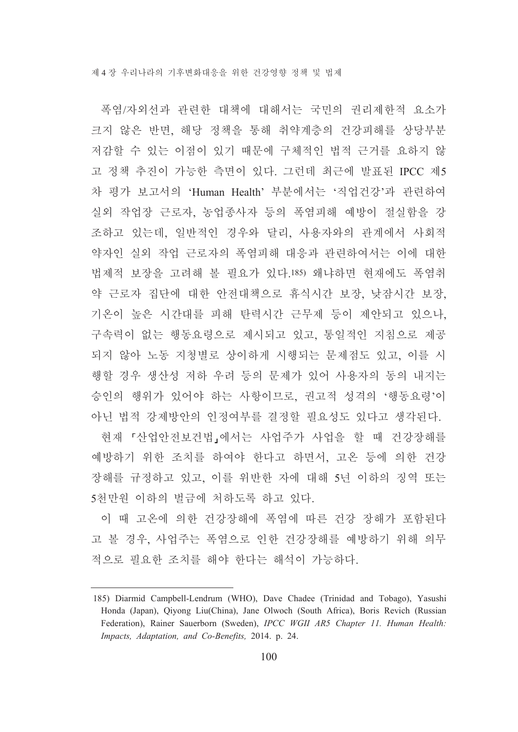폭염/자외선과 관련한 대책에 대해서는 국민의 권리제한적 요소가 크지 않은 반면, 해당 정책을 통해 취약계층의 건강피해를 상당부분 저감할 수 있는 이점이 있기 때문에 구체적인 법적 근거를 요하지 않고 정책 추진이 가능한 측면이 있다. 그런데 최근에 발표된 IPCC 제5차 평가 보고서의 'Human Health' 부분에서는 '직업건강'과 관련하여 실외 작업장 근로자, 농업종사자 등의 폭염피해 예방이 절실함을 강조하고 있는데, 일반적인 경우와 달리, 사용자와의 관계에서 사회적 약자인 실외 작업 근로자의 폭염피해 대응과 관련하여서는 이에 대한 법제적 보장을 고려해 볼 필요가 있다.[185] 왜냐하면 현재에도 폭염취약 근로자 집단에 대한 안전대책으로 휴식시간 보장, 낮잠시간 보장, 기온이 높은 시간대를 피해 탄력시간 근무제 등이 제안되고 있으나, 구속력이 없는 행동요령으로 제시되고 있고, 통일적인 지침으로 제공되지 않아 노동 지청별로 상이하게 시행되는 문제점도 있고, 이를 시행할 경우 생산성 저하 우려 등의 문제가 있어 사용자의 동의 내지는 승인의 행위가 있어야 하는 사항이므로, 권고적 성격의 '행동요령'이 아닌 법적 강제방안의 인정여부를 결정할 필요성도 있다고 생각된다.

현재 「산업안전보건법」에서는 사업주가 사업을 할 때 건강장해를 예방하기 위한 조치를 하여야 한다고 하면서, 고온 등에 의한 건강장해를 규정하고 있고, 이를 위반한 자에 대해 5년 이하의 징역 또는 5천만원 이하의 벌금에 처하도록 하고 있다.

이 때 고온에 의한 건강장해에 폭염에 따른 건강 장해가 포함된다고 볼 경우, 사업주는 폭염으로 인한 건강장해를 예방하기 위해 의무적으로 필요한 조치를 해야 한다는 해석이 가능하다.

---

185) Diarmid Campbell-Lendrum (WHO), Dave Chadee (Trinidad and Tobago), Yasushi Honda (Japan), Qiyong Liu(China), Jane Olwoch (South Africa), Boris Revich (Russian Federation), Rainer Sauerborn (Sweden), *IPCC WGII AR5 Chapter 11. Human Health: Impacts, Adaptation, and Co-Benefits,* 2014. p. 24.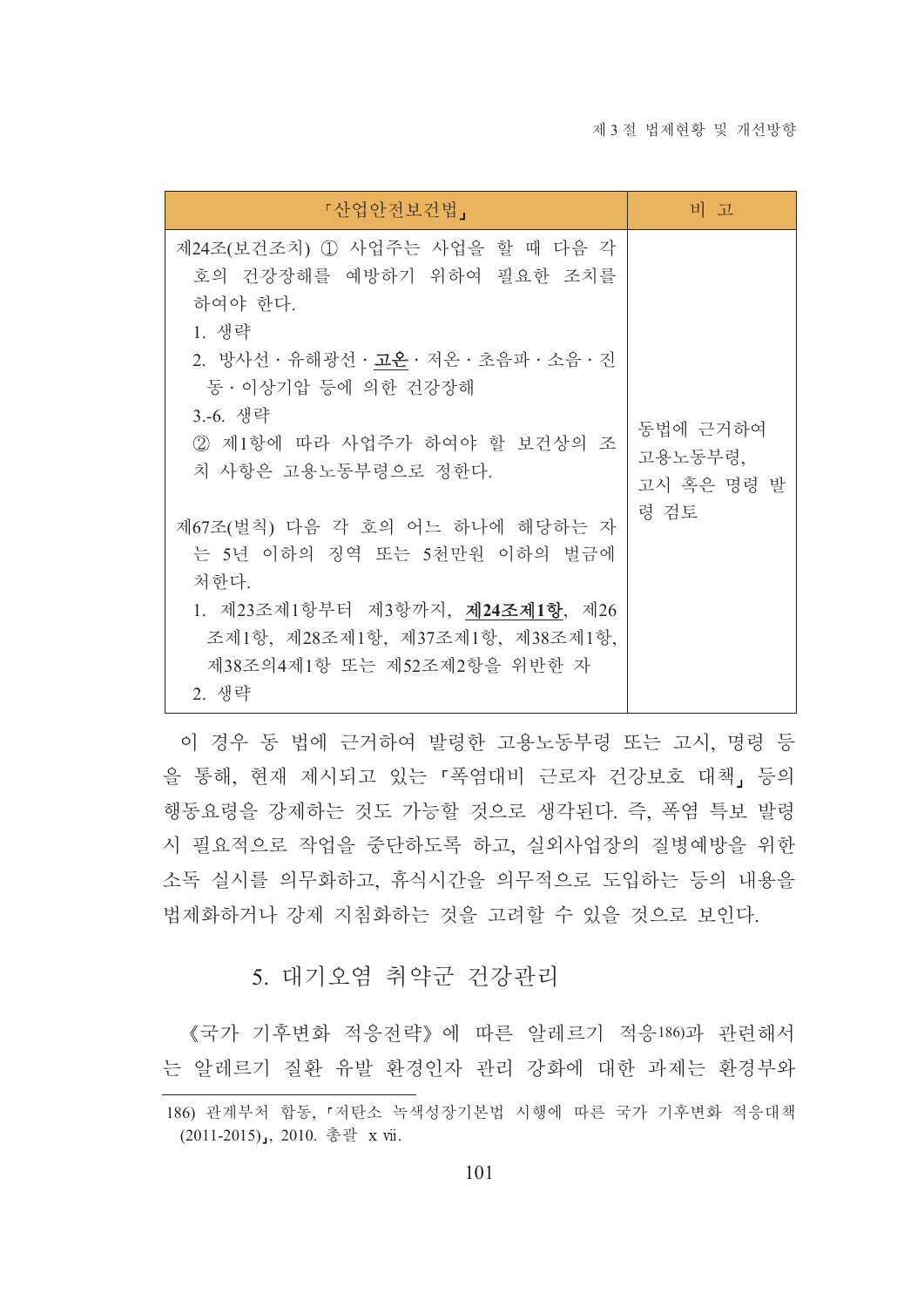| 「산업안전보건법」 | 비 고 |
|---|---|
| 제24조(보건조치) ① 사업주는 사업을 할 때 다음 각 호의 건강장해를 예방하기 위하여 필요한 조치를 하여야 한다.<br>1. 생략<br>2. 방사선 · 유해광선 · **<u>고온</u>** · 저온 · 초음파 · 소음 · 진동 · 이상기압 등에 의한 건강장해<br>3.-6. 생략<br>② 제1항에 따라 사업주가 하여야 할 보건상의 조치 사항은 고용노동부령으로 정한다.<br><br>제67조(벌칙) 다음 각 호의 어느 하나에 해당하는 자는 5년 이하의 징역 또는 5천만원 이하의 벌금에 처한다.<br>1. 제23조제1항부터 제3항까지, **<u>제24조제1항</u>**, 제26조제1항, 제28조제1항, 제37조제1항, 제38조제1항, 제38조의4제1항 또는 제52조제2항을 위반한 자<br>2. 생략 | 동법에 근거하여 고용노동부령, 고시 혹은 명령 발령 검토 |

이 경우 동 법에 근거하여 발령한 고용노동부령 또는 고시, 명령 등을 통해, 현재 제시되고 있는 「폭염대비 근로자 건강보호 대책」 등의 행동요령을 강제하는 것도 가능할 것으로 생각된다. 즉, 폭염 특보 발령 시 필요적으로 작업을 중단하도록 하고, 실외사업장의 질병예방을 위한 소독 실시를 의무화하고, 휴식시간을 의무적으로 도입하는 등의 내용을 법제화하거나 강제 지침화하는 것을 고려할 수 있을 것으로 보인다.

## 5. 대기오염 취약군 건강관리

《국가 기후변화 적응전략》에 따른 알레르기 적응[186]과 관련해서는 알레르기 질환 유발 환경인자 관리 강화에 대한 과제는 환경부와

---

186) 관계부처 합동, 「저탄소 녹색성장기본법 시행에 따른 국가 기후변화 적응대책(2011-2015)」, 2010. 총괄 xvii.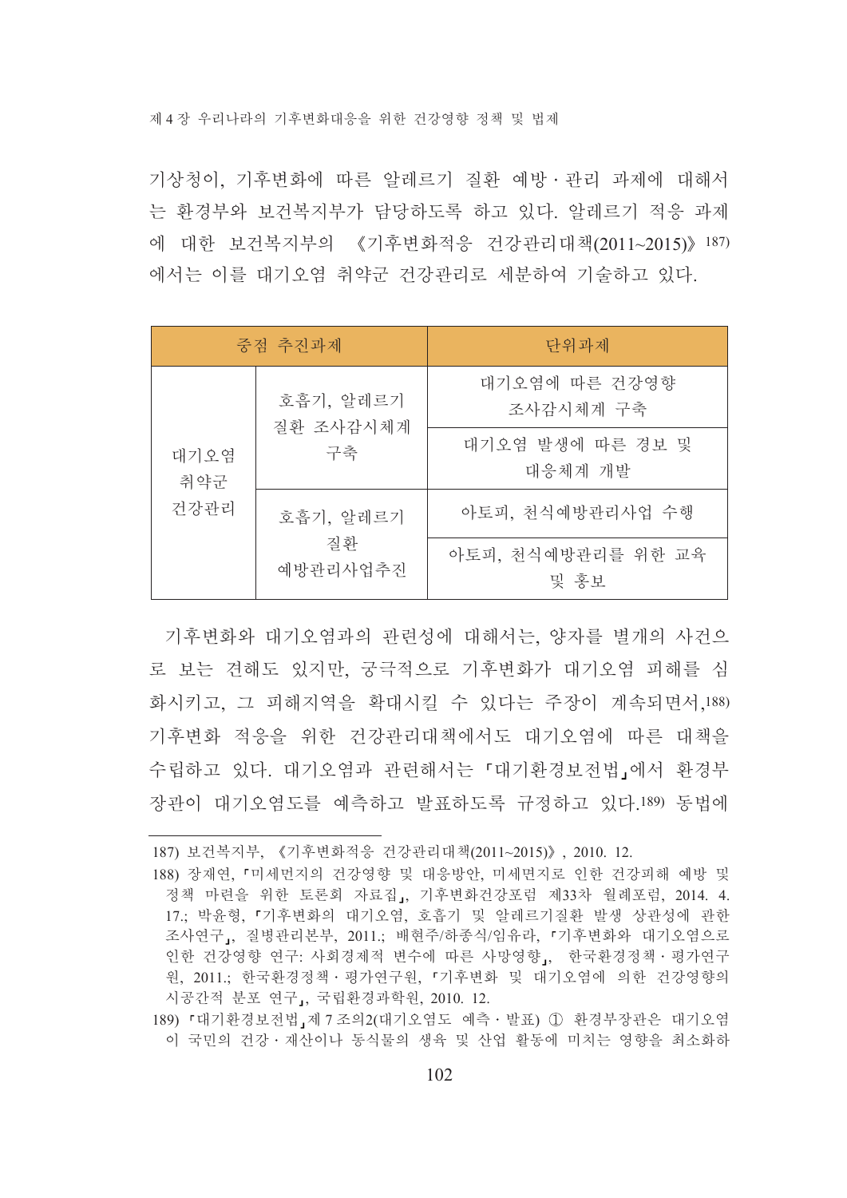기상청이, 기후변화에 따른 알레르기 질환 예방·관리 과제에 대해서는 환경부와 보건복지부가 담당하도록 하고 있다. 알레르기 적응 과제에 대한 보건복지부의 《기후변화적응 건강관리대책(2011~2015)》[187] 에서는 이를 대기오염 취약군 건강관리로 세분하여 기술하고 있다.

| 중점 추진과제 | | 단위과제 |
|---|---|---|
| 대기오염 취약군 건강관리 | 호흡기, 알레르기 질환 조사감시체계 구축 | 대기오염에 따른 건강영향 조사감시체계 구축 |
| | | 대기오염 발생에 따른 경보 및 대응체계 개발 |
| | 호흡기, 알레르기 질환 예방관리사업추진 | 아토피, 천식예방관리사업 수행 |
| | | 아토피, 천식예방관리를 위한 교육 및 홍보 |

기후변화와 대기오염과의 관련성에 대해서는, 양자를 별개의 사건으로 보는 견해도 있지만, 궁극적으로 기후변화가 대기오염 피해를 심화시키고, 그 피해지역을 확대시킬 수 있다는 주장이 계속되면서,[188] 기후변화 적응을 위한 건강관리대책에서도 대기오염에 따른 대책을 수립하고 있다. 대기오염과 관련해서는 「대기환경보전법」에서 환경부장관이 대기오염도를 예측하고 발표하도록 규정하고 있다.[189] 동법에

---

187) 보건복지부, 《기후변화적응 건강관리대책(2011~2015)》, 2010. 12.

188) 장재연, 「미세먼지의 건강영향 및 대응방안, 미세먼지로 인한 건강피해 예방 및 정책 마련을 위한 토론회 자료집」, 기후변화건강포럼 제33차 월례포럼, 2014. 4. 17.; 박윤형, 「기후변화의 대기오염, 호흡기 및 알레르기질환 발생 상관성에 관한 조사연구」, 질병관리본부, 2011.; 배현주/하종식/임유라, 「기후변화와 대기오염으로 인한 건강영향 연구: 사회경제적 변수에 따른 사망영향」, 한국환경정책·평가연구원, 2011.; 한국환경정책·평가연구원, 「기후변화 및 대기오염에 의한 건강영향의 시공간적 분포 연구」, 국립환경과학원, 2010. 12.

189) 「대기환경보전법」제7조의2(대기오염도 예측·발표) ① 환경부장관은 대기오염이 국민의 건강·재산이나 동식물의 생육 및 산업 활동에 미치는 영향을 최소화하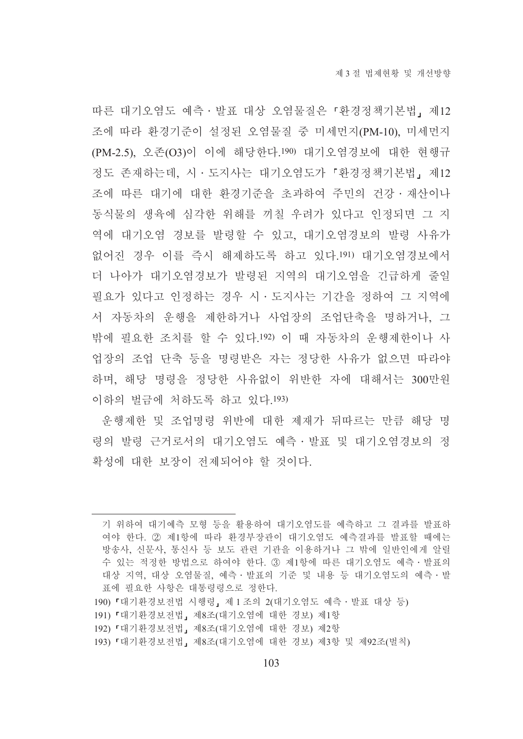따른 대기오염도 예측·발표 대상 오염물질은 「환경정책기본법」 제12조에 따라 환경기준이 설정된 오염물질 중 미세먼지(PM-10), 미세먼지(PM-2.5), 오존($O_3$)이 이에 해당한다.[190] 대기오염경보에 대한 현행규정도 존재하는데, 시·도지사는 대기오염도가 「환경정책기본법」 제12조에 따른 대기에 대한 환경기준을 초과하여 주민의 건강·재산이나 동식물의 생육에 심각한 위해를 끼칠 우려가 있다고 인정되면 그 지역에 대기오염 경보를 발령할 수 있고, 대기오염경보의 발령 사유가 없어진 경우 이를 즉시 해제하도록 하고 있다.[191] 대기오염경보에서 더 나아가 대기오염경보가 발령된 지역의 대기오염을 긴급하게 줄일 필요가 있다고 인정하는 경우 시·도지사는 기간을 정하여 그 지역에서 자동차의 운행을 제한하거나 사업장의 조업단축을 명하거나, 그 밖에 필요한 조치를 할 수 있다.[192] 이 때 자동차의 운행제한이나 사업장의 조업 단축 등을 명령받은 자는 정당한 사유가 없으면 따라야 하며, 해당 명령을 정당한 사유없이 위반한 자에 대해서는 300만원 이하의 벌금에 처하도록 하고 있다.[193]

운행제한 및 조업명령 위반에 대한 제재가 뒤따르는 만큼 해당 명령의 발령 근거로서의 대기오염도 예측·발표 및 대기오염경보의 정확성에 대한 보장이 전제되어야 할 것이다.

---

기 위하여 대기예측 모형 등을 활용하여 대기오염도를 예측하고 그 결과를 발표하여야 한다. ② 제1항에 따라 환경부장관이 대기오염도 예측결과를 발표할 때에는 방송사, 신문사, 통신사 등 보도 관련 기관을 이용하거나 그 밖에 일반인에게 알릴 수 있는 적정한 방법으로 하여야 한다. ③ 제1항에 따른 대기오염도 예측·발표의 대상 지역, 대상 오염물질, 예측·발표의 기준 및 내용 등 대기오염도의 예측·발표에 필요한 사항은 대통령령으로 정한다.

190) 「대기환경보전법 시행령」 제 1 조의 2(대기오염도 예측·발표 대상 등)

191) 「대기환경보전법」 제8조(대기오염에 대한 경보) 제1항

192) 「대기환경보전법」 제8조(대기오염에 대한 경보) 제2항

193) 「대기환경보전법」 제8조(대기오염에 대한 경보) 제3항 및 제92조(벌칙)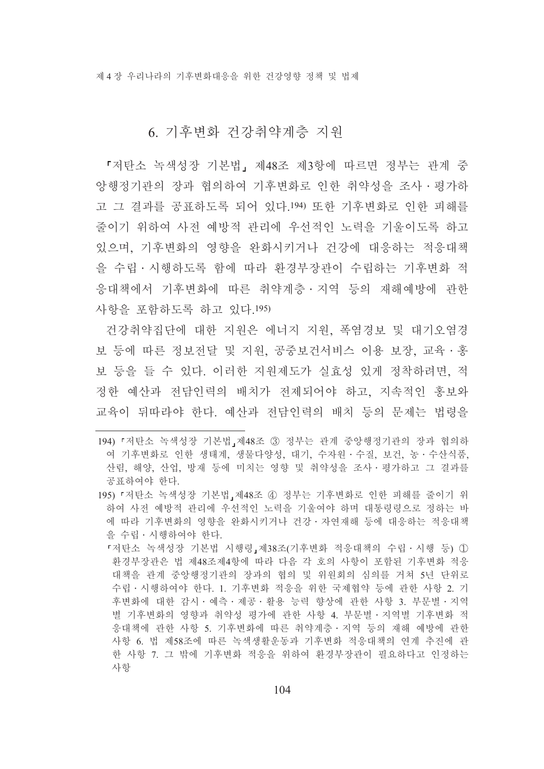## 6. 기후변화 건강취약계층 지원

「저탄소 녹색성장 기본법」 제48조 제3항에 따르면 정부는 관계 중앙행정기관의 장과 협의하여 기후변화로 인한 취약성을 조사·평가하고 그 결과를 공표하도록 되어 있다.[194] 또한 기후변화로 인한 피해를 줄이기 위하여 사전 예방적 관리에 우선적인 노력을 기울이도록 하고 있으며, 기후변화의 영향을 완화시키거나 건강에 대응하는 적응대책을 수립·시행하도록 함에 따라 환경부장관이 수립하는 기후변화 적응대책에서 기후변화에 따른 취약계층·지역 등의 재해예방에 관한 사항을 포함하도록 하고 있다.[195]

건강취약집단에 대한 지원은 에너지 지원, 폭염경보 및 대기오염경보 등에 따른 정보전달 및 지원, 공중보건서비스 이용 보장, 교육·홍보 등을 들 수 있다. 이러한 지원제도가 실효성 있게 정착하려면, 적정한 예산과 전담인력의 배치가 전제되어야 하고, 지속적인 홍보와 교육이 뒤따라야 한다. 예산과 전담인력의 배치 등의 문제는 법령을

---

194) 「저탄소 녹색성장 기본법」제48조 ③ 정부는 관계 중앙행정기관의 장과 협의하여 기후변화로 인한 생태계, 생물다양성, 대기, 수자원·수질, 보건, 농·수산식품, 산림, 해양, 산업, 방재 등에 미치는 영향 및 취약성을 조사·평가하고 그 결과를 공표하여야 한다.

195) 「저탄소 녹색성장 기본법」제48조 ④ 정부는 기후변화로 인한 피해를 줄이기 위하여 사전 예방적 관리에 우선적인 노력을 기울여야 하며 대통령령으로 정하는 바에 따라 기후변화의 영향을 완화시키거나 건강·자연재해 등에 대응하는 적응대책을 수립·시행하여야 한다.

「저탄소 녹색성장 기본법 시행령」제38조(기후변화 적응대책의 수립·시행 등) ① 환경부장관은 법 제48조제4항에 따라 다음 각 호의 사항이 포함된 기후변화 적응대책을 관계 중앙행정기관의 장과의 협의 및 위원회의 심의를 거쳐 5년 단위로 수립·시행하여야 한다. 1. 기후변화 적응을 위한 국제협약 등에 관한 사항 2. 기후변화에 대한 감시·예측·제공·활용 능력 향상에 관한 사항 3. 부문별·지역별 기후변화의 영향과 취약성 평가에 관한 사항 4. 부문별·지역별 기후변화 적응대책에 관한 사항 5. 기후변화에 따른 취약계층·지역 등의 재해 예방에 관한 사항 6. 법 제58조에 따른 녹색생활운동과 기후변화 적응대책의 연계 추진에 관한 사항 7. 그 밖에 기후변화 적응을 위하여 환경부장관이 필요하다고 인정하는 사항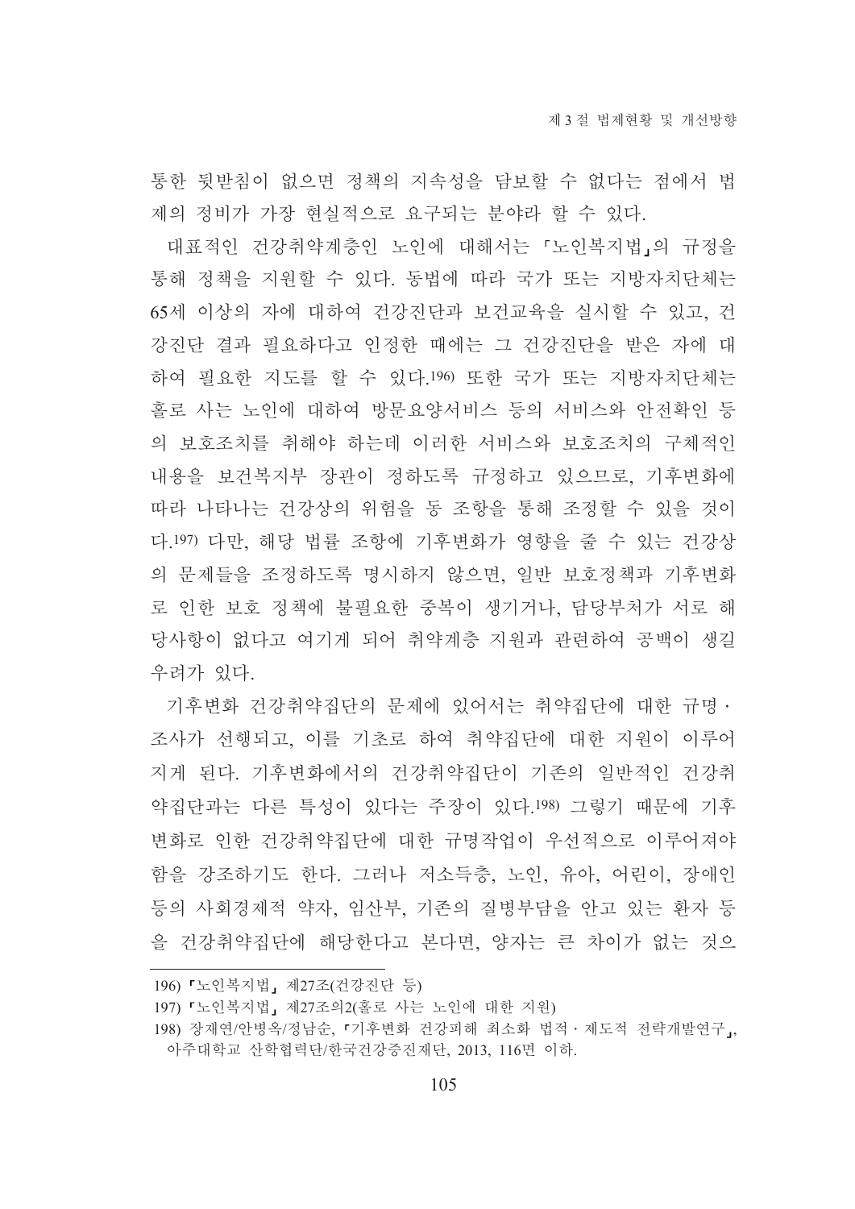통한 뒷받침이 없으면 정책의 지속성을 담보할 수 없다는 점에서 법제의 정비가 가장 현실적으로 요구되는 분야라 할 수 있다.

대표적인 건강취약계층인 노인에 대해서는 「노인복지법」의 규정을 통해 정책을 지원할 수 있다. 동법에 따라 국가 또는 지방자치단체는 65세 이상의 자에 대하여 건강진단과 보건교육을 실시할 수 있고, 건강진단 결과 필요하다고 인정한 때에는 그 건강진단을 받은 자에 대하여 필요한 지도를 할 수 있다.[196] 또한 국가 또는 지방자치단체는 홀로 사는 노인에 대하여 방문요양서비스 등의 서비스와 안전확인 등의 보호조치를 취해야 하는데 이러한 서비스와 보호조치의 구체적인 내용을 보건복지부 장관이 정하도록 규정하고 있으므로, 기후변화에 따라 나타나는 건강상의 위험을 동 조항을 통해 조정할 수 있을 것이다.[197] 다만, 해당 법률 조항에 기후변화가 영향을 줄 수 있는 건강상의 문제들을 조정하도록 명시하지 않으면, 일반 보호정책과 기후변화로 인한 보호 정책에 불필요한 중복이 생기거나, 담당부처가 서로 해당사항이 없다고 여기게 되어 취약계층 지원과 관련하여 공백이 생길 우려가 있다.

기후변화 건강취약집단의 문제에 있어서는 취약집단에 대한 규명·조사가 선행되고, 이를 기초로 하여 취약집단에 대한 지원이 이루어지게 된다. 기후변화에서의 건강취약집단이 기존의 일반적인 건강취약집단과는 다른 특성이 있다는 주장이 있다.[198] 그렇기 때문에 기후변화로 인한 건강취약집단에 대한 규명작업이 우선적으로 이루어져야 함을 강조하기도 한다. 그러나 저소득층, 노인, 유아, 어린이, 장애인 등의 사회경제적 약자, 임산부, 기존의 질병부담을 안고 있는 환자 등을 건강취약집단에 해당한다고 본다면, 양자는 큰 차이가 없는 것으

---

196) 「노인복지법」 제27조(건강진단 등)

197) 「노인복지법」 제27조의2(홀로 사는 노인에 대한 지원)

198) 장재연/안병옥/정남순, 「기후변화 건강피해 최소화 법적·제도적 전략개발연구」, 아주대학교 산학협력단/한국건강증진재단, 2013, 116면 이하.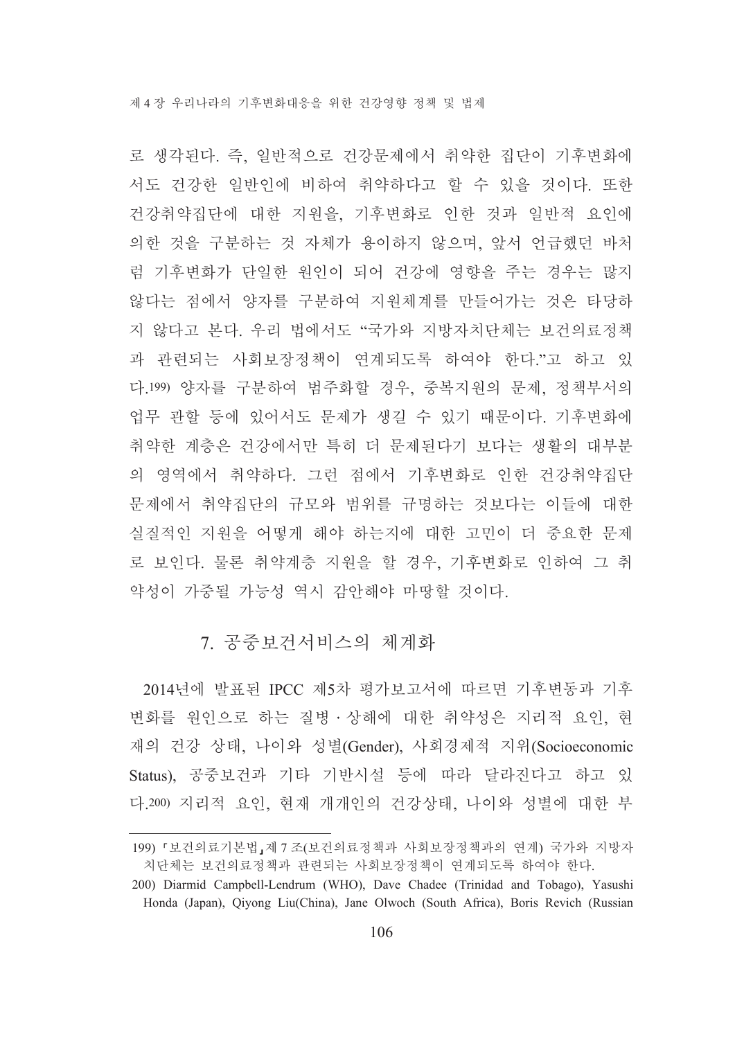로 생각된다. 즉, 일반적으로 건강문제에서 취약한 집단이 기후변화에서도 건강한 일반인에 비하여 취약하다고 할 수 있을 것이다. 또한 건강취약집단에 대한 지원을, 기후변화로 인한 것과 일반적 요인에 의한 것을 구분하는 것 자체가 용이하지 않으며, 앞서 언급했던 바처럼 기후변화가 단일한 원인이 되어 건강에 영향을 주는 경우는 많지 않다는 점에서 양자를 구분하여 지원체계를 만들어가는 것은 타당하지 않다고 본다. 우리 법에서도 "국가와 지방자치단체는 보건의료정책과 관련되는 사회보장정책이 연계되도록 하여야 한다."고 하고 있다.[199] 양자를 구분하여 범주화할 경우, 중복지원의 문제, 정책부서의 업무 관할 등에 있어서도 문제가 생길 수 있기 때문이다. 기후변화에 취약한 계층은 건강에서만 특히 더 문제된다기 보다는 생활의 대부분의 영역에서 취약하다. 그런 점에서 기후변화로 인한 건강취약집단 문제에서 취약집단의 규모와 범위를 규명하는 것보다는 이들에 대한 실질적인 지원을 어떻게 해야 하는지에 대한 고민이 더 중요한 문제로 보인다. 물론 취약계층 지원을 할 경우, 기후변화로 인하여 그 취약성이 가중될 가능성 역시 감안해야 마땅할 것이다.

## 7. 공중보건서비스의 체계화

2014년에 발표된 IPCC 제5차 평가보고서에 따르면 기후변동과 기후변화를 원인으로 하는 질병·상해에 대한 취약성은 지리적 요인, 현재의 건강 상태, 나이와 성별(Gender), 사회경제적 지위(Socioeconomic Status), 공중보건과 기타 기반시설 등에 따라 달라진다고 하고 있다.[200] 지리적 요인, 현재 개개인의 건강상태, 나이와 성별에 대한 부

---

199) 「보건의료기본법」 제7조(보건의료정책과 사회보장정책과의 연계) 국가와 지방자치단체는 보건의료정책과 관련되는 사회보장정책이 연계되도록 하여야 한다.

200) Diarmid Campbell-Lendrum (WHO), Dave Chadee (Trinidad and Tobago), Yasushi Honda (Japan), Qiyong Liu(China), Jane Olwoch (South Africa), Boris Revich (Russian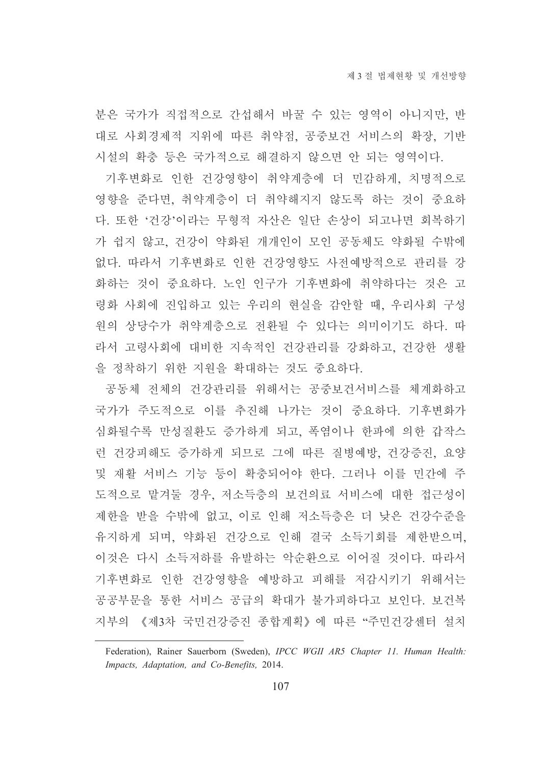분은 국가가 직접적으로 간섭해서 바꿀 수 있는 영역이 아니지만, 반대로 사회경제적 지위에 따른 취약점, 공중보건 서비스의 확장, 기반시설의 확충 등은 국가적으로 해결하지 않으면 안 되는 영역이다.

기후변화로 인한 건강영향이 취약계층에 더 민감하게, 치명적으로 영향을 준다면, 취약계층이 더 취약해지지 않도록 하는 것이 중요하다. 또한 '건강'이라는 무형적 자산은 일단 손상이 되고나면 회복하기가 쉽지 않고, 건강이 약화된 개개인이 모인 공동체도 약화될 수밖에 없다. 따라서 기후변화로 인한 건강영향도 사전예방적으로 관리를 강화하는 것이 중요하다. 노인 인구가 기후변화에 취약하다는 것은 고령화 사회에 진입하고 있는 우리의 현실을 감안할 때, 우리사회 구성원의 상당수가 취약계층으로 전환될 수 있다는 의미이기도 하다. 따라서 고령사회에 대비한 지속적인 건강관리를 강화하고, 건강한 생활을 정착하기 위한 지원을 확대하는 것도 중요하다.

공동체 전체의 건강관리를 위해서는 공중보건서비스를 체계화하고 국가가 주도적으로 이를 추진해 나가는 것이 중요하다. 기후변화가 심화될수록 만성질환도 증가하게 되고, 폭염이나 한파에 의한 갑작스런 건강피해도 증가하게 되므로 그에 따른 질병예방, 건강증진, 요양 및 재활 서비스 기능 등이 확충되어야 한다. 그러나 이를 민간에 주도적으로 맡겨둘 경우, 저소득층의 보건의료 서비스에 대한 접근성이 제한을 받을 수밖에 없고, 이로 인해 저소득층은 더 낮은 건강수준을 유지하게 되며, 약화된 건강으로 인해 결국 소득기회를 제한받으며, 이것은 다시 소득저하를 유발하는 악순환으로 이어질 것이다. 따라서 기후변화로 인한 건강영향을 예방하고 피해를 저감시키기 위해서는 공공부문을 통한 서비스 공급의 확대가 불가피하다고 보인다. 보건복지부의 《제3차 국민건강증진 종합계획》에 따른 "주민건강센터 설치

---

Federation), Rainer Sauerborn (Sweden), *IPCC WGII AR5 Chapter 11. Human Health: Impacts, Adaptation, and Co-Benefits,* 2014.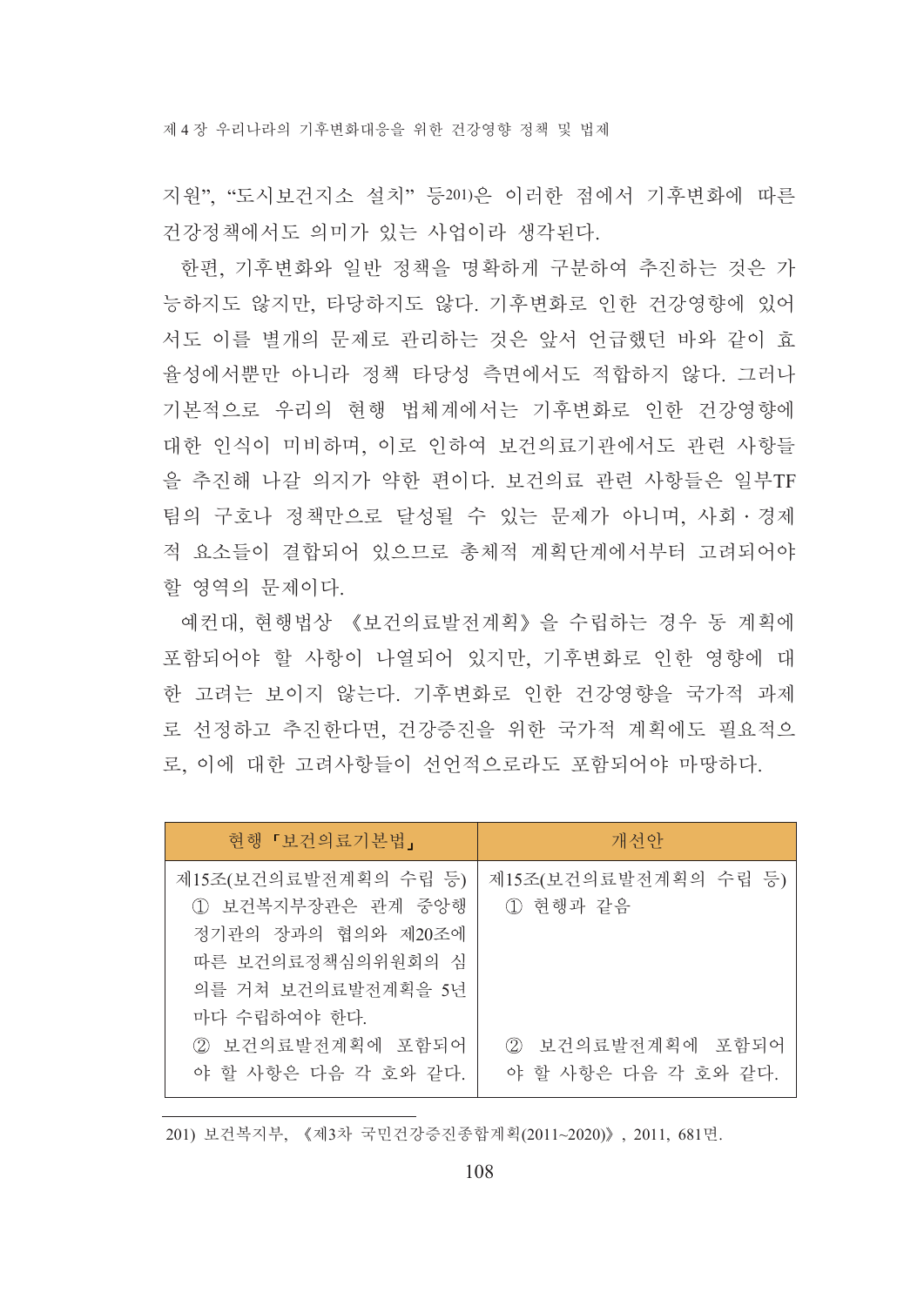지원", "도시보건지소 설치" 등[201]은 이러한 점에서 기후변화에 따른 건강정책에서도 의미가 있는 사업이라 생각된다.

한편, 기후변화와 일반 정책을 명확하게 구분하여 추진하는 것은 가능하지도 않지만, 타당하지도 않다. 기후변화로 인한 건강영향에 있어서도 이를 별개의 문제로 관리하는 것은 앞서 언급했던 바와 같이 효율성에서뿐만 아니라 정책 타당성 측면에서도 적합하지 않다. 그러나 기본적으로 우리의 현행 법체계에서는 기후변화로 인한 건강영향에 대한 인식이 미비하며, 이로 인하여 보건의료기관에서도 관련 사항들을 추진해 나갈 의지가 약한 편이다. 보건의료 관련 사항들은 일부TF팀의 구호나 정책만으로 달성될 수 있는 문제가 아니며, 사회·경제적 요소들이 결합되어 있으므로 총체적 계획단계에서부터 고려되어야 할 영역의 문제이다.

예컨대, 현행법상 《보건의료발전계획》을 수립하는 경우 동 계획에 포함되어야 할 사항이 나열되어 있지만, 기후변화로 인한 영향에 대한 고려는 보이지 않는다. 기후변화로 인한 건강영향을 국가적 과제로 선정하고 추진한다면, 건강증진을 위한 국가적 계획에도 필요적으로, 이에 대한 고려사항들이 선언적으로라도 포함되어야 마땅하다.

| 현행 「보건의료기본법」 | 개선안 |
|---|---|
| 제15조(보건의료발전계획의 수립 등)<br>① 보건복지부장관은 관계 중앙행정기관의 장과의 협의와 제20조에 따른 보건의료정책심의위원회의 심의를 거쳐 보건의료발전계획을 5년마다 수립하여야 한다.<br>② 보건의료발전계획에 포함되어야 할 사항은 다음 각 호와 같다. | 제15조(보건의료발전계획의 수립 등)<br>① 현행과 같음<br><br><br><br><br>② 보건의료발전계획에 포함되어야 할 사항은 다음 각 호와 같다. |

201) 보건복지부, 《제3차 국민건강증진종합계획(2011~2020)》, 2011, 681면.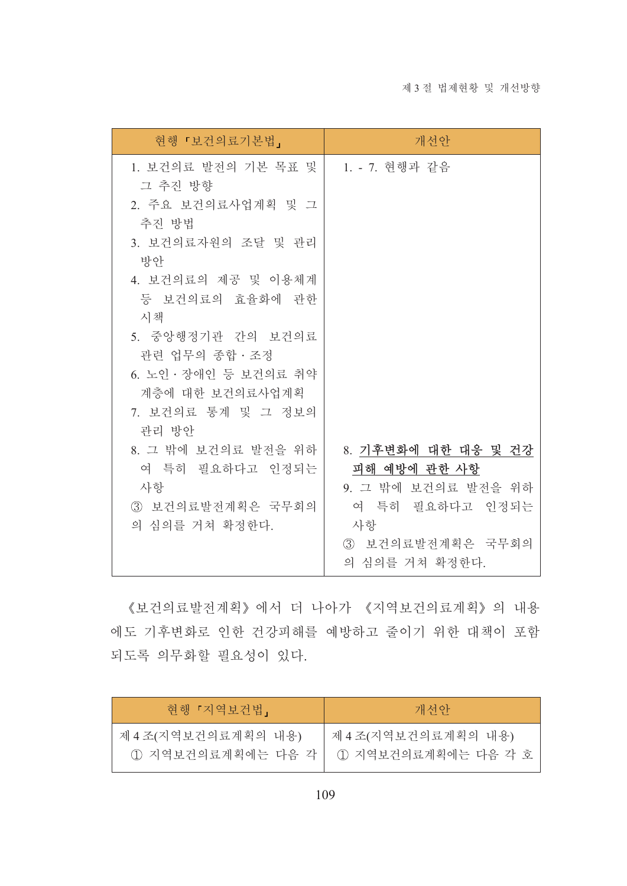| 현행 「보건의료기본법」 | 개선안 |
|---|---|
| 1. 보건의료 발전의 기본 목표 및 그 추진 방향<br>2. 주요 보건의료사업계획 및 그 추진 방법<br>3. 보건의료자원의 조달 및 관리 방안<br>4. 보건의료의 제공 및 이용체계 등 보건의료의 효율화에 관한 시책<br>5. 중앙행정기관 간의 보건의료 관련 업무의 종합·조정<br>6. 노인·장애인 등 보건의료 취약계층에 대한 보건의료사업계획<br>7. 보건의료 통계 및 그 정보의 관리 방안<br>8. 그 밖에 보건의료 발전을 위하여 특히 필요하다고 인정되는 사항<br>③ 보건의료발전계획은 국무회의의 심의를 거쳐 확정한다. | 1. - 7. 현행과 같음<br><br><br><br><br><br><br><br><br><br><br><br><br><br>8. <u>**기후변화에 대한 대응 및 건강 피해 예방에 관한 사항**</u><br>9. 그 밖에 보건의료 발전을 위하여 특히 필요하다고 인정되는 사항<br>③ 보건의료발전계획은 국무회의의 심의를 거쳐 확정한다. |

《보건의료발전계획》에서 더 나아가 《지역보건의료계획》의 내용에도 기후변화로 인한 건강피해를 예방하고 줄이기 위한 대책이 포함되도록 의무화할 필요성이 있다.

| 현행 「지역보건법」 | 개선안 |
|---|---|
| 제4조(지역보건의료계획의 내용)<br>① 지역보건의료계획에는 다음 각 | 제4조(지역보건의료계획의 내용)<br>① 지역보건의료계획에는 다음 각 호 |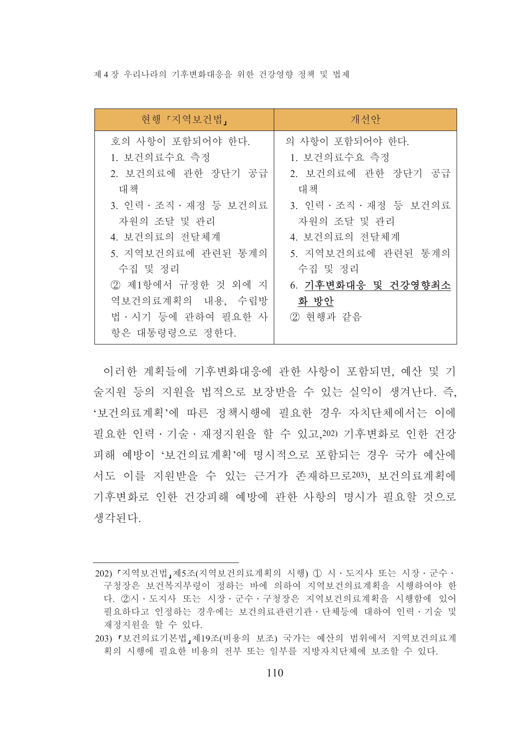| 현행 「지역보건법」 | 개선안 |
|---|---|
| 호의 사항이 포함되어야 한다.<br>1. 보건의료수요 측정<br>2. 보건의료에 관한 장단기 공급대책<br>3. 인력 · 조직 · 재정 등 보건의료자원의 조달 및 관리<br>4. 보건의료의 전달체계<br>5. 지역보건의료에 관련된 통계의 수집 및 정리<br>② 제1항에서 규정한 것 외에 지역보건의료계획의 내용, 수립방법 · 시기 등에 관하여 필요한 사항은 대통령령으로 정한다. | 의 사항이 포함되어야 한다.<br>1. 보건의료수요 측정<br>2. 보건의료에 관한 장단기 공급대책<br>3. 인력 · 조직 · 재정 등 보건의료자원의 조달 및 관리<br>4. 보건의료의 전달체계<br>5. 지역보건의료에 관련된 통계의 수집 및 정리<br>6. **기후변화대응 및 건강영향최소화 방안**<br>② 현행과 같음 |

이러한 계획들에 기후변화대응에 관한 사항이 포함되면, 예산 및 기술지원 등의 지원을 법적으로 보장받을 수 있는 실익이 생겨난다. 즉, '보건의료계획'에 따른 정책시행에 필요한 경우 자치단체에서는 이에 필요한 인력 · 기술 · 재정지원을 할 수 있고,[202] 기후변화로 인한 건강피해 예방이 '보건의료계획'에 명시적으로 포함되는 경우 국가 예산에서도 이를 지원받을 수 있는 근거가 존재하므로[203], 보건의료계획에 기후변화로 인한 건강피해 예방에 관한 사항의 명시가 필요할 것으로 생각된다.

---

202) 「지역보건법」제5조(지역보건의료계획의 시행) ① 시 · 도지사 또는 시장 · 군수 · 구청장은 보건복지부령이 정하는 바에 의하여 지역보건의료계획을 시행하여야 한다. ②시 · 도지사 또는 시장 · 군수 · 구청장은 지역보건의료계획을 시행함에 있어 필요하다고 인정하는 경우에는 보건의료관련기관 · 단체등에 대하여 인력 · 기술 및 재정지원을 할 수 있다.

203) 「보건의료기본법」제19조(비용의 보조) 국가는 예산의 범위에서 지역보건의료계획의 시행에 필요한 비용의 전부 또는 일부를 지방자치단체에 보조할 수 있다.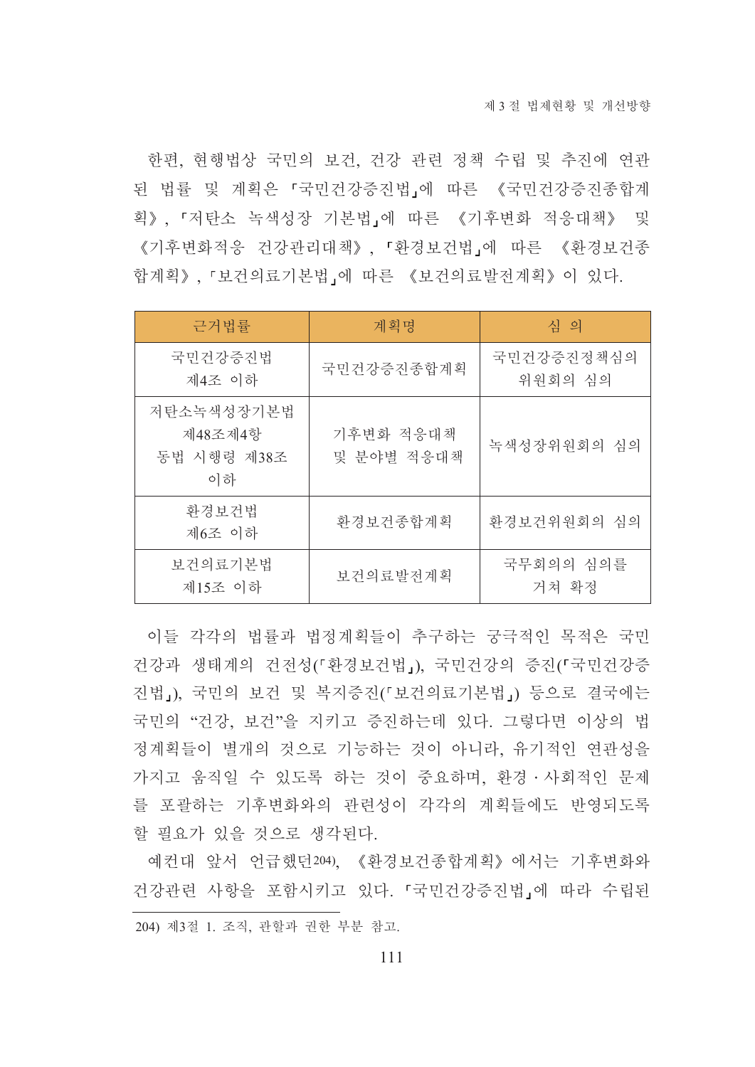한편, 현행법상 국민의 보건, 건강 관련 정책 수립 및 추진에 연관된 법률 및 계획은 「국민건강증진법」에 따른 《국민건강증진종합계획》, 「저탄소 녹색성장 기본법」에 따른 《기후변화 적응대책》 및 《기후변화적응 건강관리대책》, 「환경보건법」에 따른 《환경보건종합계획》, 「보건의료기본법」에 따른 《보건의료발전계획》이 있다.

| 근거법률 | 계획명 | 심 의 |
|---|---|---|
| 국민건강증진법 제4조 이하 | 국민건강증진종합계획 | 국민건강증진정책심의위원회의 심의 |
| 저탄소녹색성장기본법 제48조제4항 동법 시행령 제38조 이하 | 기후변화 적응대책 및 분야별 적응대책 | 녹색성장위원회의 심의 |
| 환경보건법 제6조 이하 | 환경보건종합계획 | 환경보건위원회의 심의 |
| 보건의료기본법 제15조 이하 | 보건의료발전계획 | 국무회의의 심의를 거쳐 확정 |

이들 각각의 법률과 법정계획들이 추구하는 궁극적인 목적은 국민건강과 생태계의 건전성(「환경보건법」), 국민건강의 증진(「국민건강증진법」), 국민의 보건 및 복지증진(「보건의료기본법」) 등으로 결국에는 국민의 "건강, 보건"을 지키고 증진하는데 있다. 그렇다면 이상의 법정계획들이 별개의 것으로 기능하는 것이 아니라, 유기적인 연관성을 가지고 움직일 수 있도록 하는 것이 중요하며, 환경·사회적인 문제를 포괄하는 기후변화와의 관련성이 각각의 계획들에도 반영되도록 할 필요가 있을 것으로 생각된다.

예컨대 앞서 언급했던[204], 《환경보건종합계획》에서는 기후변화와 건강관련 사항을 포함시키고 있다. 「국민건강증진법」에 따라 수립된

---

204) 제3절 1. 조직, 관할과 권한 부분 참고.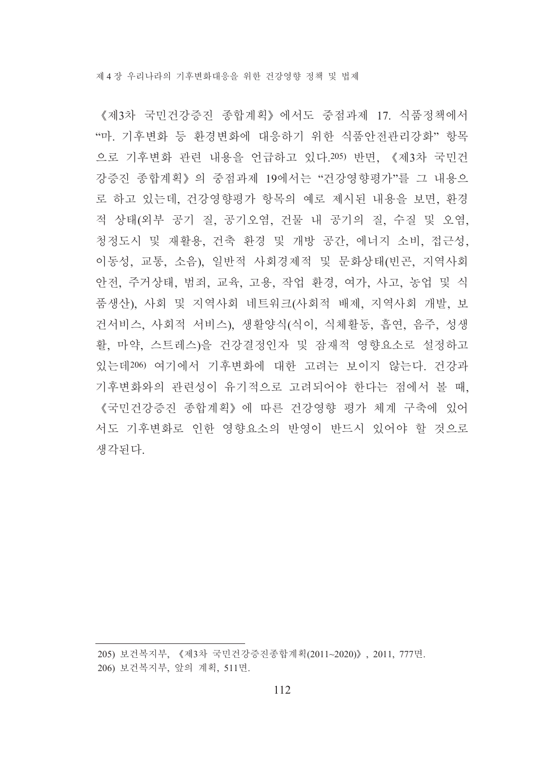《제3차 국민건강증진 종합계획》에서도 중점과제 17. 식품정책에서 "마. 기후변화 등 환경변화에 대응하기 위한 식품안전관리강화" 항목으로 기후변화 관련 내용을 언급하고 있다.[205] 반면, 《제3차 국민건강증진 종합계획》의 중점과제 19에서는 "건강영향평가"를 그 내용으로 하고 있는데, 건강영향평가 항목의 예로 제시된 내용을 보면, 환경적 상태(외부 공기 질, 공기오염, 건물 내 공기의 질, 수질 및 오염, 청정도시 및 재활용, 건축 환경 및 개방 공간, 에너지 소비, 접근성, 이동성, 교통, 소음), 일반적 사회경제적 및 문화상태(빈곤, 지역사회 안전, 주거상태, 범죄, 교육, 고용, 작업 환경, 여가, 사고, 농업 및 식품생산), 사회 및 지역사회 네트워크(사회적 배제, 지역사회 개발, 보건서비스, 사회적 서비스), 생활양식(식이, 신체활동, 흡연, 음주, 성생활, 마약, 스트레스)을 건강결정인자 및 잠재적 영향요소로 설정하고 있는데[206] 여기에서 기후변화에 대한 고려는 보이지 않는다. 건강과 기후변화와의 관련성이 유기적으로 고려되어야 한다는 점에서 볼 때, 《국민건강증진 종합계획》에 따른 건강영향 평가 체계 구축에 있어서도 기후변화로 인한 영향요소의 반영이 반드시 있어야 할 것으로 생각된다.

---

205) 보건복지부, 《제3차 국민건강증진종합계획(2011~2020)》, 2011, 777면.

206) 보건복지부, 앞의 계획, 511면.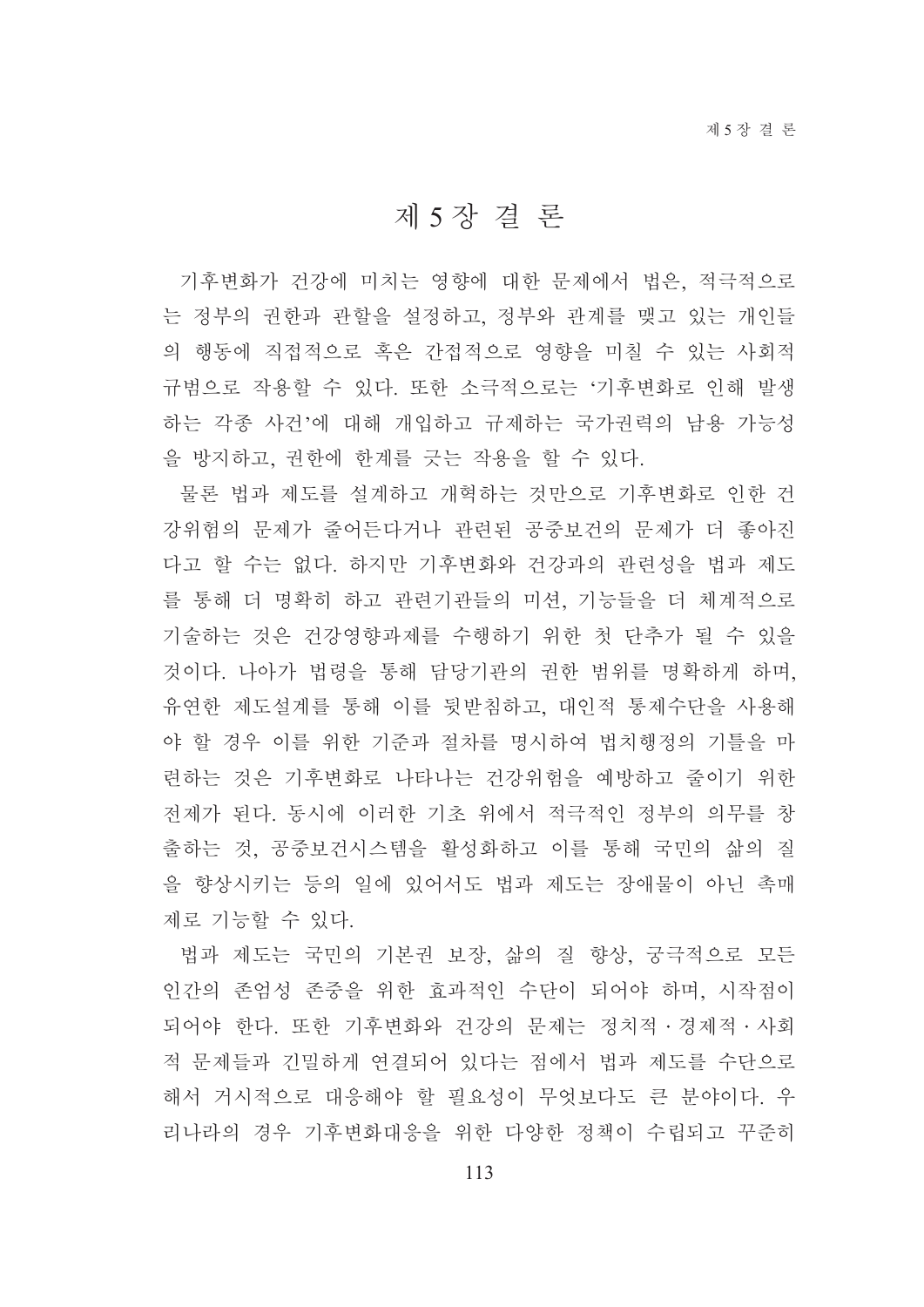# 제 5 장 결 론

기후변화가 건강에 미치는 영향에 대한 문제에서 법은, 적극적으로는 정부의 권한과 관할을 설정하고, 정부와 관계를 맺고 있는 개인들의 행동에 직접적으로 혹은 간접적으로 영향을 미칠 수 있는 사회적 규범으로 작용할 수 있다. 또한 소극적으로는 '기후변화로 인해 발생하는 각종 사건'에 대해 개입하고 규제하는 국가권력의 남용 가능성을 방지하고, 권한에 한계를 긋는 작용을 할 수 있다.

물론 법과 제도를 설계하고 개혁하는 것만으로 기후변화로 인한 건강위험의 문제가 줄어든다거나 관련된 공중보건의 문제가 더 좋아진다고 할 수는 없다. 하지만 기후변화와 건강과의 관련성을 법과 제도를 통해 더 명확히 하고 관련기관들의 미션, 기능들을 더 체계적으로 기술하는 것은 건강영향과제를 수행하기 위한 첫 단추가 될 수 있을 것이다. 나아가 법령을 통해 담당기관의 권한 범위를 명확하게 하며, 유연한 제도설계를 통해 이를 뒷받침하고, 대인적 통제수단을 사용해야 할 경우 이를 위한 기준과 절차를 명시하여 법치행정의 기틀을 마련하는 것은 기후변화로 나타나는 건강위험을 예방하고 줄이기 위한 전제가 된다. 동시에 이러한 기초 위에서 적극적인 정부의 의무를 창출하는 것, 공중보건시스템을 활성화하고 이를 통해 국민의 삶의 질을 향상시키는 등의 일에 있어서도 법과 제도는 장애물이 아닌 촉매제로 기능할 수 있다.

법과 제도는 국민의 기본권 보장, 삶의 질 향상, 궁극적으로 모든 인간의 존엄성 존중을 위한 효과적인 수단이 되어야 하며, 시작점이 되어야 한다. 또한 기후변화와 건강의 문제는 정치적 · 경제적 · 사회적 문제들과 긴밀하게 연결되어 있다는 점에서 법과 제도를 수단으로 해서 거시적으로 대응해야 할 필요성이 무엇보다도 큰 분야이다. 우리나라의 경우 기후변화대응을 위한 다양한 정책이 수립되고 꾸준히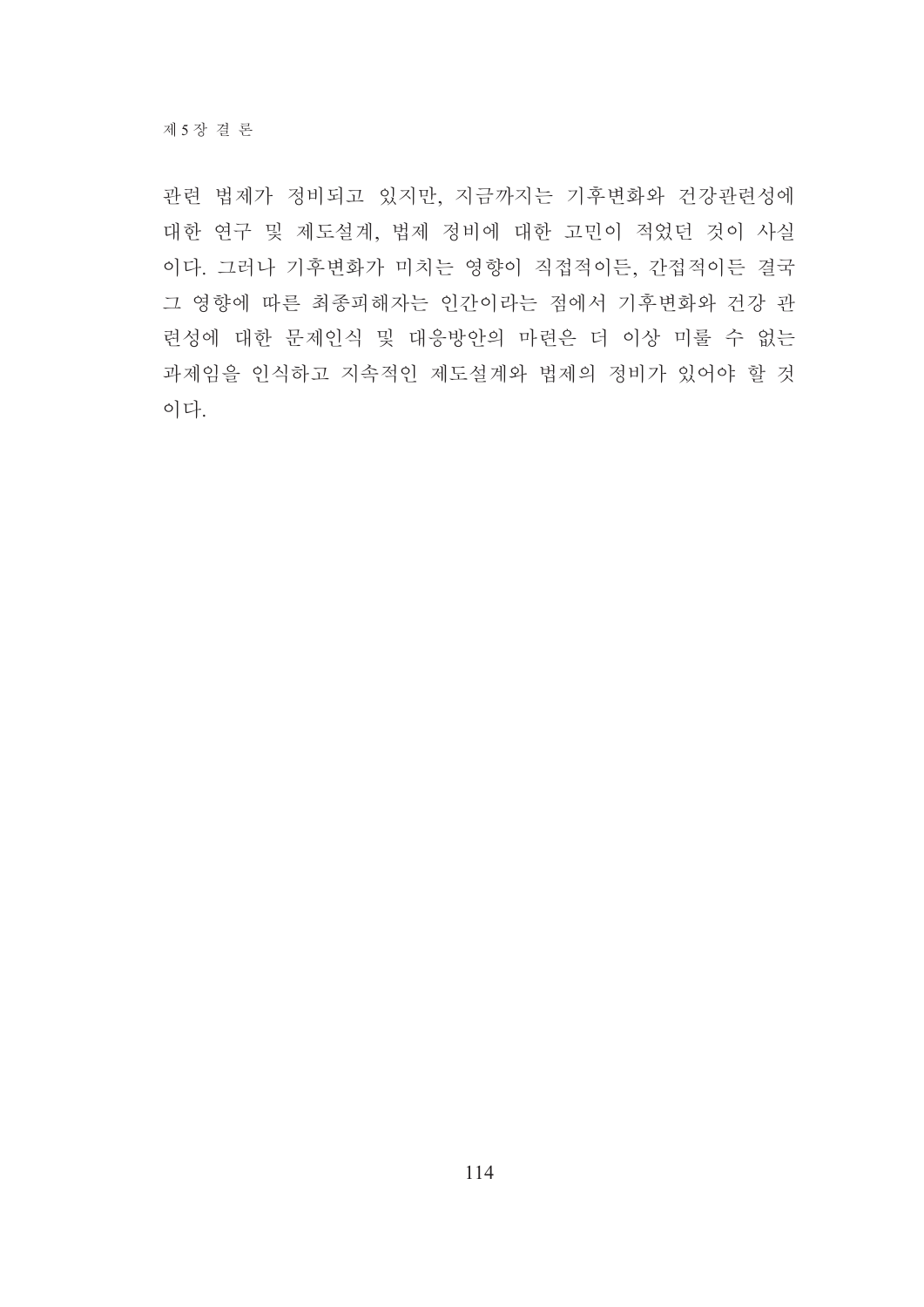관련 법제가 정비되고 있지만, 지금까지는 기후변화와 건강관련성에 대한 연구 및 제도설계, 법제 정비에 대한 고민이 적었던 것이 사실이다. 그러나 기후변화가 미치는 영향이 직접적이든, 간접적이든 결국 그 영향에 따른 최종피해자는 인간이라는 점에서 기후변화와 건강 관련성에 대한 문제인식 및 대응방안의 마련은 더 이상 미룰 수 없는 과제임을 인식하고 지속적인 제도설계와 법제의 정비가 있어야 할 것이다.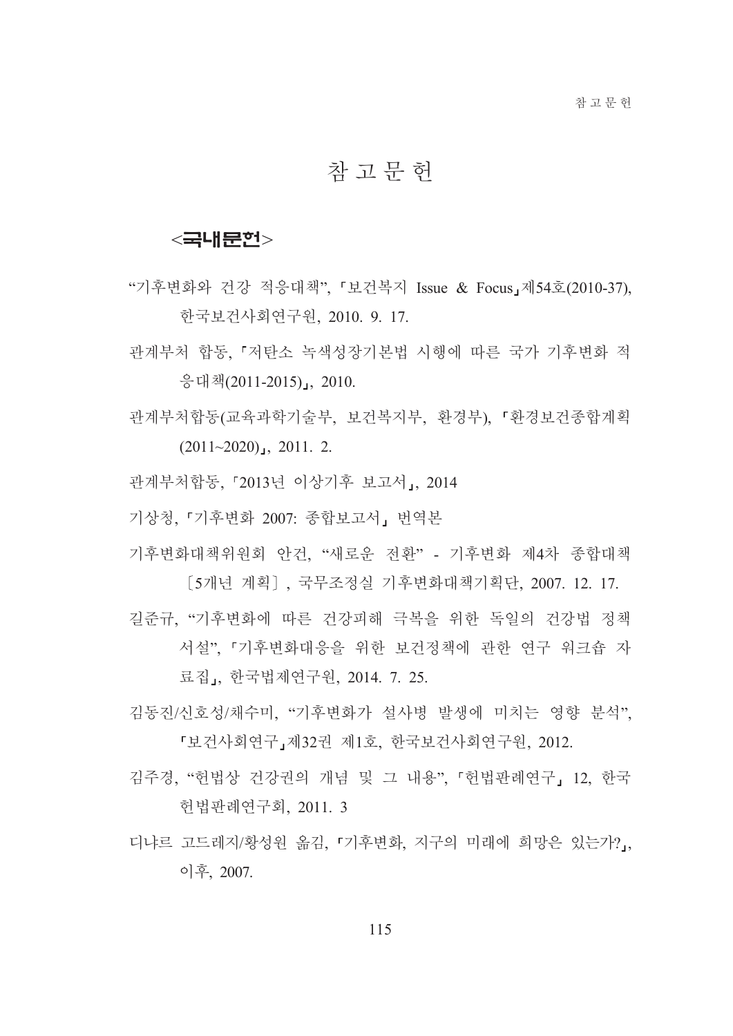# 참 고 문 헌

## <국내문헌>

"기후변화와 건강 적응대책", 「보건복지 Issue & Focus」제54호(2010-37), 한국보건사회연구원, 2010. 9. 17.

관계부처 합동, 「저탄소 녹색성장기본법 시행에 따른 국가 기후변화 적응대책(2011-2015)」, 2010.

관계부처합동(교육과학기술부, 보건복지부, 환경부), 「환경보건종합계획(2011~2020)」, 2011. 2.

관계부처합동, 「2013년 이상기후 보고서」, 2014

기상청, 「기후변화 2007: 종합보고서」 번역본

기후변화대책위원회 안건, "새로운 전환" - 기후변화 제4차 종합대책〔5개년 계획〕, 국무조정실 기후변화대책기획단, 2007. 12. 17.

길준규, "기후변화에 따른 건강피해 극복을 위한 독일의 건강법 정책 서설", 「기후변화대응을 위한 보건정책에 관한 연구 워크숍 자료집」, 한국법제연구원, 2014. 7. 25.

김동진/신호성/채수미, "기후변화가 설사병 발생에 미치는 영향 분석", 「보건사회연구」제32권 제1호, 한국보건사회연구원, 2012.

김주경, "헌법상 건강권의 개념 및 그 내용", 「헌법판례연구」 12, 한국헌법판례연구회, 2011. 3

디냐르 고드레지/황성원 옮김, 「기후변화, 지구의 미래에 희망은 있는가?」, 이후, 2007.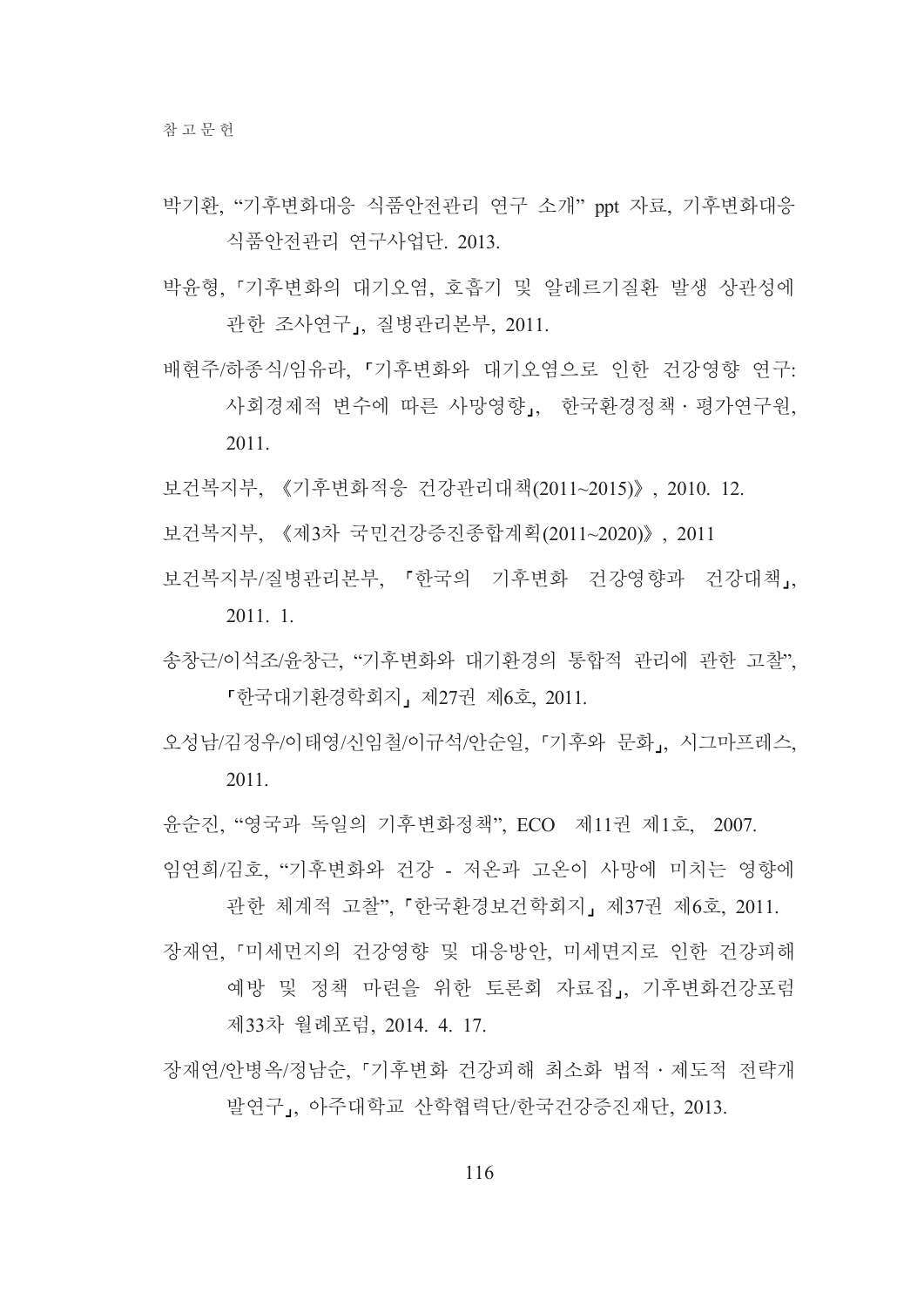박기환, “기후변화대응 식품안전관리 연구 소개” ppt 자료, 기후변화대응 식품안전관리 연구사업단. 2013.

박윤형, 「기후변화의 대기오염, 호흡기 및 알레르기질환 발생 상관성에 관한 조사연구」, 질병관리본부, 2011.

배현주/하종식/임유라, 「기후변화와 대기오염으로 인한 건강영향 연구: 사회경제적 변수에 따른 사망영향」, 한국환경정책 · 평가연구원, 2011.

보건복지부, 《기후변화적응 건강관리대책(2011~2015)》, 2010. 12.

보건복지부, 《제3차 국민건강증진종합계획(2011~2020)》, 2011

보건복지부/질병관리본부, 「한국의 기후변화 건강영향과 건강대책」, 2011. 1.

송창근/이석조/윤창근, “기후변화와 대기환경의 통합적 관리에 관한 고찰”, 「한국대기환경학회지」 제27권 제6호, 2011.

오성남/김정우/이태영/신임철/이규석/안순일, 「기후와 문화」, 시그마프레스, 2011.

윤순진, “영국과 독일의 기후변화정책”, ECO 제11권 제1호, 2007.

임연희/김호, “기후변화와 건강 - 저온과 고온이 사망에 미치는 영향에 관한 체계적 고찰”, 「한국환경보건학회지」 제37권 제6호, 2011.

장재연, 「미세먼지의 건강영향 및 대응방안, 미세먼지로 인한 건강피해 예방 및 정책 마련을 위한 토론회 자료집」, 기후변화건강포럼 제33차 월례포럼, 2014. 4. 17.

장재연/안병옥/정남순, 「기후변화 건강피해 최소화 법적 · 제도적 전략개발연구」, 아주대학교 산학협력단/한국건강증진재단, 2013.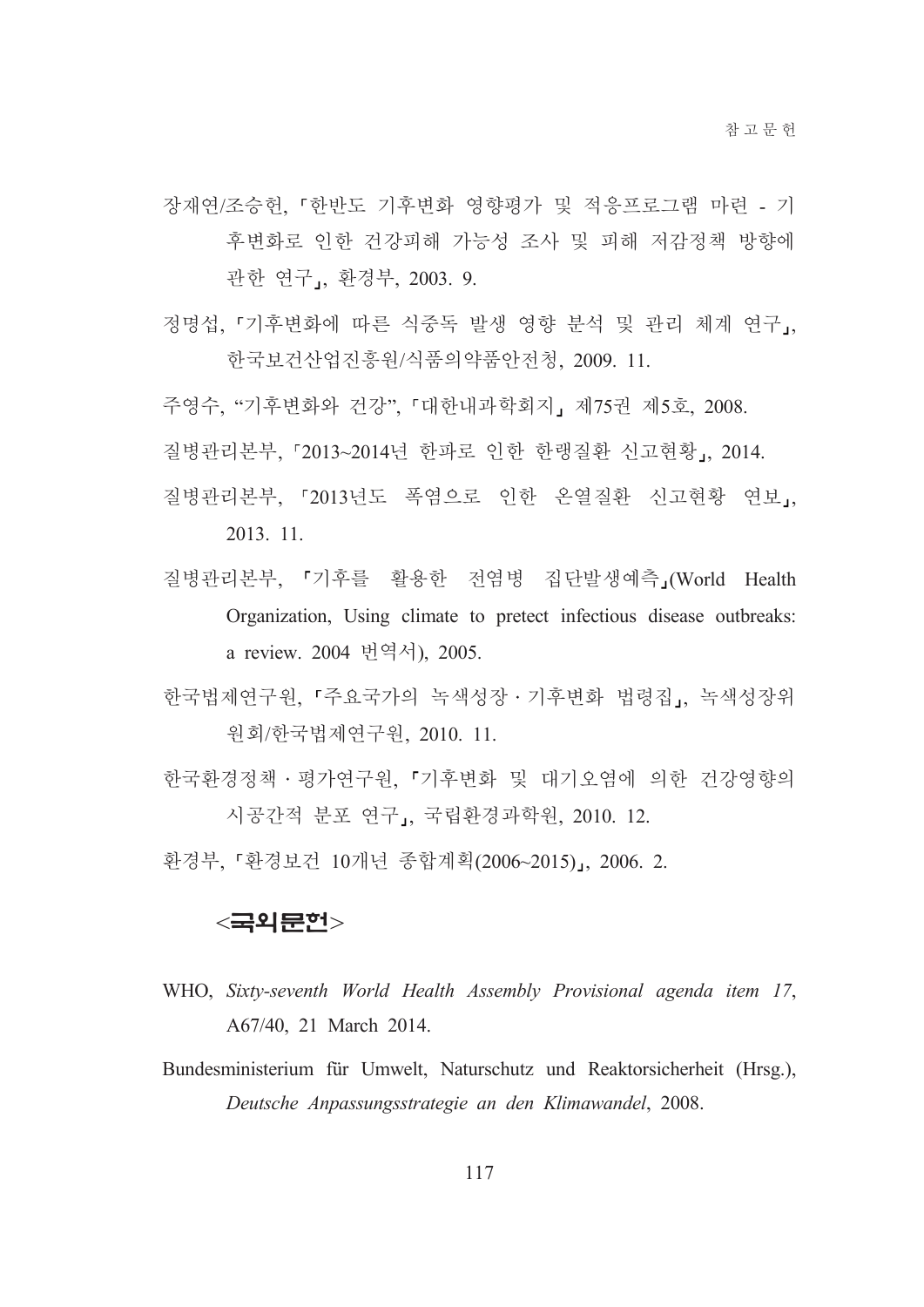장재연/조승헌,「한반도 기후변화 영향평가 및 적응프로그램 마련 - 기후변화로 인한 건강피해 가능성 조사 및 피해 저감정책 방향에 관한 연구」, 환경부, 2003. 9.

정명섭,「기후변화에 따른 식중독 발생 영향 분석 및 관리 체계 연구」, 한국보건산업진흥원/식품의약품안전청, 2009. 11.

주영수, “기후변화와 건강”,「대한내과학회지」 제75권 제5호, 2008.

질병관리본부,「2013~2014년 한파로 인한 한랭질환 신고현황」, 2014.

질병관리본부,「2013년도 폭염으로 인한 온열질환 신고현황 연보」, 2013. 11.

질병관리본부,「기후를 활용한 전염병 집단발생예측」(World Health Organization, Using climate to pretect infectious disease outbreaks: a review. 2004 번역서), 2005.

한국법제연구원,「주요국가의 녹색성장 · 기후변화 법령집」, 녹색성장위원회/한국법제연구원, 2010. 11.

한국환경정책 · 평가연구원,「기후변화 및 대기오염에 의한 건강영향의 시공간적 분포 연구」, 국립환경과학원, 2010. 12.

환경부,「환경보건 10개년 종합계획(2006~2015)」, 2006. 2.

## <국외문헌>

WHO, *Sixty-seventh World Health Assembly Provisional agenda item 17*, A67/40, 21 March 2014.

Bundesministerium für Umwelt, Naturschutz und Reaktorsicherheit (Hrsg.), *Deutsche Anpassungsstrategie an den Klimawandel*, 2008.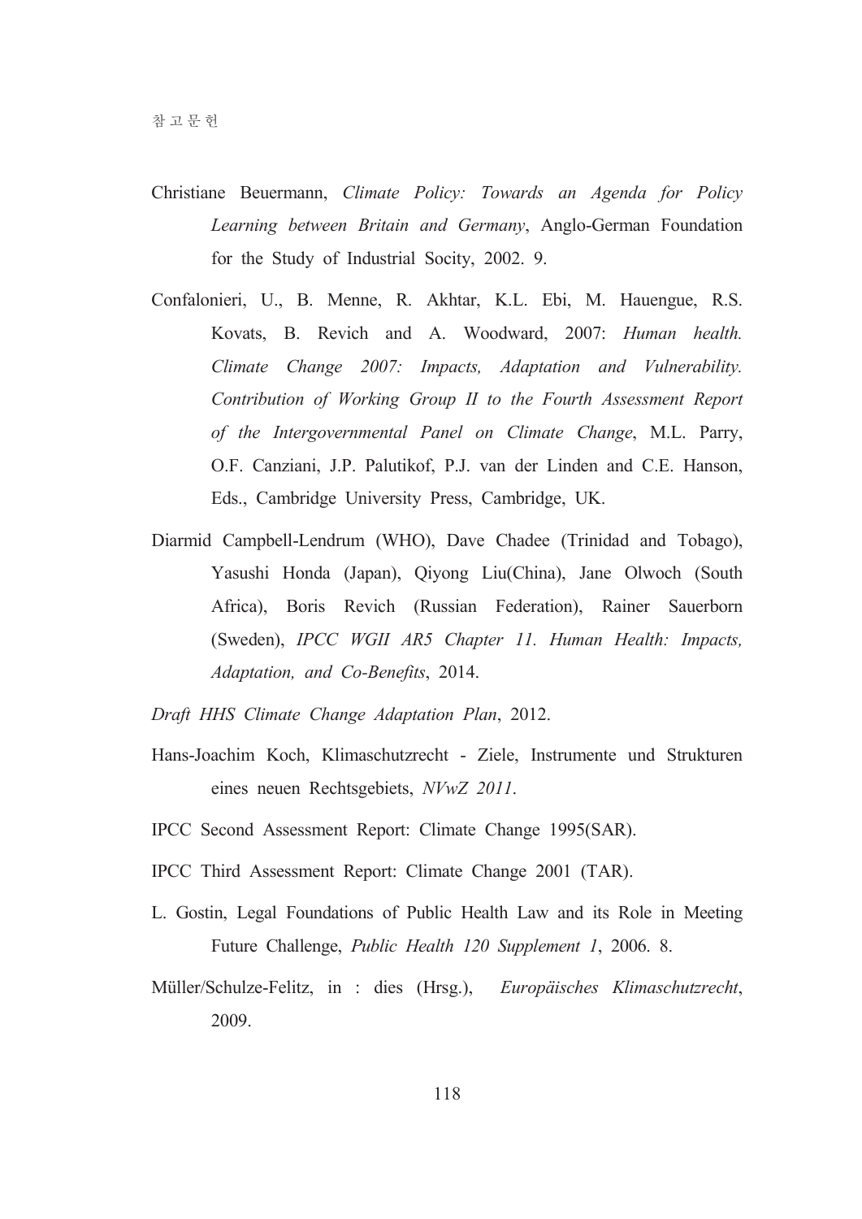Christiane Beuermann, *Climate Policy: Towards an Agenda for Policy Learning between Britain and Germany*, Anglo-German Foundation for the Study of Industrial Socity, 2002. 9.

Confalonieri, U., B. Menne, R. Akhtar, K.L. Ebi, M. Hauengue, R.S. Kovats, B. Revich and A. Woodward, 2007: *Human health. Climate Change 2007: Impacts, Adaptation and Vulnerability. Contribution of Working Group II to the Fourth Assessment Report of the Intergovernmental Panel on Climate Change*, M.L. Parry, O.F. Canziani, J.P. Palutikof, P.J. van der Linden and C.E. Hanson, Eds., Cambridge University Press, Cambridge, UK.

Diarmid Campbell-Lendrum (WHO), Dave Chadee (Trinidad and Tobago), Yasushi Honda (Japan), Qiyong Liu(China), Jane Olwoch (South Africa), Boris Revich (Russian Federation), Rainer Sauerborn (Sweden), *IPCC WGII AR5 Chapter 11. Human Health: Impacts, Adaptation, and Co-Benefits*, 2014.

*Draft HHS Climate Change Adaptation Plan*, 2012.

Hans-Joachim Koch, Klimaschutzrecht - Ziele, Instrumente und Strukturen eines neuen Rechtsgebiets, *NVwZ 2011*.

IPCC Second Assessment Report: Climate Change 1995(SAR).

IPCC Third Assessment Report: Climate Change 2001 (TAR).

L. Gostin, Legal Foundations of Public Health Law and its Role in Meeting Future Challenge, *Public Health 120 Supplement 1*, 2006. 8.

Müller/Schulze-Felitz, in : dies (Hrsg.), *Europäisches Klimaschutzrecht*, 2009.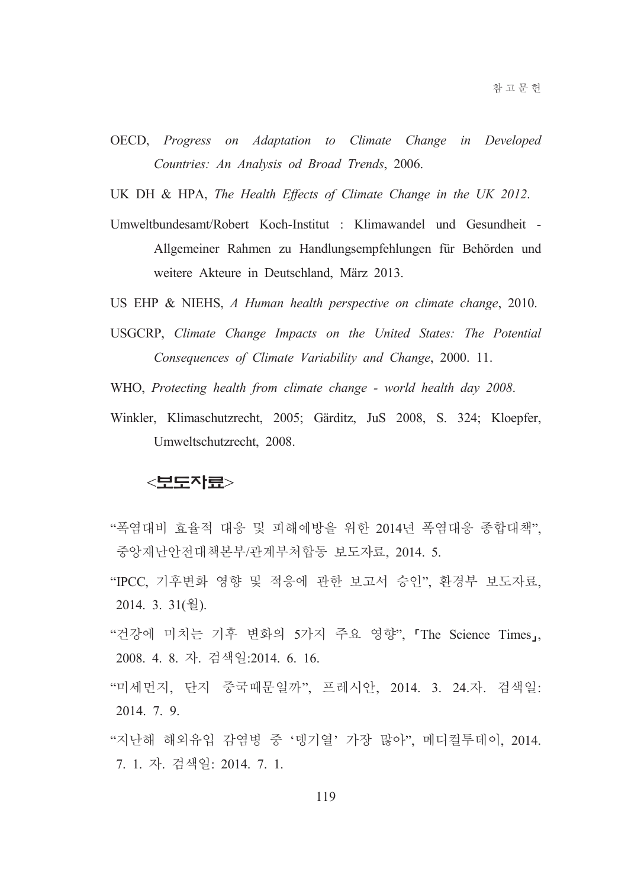OECD, *Progress on Adaptation to Climate Change in Developed Countries: An Analysis od Broad Trends*, 2006.

UK DH & HPA, *The Health Effects of Climate Change in the UK 2012*.

Umweltbundesamt/Robert Koch-Institut : Klimawandel und Gesundheit - Allgemeiner Rahmen zu Handlungsempfehlungen für Behörden und weitere Akteure in Deutschland, März 2013.

US EHP & NIEHS, *A Human health perspective on climate change*, 2010.

USGCRP, *Climate Change Impacts on the United States: The Potential Consequences of Climate Variability and Change*, 2000. 11.

WHO, *Protecting health from climate change - world health day 2008*.

Winkler, Klimaschutzrecht, 2005; Gärditz, JuS 2008, S. 324; Kloepfer, Umweltschutzrecht, 2008.

## <보도자료>

"폭염대비 효율적 대응 및 피해예방을 위한 2014년 폭염대응 종합대책", 중앙재난안전대책본부/관계부처합동 보도자료, 2014. 5.

"IPCC, 기후변화 영향 및 적응에 관한 보고서 승인", 환경부 보도자료, 2014. 3. 31(월).

"건강에 미치는 기후 변화의 5가지 주요 영향", 「The Science Times」, 2008. 4. 8. 자. 검색일:2014. 6. 16.

"미세먼지, 단지 중국때문일까", 프레시안, 2014. 3. 24.자. 검색일: 2014. 7. 9.

"지난해 해외유입 감염병 중 '뎅기열' 가장 많아", 메디컬투데이, 2014. 7. 1. 자. 검색일: 2014. 7. 1.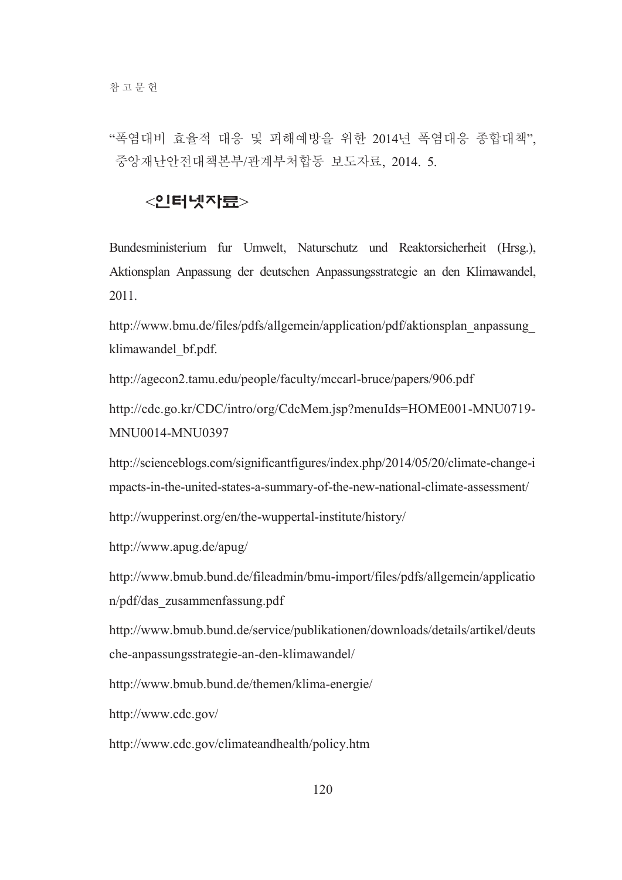"폭염대비 효율적 대응 및 피해예방을 위한 2014년 폭염대응 종합대책", 중앙재난안전대책본부/관계부처합동 보도자료, 2014. 5.

## <인터넷자료>

Bundesministerium fur Umwelt, Naturschutz und Reaktorsicherheit (Hrsg.), Aktionsplan Anpassung der deutschen Anpassungsstrategie an den Klimawandel, 2011.

http://www.bmu.de/files/pdfs/allgemein/application/pdf/aktionsplan_anpassung_klimawandel_bf.pdf.

http://agecon2.tamu.edu/people/faculty/mccarl-bruce/papers/906.pdf

http://cdc.go.kr/CDC/intro/org/CdcMem.jsp?menuIds=HOME001-MNU0719-MNU0014-MNU0397

http://scienceblogs.com/significantfigures/index.php/2014/05/20/climate-change-impacts-in-the-united-states-a-summary-of-the-new-national-climate-assessment/

http://wupperinst.org/en/the-wuppertal-institute/history/

http://www.apug.de/apug/

http://www.bmub.bund.de/fileadmin/bmu-import/files/pdfs/allgemein/application/pdf/das_zusammenfassung.pdf

http://www.bmub.bund.de/service/publikationen/downloads/details/artikel/deutsche-anpassungsstrategie-an-den-klimawandel/

http://www.bmub.bund.de/themen/klima-energie/

http://www.cdc.gov/

http://www.cdc.gov/climateandhealth/policy.htm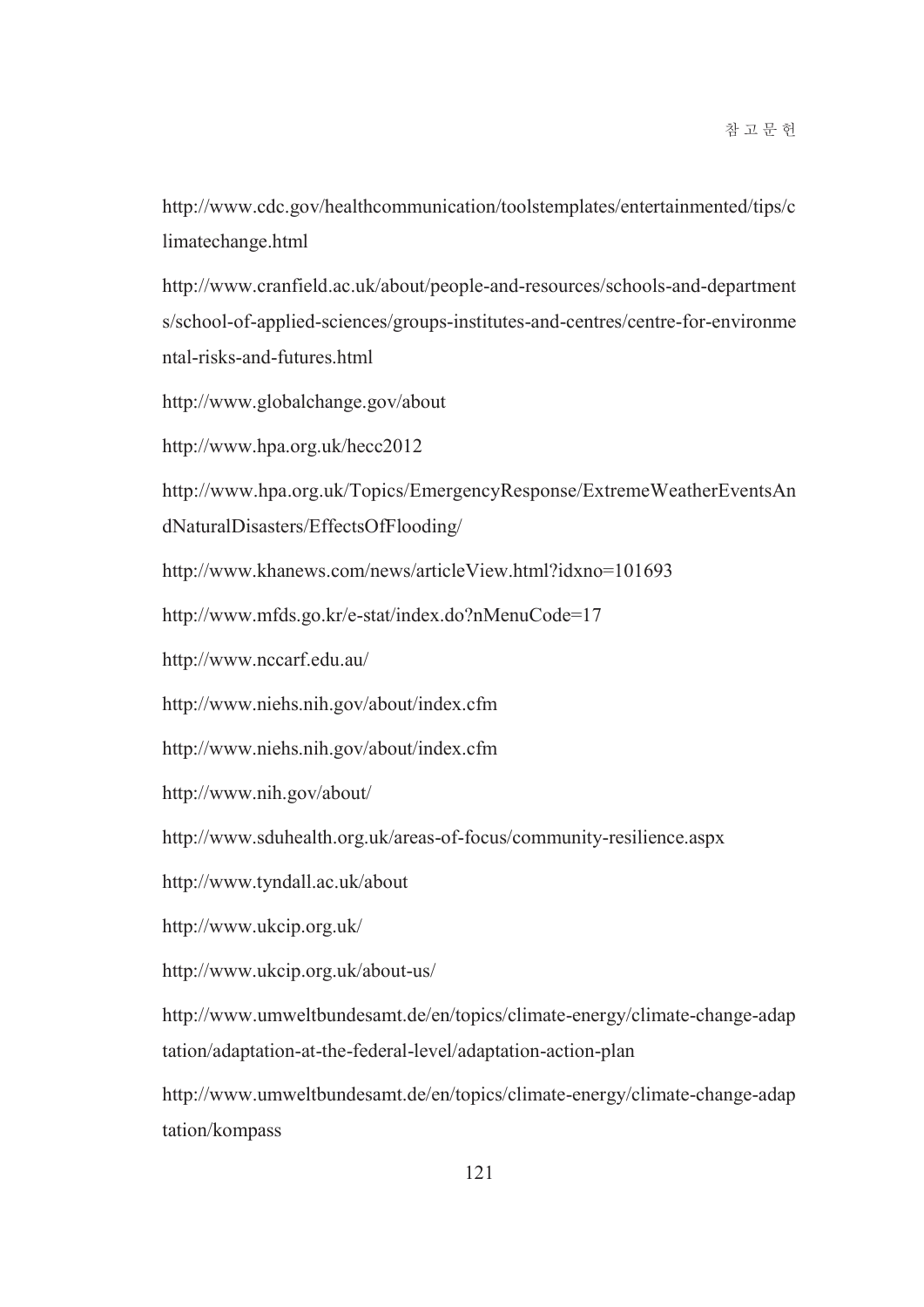http://www.cdc.gov/healthcommunication/toolstemplates/entertainmented/tips/climatechange.html

http://www.cranfield.ac.uk/about/people-and-resources/schools-and-departments/school-of-applied-sciences/groups-institutes-and-centres/centre-for-environmental-risks-and-futures.html

http://www.globalchange.gov/about

http://www.hpa.org.uk/hecc2012

http://www.hpa.org.uk/Topics/EmergencyResponse/ExtremeWeatherEventsAndNaturalDisasters/EffectsOfFlooding/

http://www.khanews.com/news/articleView.html?idxno=101693

http://www.mfds.go.kr/e-stat/index.do?nMenuCode=17

http://www.nccarf.edu.au/

http://www.niehs.nih.gov/about/index.cfm

http://www.niehs.nih.gov/about/index.cfm

http://www.nih.gov/about/

http://www.sduhealth.org.uk/areas-of-focus/community-resilience.aspx

http://www.tyndall.ac.uk/about

http://www.ukcip.org.uk/

http://www.ukcip.org.uk/about-us/

http://www.umweltbundesamt.de/en/topics/climate-energy/climate-change-adaptation/adaptation-at-the-federal-level/adaptation-action-plan

http://www.umweltbundesamt.de/en/topics/climate-energy/climate-change-adaptation/kompass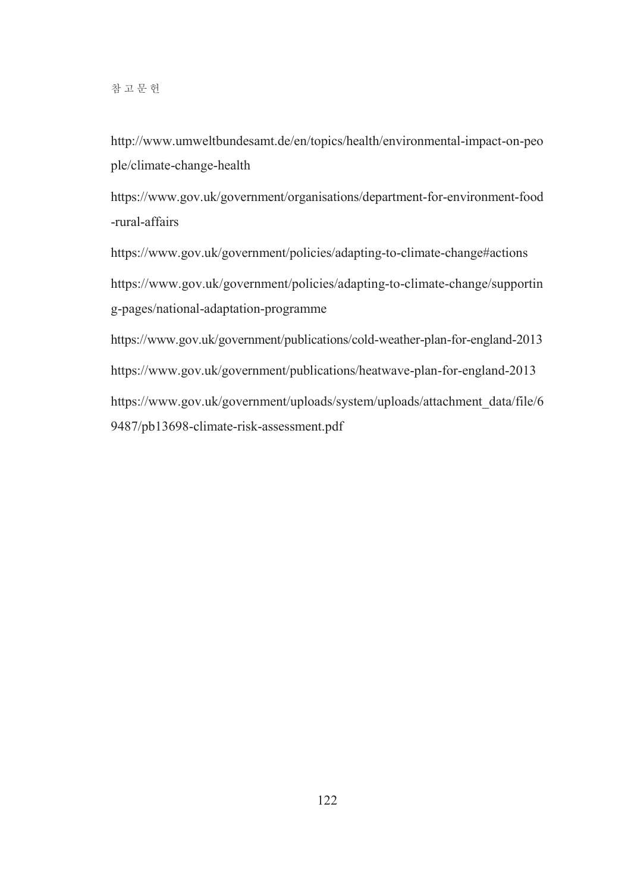http://www.umweltbundesamt.de/en/topics/health/environmental-impact-on-people/climate-change-health

https://www.gov.uk/government/organisations/department-for-environment-food-rural-affairs

https://www.gov.uk/government/policies/adapting-to-climate-change#actions

https://www.gov.uk/government/policies/adapting-to-climate-change/supporting-pages/national-adaptation-programme

https://www.gov.uk/government/publications/cold-weather-plan-for-england-2013

https://www.gov.uk/government/publications/heatwave-plan-for-england-2013

https://www.gov.uk/government/uploads/system/uploads/attachment_data/file/69487/pb13698-climate-risk-assessment.pdf